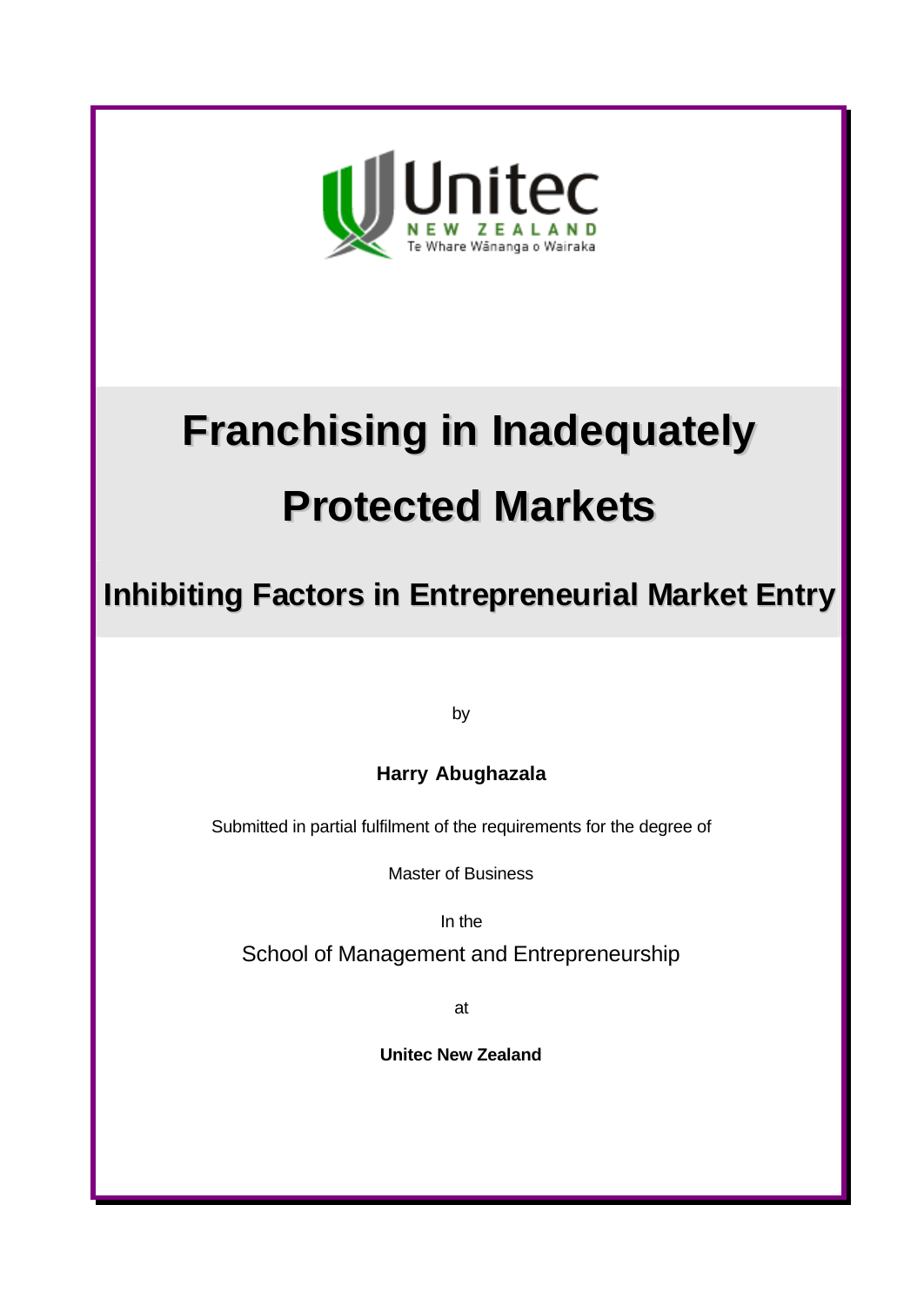Unitec
NEW ZEALAND
Te Whare Wānanga o Wairaka

# Franchising in Inadequately Protected Markets

## Inhibiting Factors in Entrepreneurial Market Entry

by

**Harry Abughazala**

Submitted in partial fulfilment of the requirements for the degree of

Master of Business

In the

School of Management and Entrepreneurship

at

**Unitec New Zealand**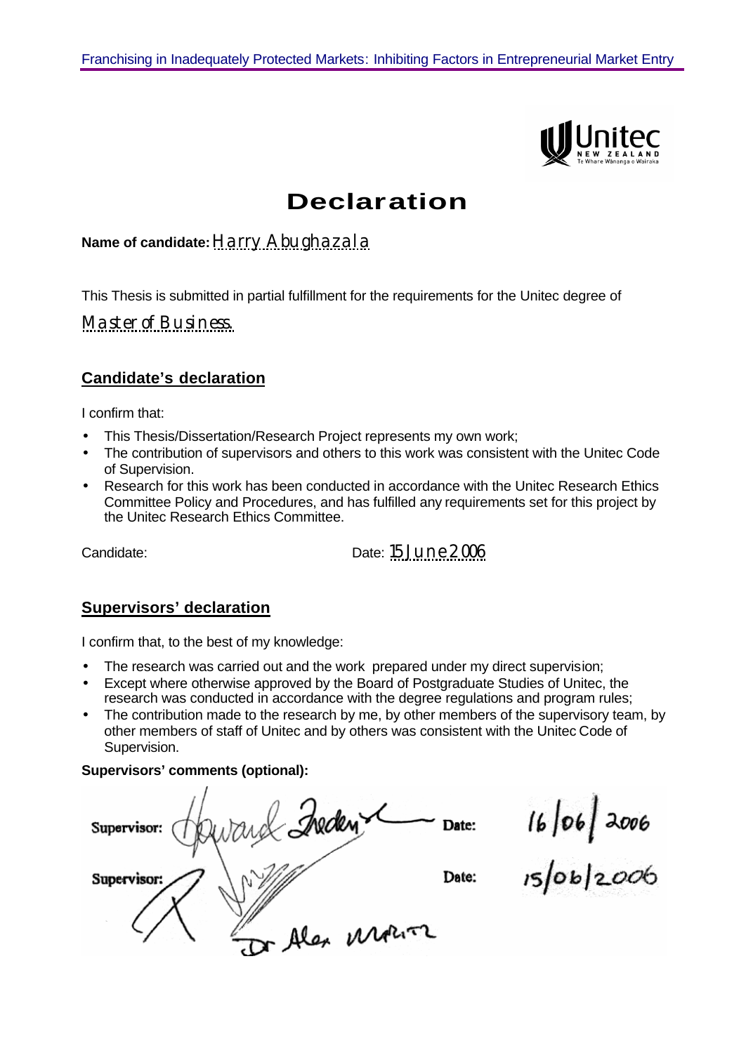# Declaration

**Name of candidate:** Harry Abughazala

This Thesis is submitted in partial fulfillment for the requirements for the Unitec degree of

Master of Business

## Candidate's declaration

I confirm that:

- This Thesis/Dissertation/Research Project represents my own work;
- The contribution of supervisors and others to this work was consistent with the Unitec Code of Supervision.
- Research for this work has been conducted in accordance with the Unitec Research Ethics Committee Policy and Procedures, and has fulfilled any requirements set for this project by the Unitec Research Ethics Committee.

Candidate: Date: 15 June 2006

## Supervisors' declaration

I confirm that, to the best of my knowledge:

- The research was carried out and the work prepared under my direct supervision;
- Except where otherwise approved by the Board of Postgraduate Studies of Unitec, the research was conducted in accordance with the degree regulations and program rules;
- The contribution made to the research by me, by other members of the supervisory team, by other members of staff of Unitec and by others was consistent with the Unitec Code of Supervision.

**Supervisors' comments (optional):**

**Supervisor:** Howard Frederick **Date:** 16/06/2006

**Supervisor:** Dr Alex Maritz **Date:** 15/06/2006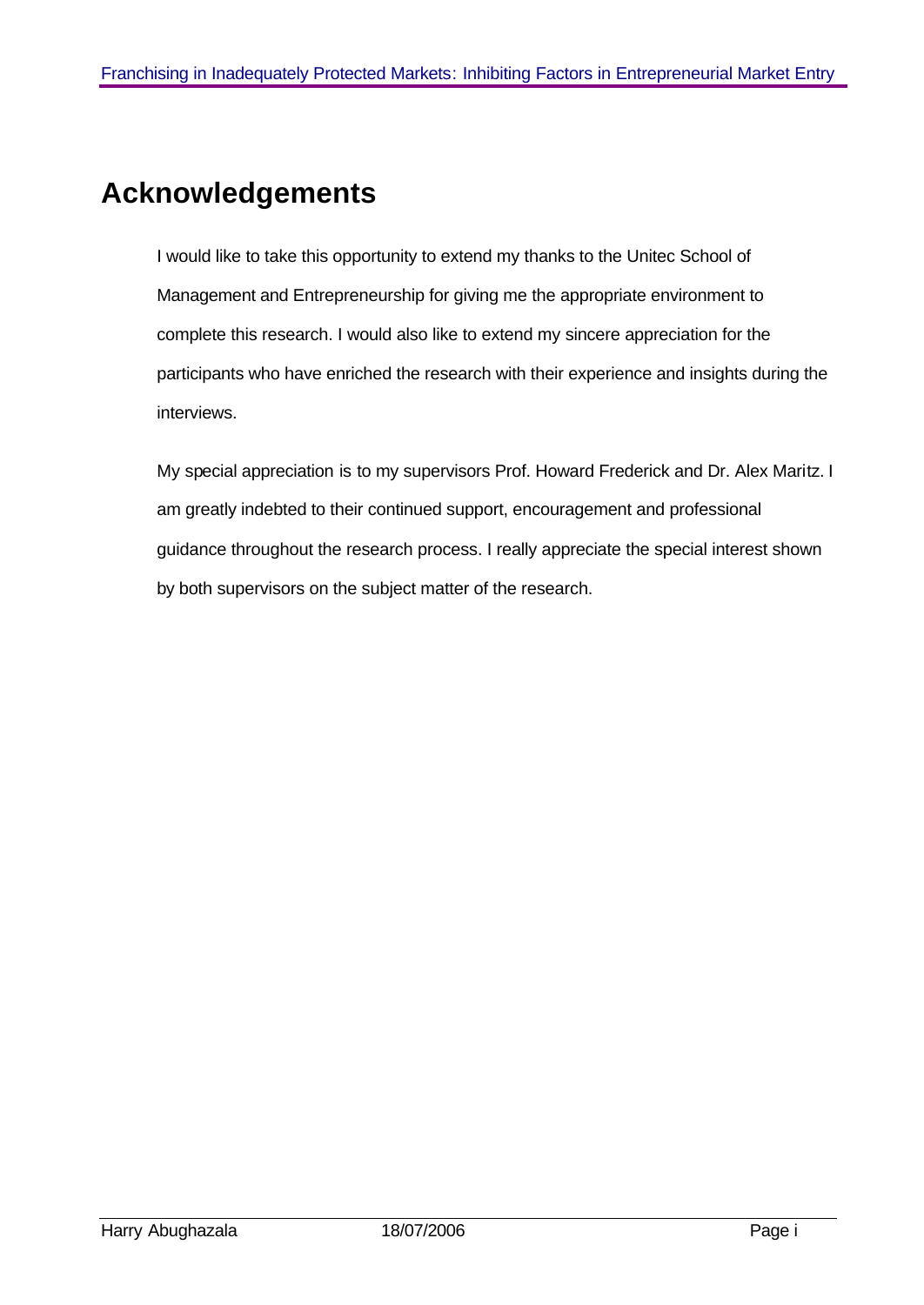# Acknowledgements

I would like to take this opportunity to extend my thanks to the Unitec School of Management and Entrepreneurship for giving me the appropriate environment to complete this research. I would also like to extend my sincere appreciation for the participants who have enriched the research with their experience and insights during the interviews.

My special appreciation is to my supervisors Prof. Howard Frederick and Dr. Alex Maritz. I am greatly indebted to their continued support, encouragement and professional guidance throughout the research process. I really appreciate the special interest shown by both supervisors on the subject matter of the research.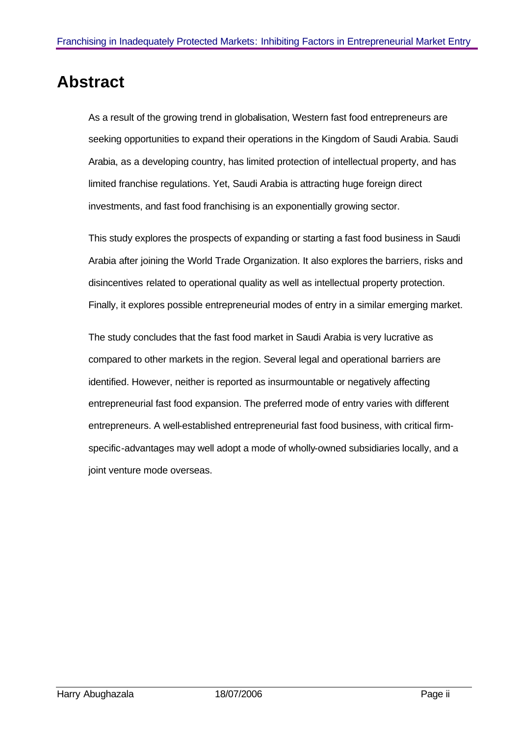# Abstract

As a result of the growing trend in globalisation, Western fast food entrepreneurs are seeking opportunities to expand their operations in the Kingdom of Saudi Arabia. Saudi Arabia, as a developing country, has limited protection of intellectual property, and has limited franchise regulations. Yet, Saudi Arabia is attracting huge foreign direct investments, and fast food franchising is an exponentially growing sector.

This study explores the prospects of expanding or starting a fast food business in Saudi Arabia after joining the World Trade Organization. It also explores the barriers, risks and disincentives related to operational quality as well as intellectual property protection. Finally, it explores possible entrepreneurial modes of entry in a similar emerging market.

The study concludes that the fast food market in Saudi Arabia is very lucrative as compared to other markets in the region. Several legal and operational barriers are identified. However, neither is reported as insurmountable or negatively affecting entrepreneurial fast food expansion. The preferred mode of entry varies with different entrepreneurs. A well-established entrepreneurial fast food business, with critical firm-specific-advantages may well adopt a mode of wholly-owned subsidiaries locally, and a joint venture mode overseas.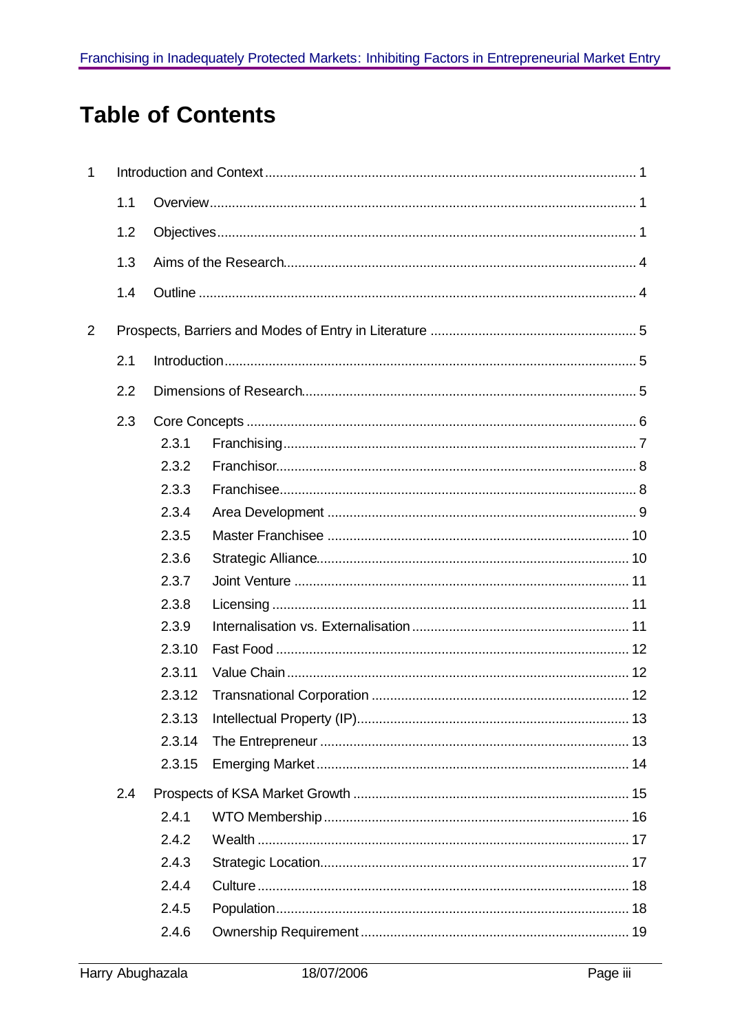# Table of Contents

1 Introduction and Context ........................................................................................ 1

1.1 Overview ........................................................................................ 1

1.2 Objectives ........................................................................................ 1

1.3 Aims of the Research ........................................................................................ 4

1.4 Outline ........................................................................................ 4

2 Prospects, Barriers and Modes of Entry in Literature ........................................................................................ 5

2.1 Introduction ........................................................................................ 5

2.2 Dimensions of Research ........................................................................................ 5

2.3 Core Concepts ........................................................................................ 6

2.3.1 Franchising ........................................................................................ 7

2.3.2 Franchisor ........................................................................................ 8

2.3.3 Franchisee ........................................................................................ 8

2.3.4 Area Development ........................................................................................ 9

2.3.5 Master Franchisee ........................................................................................ 10

2.3.6 Strategic Alliance ........................................................................................ 10

2.3.7 Joint Venture ........................................................................................ 11

2.3.8 Licensing ........................................................................................ 11

2.3.9 Internalisation vs. Externalisation ........................................................................................ 11

2.3.10 Fast Food ........................................................................................ 12

2.3.11 Value Chain ........................................................................................ 12

2.3.12 Transnational Corporation ........................................................................................ 12

2.3.13 Intellectual Property (IP) ........................................................................................ 13

2.3.14 The Entrepreneur ........................................................................................ 13

2.3.15 Emerging Market ........................................................................................ 14

2.4 Prospects of KSA Market Growth ........................................................................................ 15

2.4.1 WTO Membership ........................................................................................ 16

2.4.2 Wealth ........................................................................................ 17

2.4.3 Strategic Location ........................................................................................ 17

2.4.4 Culture ........................................................................................ 18

2.4.5 Population ........................................................................................ 18

2.4.6 Ownership Requirement ........................................................................................ 19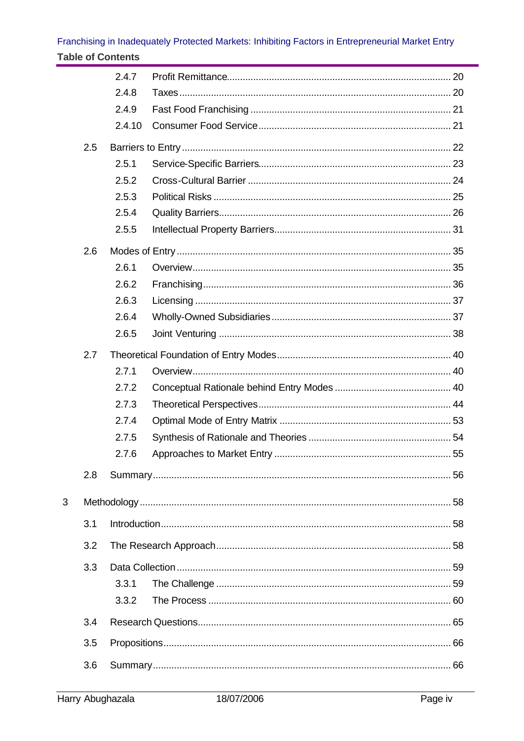2.4.7 Profit Remittance ... 20

2.4.8 Taxes ... 20

2.4.9 Fast Food Franchising ... 21

2.4.10 Consumer Food Service ... 21

2.5 Barriers to Entry ... 22

2.5.1 Service-Specific Barriers ... 23

2.5.2 Cross-Cultural Barrier ... 24

2.5.3 Political Risks ... 25

2.5.4 Quality Barriers ... 26

2.5.5 Intellectual Property Barriers ... 31

2.6 Modes of Entry ... 35

2.6.1 Overview ... 35

2.6.2 Franchising ... 36

2.6.3 Licensing ... 37

2.6.4 Wholly-Owned Subsidiaries ... 37

2.6.5 Joint Venturing ... 38

2.7 Theoretical Foundation of Entry Modes ... 40

2.7.1 Overview ... 40

2.7.2 Conceptual Rationale behind Entry Modes ... 40

2.7.3 Theoretical Perspectives ... 44

2.7.4 Optimal Mode of Entry Matrix ... 53

2.7.5 Synthesis of Rationale and Theories ... 54

2.7.6 Approaches to Market Entry ... 55

2.8 Summary ... 56

3 Methodology ... 58

3.1 Introduction ... 58

3.2 The Research Approach ... 58

3.3 Data Collection ... 59

3.3.1 The Challenge ... 59

3.3.2 The Process ... 60

3.4 Research Questions ... 65

3.5 Propositions ... 66

3.6 Summary ... 66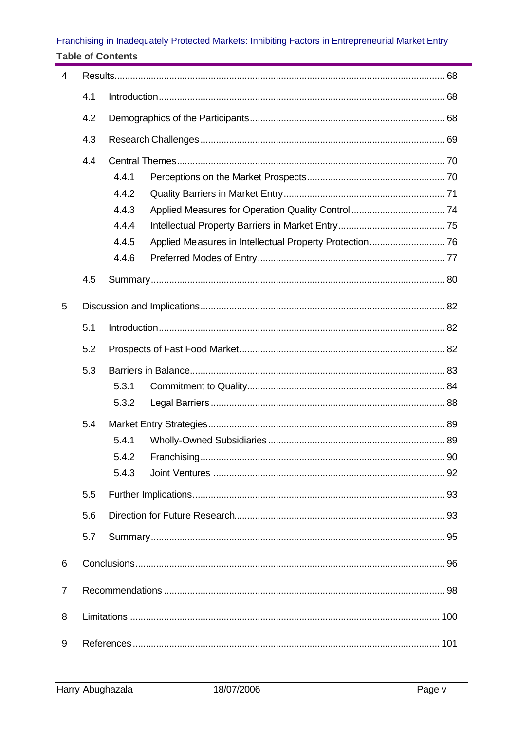| | | | |
|---|---|---|---|
| 4 | Results | | 68 |
| | 4.1 | Introduction | 68 |
| | 4.2 | Demographics of the Participants | 68 |
| | 4.3 | Research Challenges | 69 |
| | 4.4 | Central Themes | 70 |
| | 4.4.1 | Perceptions on the Market Prospects | 70 |
| | 4.4.2 | Quality Barriers in Market Entry | 71 |
| | 4.4.3 | Applied Measures for Operation Quality Control | 74 |
| | 4.4.4 | Intellectual Property Barriers in Market Entry | 75 |
| | 4.4.5 | Applied Measures in Intellectual Property Protection | 76 |
| | 4.4.6 | Preferred Modes of Entry | 77 |
| | 4.5 | Summary | 80 |
| 5 | Discussion and Implications | | 82 |
| | 5.1 | Introduction | 82 |
| | 5.2 | Prospects of Fast Food Market | 82 |
| | 5.3 | Barriers in Balance | 83 |
| | 5.3.1 | Commitment to Quality | 84 |
| | 5.3.2 | Legal Barriers | 88 |
| | 5.4 | Market Entry Strategies | 89 |
| | 5.4.1 | Wholly-Owned Subsidiaries | 89 |
| | 5.4.2 | Franchising | 90 |
| | 5.4.3 | Joint Ventures | 92 |
| | 5.5 | Further Implications | 93 |
| | 5.6 | Direction for Future Research | 93 |
| | 5.7 | Summary | 95 |
| 6 | Conclusions | | 96 |
| 7 | Recommendations | | 98 |
| 8 | Limitations | | 100 |
| 9 | References | | 101 |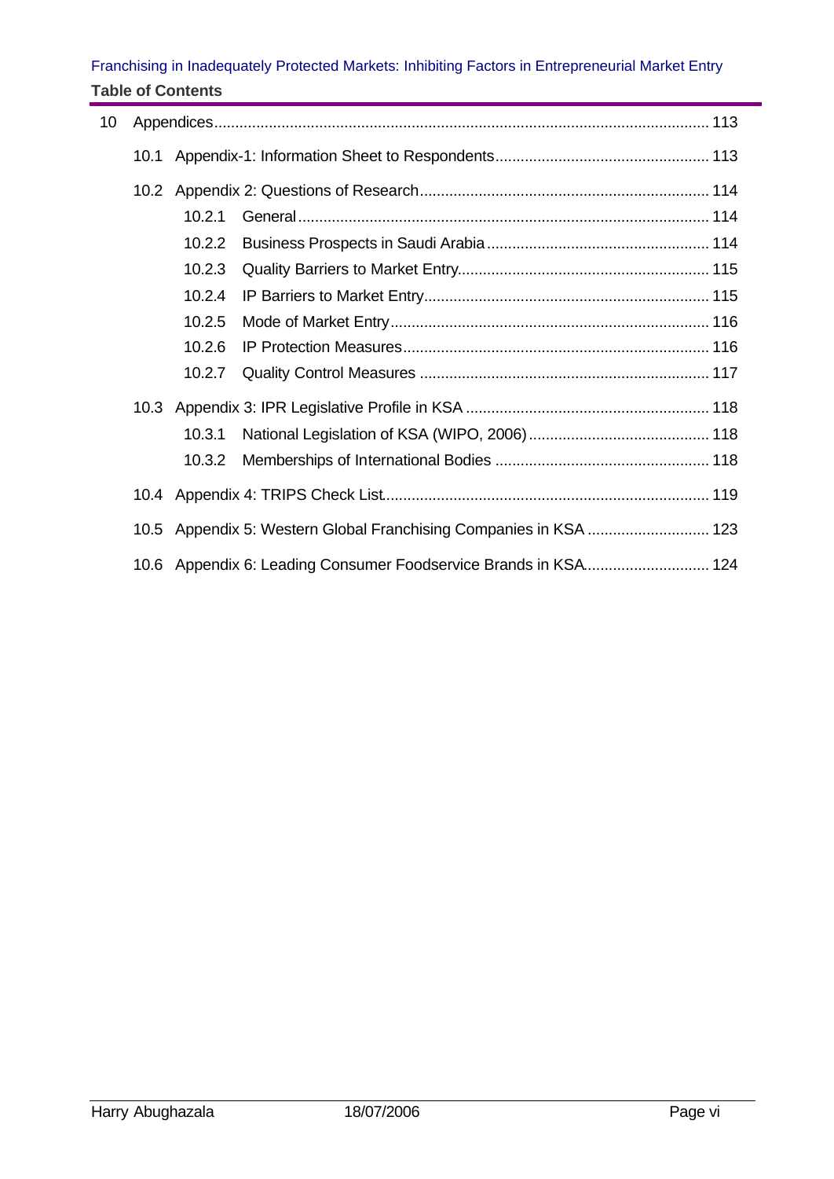**Table of Contents**

- 10 Appendices ... 113
  - 10.1 Appendix-1: Information Sheet to Respondents ... 113
  - 10.2 Appendix 2: Questions of Research ... 114
    - 10.2.1 General ... 114
    - 10.2.2 Business Prospects in Saudi Arabia ... 114
    - 10.2.3 Quality Barriers to Market Entry ... 115
    - 10.2.4 IP Barriers to Market Entry ... 115
    - 10.2.5 Mode of Market Entry ... 116
    - 10.2.6 IP Protection Measures ... 116
    - 10.2.7 Quality Control Measures ... 117
  - 10.3 Appendix 3: IPR Legislative Profile in KSA ... 118
    - 10.3.1 National Legislation of KSA (WIPO, 2006) ... 118
    - 10.3.2 Memberships of International Bodies ... 118
  - 10.4 Appendix 4: TRIPS Check List ... 119
  - 10.5 Appendix 5: Western Global Franchising Companies in KSA ... 123
  - 10.6 Appendix 6: Leading Consumer Foodservice Brands in KSA ... 124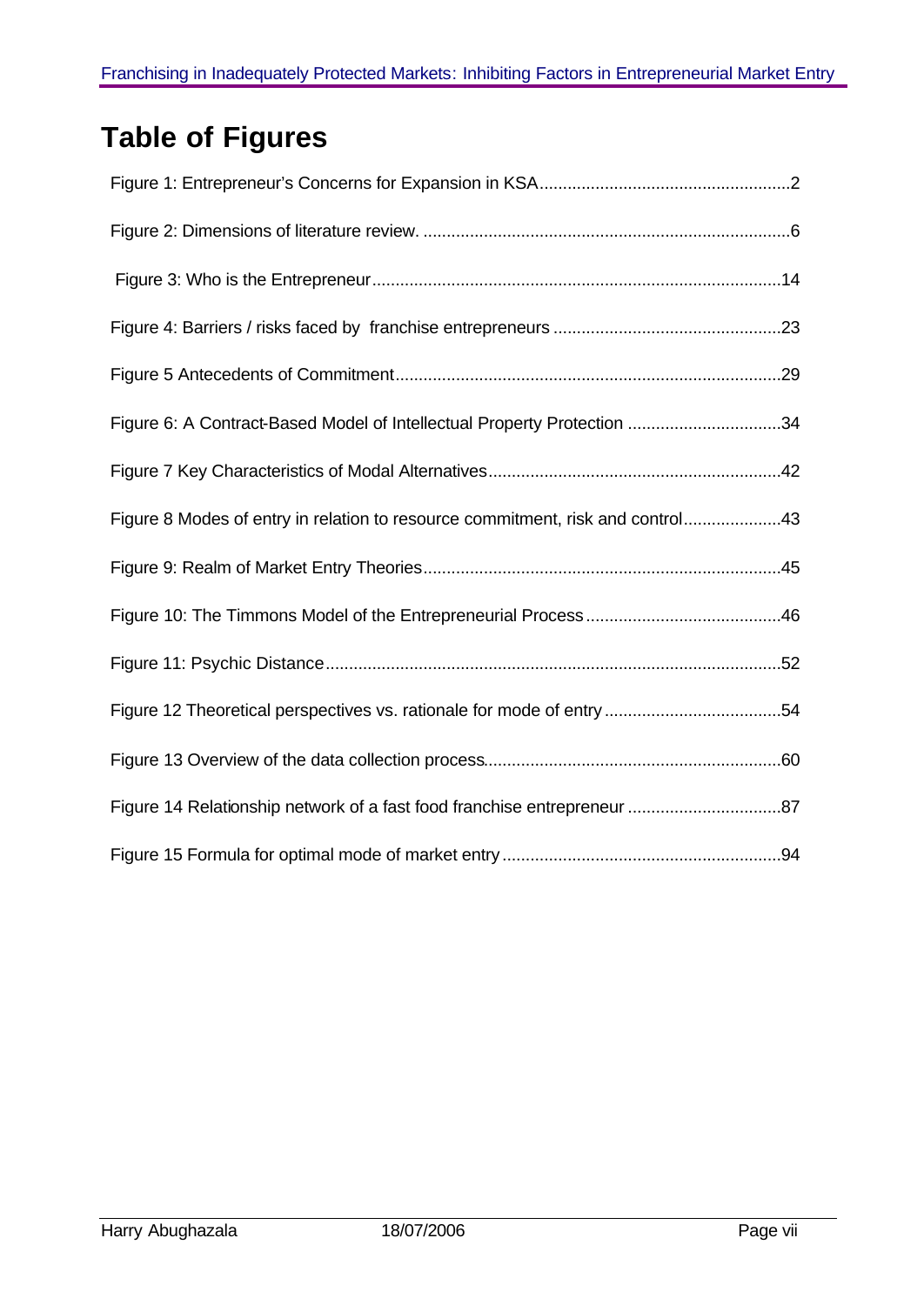# Table of Figures

Figure 1: Entrepreneur's Concerns for Expansion in KSA.....................................................2

Figure 2: Dimensions of literature review. ..............................................................................6

Figure 3: Who is the Entrepreneur........................................................................................14

Figure 4: Barriers / risks faced by franchise entrepreneurs .................................................23

Figure 5 Antecedents of Commitment..................................................................................29

Figure 6: A Contract-Based Model of Intellectual Property Protection .................................34

Figure 7 Key Characteristics of Modal Alternatives...............................................................42

Figure 8 Modes of entry in relation to resource commitment, risk and control.....................43

Figure 9: Realm of Market Entry Theories.............................................................................45

Figure 10: The Timmons Model of the Entrepreneurial Process..........................................46

Figure 11: Psychic Distance.................................................................................................52

Figure 12 Theoretical perspectives vs. rationale for mode of entry......................................54

Figure 13 Overview of the data collection process...............................................................60

Figure 14 Relationship network of a fast food franchise entrepreneur .................................87

Figure 15 Formula for optimal mode of market entry............................................................94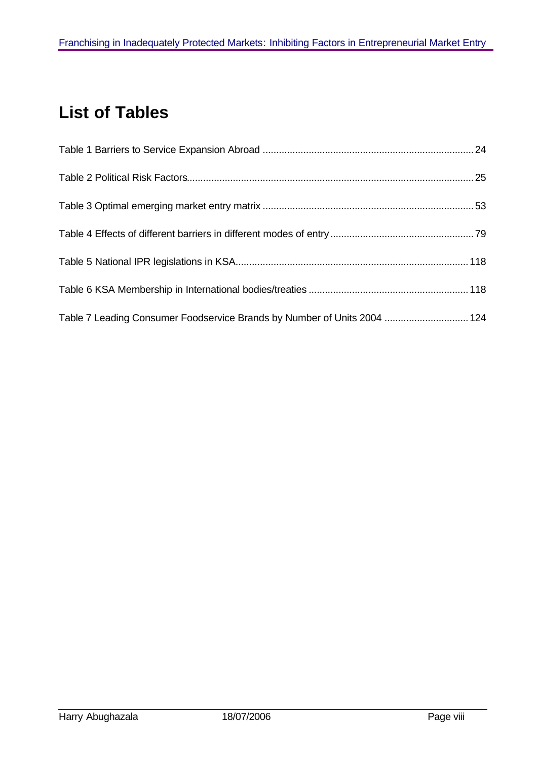# List of Tables

Table 1 Barriers to Service Expansion Abroad ............................................................................ 24

Table 2 Political Risk Factors........................................................................................................ 25

Table 3 Optimal emerging market entry matrix ............................................................................ 53

Table 4 Effects of different barriers in different modes of entry .................................................... 79

Table 5 National IPR legislations in KSA.................................................................................... 118

Table 6 KSA Membership in International bodies/treaties .......................................................... 118

Table 7 Leading Consumer Foodservice Brands by Number of Units 2004 .............................. 124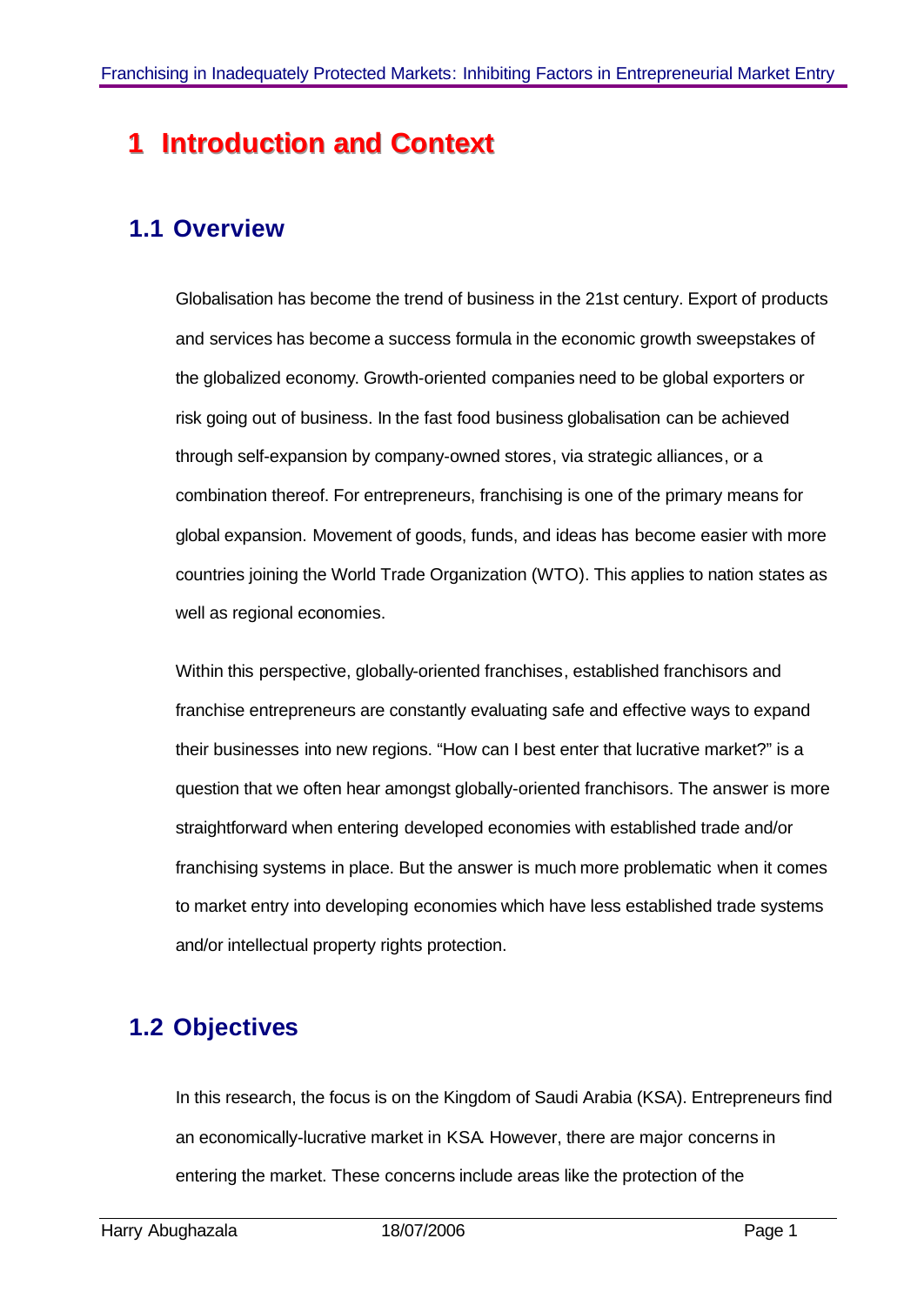# 1 Introduction and Context

## 1.1 Overview

Globalisation has become the trend of business in the 21st century. Export of products and services has become a success formula in the economic growth sweepstakes of the globalized economy. Growth-oriented companies need to be global exporters or risk going out of business. In the fast food business globalisation can be achieved through self-expansion by company-owned stores, via strategic alliances, or a combination thereof. For entrepreneurs, franchising is one of the primary means for global expansion. Movement of goods, funds, and ideas has become easier with more countries joining the World Trade Organization (WTO). This applies to nation states as well as regional economies.

Within this perspective, globally-oriented franchises, established franchisors and franchise entrepreneurs are constantly evaluating safe and effective ways to expand their businesses into new regions. "How can I best enter that lucrative market?" is a question that we often hear amongst globally-oriented franchisors. The answer is more straightforward when entering developed economies with established trade and/or franchising systems in place. But the answer is much more problematic when it comes to market entry into developing economies which have less established trade systems and/or intellectual property rights protection.

## 1.2 Objectives

In this research, the focus is on the Kingdom of Saudi Arabia (KSA). Entrepreneurs find an economically-lucrative market in KSA. However, there are major concerns in entering the market. These concerns include areas like the protection of the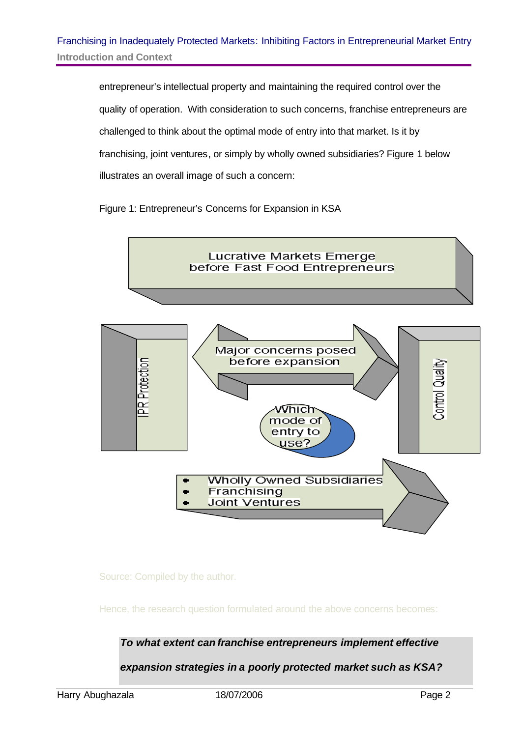entrepreneur's intellectual property and maintaining the required control over the quality of operation. With consideration to such concerns, franchise entrepreneurs are challenged to think about the optimal mode of entry into that market. Is it by franchising, joint ventures, or simply by wholly owned subsidiaries? Figure 1 below illustrates an overall image of such a concern:

Figure 1: Entrepreneur's Concerns for Expansion in KSA

Lucrative Markets Emerge before Fast Food Entrepreneurs

IPR Protection

Major concerns posed before expansion

Control Quality

Which mode of entry to use?

- Wholly Owned Subsidiaries
- Franchising
- Joint Ventures

Source: Compiled by the author.

Hence, the research question formulated around the above concerns becomes:

***To what extent can franchise entrepreneurs implement effective expansion strategies in a poorly protected market such as KSA?***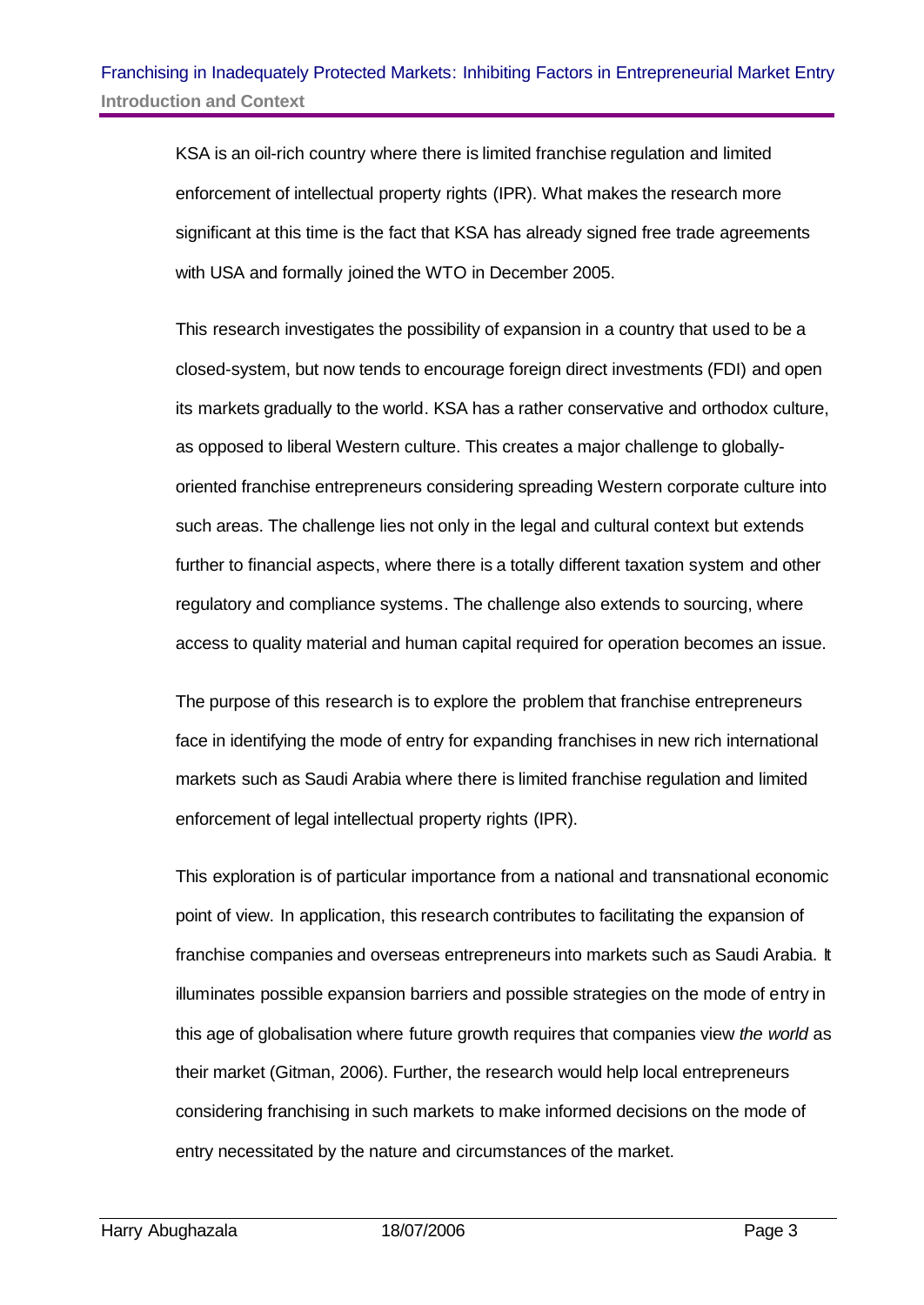KSA is an oil-rich country where there is limited franchise regulation and limited enforcement of intellectual property rights (IPR). What makes the research more significant at this time is the fact that KSA has already signed free trade agreements with USA and formally joined the WTO in December 2005.

This research investigates the possibility of expansion in a country that used to be a closed-system, but now tends to encourage foreign direct investments (FDI) and open its markets gradually to the world. KSA has a rather conservative and orthodox culture, as opposed to liberal Western culture. This creates a major challenge to globally-oriented franchise entrepreneurs considering spreading Western corporate culture into such areas. The challenge lies not only in the legal and cultural context but extends further to financial aspects, where there is a totally different taxation system and other regulatory and compliance systems. The challenge also extends to sourcing, where access to quality material and human capital required for operation becomes an issue.

The purpose of this research is to explore the problem that franchise entrepreneurs face in identifying the mode of entry for expanding franchises in new rich international markets such as Saudi Arabia where there is limited franchise regulation and limited enforcement of legal intellectual property rights (IPR).

This exploration is of particular importance from a national and transnational economic point of view. In application, this research contributes to facilitating the expansion of franchise companies and overseas entrepreneurs into markets such as Saudi Arabia. It illuminates possible expansion barriers and possible strategies on the mode of entry in this age of globalisation where future growth requires that companies view *the world* as their market (Gitman, 2006). Further, the research would help local entrepreneurs considering franchising in such markets to make informed decisions on the mode of entry necessitated by the nature and circumstances of the market.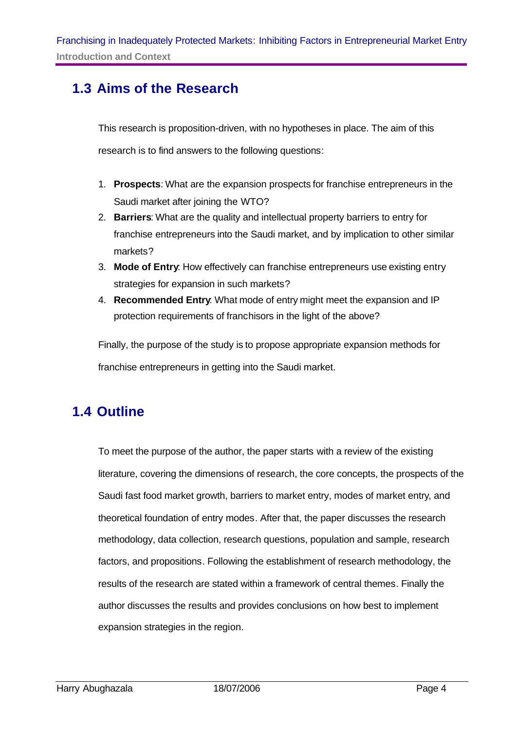## 1.3 Aims of the Research

This research is proposition-driven, with no hypotheses in place. The aim of this research is to find answers to the following questions:

1. **Prospects**: What are the expansion prospects for franchise entrepreneurs in the Saudi market after joining the WTO?
2. **Barriers**: What are the quality and intellectual property barriers to entry for franchise entrepreneurs into the Saudi market, and by implication to other similar markets?
3. **Mode of Entry**: How effectively can franchise entrepreneurs use existing entry strategies for expansion in such markets?
4. **Recommended Entry**: What mode of entry might meet the expansion and IP protection requirements of franchisors in the light of the above?

Finally, the purpose of the study is to propose appropriate expansion methods for franchise entrepreneurs in getting into the Saudi market.

## 1.4 Outline

To meet the purpose of the author, the paper starts with a review of the existing literature, covering the dimensions of research, the core concepts, the prospects of the Saudi fast food market growth, barriers to market entry, modes of market entry, and theoretical foundation of entry modes. After that, the paper discusses the research methodology, data collection, research questions, population and sample, research factors, and propositions. Following the establishment of research methodology, the results of the research are stated within a framework of central themes. Finally the author discusses the results and provides conclusions on how best to implement expansion strategies in the region.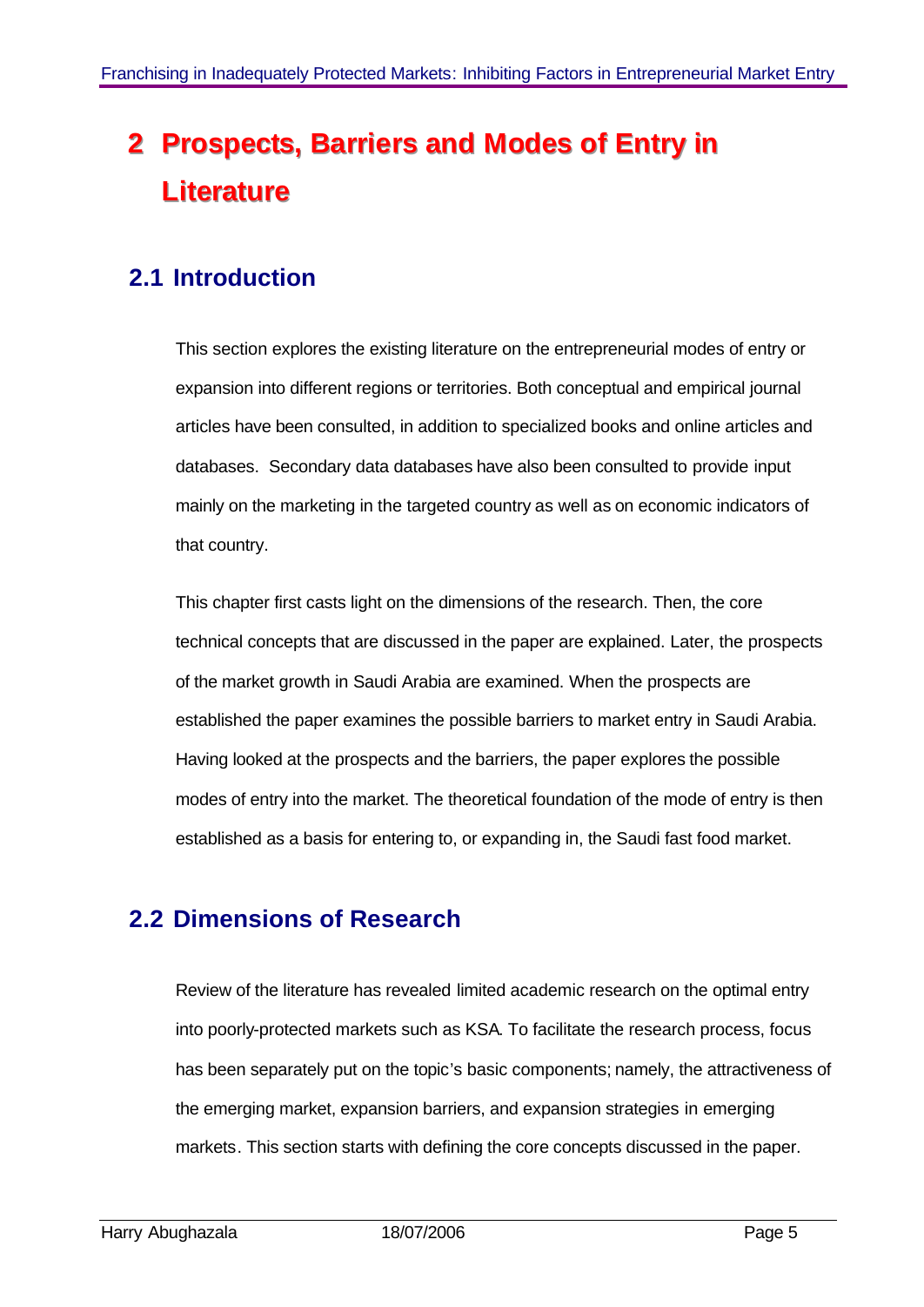# 2 Prospects, Barriers and Modes of Entry in Literature

## 2.1 Introduction

This section explores the existing literature on the entrepreneurial modes of entry or expansion into different regions or territories. Both conceptual and empirical journal articles have been consulted, in addition to specialized books and online articles and databases. Secondary data databases have also been consulted to provide input mainly on the marketing in the targeted country as well as on economic indicators of that country.

This chapter first casts light on the dimensions of the research. Then, the core technical concepts that are discussed in the paper are explained. Later, the prospects of the market growth in Saudi Arabia are examined. When the prospects are established the paper examines the possible barriers to market entry in Saudi Arabia. Having looked at the prospects and the barriers, the paper explores the possible modes of entry into the market. The theoretical foundation of the mode of entry is then established as a basis for entering to, or expanding in, the Saudi fast food market.

## 2.2 Dimensions of Research

Review of the literature has revealed limited academic research on the optimal entry into poorly-protected markets such as KSA. To facilitate the research process, focus has been separately put on the topic's basic components; namely, the attractiveness of the emerging market, expansion barriers, and expansion strategies in emerging markets. This section starts with defining the core concepts discussed in the paper.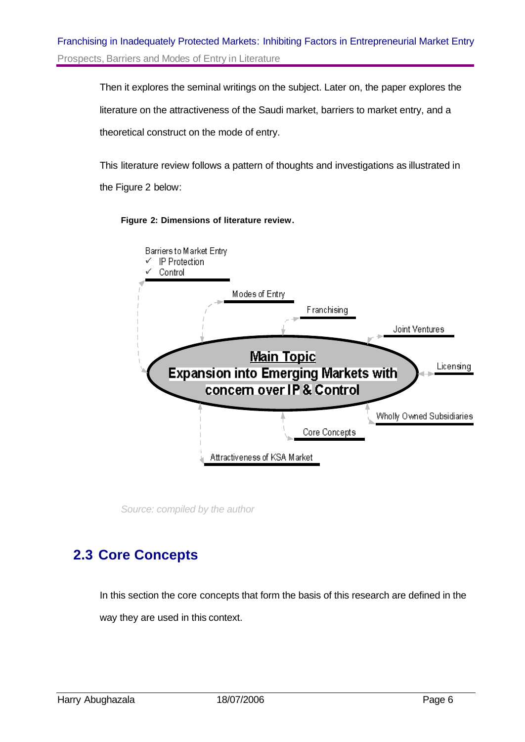Then it explores the seminal writings on the subject. Later on, the paper explores the literature on the attractiveness of the Saudi market, barriers to market entry, and a theoretical construct on the mode of entry.

This literature review follows a pattern of thoughts and investigations as illustrated in the Figure 2 below:

**Figure 2: Dimensions of literature review.**

Barriers to Market Entry
- ✓ IP Protection
- ✓ Control

Modes of Entry

Franchising

Joint Ventures

**Main Topic**
**Expansion into Emerging Markets with concern over IP & Control**

Licensing

Wholly Owned Subsidiaries

Core Concepts

Attractiveness of KSA Market

*Source: compiled by the author*

## 2.3 Core Concepts

In this section the core concepts that form the basis of this research are defined in the way they are used in this context.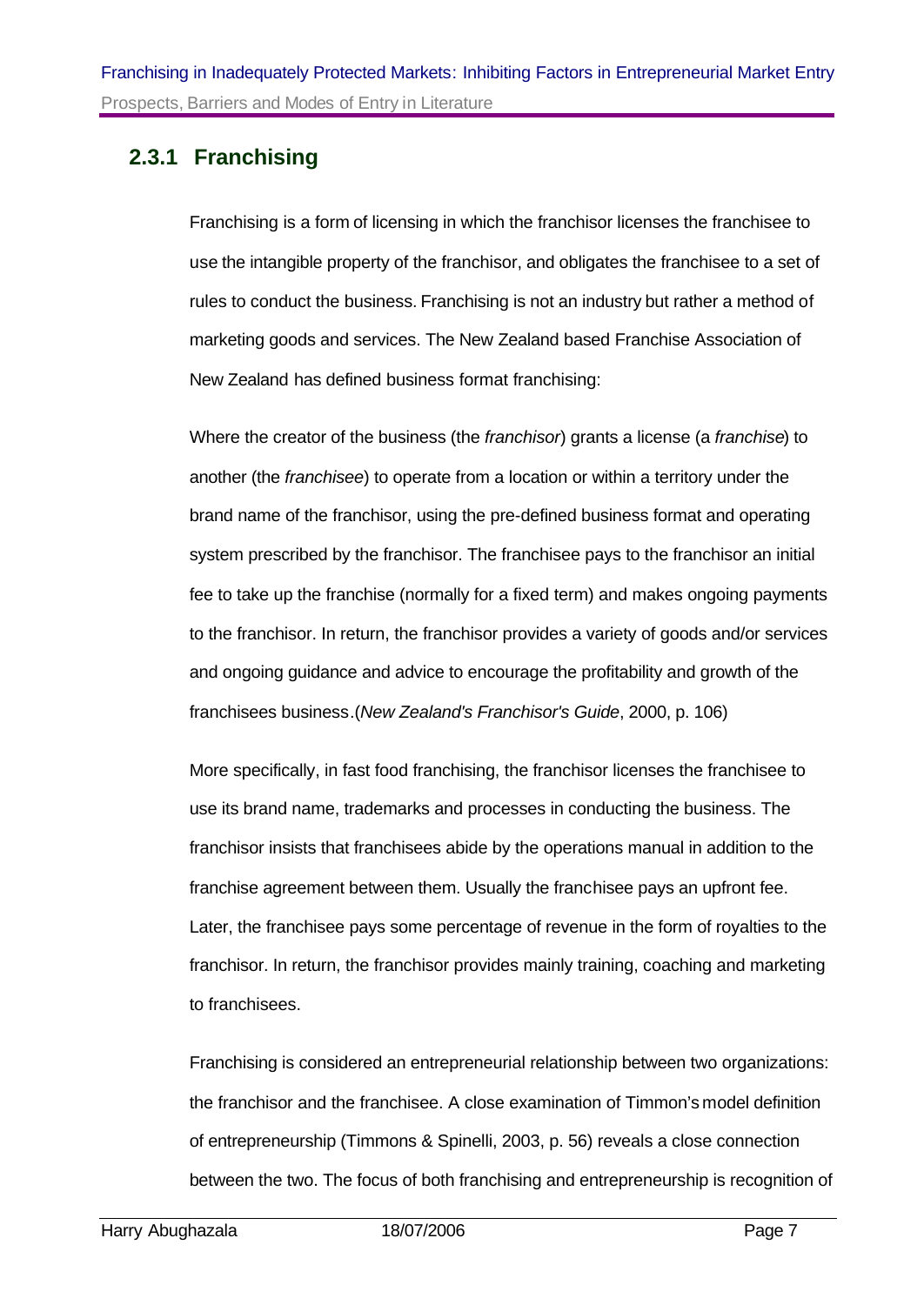### 2.3.1 Franchising

Franchising is a form of licensing in which the franchisor licenses the franchisee to use the intangible property of the franchisor, and obligates the franchisee to a set of rules to conduct the business. Franchising is not an industry but rather a method of marketing goods and services. The New Zealand based Franchise Association of New Zealand has defined business format franchising:

Where the creator of the business (the *franchisor*) grants a license (a *franchise*) to another (the *franchisee*) to operate from a location or within a territory under the brand name of the franchisor, using the pre-defined business format and operating system prescribed by the franchisor. The franchisee pays to the franchisor an initial fee to take up the franchise (normally for a fixed term) and makes ongoing payments to the franchisor. In return, the franchisor provides a variety of goods and/or services and ongoing guidance and advice to encourage the profitability and growth of the franchisees business.(*New Zealand's Franchisor's Guide*, 2000, p. 106)

More specifically, in fast food franchising, the franchisor licenses the franchisee to use its brand name, trademarks and processes in conducting the business. The franchisor insists that franchisees abide by the operations manual in addition to the franchise agreement between them. Usually the franchisee pays an upfront fee. Later, the franchisee pays some percentage of revenue in the form of royalties to the franchisor. In return, the franchisor provides mainly training, coaching and marketing to franchisees.

Franchising is considered an entrepreneurial relationship between two organizations: the franchisor and the franchisee. A close examination of Timmon's model definition of entrepreneurship (Timmons & Spinelli, 2003, p. 56) reveals a close connection between the two. The focus of both franchising and entrepreneurship is recognition of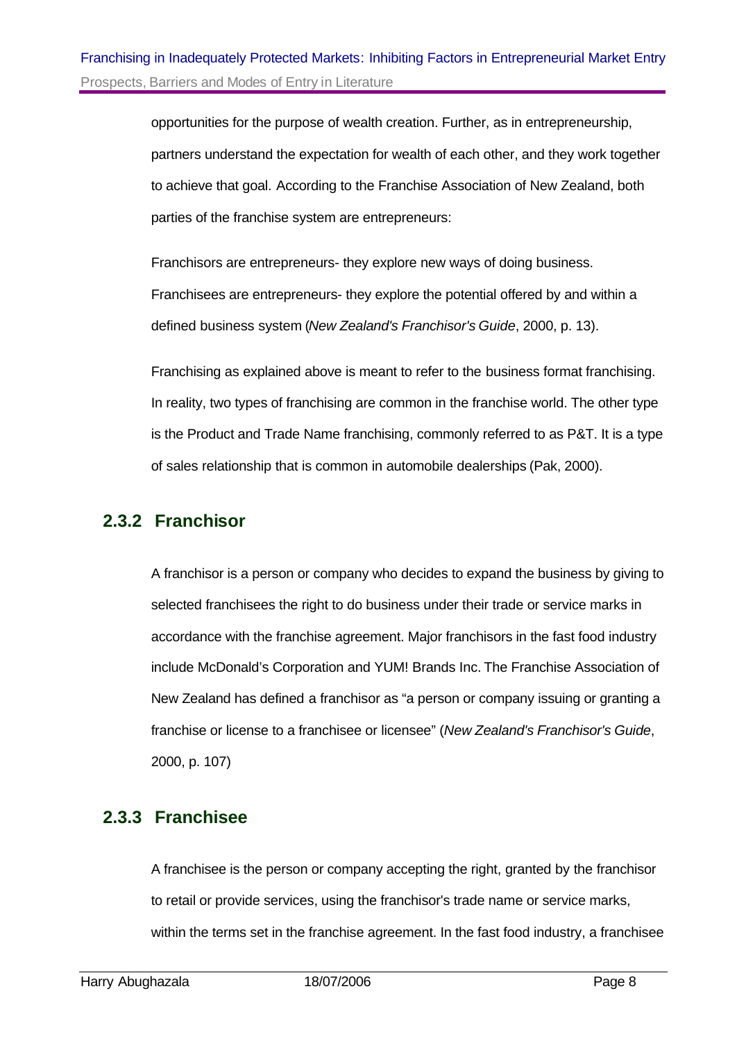opportunities for the purpose of wealth creation. Further, as in entrepreneurship, partners understand the expectation for wealth of each other, and they work together to achieve that goal. According to the Franchise Association of New Zealand, both parties of the franchise system are entrepreneurs:

Franchisors are entrepreneurs- they explore new ways of doing business. Franchisees are entrepreneurs- they explore the potential offered by and within a defined business system (*New Zealand's Franchisor's Guide*, 2000, p. 13).

Franchising as explained above is meant to refer to the business format franchising. In reality, two types of franchising are common in the franchise world. The other type is the Product and Trade Name franchising, commonly referred to as P&T. It is a type of sales relationship that is common in automobile dealerships (Pak, 2000).

### 2.3.2 Franchisor

A franchisor is a person or company who decides to expand the business by giving to selected franchisees the right to do business under their trade or service marks in accordance with the franchise agreement. Major franchisors in the fast food industry include McDonald's Corporation and YUM! Brands Inc. The Franchise Association of New Zealand has defined a franchisor as "a person or company issuing or granting a franchise or license to a franchisee or licensee" (*New Zealand's Franchisor's Guide*, 2000, p. 107)

### 2.3.3 Franchisee

A franchisee is the person or company accepting the right, granted by the franchisor to retail or provide services, using the franchisor's trade name or service marks, within the terms set in the franchise agreement. In the fast food industry, a franchisee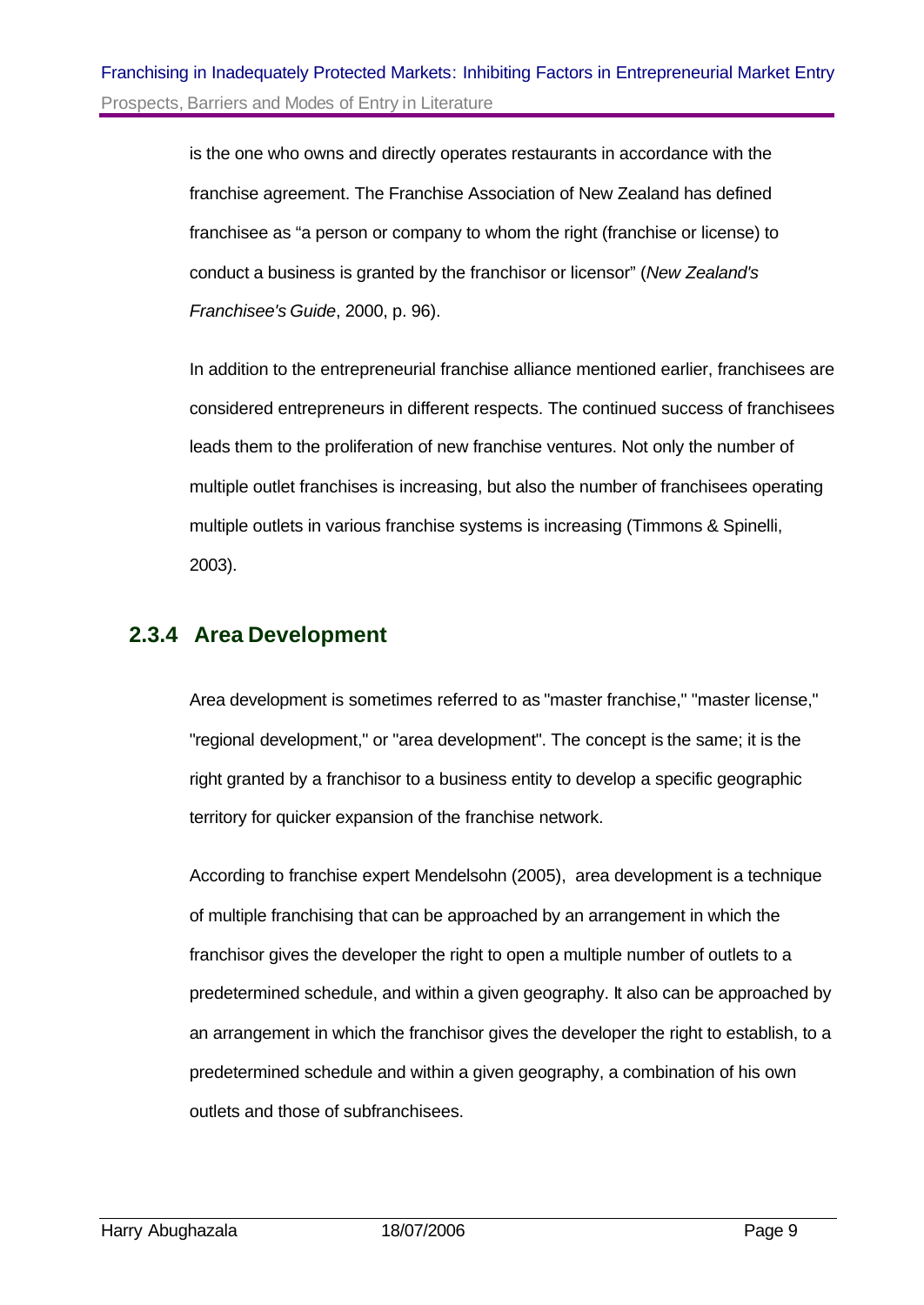is the one who owns and directly operates restaurants in accordance with the franchise agreement. The Franchise Association of New Zealand has defined franchisee as "a person or company to whom the right (franchise or license) to conduct a business is granted by the franchisor or licensor" (*New Zealand's Franchisee's Guide*, 2000, p. 96).

In addition to the entrepreneurial franchise alliance mentioned earlier, franchisees are considered entrepreneurs in different respects. The continued success of franchisees leads them to the proliferation of new franchise ventures. Not only the number of multiple outlet franchises is increasing, but also the number of franchisees operating multiple outlets in various franchise systems is increasing (Timmons & Spinelli, 2003).

### 2.3.4 Area Development

Area development is sometimes referred to as "master franchise," "master license," "regional development," or "area development". The concept is the same; it is the right granted by a franchisor to a business entity to develop a specific geographic territory for quicker expansion of the franchise network.

According to franchise expert Mendelsohn (2005), area development is a technique of multiple franchising that can be approached by an arrangement in which the franchisor gives the developer the right to open a multiple number of outlets to a predetermined schedule, and within a given geography. It also can be approached by an arrangement in which the franchisor gives the developer the right to establish, to a predetermined schedule and within a given geography, a combination of his own outlets and those of subfranchisees.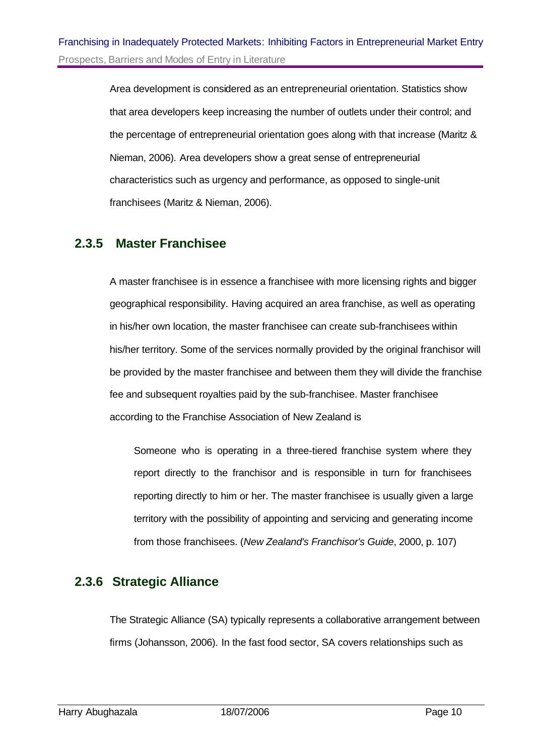Area development is considered as an entrepreneurial orientation. Statistics show that area developers keep increasing the number of outlets under their control; and the percentage of entrepreneurial orientation goes along with that increase (Maritz & Nieman, 2006). Area developers show a great sense of entrepreneurial characteristics such as urgency and performance, as opposed to single-unit franchisees (Maritz & Nieman, 2006).

### 2.3.5 Master Franchisee

A master franchisee is in essence a franchisee with more licensing rights and bigger geographical responsibility. Having acquired an area franchise, as well as operating in his/her own location, the master franchisee can create sub-franchisees within his/her territory. Some of the services normally provided by the original franchisor will be provided by the master franchisee and between them they will divide the franchise fee and subsequent royalties paid by the sub-franchisee. Master franchisee according to the Franchise Association of New Zealand is

> Someone who is operating in a three-tiered franchise system where they report directly to the franchisor and is responsible in turn for franchisees reporting directly to him or her. The master franchisee is usually given a large territory with the possibility of appointing and servicing and generating income from those franchisees. (*New Zealand's Franchisor's Guide*, 2000, p. 107)

### 2.3.6 Strategic Alliance

The Strategic Alliance (SA) typically represents a collaborative arrangement between firms (Johansson, 2006). In the fast food sector, SA covers relationships such as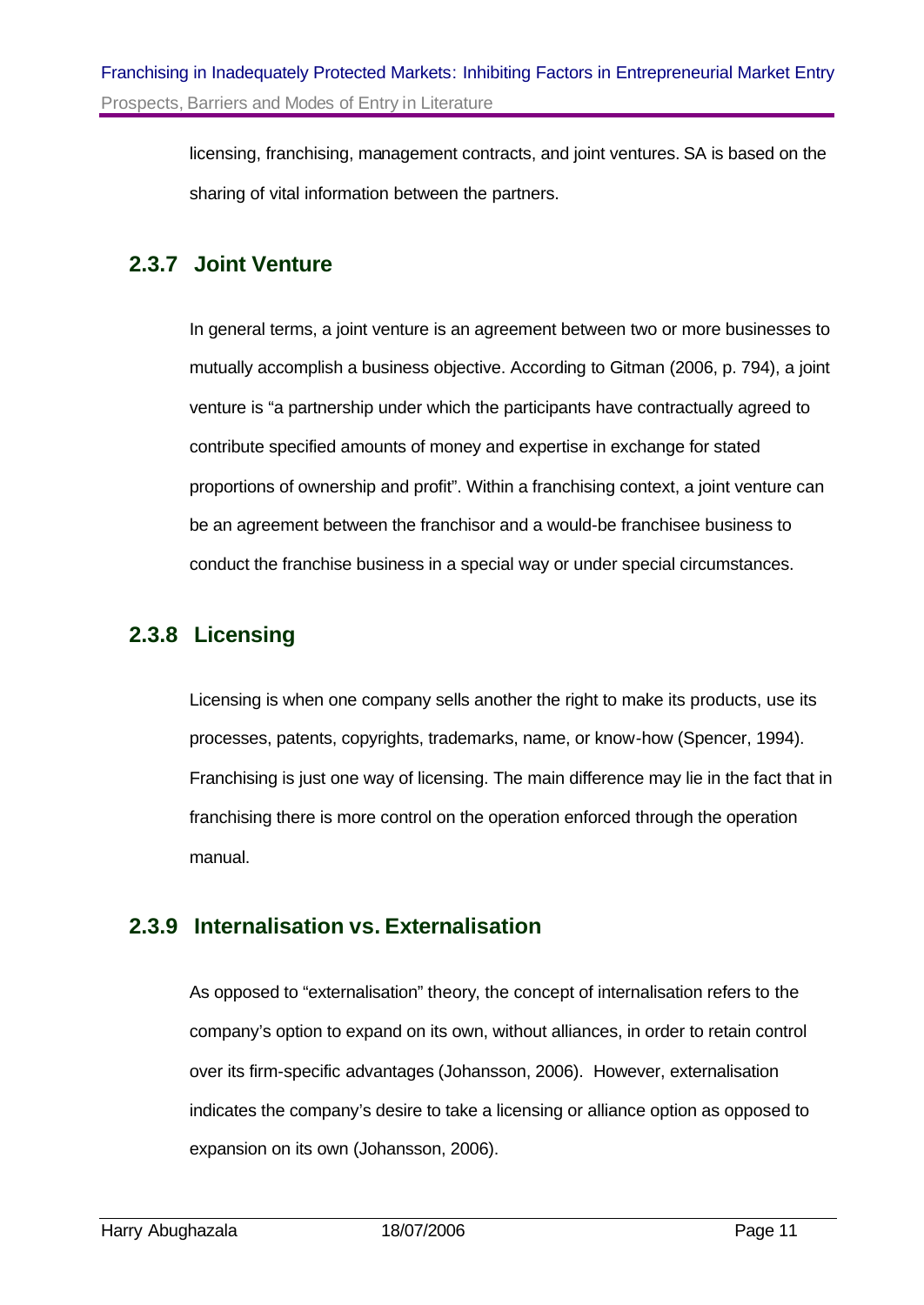licensing, franchising, management contracts, and joint ventures. SA is based on the sharing of vital information between the partners.

### 2.3.7 Joint Venture

In general terms, a joint venture is an agreement between two or more businesses to mutually accomplish a business objective. According to Gitman (2006, p. 794), a joint venture is "a partnership under which the participants have contractually agreed to contribute specified amounts of money and expertise in exchange for stated proportions of ownership and profit". Within a franchising context, a joint venture can be an agreement between the franchisor and a would-be franchisee business to conduct the franchise business in a special way or under special circumstances.

### 2.3.8 Licensing

Licensing is when one company sells another the right to make its products, use its processes, patents, copyrights, trademarks, name, or know-how (Spencer, 1994). Franchising is just one way of licensing. The main difference may lie in the fact that in franchising there is more control on the operation enforced through the operation manual.

### 2.3.9 Internalisation vs. Externalisation

As opposed to "externalisation" theory, the concept of internalisation refers to the company's option to expand on its own, without alliances, in order to retain control over its firm-specific advantages (Johansson, 2006). However, externalisation indicates the company's desire to take a licensing or alliance option as opposed to expansion on its own (Johansson, 2006).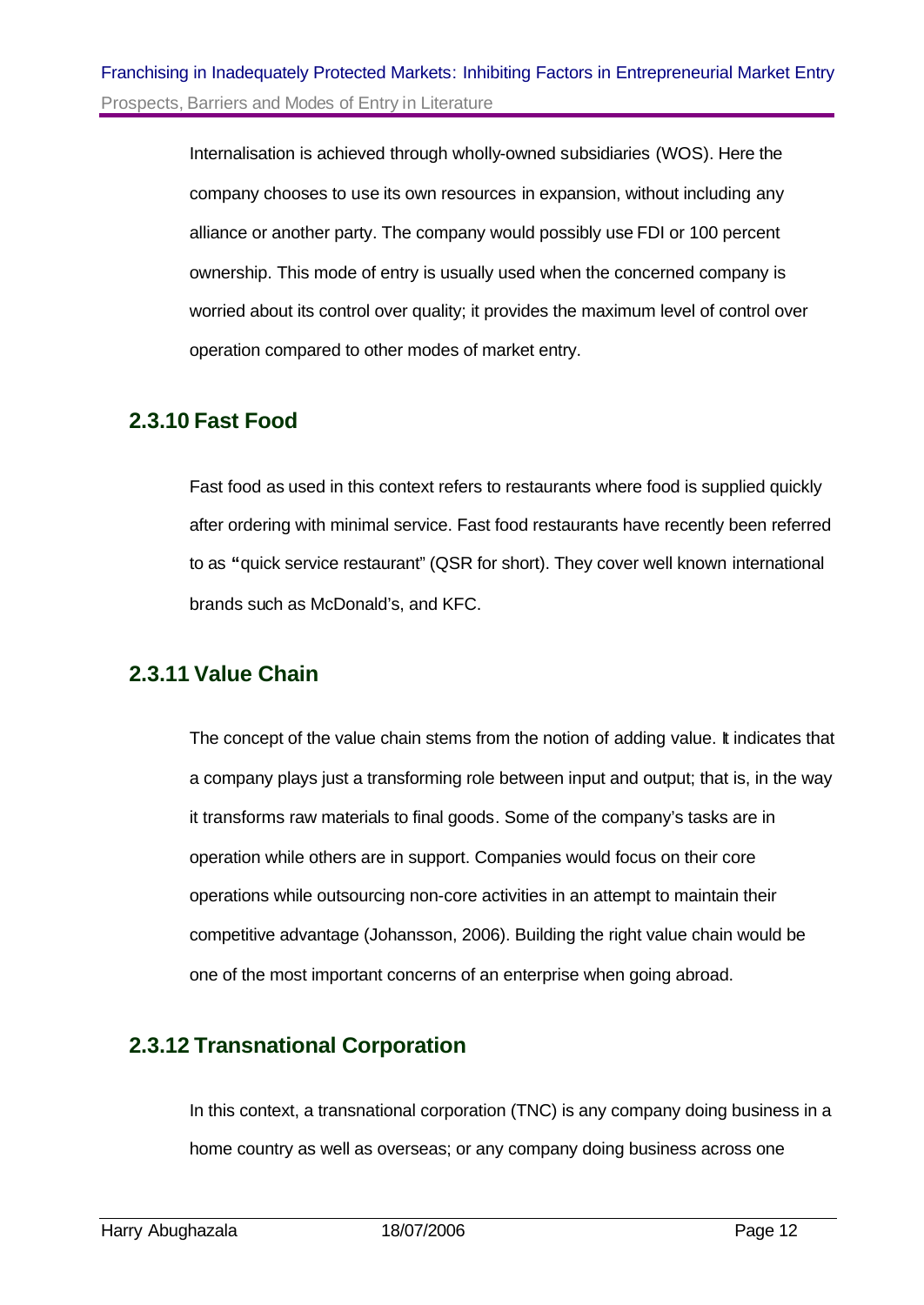Internalisation is achieved through wholly-owned subsidiaries (WOS). Here the company chooses to use its own resources in expansion, without including any alliance or another party. The company would possibly use FDI or 100 percent ownership. This mode of entry is usually used when the concerned company is worried about its control over quality; it provides the maximum level of control over operation compared to other modes of market entry.

### 2.3.10 Fast Food

Fast food as used in this context refers to restaurants where food is supplied quickly after ordering with minimal service. Fast food restaurants have recently been referred to as "quick service restaurant" (QSR for short). They cover well known international brands such as McDonald's, and KFC.

### 2.3.11 Value Chain

The concept of the value chain stems from the notion of adding value. It indicates that a company plays just a transforming role between input and output; that is, in the way it transforms raw materials to final goods. Some of the company's tasks are in operation while others are in support. Companies would focus on their core operations while outsourcing non-core activities in an attempt to maintain their competitive advantage (Johansson, 2006). Building the right value chain would be one of the most important concerns of an enterprise when going abroad.

### 2.3.12 Transnational Corporation

In this context, a transnational corporation (TNC) is any company doing business in a home country as well as overseas; or any company doing business across one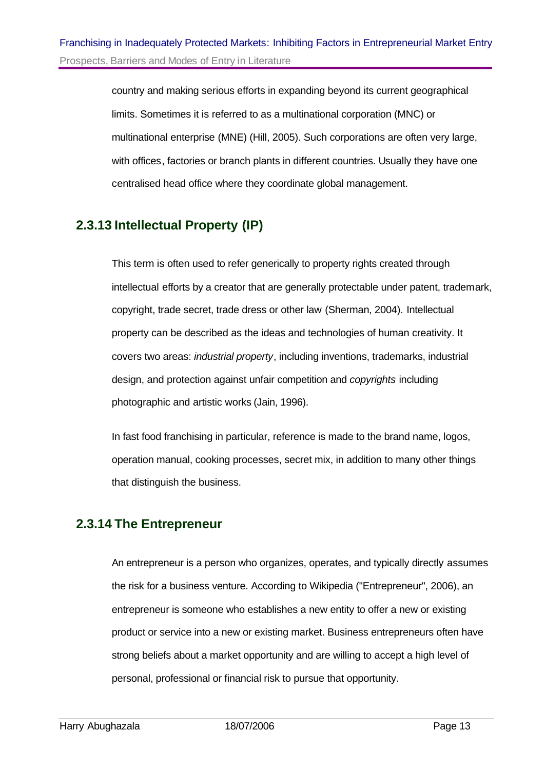country and making serious efforts in expanding beyond its current geographical limits. Sometimes it is referred to as a multinational corporation (MNC) or multinational enterprise (MNE) (Hill, 2005). Such corporations are often very large, with offices, factories or branch plants in different countries. Usually they have one centralised head office where they coordinate global management.

### 2.3.13 Intellectual Property (IP)

This term is often used to refer generically to property rights created through intellectual efforts by a creator that are generally protectable under patent, trademark, copyright, trade secret, trade dress or other law (Sherman, 2004). Intellectual property can be described as the ideas and technologies of human creativity. It covers two areas: *industrial property*, including inventions, trademarks, industrial design, and protection against unfair competition and *copyrights* including photographic and artistic works (Jain, 1996).

In fast food franchising in particular, reference is made to the brand name, logos, operation manual, cooking processes, secret mix, in addition to many other things that distinguish the business.

### 2.3.14 The Entrepreneur

An entrepreneur is a person who organizes, operates, and typically directly assumes the risk for a business venture. According to Wikipedia ("Entrepreneur", 2006), an entrepreneur is someone who establishes a new entity to offer a new or existing product or service into a new or existing market. Business entrepreneurs often have strong beliefs about a market opportunity and are willing to accept a high level of personal, professional or financial risk to pursue that opportunity.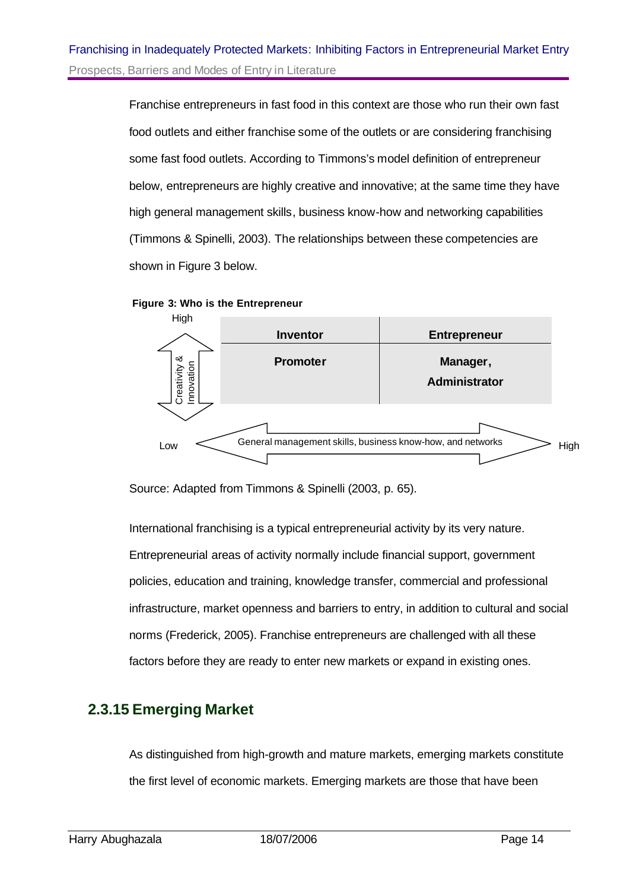Franchise entrepreneurs in fast food in this context are those who run their own fast food outlets and either franchise some of the outlets or are considering franchising some fast food outlets. According to Timmons's model definition of entrepreneur below, entrepreneurs are highly creative and innovative; at the same time they have high general management skills, business know-how and networking capabilities (Timmons & Spinelli, 2003). The relationships between these competencies are shown in Figure 3 below.

**Figure 3: Who is the Entrepreneur**

| Creativity & Innovation (High ↕ Low) | | |
|---|---|---|
| High | **Inventor** | **Entrepreneur** |
| Low | **Promoter** | **Manager, Administrator** |
| | Low ← General management skills, business know-how, and networks → High | |

Source: Adapted from Timmons & Spinelli (2003, p. 65).

International franchising is a typical entrepreneurial activity by its very nature. Entrepreneurial areas of activity normally include financial support, government policies, education and training, knowledge transfer, commercial and professional infrastructure, market openness and barriers to entry, in addition to cultural and social norms (Frederick, 2005). Franchise entrepreneurs are challenged with all these factors before they are ready to enter new markets or expand in existing ones.

## 2.3.15 Emerging Market

As distinguished from high-growth and mature markets, emerging markets constitute the first level of economic markets. Emerging markets are those that have been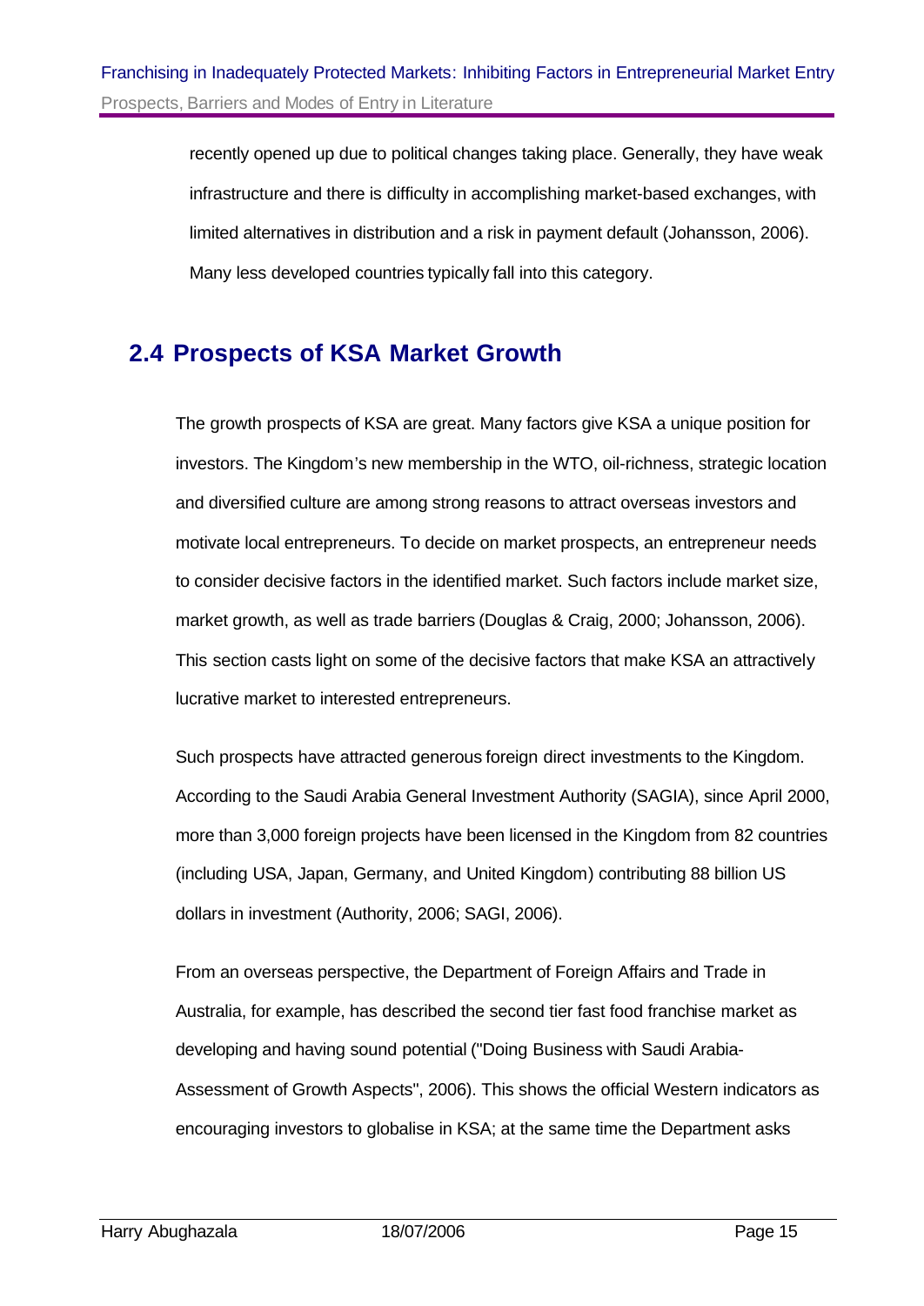recently opened up due to political changes taking place. Generally, they have weak infrastructure and there is difficulty in accomplishing market-based exchanges, with limited alternatives in distribution and a risk in payment default (Johansson, 2006). Many less developed countries typically fall into this category.

## 2.4 Prospects of KSA Market Growth

The growth prospects of KSA are great. Many factors give KSA a unique position for investors. The Kingdom's new membership in the WTO, oil-richness, strategic location and diversified culture are among strong reasons to attract overseas investors and motivate local entrepreneurs. To decide on market prospects, an entrepreneur needs to consider decisive factors in the identified market. Such factors include market size, market growth, as well as trade barriers (Douglas & Craig, 2000; Johansson, 2006). This section casts light on some of the decisive factors that make KSA an attractively lucrative market to interested entrepreneurs.

Such prospects have attracted generous foreign direct investments to the Kingdom. According to the Saudi Arabia General Investment Authority (SAGIA), since April 2000, more than 3,000 foreign projects have been licensed in the Kingdom from 82 countries (including USA, Japan, Germany, and United Kingdom) contributing 88 billion US dollars in investment (Authority, 2006; SAGI, 2006).

From an overseas perspective, the Department of Foreign Affairs and Trade in Australia, for example, has described the second tier fast food franchise market as developing and having sound potential ("Doing Business with Saudi Arabia-Assessment of Growth Aspects", 2006). This shows the official Western indicators as encouraging investors to globalise in KSA; at the same time the Department asks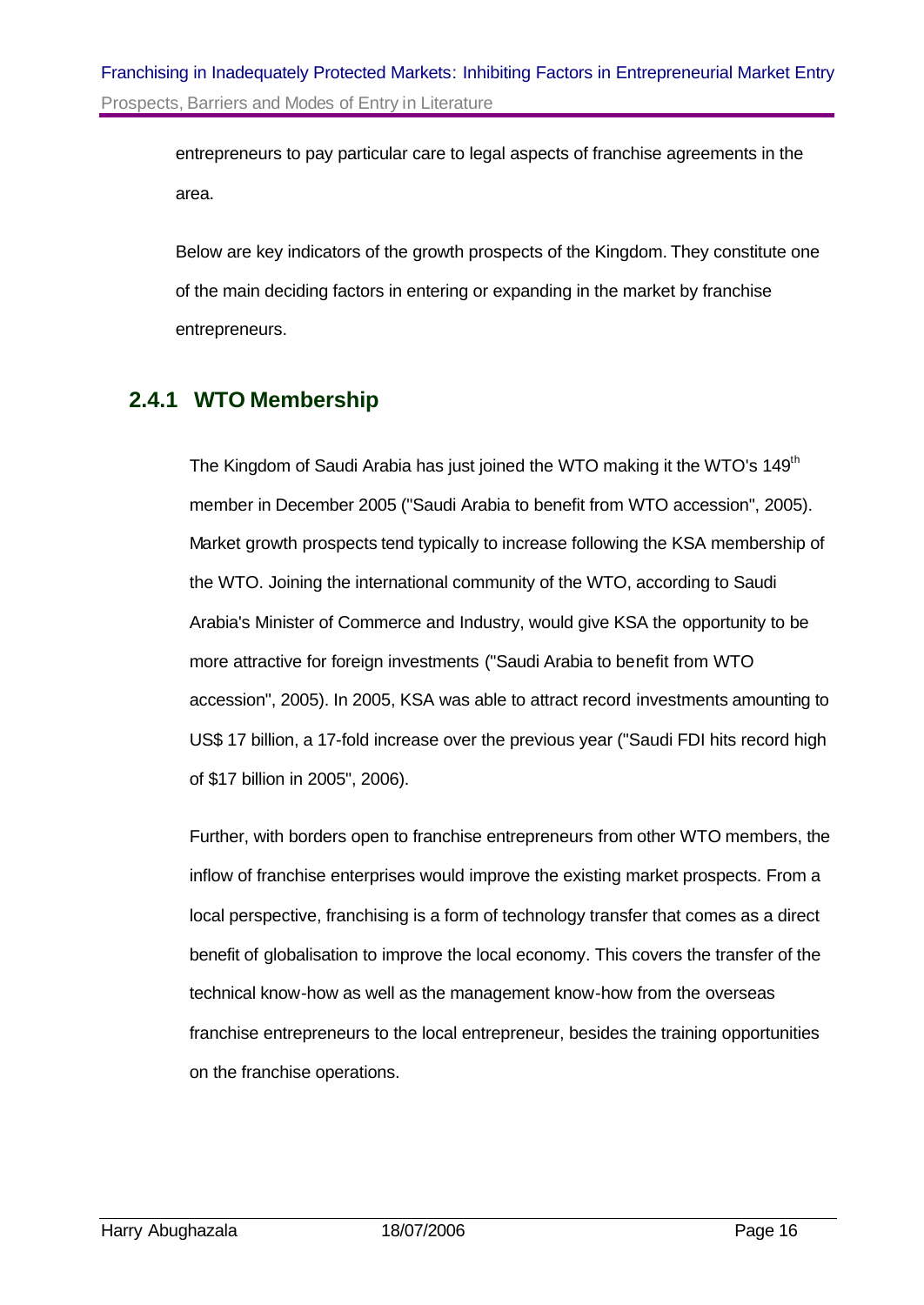entrepreneurs to pay particular care to legal aspects of franchise agreements in the area.

Below are key indicators of the growth prospects of the Kingdom. They constitute one of the main deciding factors in entering or expanding in the market by franchise entrepreneurs.

### 2.4.1 WTO Membership

The Kingdom of Saudi Arabia has just joined the WTO making it the WTO's 149th member in December 2005 ("Saudi Arabia to benefit from WTO accession", 2005). Market growth prospects tend typically to increase following the KSA membership of the WTO. Joining the international community of the WTO, according to Saudi Arabia's Minister of Commerce and Industry, would give KSA the opportunity to be more attractive for foreign investments ("Saudi Arabia to benefit from WTO accession", 2005). In 2005, KSA was able to attract record investments amounting to US$ 17 billion, a 17-fold increase over the previous year ("Saudi FDI hits record high of $17 billion in 2005", 2006).

Further, with borders open to franchise entrepreneurs from other WTO members, the inflow of franchise enterprises would improve the existing market prospects. From a local perspective, franchising is a form of technology transfer that comes as a direct benefit of globalisation to improve the local economy. This covers the transfer of the technical know-how as well as the management know-how from the overseas franchise entrepreneurs to the local entrepreneur, besides the training opportunities on the franchise operations.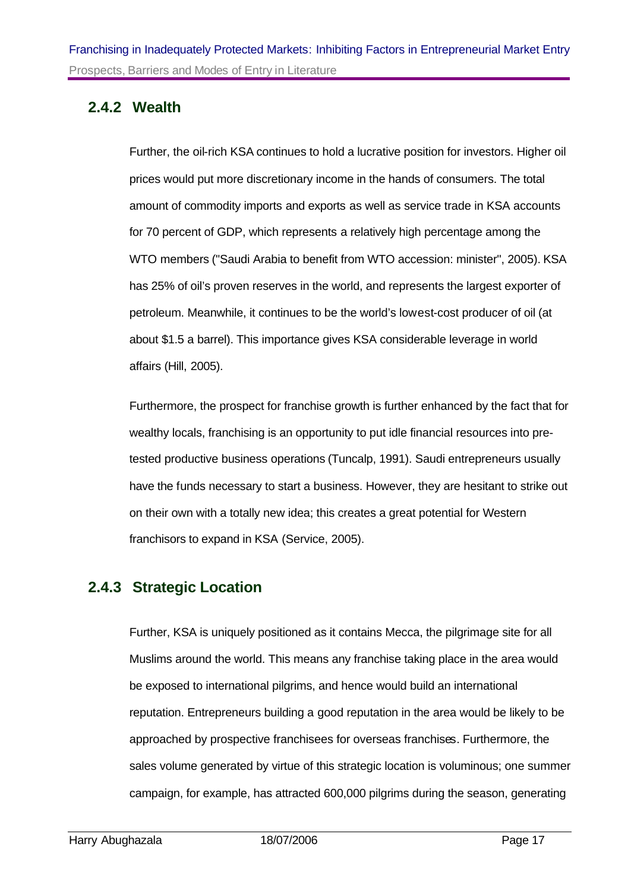### 2.4.2 Wealth

Further, the oil-rich KSA continues to hold a lucrative position for investors. Higher oil prices would put more discretionary income in the hands of consumers. The total amount of commodity imports and exports as well as service trade in KSA accounts for 70 percent of GDP, which represents a relatively high percentage among the WTO members ("Saudi Arabia to benefit from WTO accession: minister", 2005). KSA has 25% of oil's proven reserves in the world, and represents the largest exporter of petroleum. Meanwhile, it continues to be the world's lowest-cost producer of oil (at about $1.5 a barrel). This importance gives KSA considerable leverage in world affairs (Hill, 2005).

Furthermore, the prospect for franchise growth is further enhanced by the fact that for wealthy locals, franchising is an opportunity to put idle financial resources into pre-tested productive business operations (Tuncalp, 1991). Saudi entrepreneurs usually have the funds necessary to start a business. However, they are hesitant to strike out on their own with a totally new idea; this creates a great potential for Western franchisors to expand in KSA (Service, 2005).

### 2.4.3 Strategic Location

Further, KSA is uniquely positioned as it contains Mecca, the pilgrimage site for all Muslims around the world. This means any franchise taking place in the area would be exposed to international pilgrims, and hence would build an international reputation. Entrepreneurs building a good reputation in the area would be likely to be approached by prospective franchisees for overseas franchises. Furthermore, the sales volume generated by virtue of this strategic location is voluminous; one summer campaign, for example, has attracted 600,000 pilgrims during the season, generating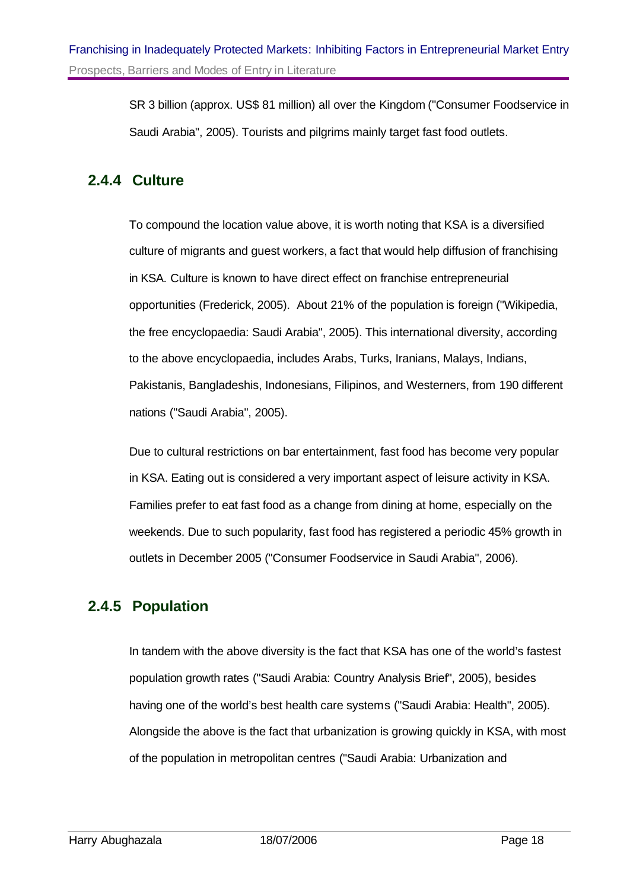SR 3 billion (approx. US$ 81 million) all over the Kingdom ("Consumer Foodservice in Saudi Arabia", 2005). Tourists and pilgrims mainly target fast food outlets.

### 2.4.4 Culture

To compound the location value above, it is worth noting that KSA is a diversified culture of migrants and guest workers, a fact that would help diffusion of franchising in KSA. Culture is known to have direct effect on franchise entrepreneurial opportunities (Frederick, 2005). About 21% of the population is foreign ("Wikipedia, the free encyclopaedia: Saudi Arabia", 2005). This international diversity, according to the above encyclopaedia, includes Arabs, Turks, Iranians, Malays, Indians, Pakistanis, Bangladeshis, Indonesians, Filipinos, and Westerners, from 190 different nations ("Saudi Arabia", 2005).

Due to cultural restrictions on bar entertainment, fast food has become very popular in KSA. Eating out is considered a very important aspect of leisure activity in KSA. Families prefer to eat fast food as a change from dining at home, especially on the weekends. Due to such popularity, fast food has registered a periodic 45% growth in outlets in December 2005 ("Consumer Foodservice in Saudi Arabia", 2006).

### 2.4.5 Population

In tandem with the above diversity is the fact that KSA has one of the world's fastest population growth rates ("Saudi Arabia: Country Analysis Brief", 2005), besides having one of the world's best health care systems ("Saudi Arabia: Health", 2005). Alongside the above is the fact that urbanization is growing quickly in KSA, with most of the population in metropolitan centres ("Saudi Arabia: Urbanization and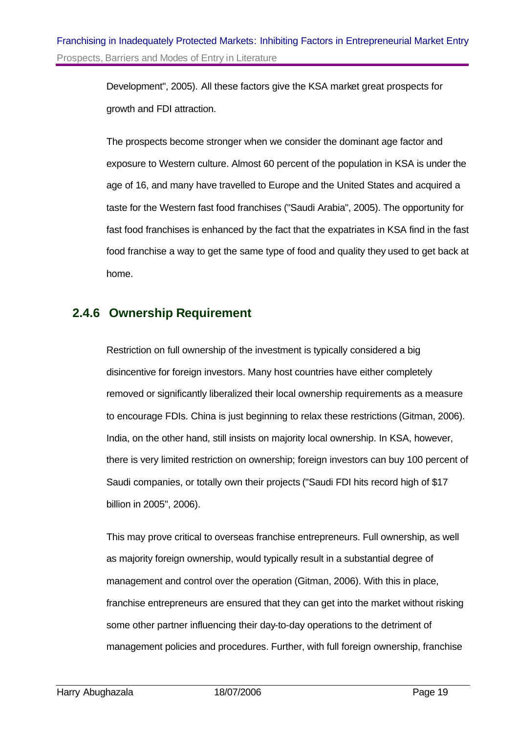Development", 2005). All these factors give the KSA market great prospects for growth and FDI attraction.

The prospects become stronger when we consider the dominant age factor and exposure to Western culture. Almost 60 percent of the population in KSA is under the age of 16, and many have travelled to Europe and the United States and acquired a taste for the Western fast food franchises ("Saudi Arabia", 2005). The opportunity for fast food franchises is enhanced by the fact that the expatriates in KSA find in the fast food franchise a way to get the same type of food and quality they used to get back at home.

### 2.4.6 Ownership Requirement

Restriction on full ownership of the investment is typically considered a big disincentive for foreign investors. Many host countries have either completely removed or significantly liberalized their local ownership requirements as a measure to encourage FDIs. China is just beginning to relax these restrictions (Gitman, 2006). India, on the other hand, still insists on majority local ownership. In KSA, however, there is very limited restriction on ownership; foreign investors can buy 100 percent of Saudi companies, or totally own their projects ("Saudi FDI hits record high of $17 billion in 2005", 2006).

This may prove critical to overseas franchise entrepreneurs. Full ownership, as well as majority foreign ownership, would typically result in a substantial degree of management and control over the operation (Gitman, 2006). With this in place, franchise entrepreneurs are ensured that they can get into the market without risking some other partner influencing their day-to-day operations to the detriment of management policies and procedures. Further, with full foreign ownership, franchise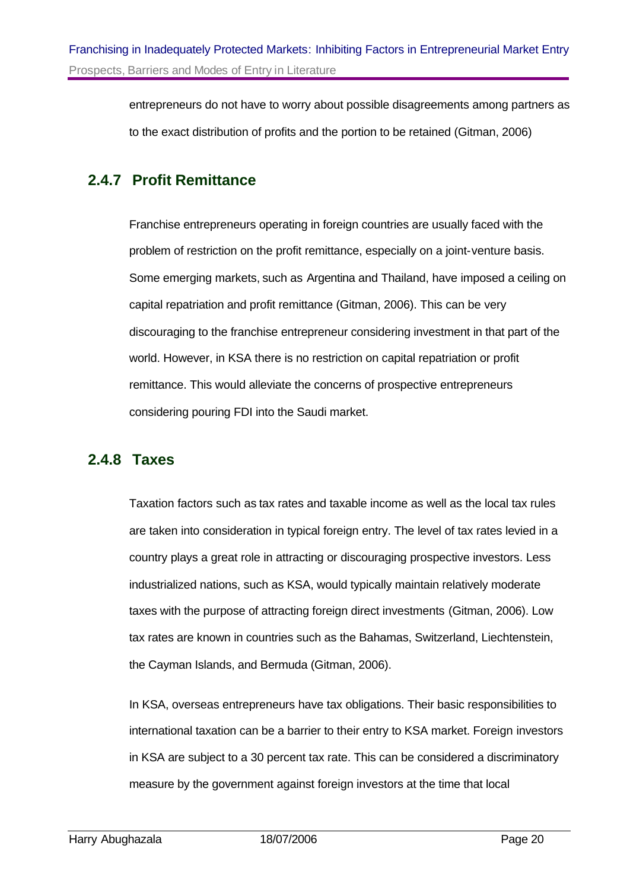entrepreneurs do not have to worry about possible disagreements among partners as to the exact distribution of profits and the portion to be retained (Gitman, 2006)

### 2.4.7 Profit Remittance

Franchise entrepreneurs operating in foreign countries are usually faced with the problem of restriction on the profit remittance, especially on a joint-venture basis. Some emerging markets, such as Argentina and Thailand, have imposed a ceiling on capital repatriation and profit remittance (Gitman, 2006). This can be very discouraging to the franchise entrepreneur considering investment in that part of the world. However, in KSA there is no restriction on capital repatriation or profit remittance. This would alleviate the concerns of prospective entrepreneurs considering pouring FDI into the Saudi market.

### 2.4.8 Taxes

Taxation factors such as tax rates and taxable income as well as the local tax rules are taken into consideration in typical foreign entry. The level of tax rates levied in a country plays a great role in attracting or discouraging prospective investors. Less industrialized nations, such as KSA, would typically maintain relatively moderate taxes with the purpose of attracting foreign direct investments (Gitman, 2006). Low tax rates are known in countries such as the Bahamas, Switzerland, Liechtenstein, the Cayman Islands, and Bermuda (Gitman, 2006).

In KSA, overseas entrepreneurs have tax obligations. Their basic responsibilities to international taxation can be a barrier to their entry to KSA market. Foreign investors in KSA are subject to a 30 percent tax rate. This can be considered a discriminatory measure by the government against foreign investors at the time that local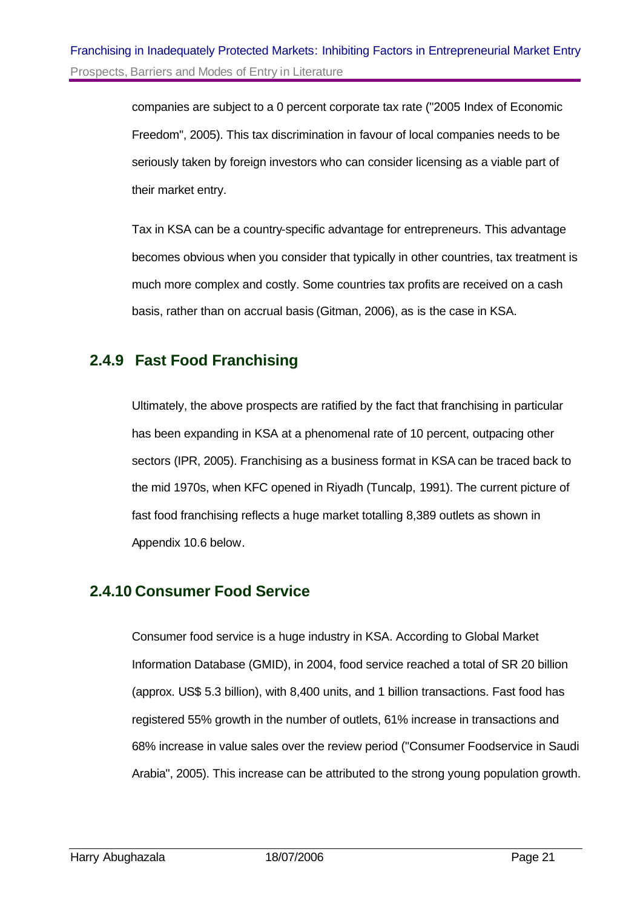companies are subject to a 0 percent corporate tax rate ("2005 Index of Economic Freedom", 2005). This tax discrimination in favour of local companies needs to be seriously taken by foreign investors who can consider licensing as a viable part of their market entry.

Tax in KSA can be a country-specific advantage for entrepreneurs. This advantage becomes obvious when you consider that typically in other countries, tax treatment is much more complex and costly. Some countries tax profits are received on a cash basis, rather than on accrual basis (Gitman, 2006), as is the case in KSA.

### 2.4.9 Fast Food Franchising

Ultimately, the above prospects are ratified by the fact that franchising in particular has been expanding in KSA at a phenomenal rate of 10 percent, outpacing other sectors (IPR, 2005). Franchising as a business format in KSA can be traced back to the mid 1970s, when KFC opened in Riyadh (Tuncalp, 1991). The current picture of fast food franchising reflects a huge market totalling 8,389 outlets as shown in Appendix 10.6 below.

### 2.4.10 Consumer Food Service

Consumer food service is a huge industry in KSA. According to Global Market Information Database (GMID), in 2004, food service reached a total of SR 20 billion (approx. US$ 5.3 billion), with 8,400 units, and 1 billion transactions. Fast food has registered 55% growth in the number of outlets, 61% increase in transactions and 68% increase in value sales over the review period ("Consumer Foodservice in Saudi Arabia", 2005). This increase can be attributed to the strong young population growth.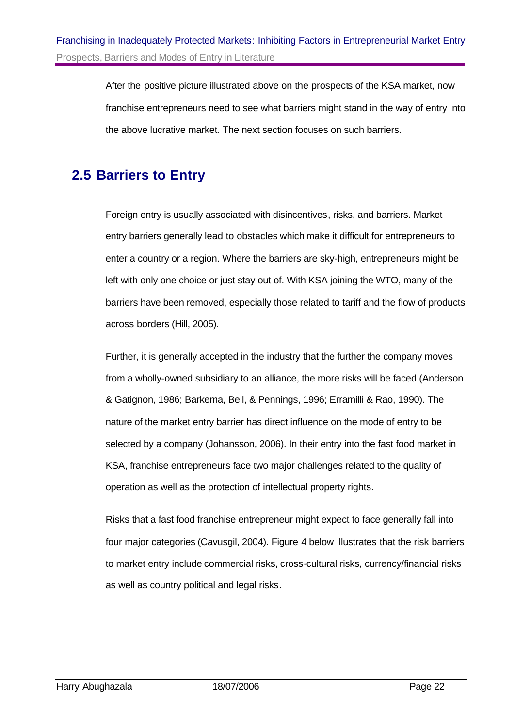After the positive picture illustrated above on the prospects of the KSA market, now franchise entrepreneurs need to see what barriers might stand in the way of entry into the above lucrative market. The next section focuses on such barriers.

## 2.5 Barriers to Entry

Foreign entry is usually associated with disincentives, risks, and barriers. Market entry barriers generally lead to obstacles which make it difficult for entrepreneurs to enter a country or a region. Where the barriers are sky-high, entrepreneurs might be left with only one choice or just stay out of. With KSA joining the WTO, many of the barriers have been removed, especially those related to tariff and the flow of products across borders (Hill, 2005).

Further, it is generally accepted in the industry that the further the company moves from a wholly-owned subsidiary to an alliance, the more risks will be faced (Anderson & Gatignon, 1986; Barkema, Bell, & Pennings, 1996; Erramilli & Rao, 1990). The nature of the market entry barrier has direct influence on the mode of entry to be selected by a company (Johansson, 2006). In their entry into the fast food market in KSA, franchise entrepreneurs face two major challenges related to the quality of operation as well as the protection of intellectual property rights.

Risks that a fast food franchise entrepreneur might expect to face generally fall into four major categories (Cavusgil, 2004). Figure 4 below illustrates that the risk barriers to market entry include commercial risks, cross-cultural risks, currency/financial risks as well as country political and legal risks.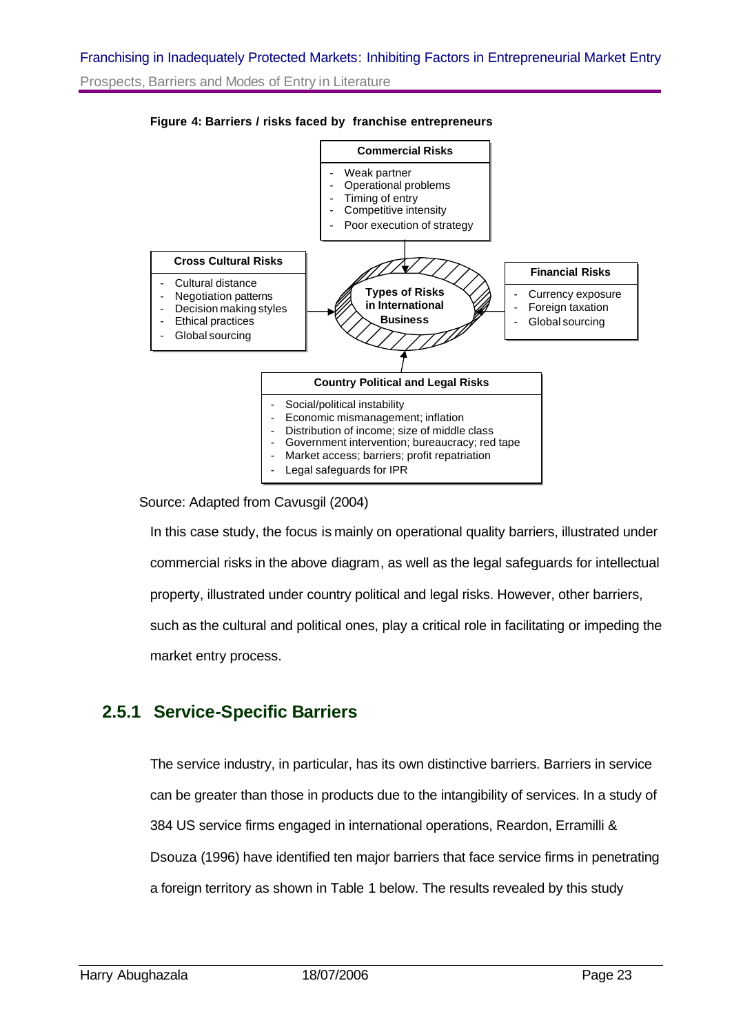**Figure 4: Barriers / risks faced by franchise entrepreneurs**

**Commercial Risks**
- Weak partner
- Operational problems
- Timing of entry
- Competitive intensity
- Poor execution of strategy

**Cross Cultural Risks**
- Cultural distance
- Negotiation patterns
- Decision making styles
- Ethical practices
- Global sourcing

**Types of Risks in International Business**

**Financial Risks**
- Currency exposure
- Foreign taxation
- Global sourcing

**Country Political and Legal Risks**
- Social/political instability
- Economic mismanagement; inflation
- Distribution of income; size of middle class
- Government intervention; bureaucracy; red tape
- Market access; barriers; profit repatriation
- Legal safeguards for IPR

Source: Adapted from Cavusgil (2004)

In this case study, the focus is mainly on operational quality barriers, illustrated under commercial risks in the above diagram, as well as the legal safeguards for intellectual property, illustrated under country political and legal risks. However, other barriers, such as the cultural and political ones, play a critical role in facilitating or impeding the market entry process.

### 2.5.1 Service-Specific Barriers

The service industry, in particular, has its own distinctive barriers. Barriers in service can be greater than those in products due to the intangibility of services. In a study of 384 US service firms engaged in international operations, Reardon, Erramilli & Dsouza (1996) have identified ten major barriers that face service firms in penetrating a foreign territory as shown in Table 1 below. The results revealed by this study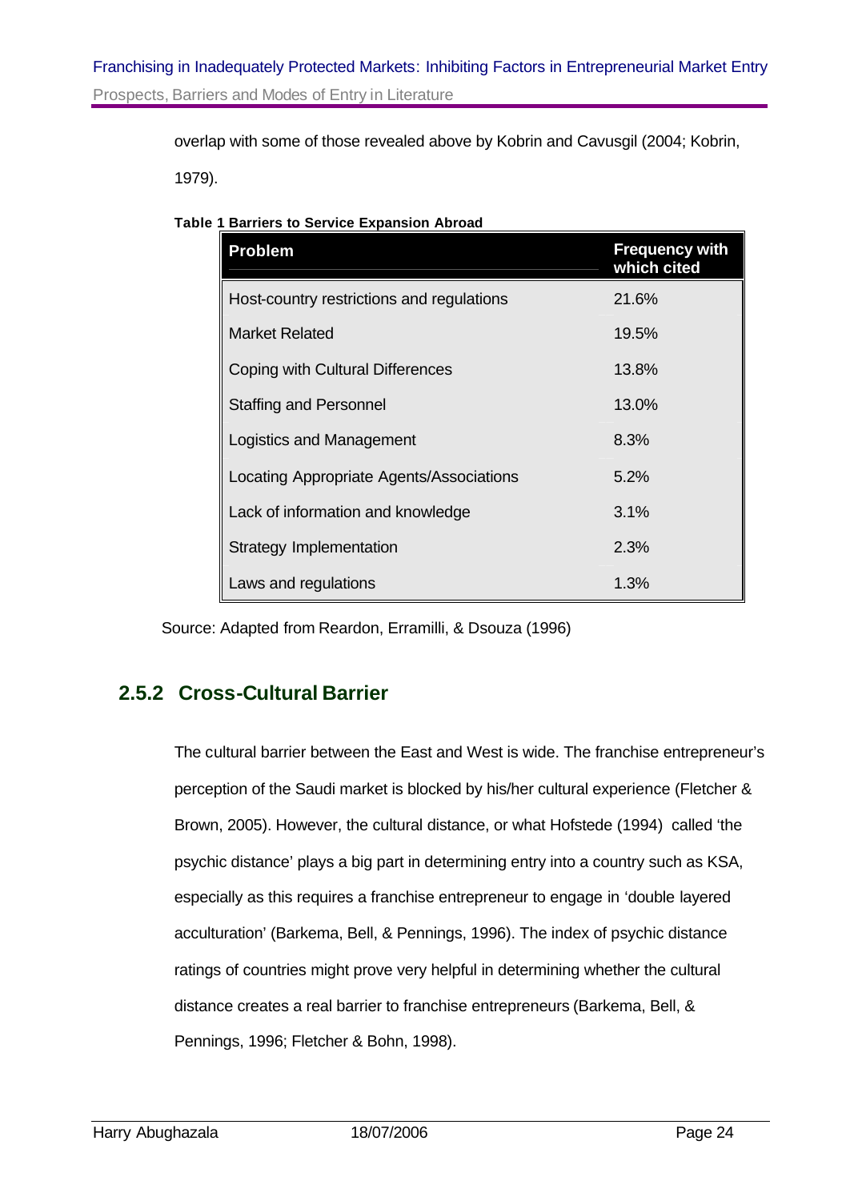overlap with some of those revealed above by Kobrin and Cavusgil (2004; Kobrin, 1979).

**Table 1 Barriers to Service Expansion Abroad**

| Problem | Frequency with which cited |
| --- | --- |
| Host-country restrictions and regulations | 21.6% |
| Market Related | 19.5% |
| Coping with Cultural Differences | 13.8% |
| Staffing and Personnel | 13.0% |
| Logistics and Management | 8.3% |
| Locating Appropriate Agents/Associations | 5.2% |
| Lack of information and knowledge | 3.1% |
| Strategy Implementation | 2.3% |
| Laws and regulations | 1.3% |

Source: Adapted from Reardon, Erramilli, & Dsouza (1996)

### 2.5.2 Cross-Cultural Barrier

The cultural barrier between the East and West is wide. The franchise entrepreneur's perception of the Saudi market is blocked by his/her cultural experience (Fletcher & Brown, 2005). However, the cultural distance, or what Hofstede (1994) called 'the psychic distance' plays a big part in determining entry into a country such as KSA, especially as this requires a franchise entrepreneur to engage in 'double layered acculturation' (Barkema, Bell, & Pennings, 1996). The index of psychic distance ratings of countries might prove very helpful in determining whether the cultural distance creates a real barrier to franchise entrepreneurs (Barkema, Bell, & Pennings, 1996; Fletcher & Bohn, 1998).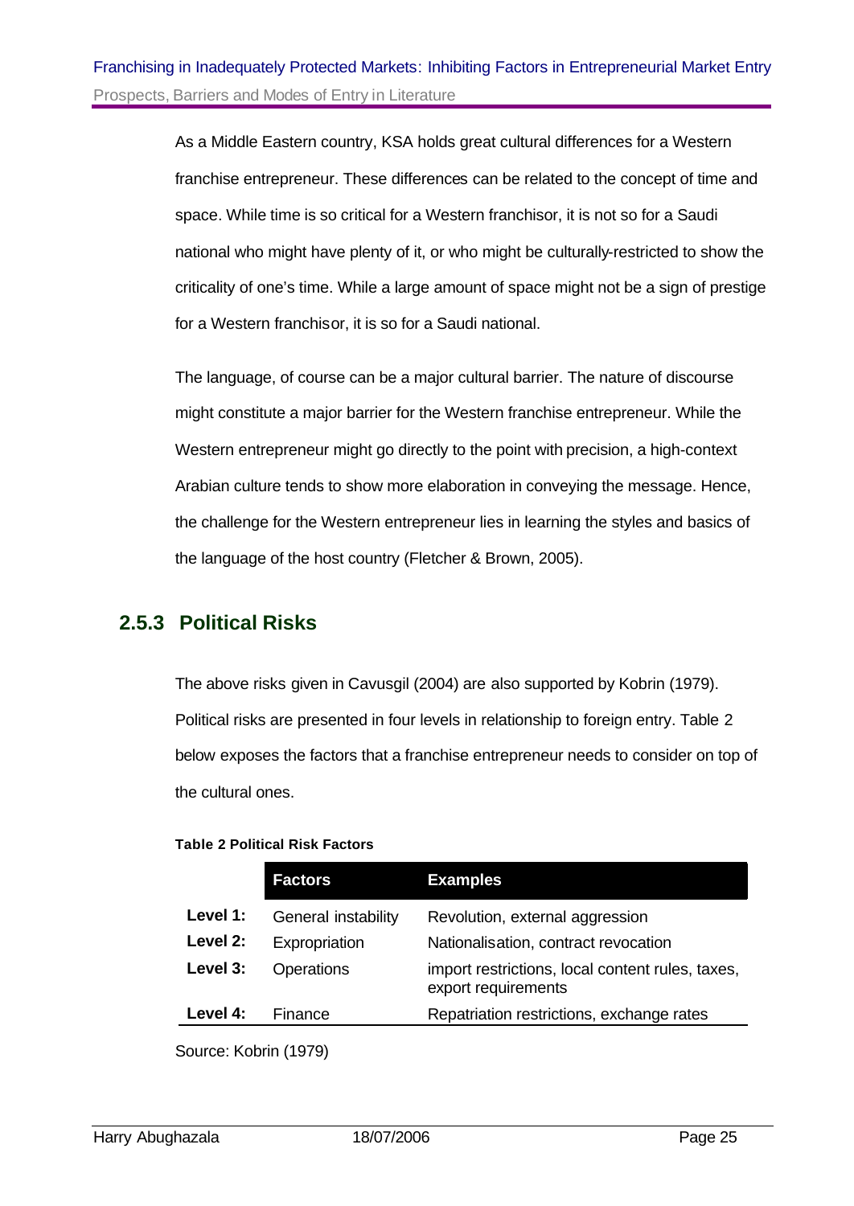As a Middle Eastern country, KSA holds great cultural differences for a Western franchise entrepreneur. These differences can be related to the concept of time and space. While time is so critical for a Western franchisor, it is not so for a Saudi national who might have plenty of it, or who might be culturally-restricted to show the criticality of one's time. While a large amount of space might not be a sign of prestige for a Western franchisor, it is so for a Saudi national.

The language, of course can be a major cultural barrier. The nature of discourse might constitute a major barrier for the Western franchise entrepreneur. While the Western entrepreneur might go directly to the point with precision, a high-context Arabian culture tends to show more elaboration in conveying the message. Hence, the challenge for the Western entrepreneur lies in learning the styles and basics of the language of the host country (Fletcher & Brown, 2005).

### 2.5.3 Political Risks

The above risks given in Cavusgil (2004) are also supported by Kobrin (1979). Political risks are presented in four levels in relationship to foreign entry. Table 2 below exposes the factors that a franchise entrepreneur needs to consider on top of the cultural ones.

**Table 2 Political Risk Factors**

| | Factors | Examples |
|---|---|---|
| **Level 1:** | General instability | Revolution, external aggression |
| **Level 2:** | Expropriation | Nationalisation, contract revocation |
| **Level 3:** | Operations | import restrictions, local content rules, taxes, export requirements |
| **Level 4:** | Finance | Repatriation restrictions, exchange rates |

Source: Kobrin (1979)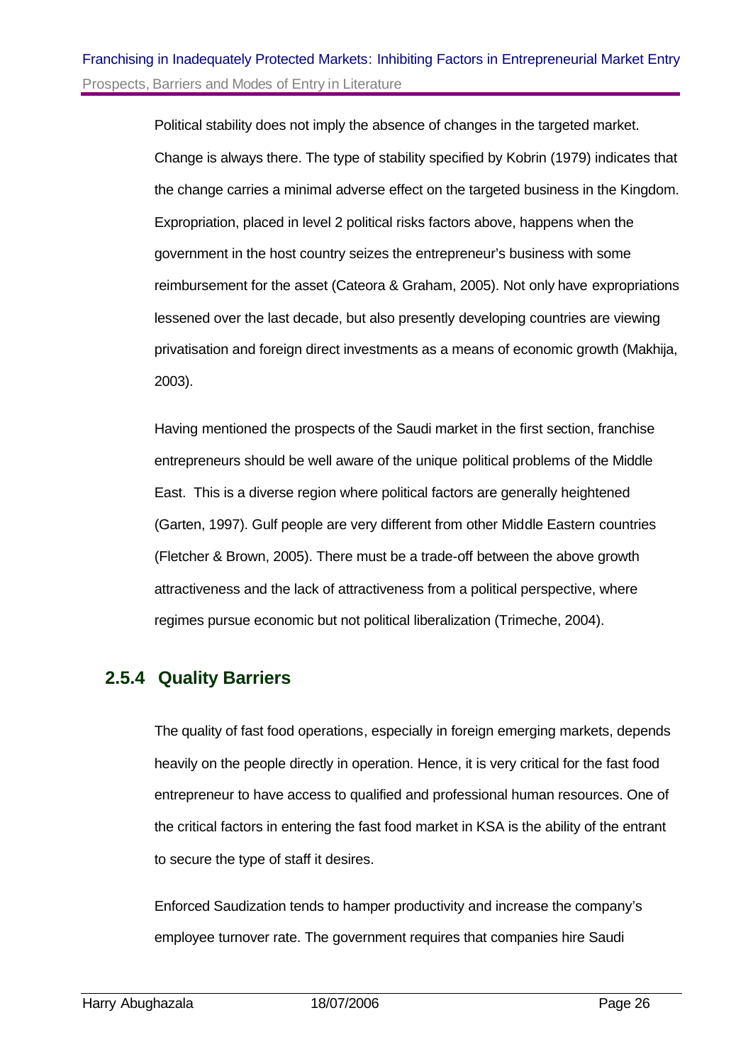Political stability does not imply the absence of changes in the targeted market. Change is always there. The type of stability specified by Kobrin (1979) indicates that the change carries a minimal adverse effect on the targeted business in the Kingdom. Expropriation, placed in level 2 political risks factors above, happens when the government in the host country seizes the entrepreneur's business with some reimbursement for the asset (Cateora & Graham, 2005). Not only have expropriations lessened over the last decade, but also presently developing countries are viewing privatisation and foreign direct investments as a means of economic growth (Makhija, 2003).

Having mentioned the prospects of the Saudi market in the first section, franchise entrepreneurs should be well aware of the unique political problems of the Middle East. This is a diverse region where political factors are generally heightened (Garten, 1997). Gulf people are very different from other Middle Eastern countries (Fletcher & Brown, 2005). There must be a trade-off between the above growth attractiveness and the lack of attractiveness from a political perspective, where regimes pursue economic but not political liberalization (Trimeche, 2004).

### 2.5.4 Quality Barriers

The quality of fast food operations, especially in foreign emerging markets, depends heavily on the people directly in operation. Hence, it is very critical for the fast food entrepreneur to have access to qualified and professional human resources. One of the critical factors in entering the fast food market in KSA is the ability of the entrant to secure the type of staff it desires.

Enforced Saudization tends to hamper productivity and increase the company's employee turnover rate. The government requires that companies hire Saudi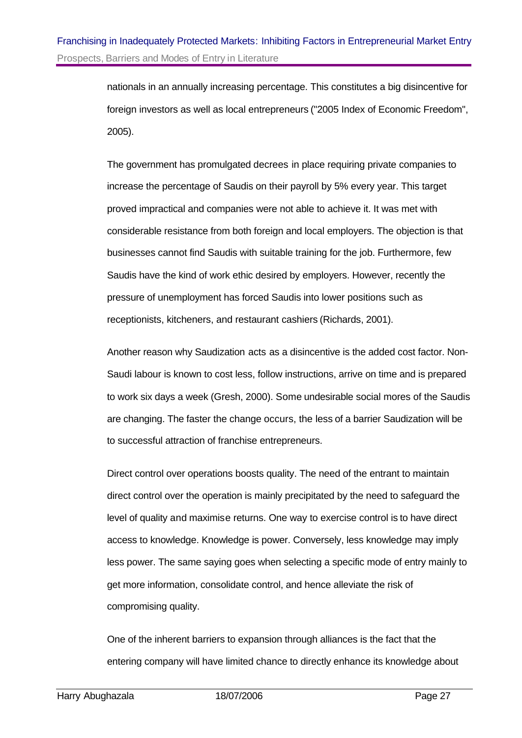nationals in an annually increasing percentage. This constitutes a big disincentive for foreign investors as well as local entrepreneurs ("2005 Index of Economic Freedom", 2005).

The government has promulgated decrees in place requiring private companies to increase the percentage of Saudis on their payroll by 5% every year. This target proved impractical and companies were not able to achieve it. It was met with considerable resistance from both foreign and local employers. The objection is that businesses cannot find Saudis with suitable training for the job. Furthermore, few Saudis have the kind of work ethic desired by employers. However, recently the pressure of unemployment has forced Saudis into lower positions such as receptionists, kitcheners, and restaurant cashiers (Richards, 2001).

Another reason why Saudization acts as a disincentive is the added cost factor. Non-Saudi labour is known to cost less, follow instructions, arrive on time and is prepared to work six days a week (Gresh, 2000). Some undesirable social mores of the Saudis are changing. The faster the change occurs, the less of a barrier Saudization will be to successful attraction of franchise entrepreneurs.

Direct control over operations boosts quality. The need of the entrant to maintain direct control over the operation is mainly precipitated by the need to safeguard the level of quality and maximise returns. One way to exercise control is to have direct access to knowledge. Knowledge is power. Conversely, less knowledge may imply less power. The same saying goes when selecting a specific mode of entry mainly to get more information, consolidate control, and hence alleviate the risk of compromising quality.

One of the inherent barriers to expansion through alliances is the fact that the entering company will have limited chance to directly enhance its knowledge about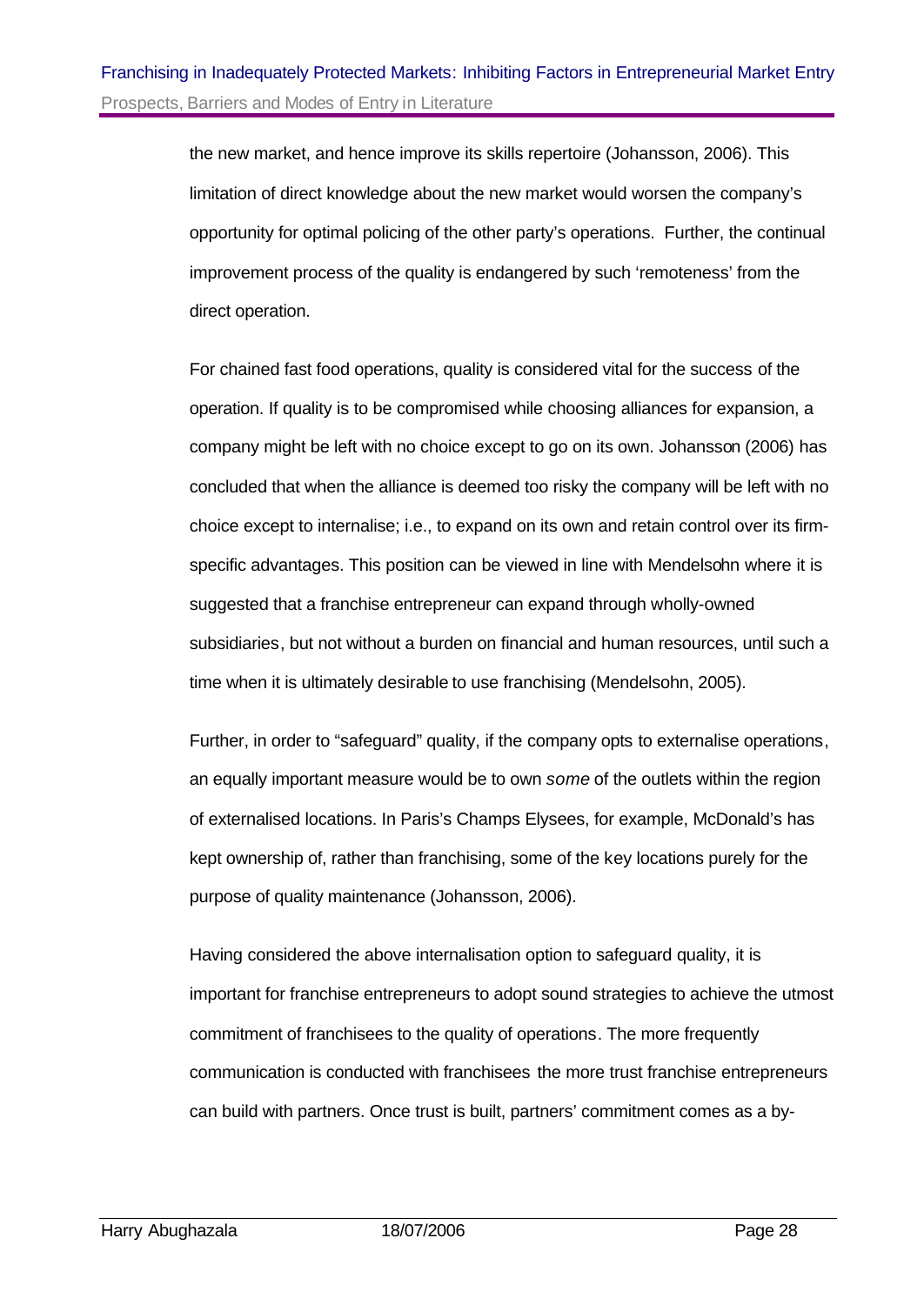the new market, and hence improve its skills repertoire (Johansson, 2006). This limitation of direct knowledge about the new market would worsen the company's opportunity for optimal policing of the other party's operations. Further, the continual improvement process of the quality is endangered by such 'remoteness' from the direct operation.

For chained fast food operations, quality is considered vital for the success of the operation. If quality is to be compromised while choosing alliances for expansion, a company might be left with no choice except to go on its own. Johansson (2006) has concluded that when the alliance is deemed too risky the company will be left with no choice except to internalise; i.e., to expand on its own and retain control over its firm-specific advantages. This position can be viewed in line with Mendelsohn where it is suggested that a franchise entrepreneur can expand through wholly-owned subsidiaries, but not without a burden on financial and human resources, until such a time when it is ultimately desirable to use franchising (Mendelsohn, 2005).

Further, in order to "safeguard" quality, if the company opts to externalise operations, an equally important measure would be to own *some* of the outlets within the region of externalised locations. In Paris's Champs Elysees, for example, McDonald's has kept ownership of, rather than franchising, some of the key locations purely for the purpose of quality maintenance (Johansson, 2006).

Having considered the above internalisation option to safeguard quality, it is important for franchise entrepreneurs to adopt sound strategies to achieve the utmost commitment of franchisees to the quality of operations. The more frequently communication is conducted with franchisees the more trust franchise entrepreneurs can build with partners. Once trust is built, partners' commitment comes as a by-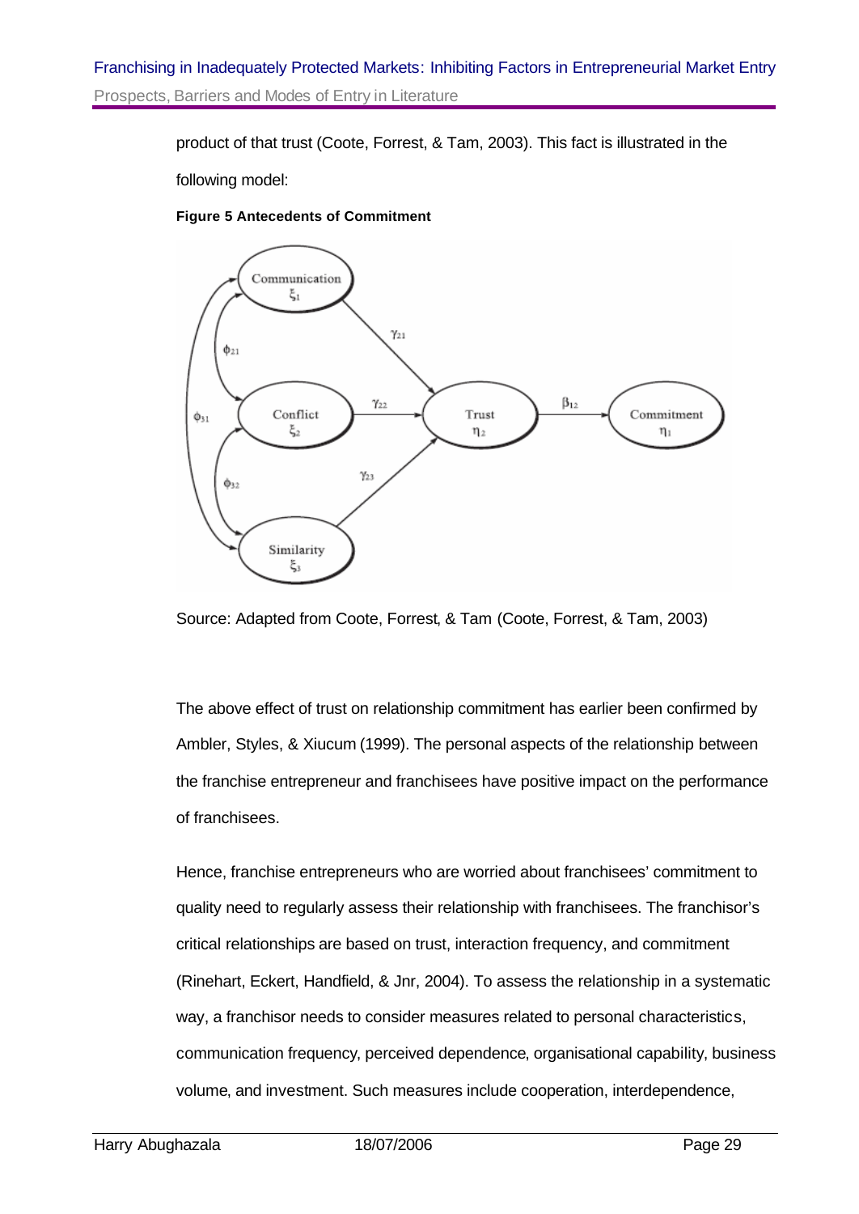product of that trust (Coote, Forrest, & Tam, 2003). This fact is illustrated in the following model:

**Figure 5 Antecedents of Commitment**

Source: Adapted from Coote, Forrest, & Tam (Coote, Forrest, & Tam, 2003)

The above effect of trust on relationship commitment has earlier been confirmed by Ambler, Styles, & Xiucum (1999). The personal aspects of the relationship between the franchise entrepreneur and franchisees have positive impact on the performance of franchisees.

Hence, franchise entrepreneurs who are worried about franchisees' commitment to quality need to regularly assess their relationship with franchisees. The franchisor's critical relationships are based on trust, interaction frequency, and commitment (Rinehart, Eckert, Handfield, & Jnr, 2004). To assess the relationship in a systematic way, a franchisor needs to consider measures related to personal characteristics, communication frequency, perceived dependence, organisational capability, business volume, and investment. Such measures include cooperation, interdependence,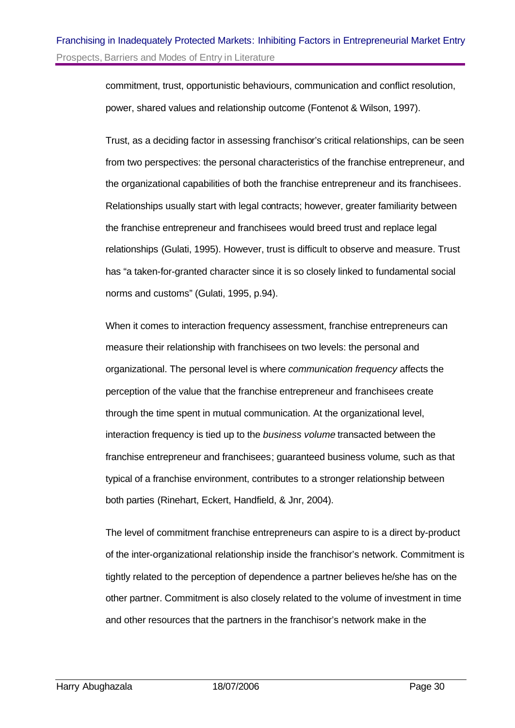commitment, trust, opportunistic behaviours, communication and conflict resolution, power, shared values and relationship outcome (Fontenot & Wilson, 1997).

Trust, as a deciding factor in assessing franchisor's critical relationships, can be seen from two perspectives: the personal characteristics of the franchise entrepreneur, and the organizational capabilities of both the franchise entrepreneur and its franchisees. Relationships usually start with legal contracts; however, greater familiarity between the franchise entrepreneur and franchisees would breed trust and replace legal relationships (Gulati, 1995). However, trust is difficult to observe and measure. Trust has "a taken-for-granted character since it is so closely linked to fundamental social norms and customs" (Gulati, 1995, p.94).

When it comes to interaction frequency assessment, franchise entrepreneurs can measure their relationship with franchisees on two levels: the personal and organizational. The personal level is where *communication frequency* affects the perception of the value that the franchise entrepreneur and franchisees create through the time spent in mutual communication. At the organizational level, interaction frequency is tied up to the *business volume* transacted between the franchise entrepreneur and franchisees; guaranteed business volume, such as that typical of a franchise environment, contributes to a stronger relationship between both parties (Rinehart, Eckert, Handfield, & Jnr, 2004).

The level of commitment franchise entrepreneurs can aspire to is a direct by-product of the inter-organizational relationship inside the franchisor's network. Commitment is tightly related to the perception of dependence a partner believes he/she has on the other partner. Commitment is also closely related to the volume of investment in time and other resources that the partners in the franchisor's network make in the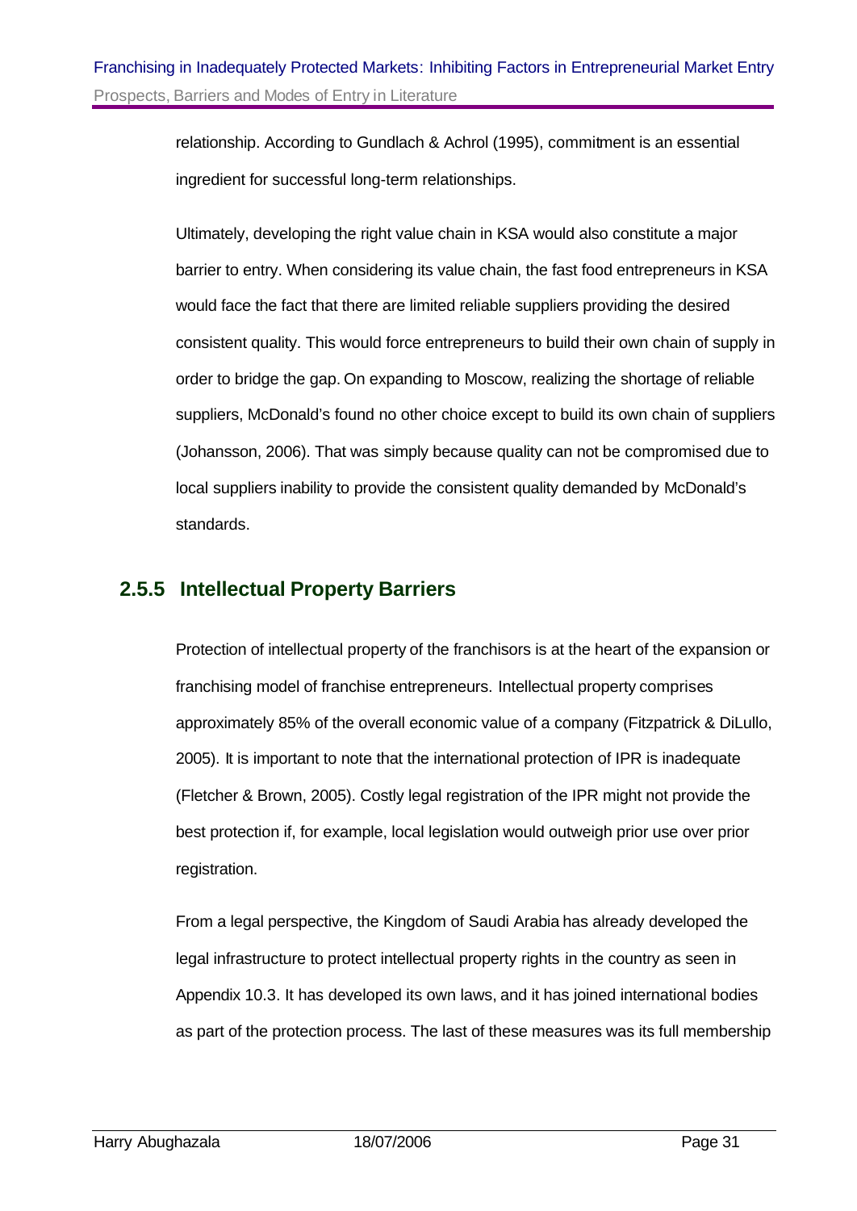relationship. According to Gundlach & Achrol (1995), commitment is an essential ingredient for successful long-term relationships.

Ultimately, developing the right value chain in KSA would also constitute a major barrier to entry. When considering its value chain, the fast food entrepreneurs in KSA would face the fact that there are limited reliable suppliers providing the desired consistent quality. This would force entrepreneurs to build their own chain of supply in order to bridge the gap. On expanding to Moscow, realizing the shortage of reliable suppliers, McDonald's found no other choice except to build its own chain of suppliers (Johansson, 2006). That was simply because quality can not be compromised due to local suppliers inability to provide the consistent quality demanded by McDonald's standards.

### 2.5.5 Intellectual Property Barriers

Protection of intellectual property of the franchisors is at the heart of the expansion or franchising model of franchise entrepreneurs. Intellectual property comprises approximately 85% of the overall economic value of a company (Fitzpatrick & DiLullo, 2005). It is important to note that the international protection of IPR is inadequate (Fletcher & Brown, 2005). Costly legal registration of the IPR might not provide the best protection if, for example, local legislation would outweigh prior use over prior registration.

From a legal perspective, the Kingdom of Saudi Arabia has already developed the legal infrastructure to protect intellectual property rights in the country as seen in Appendix 10.3. It has developed its own laws, and it has joined international bodies as part of the protection process. The last of these measures was its full membership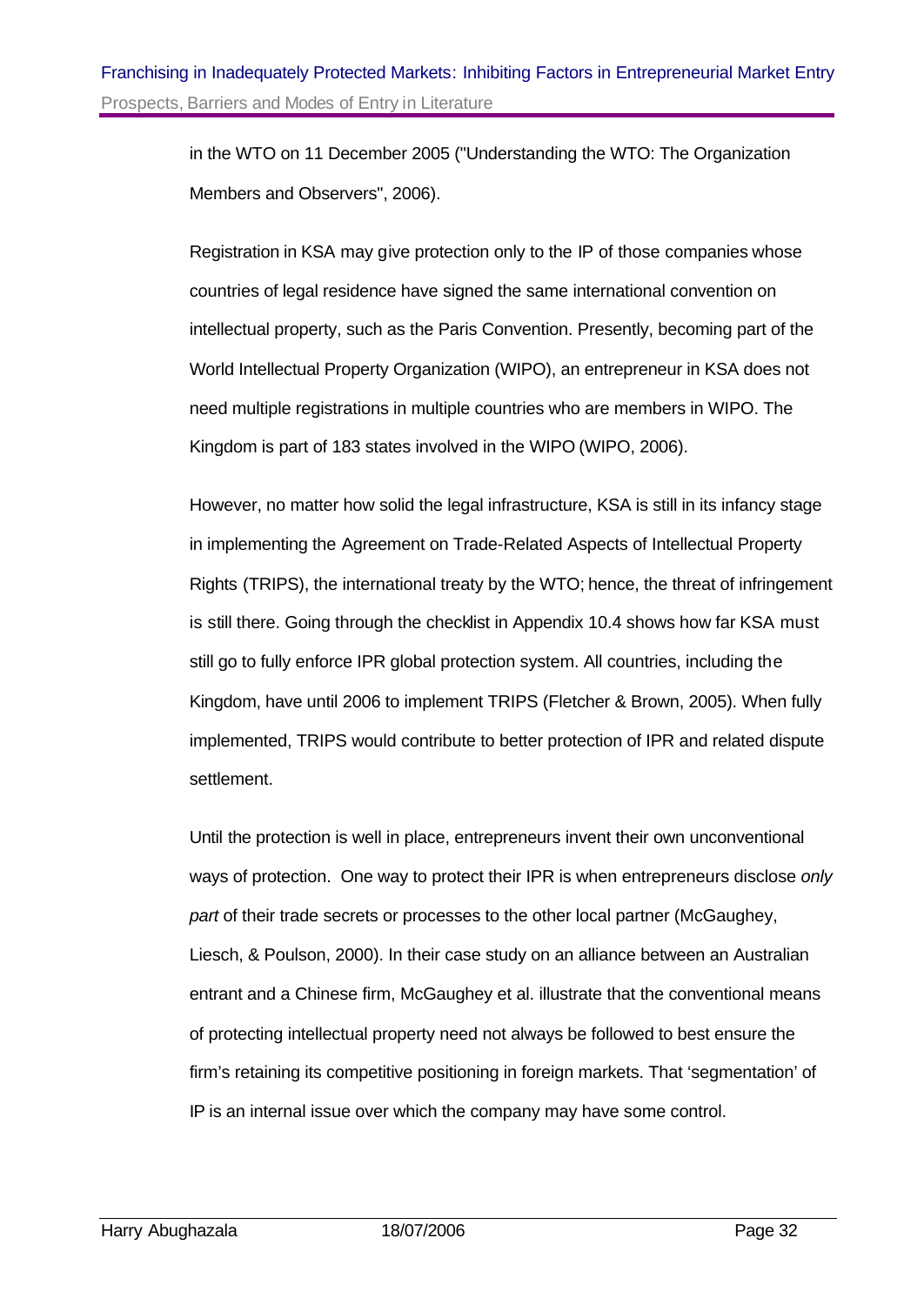in the WTO on 11 December 2005 ("Understanding the WTO: The Organization Members and Observers", 2006).

Registration in KSA may give protection only to the IP of those companies whose countries of legal residence have signed the same international convention on intellectual property, such as the Paris Convention. Presently, becoming part of the World Intellectual Property Organization (WIPO), an entrepreneur in KSA does not need multiple registrations in multiple countries who are members in WIPO. The Kingdom is part of 183 states involved in the WIPO (WIPO, 2006).

However, no matter how solid the legal infrastructure, KSA is still in its infancy stage in implementing the Agreement on Trade-Related Aspects of Intellectual Property Rights (TRIPS), the international treaty by the WTO; hence, the threat of infringement is still there. Going through the checklist in Appendix 10.4 shows how far KSA must still go to fully enforce IPR global protection system. All countries, including the Kingdom, have until 2006 to implement TRIPS (Fletcher & Brown, 2005). When fully implemented, TRIPS would contribute to better protection of IPR and related dispute settlement.

Until the protection is well in place, entrepreneurs invent their own unconventional ways of protection. One way to protect their IPR is when entrepreneurs disclose *only part* of their trade secrets or processes to the other local partner (McGaughey, Liesch, & Poulson, 2000). In their case study on an alliance between an Australian entrant and a Chinese firm, McGaughey et al. illustrate that the conventional means of protecting intellectual property need not always be followed to best ensure the firm's retaining its competitive positioning in foreign markets. That 'segmentation' of IP is an internal issue over which the company may have some control.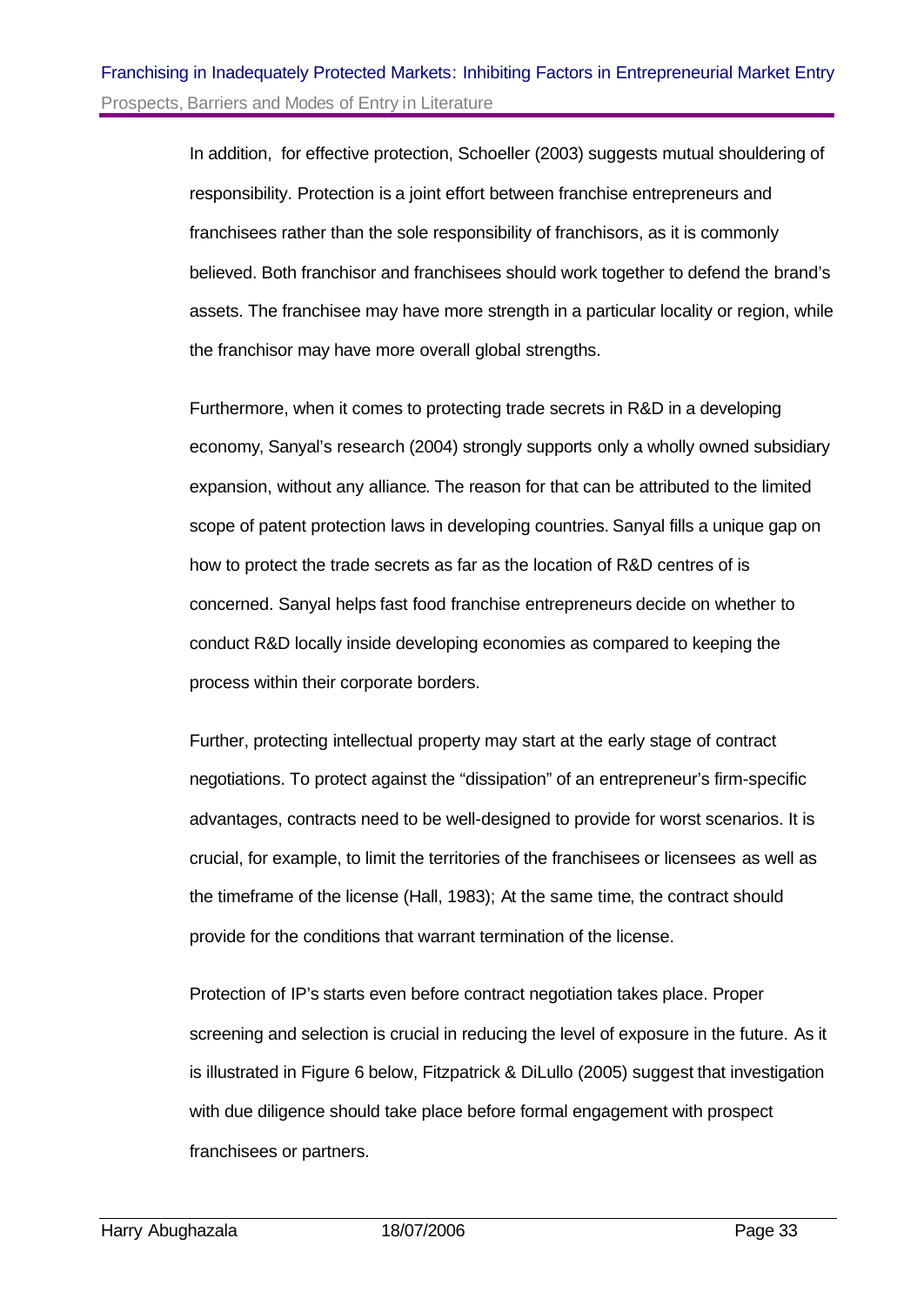In addition, for effective protection, Schoeller (2003) suggests mutual shouldering of responsibility. Protection is a joint effort between franchise entrepreneurs and franchisees rather than the sole responsibility of franchisors, as it is commonly believed. Both franchisor and franchisees should work together to defend the brand's assets. The franchisee may have more strength in a particular locality or region, while the franchisor may have more overall global strengths.

Furthermore, when it comes to protecting trade secrets in R&D in a developing economy, Sanyal's research (2004) strongly supports only a wholly owned subsidiary expansion, without any alliance. The reason for that can be attributed to the limited scope of patent protection laws in developing countries. Sanyal fills a unique gap on how to protect the trade secrets as far as the location of R&D centres of is concerned. Sanyal helps fast food franchise entrepreneurs decide on whether to conduct R&D locally inside developing economies as compared to keeping the process within their corporate borders.

Further, protecting intellectual property may start at the early stage of contract negotiations. To protect against the "dissipation" of an entrepreneur's firm-specific advantages, contracts need to be well-designed to provide for worst scenarios. It is crucial, for example, to limit the territories of the franchisees or licensees as well as the timeframe of the license (Hall, 1983); At the same time, the contract should provide for the conditions that warrant termination of the license.

Protection of IP's starts even before contract negotiation takes place. Proper screening and selection is crucial in reducing the level of exposure in the future. As it is illustrated in Figure 6 below, Fitzpatrick & DiLullo (2005) suggest that investigation with due diligence should take place before formal engagement with prospect franchisees or partners.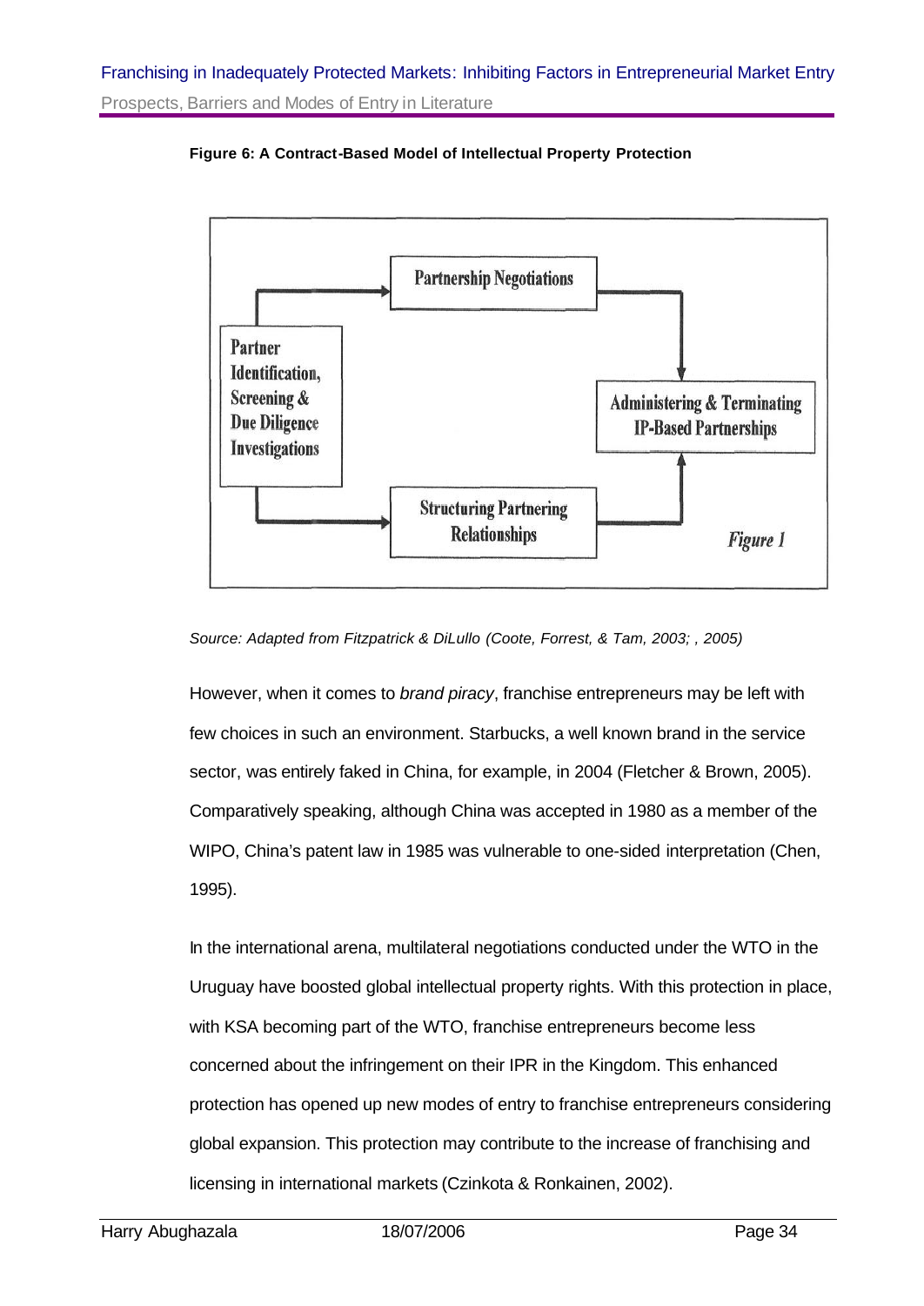**Figure 6: A Contract-Based Model of Intellectual Property Protection**

Partner Identification, Screening & Due Diligence Investigations

Partnership Negotiations

Structuring Partnering Relationships

Administering & Terminating IP-Based Partnerships

*Figure 1*

*Source: Adapted from Fitzpatrick & DiLullo (Coote, Forrest, & Tam, 2003; , 2005)*

However, when it comes to *brand piracy*, franchise entrepreneurs may be left with few choices in such an environment. Starbucks, a well known brand in the service sector, was entirely faked in China, for example, in 2004 (Fletcher & Brown, 2005). Comparatively speaking, although China was accepted in 1980 as a member of the WIPO, China's patent law in 1985 was vulnerable to one-sided interpretation (Chen, 1995).

In the international arena, multilateral negotiations conducted under the WTO in the Uruguay have boosted global intellectual property rights. With this protection in place, with KSA becoming part of the WTO, franchise entrepreneurs become less concerned about the infringement on their IPR in the Kingdom. This enhanced protection has opened up new modes of entry to franchise entrepreneurs considering global expansion. This protection may contribute to the increase of franchising and licensing in international markets (Czinkota & Ronkainen, 2002).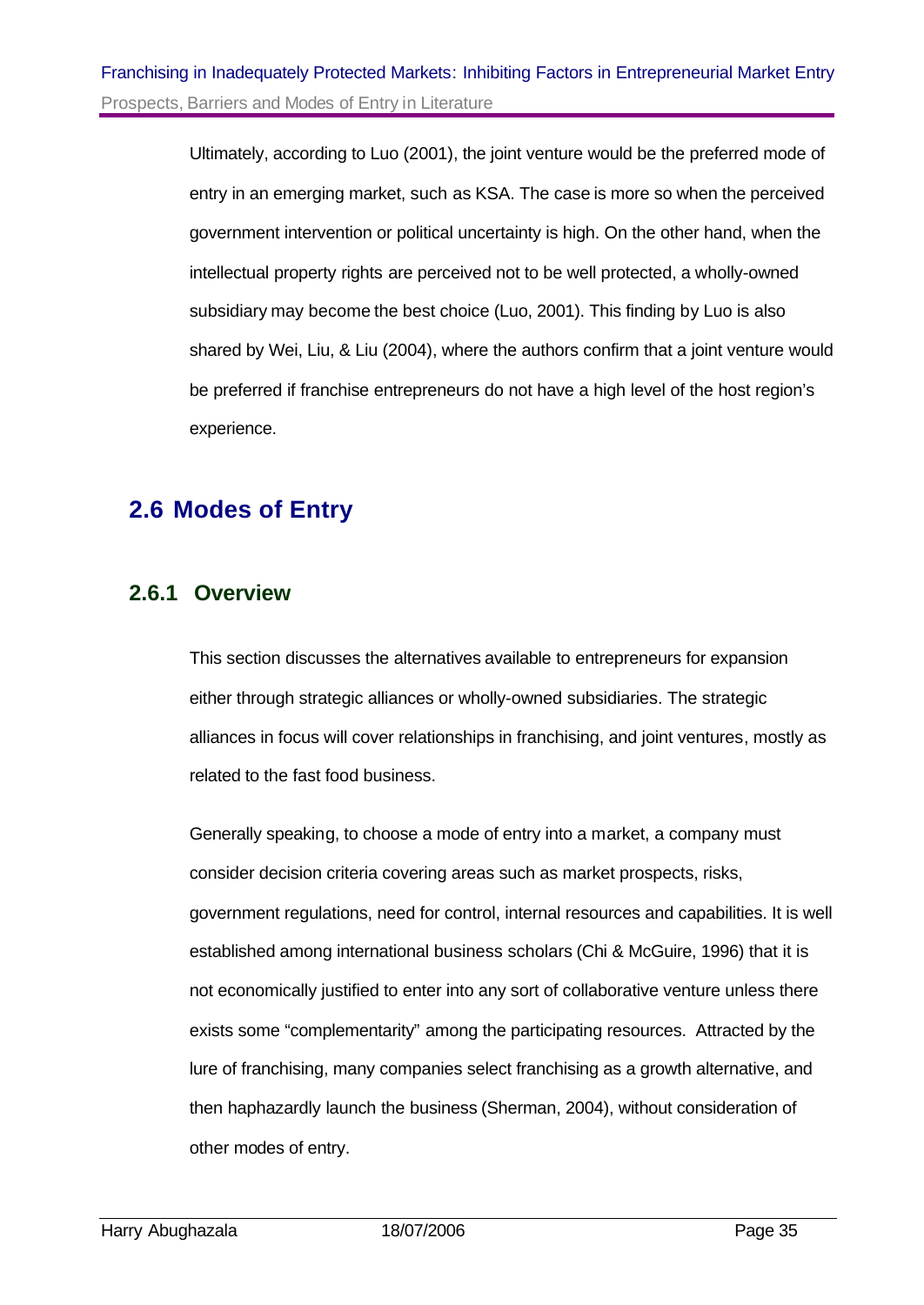Ultimately, according to Luo (2001), the joint venture would be the preferred mode of entry in an emerging market, such as KSA. The case is more so when the perceived government intervention or political uncertainty is high. On the other hand, when the intellectual property rights are perceived not to be well protected, a wholly-owned subsidiary may become the best choice (Luo, 2001). This finding by Luo is also shared by Wei, Liu, & Liu (2004), where the authors confirm that a joint venture would be preferred if franchise entrepreneurs do not have a high level of the host region's experience.

## 2.6 Modes of Entry

### 2.6.1 Overview

This section discusses the alternatives available to entrepreneurs for expansion either through strategic alliances or wholly-owned subsidiaries. The strategic alliances in focus will cover relationships in franchising, and joint ventures, mostly as related to the fast food business.

Generally speaking, to choose a mode of entry into a market, a company must consider decision criteria covering areas such as market prospects, risks, government regulations, need for control, internal resources and capabilities. It is well established among international business scholars (Chi & McGuire, 1996) that it is not economically justified to enter into any sort of collaborative venture unless there exists some "complementarity" among the participating resources. Attracted by the lure of franchising, many companies select franchising as a growth alternative, and then haphazardly launch the business (Sherman, 2004), without consideration of other modes of entry.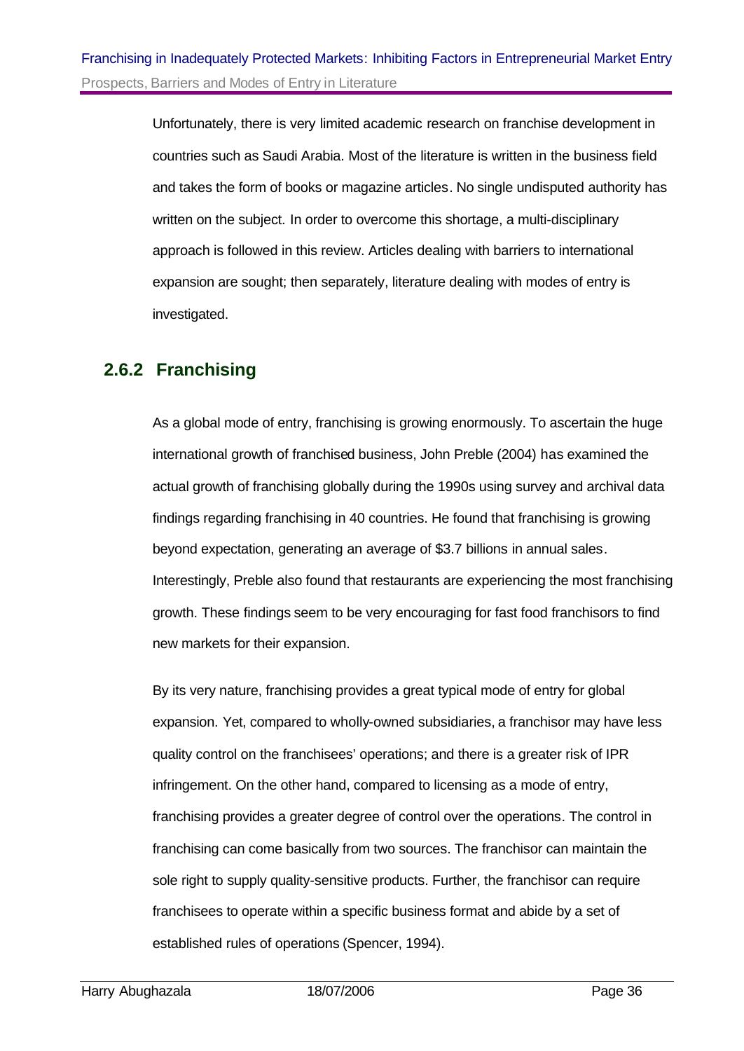Unfortunately, there is very limited academic research on franchise development in countries such as Saudi Arabia. Most of the literature is written in the business field and takes the form of books or magazine articles. No single undisputed authority has written on the subject. In order to overcome this shortage, a multi-disciplinary approach is followed in this review. Articles dealing with barriers to international expansion are sought; then separately, literature dealing with modes of entry is investigated.

### 2.6.2 Franchising

As a global mode of entry, franchising is growing enormously. To ascertain the huge international growth of franchised business, John Preble (2004) has examined the actual growth of franchising globally during the 1990s using survey and archival data findings regarding franchising in 40 countries. He found that franchising is growing beyond expectation, generating an average of $3.7 billions in annual sales. Interestingly, Preble also found that restaurants are experiencing the most franchising growth. These findings seem to be very encouraging for fast food franchisors to find new markets for their expansion.

By its very nature, franchising provides a great typical mode of entry for global expansion. Yet, compared to wholly-owned subsidiaries, a franchisor may have less quality control on the franchisees' operations; and there is a greater risk of IPR infringement. On the other hand, compared to licensing as a mode of entry, franchising provides a greater degree of control over the operations. The control in franchising can come basically from two sources. The franchisor can maintain the sole right to supply quality-sensitive products. Further, the franchisor can require franchisees to operate within a specific business format and abide by a set of established rules of operations (Spencer, 1994).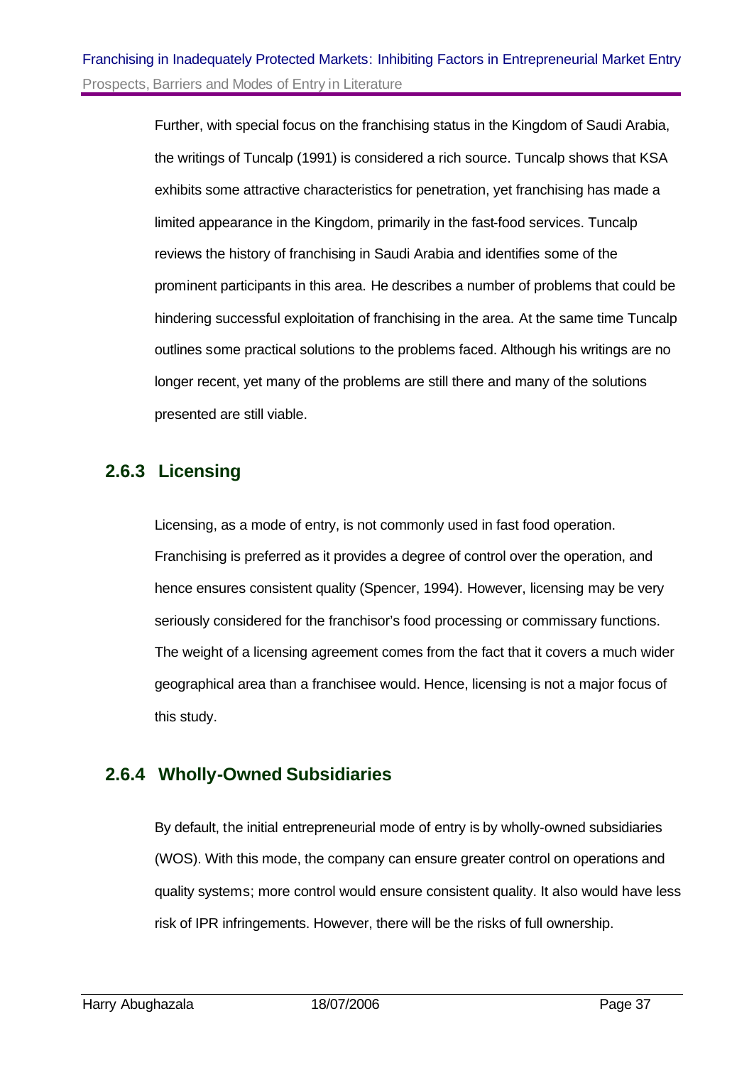Further, with special focus on the franchising status in the Kingdom of Saudi Arabia, the writings of Tuncalp (1991) is considered a rich source. Tuncalp shows that KSA exhibits some attractive characteristics for penetration, yet franchising has made a limited appearance in the Kingdom, primarily in the fast-food services. Tuncalp reviews the history of franchising in Saudi Arabia and identifies some of the prominent participants in this area. He describes a number of problems that could be hindering successful exploitation of franchising in the area. At the same time Tuncalp outlines some practical solutions to the problems faced. Although his writings are no longer recent, yet many of the problems are still there and many of the solutions presented are still viable.

### 2.6.3 Licensing

Licensing, as a mode of entry, is not commonly used in fast food operation. Franchising is preferred as it provides a degree of control over the operation, and hence ensures consistent quality (Spencer, 1994). However, licensing may be very seriously considered for the franchisor's food processing or commissary functions. The weight of a licensing agreement comes from the fact that it covers a much wider geographical area than a franchisee would. Hence, licensing is not a major focus of this study.

### 2.6.4 Wholly-Owned Subsidiaries

By default, the initial entrepreneurial mode of entry is by wholly-owned subsidiaries (WOS). With this mode, the company can ensure greater control on operations and quality systems; more control would ensure consistent quality. It also would have less risk of IPR infringements. However, there will be the risks of full ownership.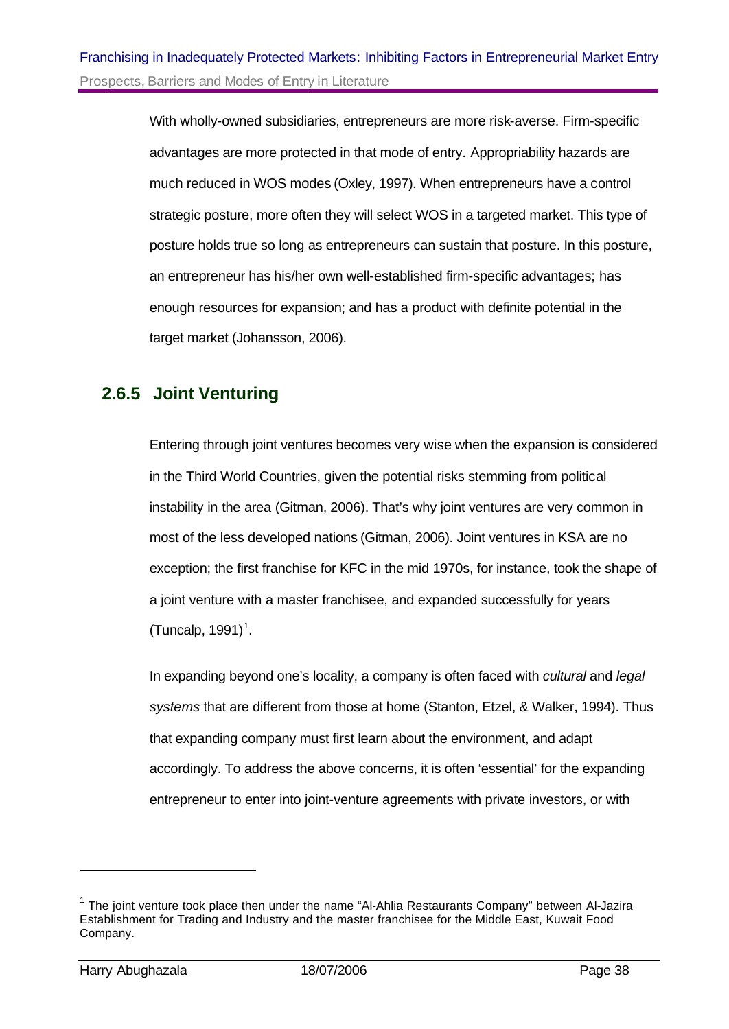With wholly-owned subsidiaries, entrepreneurs are more risk-averse. Firm-specific advantages are more protected in that mode of entry. Appropriability hazards are much reduced in WOS modes (Oxley, 1997). When entrepreneurs have a control strategic posture, more often they will select WOS in a targeted market. This type of posture holds true so long as entrepreneurs can sustain that posture. In this posture, an entrepreneur has his/her own well-established firm-specific advantages; has enough resources for expansion; and has a product with definite potential in the target market (Johansson, 2006).

### 2.6.5 Joint Venturing

Entering through joint ventures becomes very wise when the expansion is considered in the Third World Countries, given the potential risks stemming from political instability in the area (Gitman, 2006). That's why joint ventures are very common in most of the less developed nations (Gitman, 2006). Joint ventures in KSA are no exception; the first franchise for KFC in the mid 1970s, for instance, took the shape of a joint venture with a master franchisee, and expanded successfully for years (Tuncalp, 1991)[1].

In expanding beyond one's locality, a company is often faced with *cultural* and *legal systems* that are different from those at home (Stanton, Etzel, & Walker, 1994). Thus that expanding company must first learn about the environment, and adapt accordingly. To address the above concerns, it is often 'essential' for the expanding entrepreneur to enter into joint-venture agreements with private investors, or with

[1] The joint venture took place then under the name "Al-Ahlia Restaurants Company" between Al-Jazira Establishment for Trading and Industry and the master franchisee for the Middle East, Kuwait Food Company.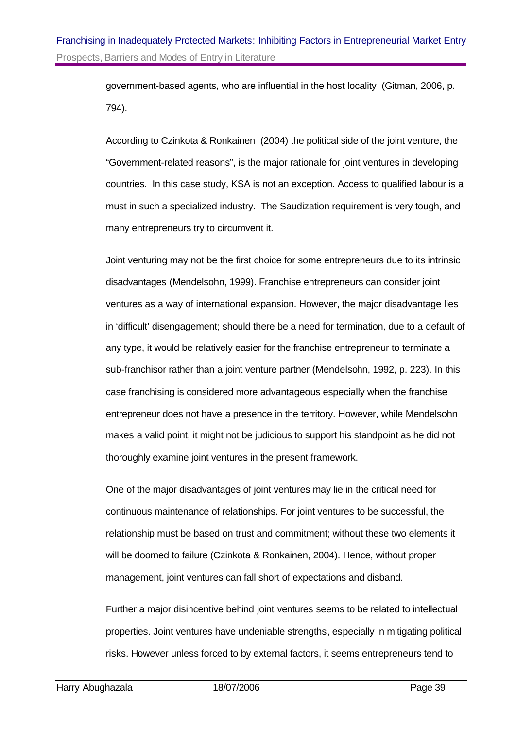government-based agents, who are influential in the host locality (Gitman, 2006, p. 794).

According to Czinkota & Ronkainen (2004) the political side of the joint venture, the "Government-related reasons", is the major rationale for joint ventures in developing countries. In this case study, KSA is not an exception. Access to qualified labour is a must in such a specialized industry. The Saudization requirement is very tough, and many entrepreneurs try to circumvent it.

Joint venturing may not be the first choice for some entrepreneurs due to its intrinsic disadvantages (Mendelsohn, 1999). Franchise entrepreneurs can consider joint ventures as a way of international expansion. However, the major disadvantage lies in 'difficult' disengagement; should there be a need for termination, due to a default of any type, it would be relatively easier for the franchise entrepreneur to terminate a sub-franchisor rather than a joint venture partner (Mendelsohn, 1992, p. 223). In this case franchising is considered more advantageous especially when the franchise entrepreneur does not have a presence in the territory. However, while Mendelsohn makes a valid point, it might not be judicious to support his standpoint as he did not thoroughly examine joint ventures in the present framework.

One of the major disadvantages of joint ventures may lie in the critical need for continuous maintenance of relationships. For joint ventures to be successful, the relationship must be based on trust and commitment; without these two elements it will be doomed to failure (Czinkota & Ronkainen, 2004). Hence, without proper management, joint ventures can fall short of expectations and disband.

Further a major disincentive behind joint ventures seems to be related to intellectual properties. Joint ventures have undeniable strengths, especially in mitigating political risks. However unless forced to by external factors, it seems entrepreneurs tend to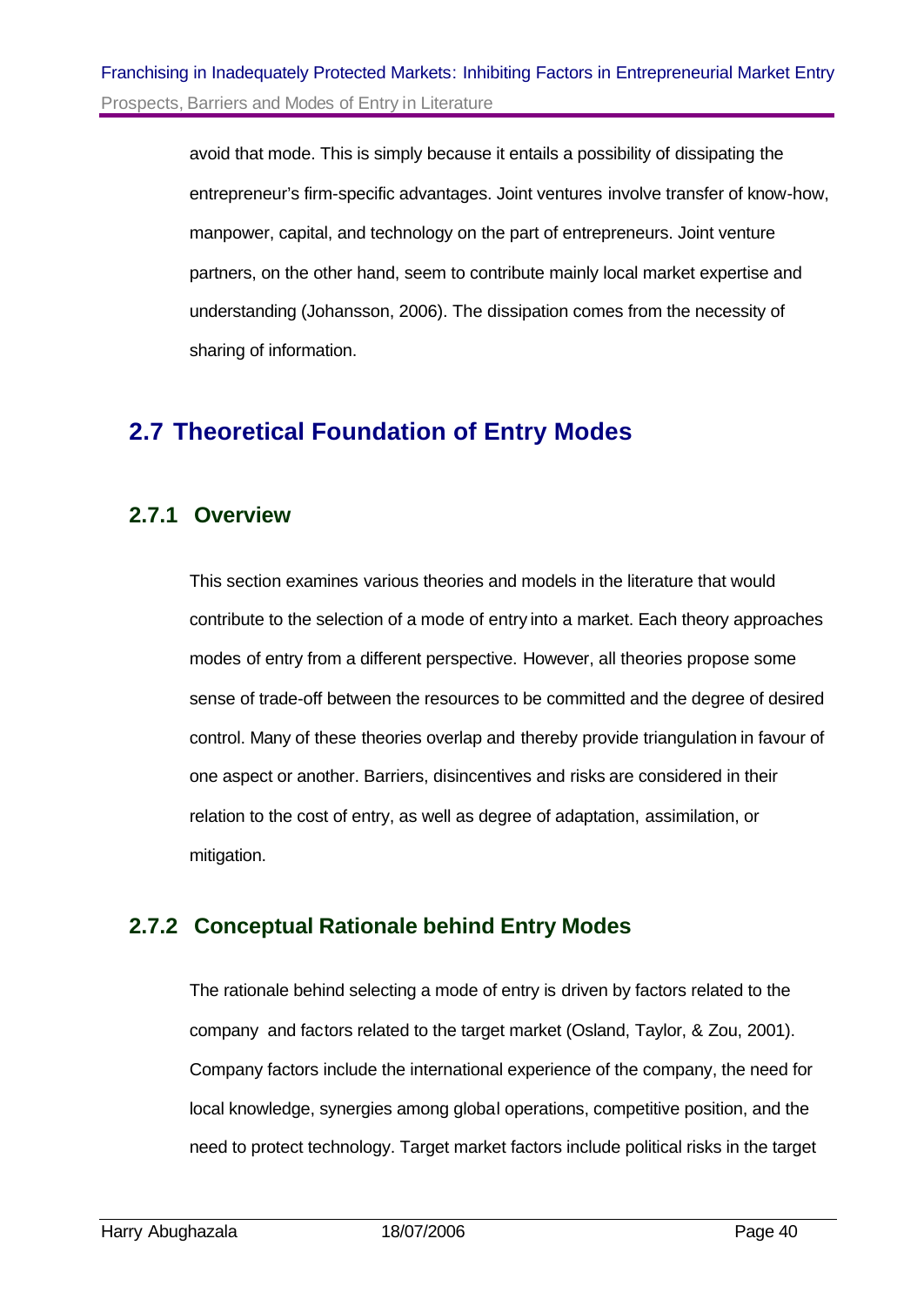avoid that mode. This is simply because it entails a possibility of dissipating the entrepreneur's firm-specific advantages. Joint ventures involve transfer of know-how, manpower, capital, and technology on the part of entrepreneurs. Joint venture partners, on the other hand, seem to contribute mainly local market expertise and understanding (Johansson, 2006). The dissipation comes from the necessity of sharing of information.

## 2.7 Theoretical Foundation of Entry Modes

### 2.7.1 Overview

This section examines various theories and models in the literature that would contribute to the selection of a mode of entry into a market. Each theory approaches modes of entry from a different perspective. However, all theories propose some sense of trade-off between the resources to be committed and the degree of desired control. Many of these theories overlap and thereby provide triangulation in favour of one aspect or another. Barriers, disincentives and risks are considered in their relation to the cost of entry, as well as degree of adaptation, assimilation, or mitigation.

### 2.7.2 Conceptual Rationale behind Entry Modes

The rationale behind selecting a mode of entry is driven by factors related to the company and factors related to the target market (Osland, Taylor, & Zou, 2001). Company factors include the international experience of the company, the need for local knowledge, synergies among global operations, competitive position, and the need to protect technology. Target market factors include political risks in the target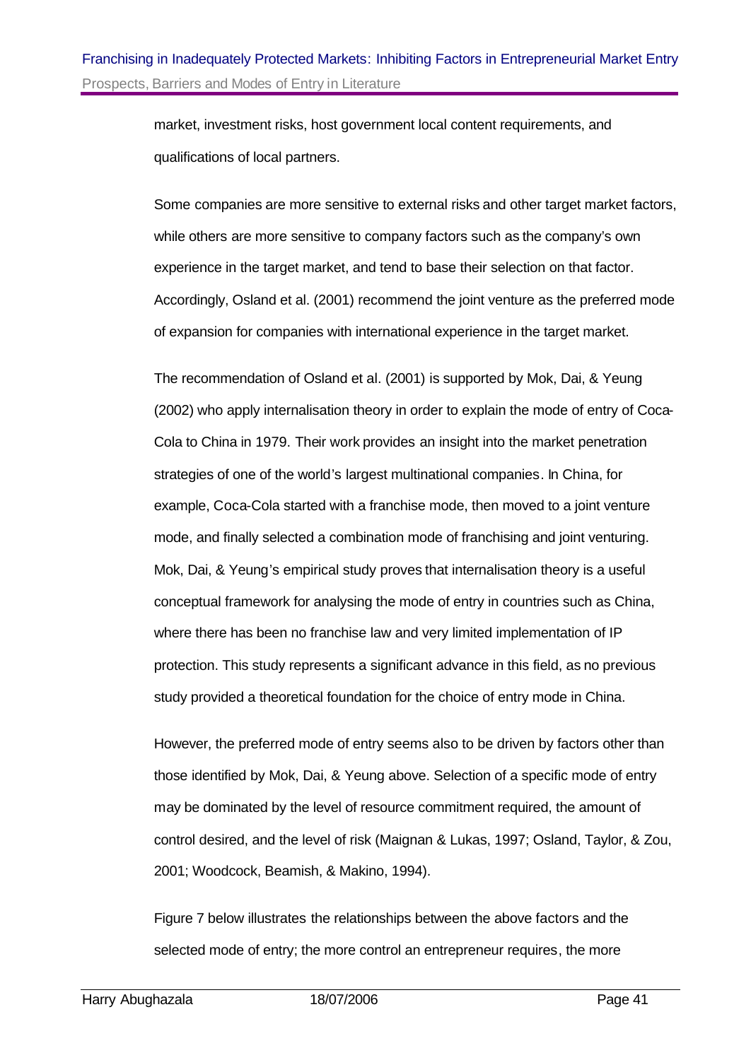market, investment risks, host government local content requirements, and qualifications of local partners.

Some companies are more sensitive to external risks and other target market factors, while others are more sensitive to company factors such as the company's own experience in the target market, and tend to base their selection on that factor. Accordingly, Osland et al. (2001) recommend the joint venture as the preferred mode of expansion for companies with international experience in the target market.

The recommendation of Osland et al. (2001) is supported by Mok, Dai, & Yeung (2002) who apply internalisation theory in order to explain the mode of entry of Coca-Cola to China in 1979. Their work provides an insight into the market penetration strategies of one of the world's largest multinational companies. In China, for example, Coca-Cola started with a franchise mode, then moved to a joint venture mode, and finally selected a combination mode of franchising and joint venturing. Mok, Dai, & Yeung's empirical study proves that internalisation theory is a useful conceptual framework for analysing the mode of entry in countries such as China, where there has been no franchise law and very limited implementation of IP protection. This study represents a significant advance in this field, as no previous study provided a theoretical foundation for the choice of entry mode in China.

However, the preferred mode of entry seems also to be driven by factors other than those identified by Mok, Dai, & Yeung above. Selection of a specific mode of entry may be dominated by the level of resource commitment required, the amount of control desired, and the level of risk (Maignan & Lukas, 1997; Osland, Taylor, & Zou, 2001; Woodcock, Beamish, & Makino, 1994).

Figure 7 below illustrates the relationships between the above factors and the selected mode of entry; the more control an entrepreneur requires, the more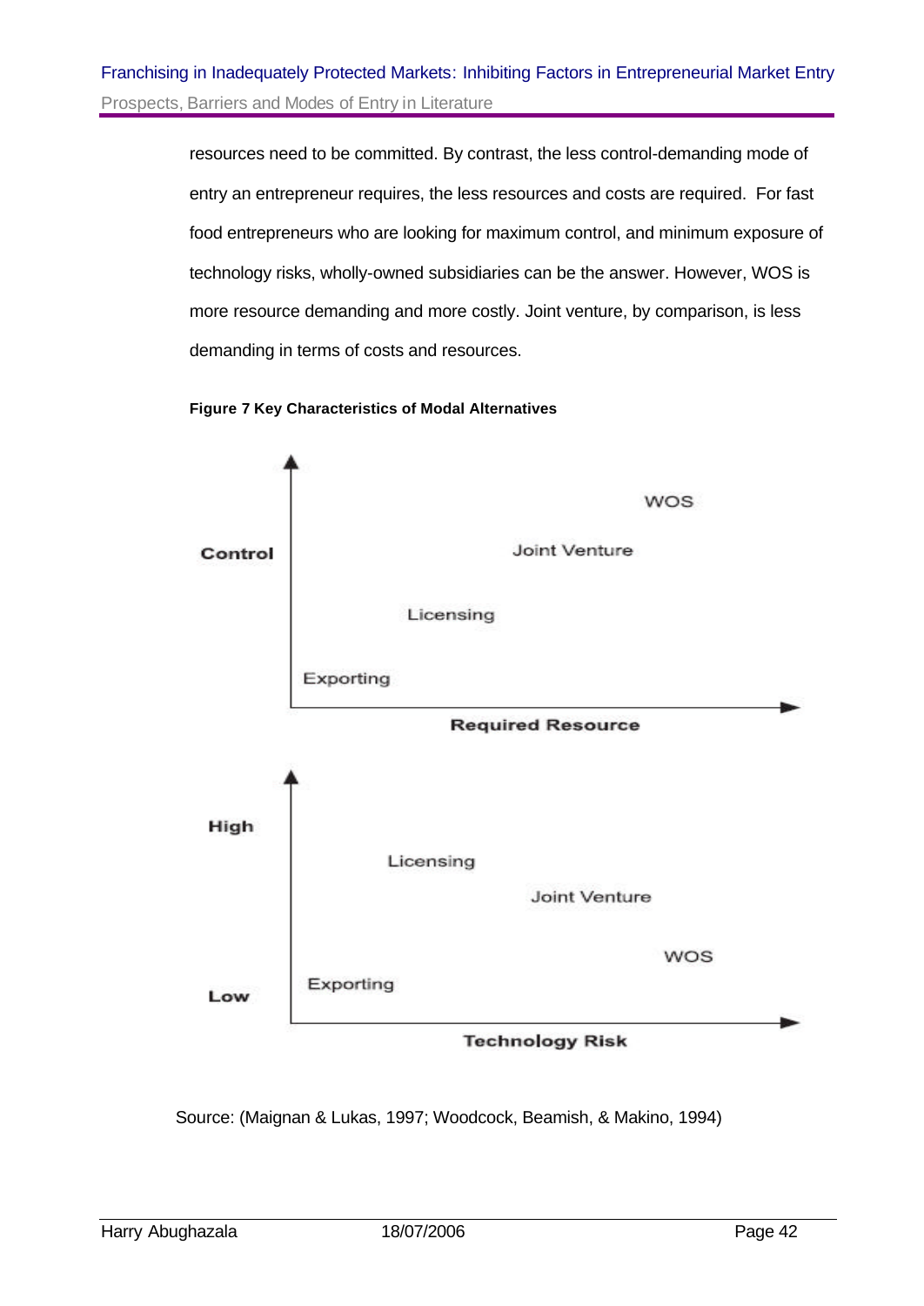resources need to be committed. By contrast, the less control-demanding mode of entry an entrepreneur requires, the less resources and costs are required. For fast food entrepreneurs who are looking for maximum control, and minimum exposure of technology risks, wholly-owned subsidiaries can be the answer. However, WOS is more resource demanding and more costly. Joint venture, by comparison, is less demanding in terms of costs and resources.

**Figure 7 Key Characteristics of Modal Alternatives**

Source: (Maignan & Lukas, 1997; Woodcock, Beamish, & Makino, 1994)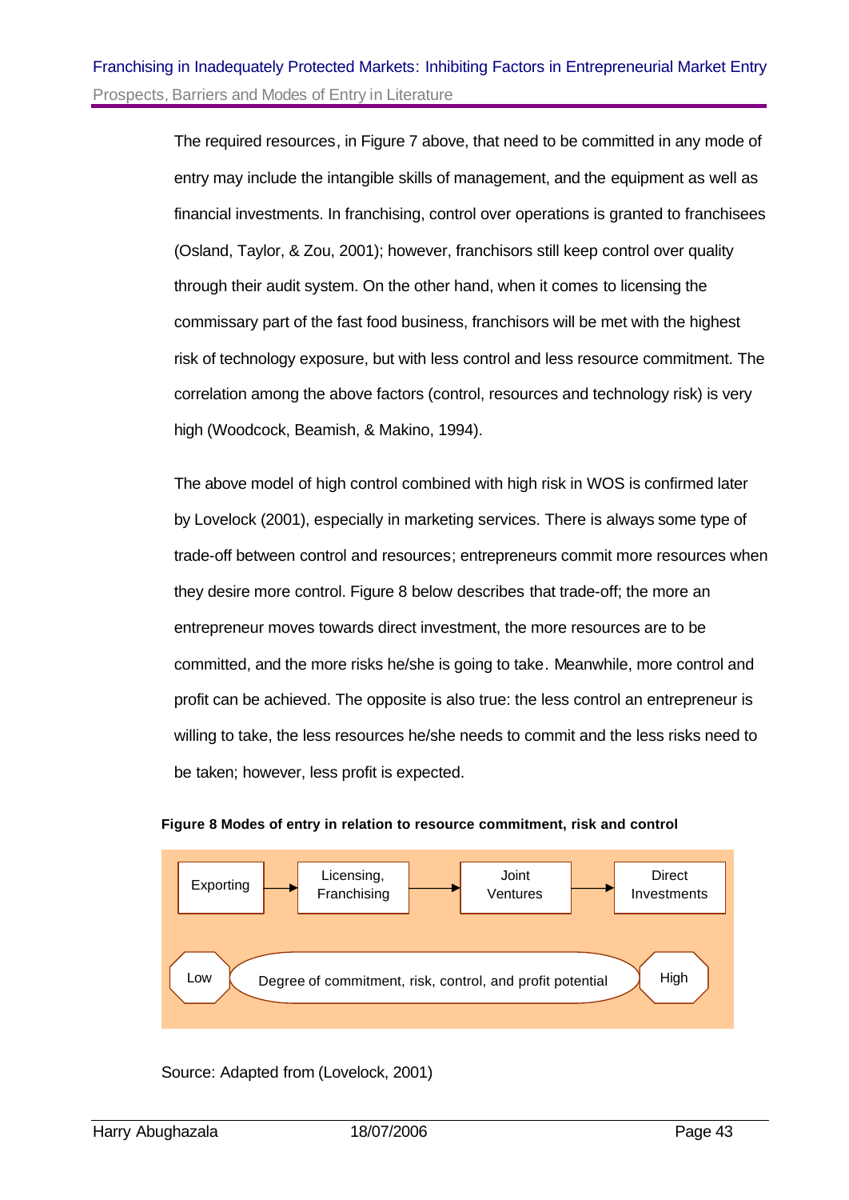The required resources, in Figure 7 above, that need to be committed in any mode of entry may include the intangible skills of management, and the equipment as well as financial investments. In franchising, control over operations is granted to franchisees (Osland, Taylor, & Zou, 2001); however, franchisors still keep control over quality through their audit system. On the other hand, when it comes to licensing the commissary part of the fast food business, franchisors will be met with the highest risk of technology exposure, but with less control and less resource commitment. The correlation among the above factors (control, resources and technology risk) is very high (Woodcock, Beamish, & Makino, 1994).

The above model of high control combined with high risk in WOS is confirmed later by Lovelock (2001), especially in marketing services. There is always some type of trade-off between control and resources; entrepreneurs commit more resources when they desire more control. Figure 8 below describes that trade-off; the more an entrepreneur moves towards direct investment, the more resources are to be committed, and the more risks he/she is going to take. Meanwhile, more control and profit can be achieved. The opposite is also true: the less control an entrepreneur is willing to take, the less resources he/she needs to commit and the less risks need to be taken; however, less profit is expected.

**Figure 8 Modes of entry in relation to resource commitment, risk and control**

Exporting → Licensing, Franchising → Joint Ventures → Direct Investments

Low — Degree of commitment, risk, control, and profit potential — High

Source: Adapted from (Lovelock, 2001)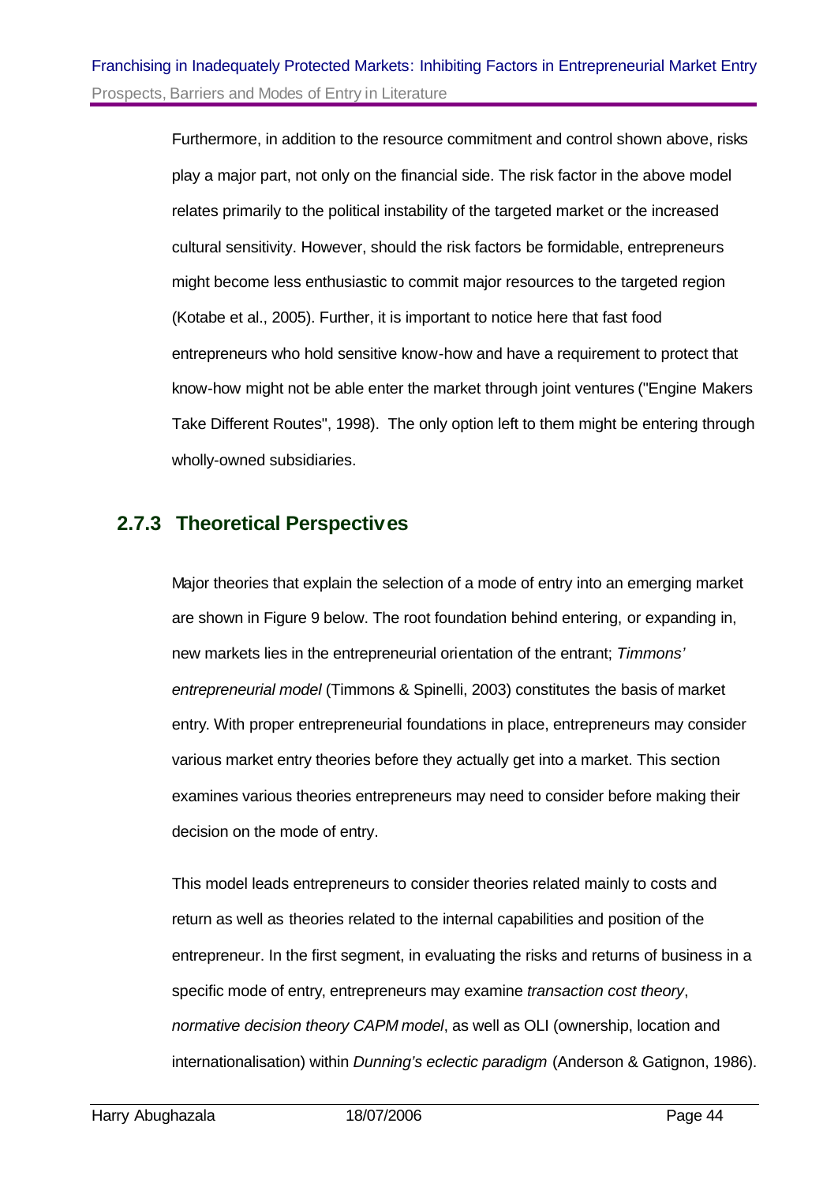Furthermore, in addition to the resource commitment and control shown above, risks play a major part, not only on the financial side. The risk factor in the above model relates primarily to the political instability of the targeted market or the increased cultural sensitivity. However, should the risk factors be formidable, entrepreneurs might become less enthusiastic to commit major resources to the targeted region (Kotabe et al., 2005). Further, it is important to notice here that fast food entrepreneurs who hold sensitive know-how and have a requirement to protect that know-how might not be able enter the market through joint ventures ("Engine Makers Take Different Routes", 1998). The only option left to them might be entering through wholly-owned subsidiaries.

### 2.7.3 Theoretical Perspectives

Major theories that explain the selection of a mode of entry into an emerging market are shown in Figure 9 below. The root foundation behind entering, or expanding in, new markets lies in the entrepreneurial orientation of the entrant; *Timmons' entrepreneurial model* (Timmons & Spinelli, 2003) constitutes the basis of market entry. With proper entrepreneurial foundations in place, entrepreneurs may consider various market entry theories before they actually get into a market. This section examines various theories entrepreneurs may need to consider before making their decision on the mode of entry.

This model leads entrepreneurs to consider theories related mainly to costs and return as well as theories related to the internal capabilities and position of the entrepreneur. In the first segment, in evaluating the risks and returns of business in a specific mode of entry, entrepreneurs may examine *transaction cost theory*, *normative decision theory CAPM model*, as well as OLI (ownership, location and internationalisation) within *Dunning's eclectic paradigm* (Anderson & Gatignon, 1986).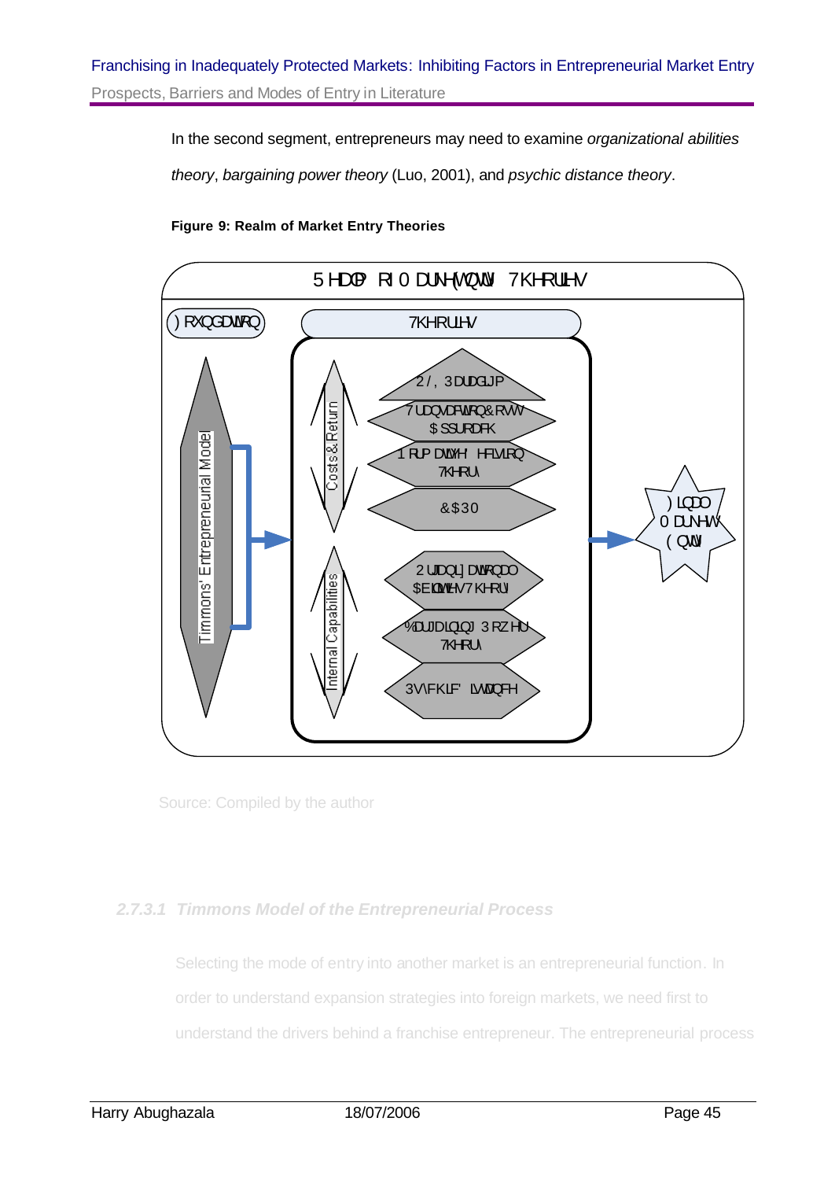In the second segment, entrepreneurs may need to examine *organizational abilities theory*, *bargaining power theory* (Luo, 2001), and *psychic distance theory*.

**Figure 9: Realm of Market Entry Theories**

Source: Compiled by the author

#### *2.7.3.1 Timmons Model of the Entrepreneurial Process*

Selecting the mode of entry into another market is an entrepreneurial function. In order to understand expansion strategies into foreign markets, we need first to understand the drivers behind a franchise entrepreneur. The entrepreneurial process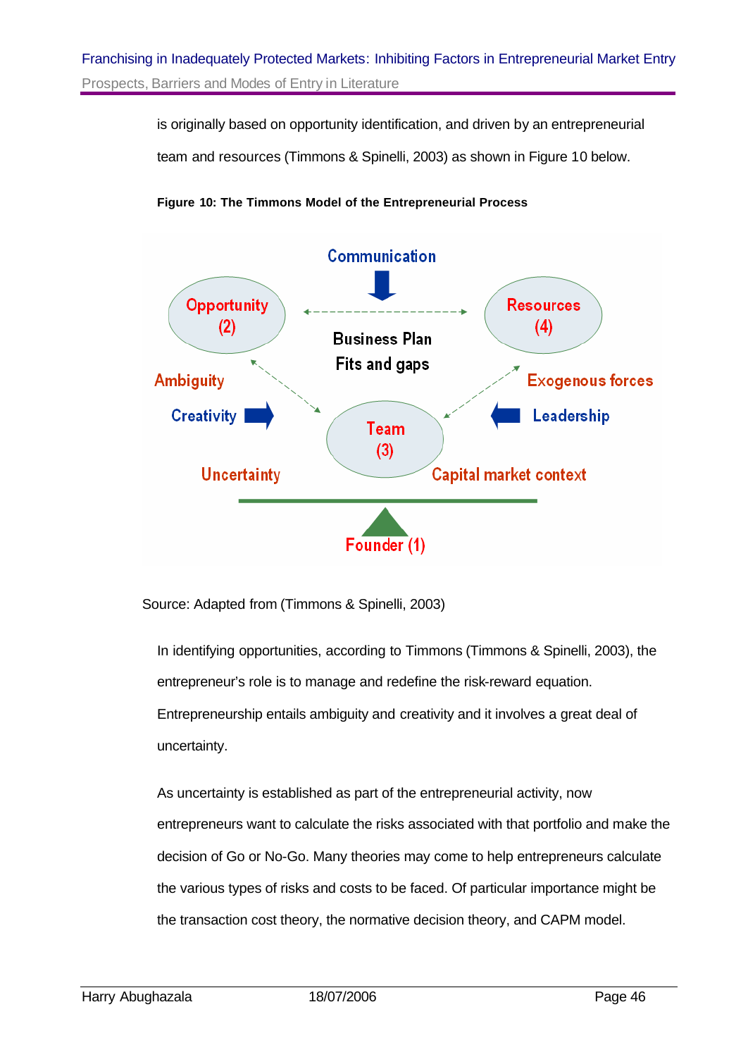is originally based on opportunity identification, and driven by an entrepreneurial team and resources (Timmons & Spinelli, 2003) as shown in Figure 10 below.

**Figure 10: The Timmons Model of the Entrepreneurial Process**

Communication

Opportunity (2)

Business Plan

Fits and gaps

Resources (4)

Ambiguity

Exogenous forces

Creativity

Team (3)

Leadership

Uncertainty

Capital market context

Founder (1)

Source: Adapted from (Timmons & Spinelli, 2003)

In identifying opportunities, according to Timmons (Timmons & Spinelli, 2003), the entrepreneur's role is to manage and redefine the risk-reward equation. Entrepreneurship entails ambiguity and creativity and it involves a great deal of uncertainty.

As uncertainty is established as part of the entrepreneurial activity, now entrepreneurs want to calculate the risks associated with that portfolio and make the decision of Go or No-Go. Many theories may come to help entrepreneurs calculate the various types of risks and costs to be faced. Of particular importance might be the transaction cost theory, the normative decision theory, and CAPM model.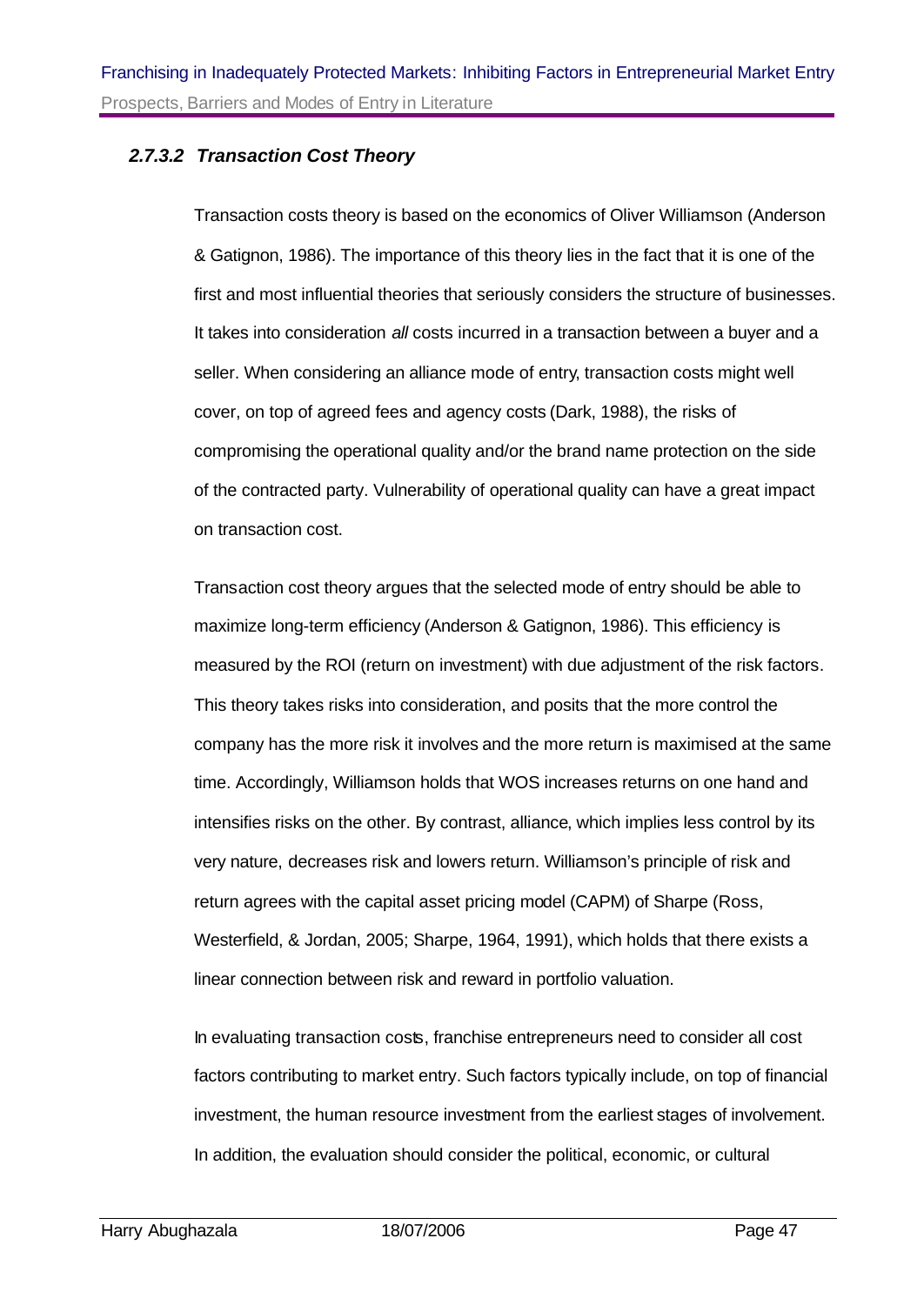#### *2.7.3.2 Transaction Cost Theory*

Transaction costs theory is based on the economics of Oliver Williamson (Anderson & Gatignon, 1986). The importance of this theory lies in the fact that it is one of the first and most influential theories that seriously considers the structure of businesses. It takes into consideration *all* costs incurred in a transaction between a buyer and a seller. When considering an alliance mode of entry, transaction costs might well cover, on top of agreed fees and agency costs (Dark, 1988), the risks of compromising the operational quality and/or the brand name protection on the side of the contracted party. Vulnerability of operational quality can have a great impact on transaction cost.

Transaction cost theory argues that the selected mode of entry should be able to maximize long-term efficiency (Anderson & Gatignon, 1986). This efficiency is measured by the ROI (return on investment) with due adjustment of the risk factors. This theory takes risks into consideration, and posits that the more control the company has the more risk it involves and the more return is maximised at the same time. Accordingly, Williamson holds that WOS increases returns on one hand and intensifies risks on the other. By contrast, alliance, which implies less control by its very nature, decreases risk and lowers return. Williamson's principle of risk and return agrees with the capital asset pricing model (CAPM) of Sharpe (Ross, Westerfield, & Jordan, 2005; Sharpe, 1964, 1991), which holds that there exists a linear connection between risk and reward in portfolio valuation.

In evaluating transaction costs, franchise entrepreneurs need to consider all cost factors contributing to market entry. Such factors typically include, on top of financial investment, the human resource investment from the earliest stages of involvement. In addition, the evaluation should consider the political, economic, or cultural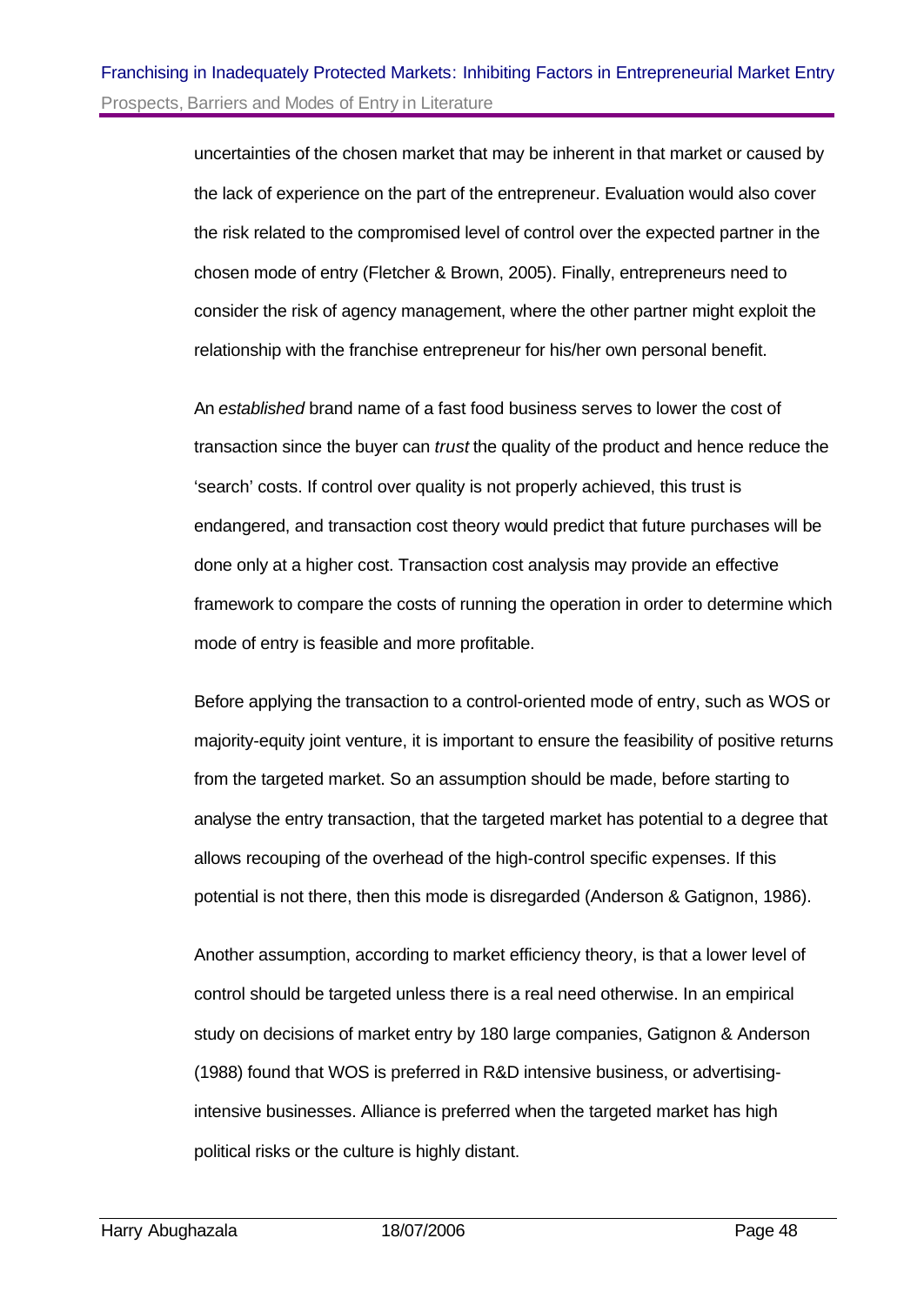uncertainties of the chosen market that may be inherent in that market or caused by the lack of experience on the part of the entrepreneur. Evaluation would also cover the risk related to the compromised level of control over the expected partner in the chosen mode of entry (Fletcher & Brown, 2005). Finally, entrepreneurs need to consider the risk of agency management, where the other partner might exploit the relationship with the franchise entrepreneur for his/her own personal benefit.

An *established* brand name of a fast food business serves to lower the cost of transaction since the buyer can *trust* the quality of the product and hence reduce the 'search' costs. If control over quality is not properly achieved, this trust is endangered, and transaction cost theory would predict that future purchases will be done only at a higher cost. Transaction cost analysis may provide an effective framework to compare the costs of running the operation in order to determine which mode of entry is feasible and more profitable.

Before applying the transaction to a control-oriented mode of entry, such as WOS or majority-equity joint venture, it is important to ensure the feasibility of positive returns from the targeted market. So an assumption should be made, before starting to analyse the entry transaction, that the targeted market has potential to a degree that allows recouping of the overhead of the high-control specific expenses. If this potential is not there, then this mode is disregarded (Anderson & Gatignon, 1986).

Another assumption, according to market efficiency theory, is that a lower level of control should be targeted unless there is a real need otherwise. In an empirical study on decisions of market entry by 180 large companies, Gatignon & Anderson (1988) found that WOS is preferred in R&D intensive business, or advertising-intensive businesses. Alliance is preferred when the targeted market has high political risks or the culture is highly distant.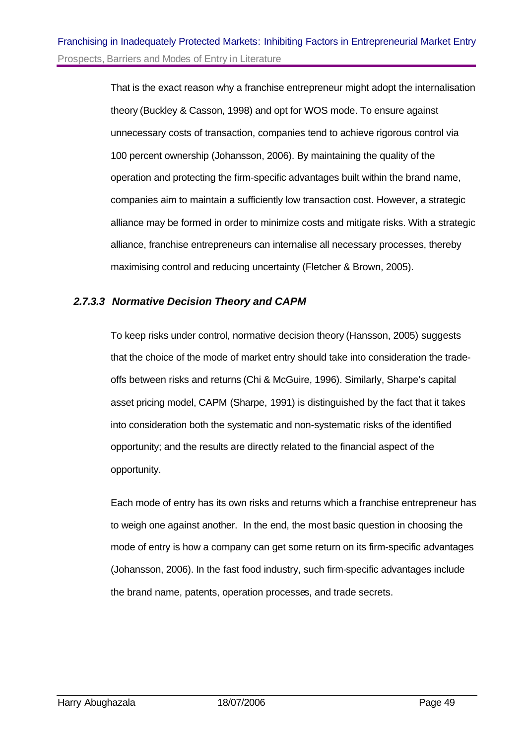That is the exact reason why a franchise entrepreneur might adopt the internalisation theory (Buckley & Casson, 1998) and opt for WOS mode. To ensure against unnecessary costs of transaction, companies tend to achieve rigorous control via 100 percent ownership (Johansson, 2006). By maintaining the quality of the operation and protecting the firm-specific advantages built within the brand name, companies aim to maintain a sufficiently low transaction cost. However, a strategic alliance may be formed in order to minimize costs and mitigate risks. With a strategic alliance, franchise entrepreneurs can internalise all necessary processes, thereby maximising control and reducing uncertainty (Fletcher & Brown, 2005).

#### *2.7.3.3 Normative Decision Theory and CAPM*

To keep risks under control, normative decision theory (Hansson, 2005) suggests that the choice of the mode of market entry should take into consideration the trade-offs between risks and returns (Chi & McGuire, 1996). Similarly, Sharpe's capital asset pricing model, CAPM (Sharpe, 1991) is distinguished by the fact that it takes into consideration both the systematic and non-systematic risks of the identified opportunity; and the results are directly related to the financial aspect of the opportunity.

Each mode of entry has its own risks and returns which a franchise entrepreneur has to weigh one against another. In the end, the most basic question in choosing the mode of entry is how a company can get some return on its firm-specific advantages (Johansson, 2006). In the fast food industry, such firm-specific advantages include the brand name, patents, operation processes, and trade secrets.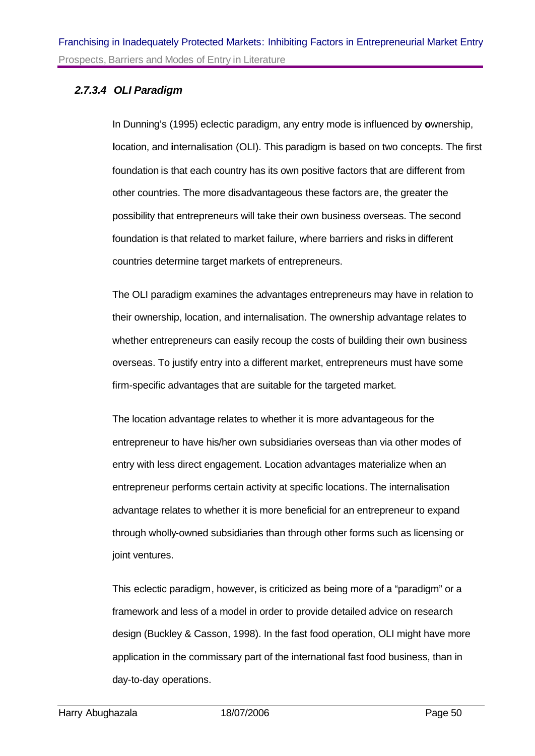#### *2.7.3.4 OLI Paradigm*

In Dunning's (1995) eclectic paradigm, any entry mode is influenced by **o**wnership, **l**ocation, and **i**nternalisation (OLI). This paradigm is based on two concepts. The first foundation is that each country has its own positive factors that are different from other countries. The more disadvantageous these factors are, the greater the possibility that entrepreneurs will take their own business overseas. The second foundation is that related to market failure, where barriers and risks in different countries determine target markets of entrepreneurs.

The OLI paradigm examines the advantages entrepreneurs may have in relation to their ownership, location, and internalisation. The ownership advantage relates to whether entrepreneurs can easily recoup the costs of building their own business overseas. To justify entry into a different market, entrepreneurs must have some firm-specific advantages that are suitable for the targeted market.

The location advantage relates to whether it is more advantageous for the entrepreneur to have his/her own subsidiaries overseas than via other modes of entry with less direct engagement. Location advantages materialize when an entrepreneur performs certain activity at specific locations. The internalisation advantage relates to whether it is more beneficial for an entrepreneur to expand through wholly-owned subsidiaries than through other forms such as licensing or joint ventures.

This eclectic paradigm, however, is criticized as being more of a "paradigm" or a framework and less of a model in order to provide detailed advice on research design (Buckley & Casson, 1998). In the fast food operation, OLI might have more application in the commissary part of the international fast food business, than in day-to-day operations.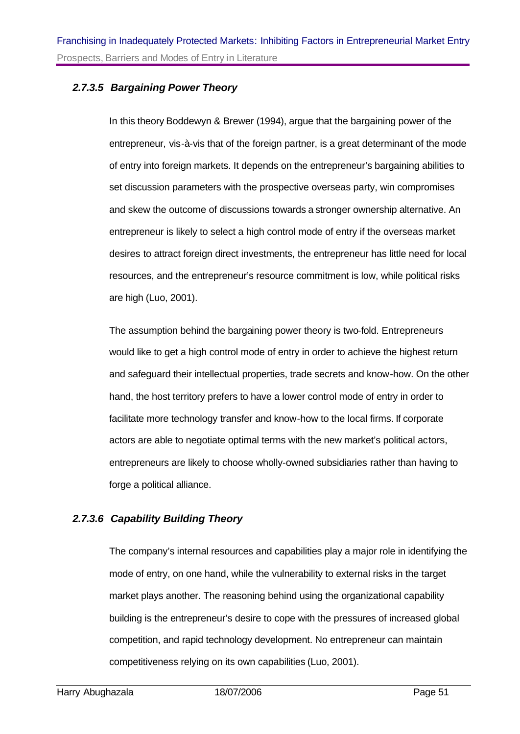#### *2.7.3.5 Bargaining Power Theory*

In this theory Boddewyn & Brewer (1994), argue that the bargaining power of the entrepreneur, vis-à-vis that of the foreign partner, is a great determinant of the mode of entry into foreign markets. It depends on the entrepreneur's bargaining abilities to set discussion parameters with the prospective overseas party, win compromises and skew the outcome of discussions towards a stronger ownership alternative. An entrepreneur is likely to select a high control mode of entry if the overseas market desires to attract foreign direct investments, the entrepreneur has little need for local resources, and the entrepreneur's resource commitment is low, while political risks are high (Luo, 2001).

The assumption behind the bargaining power theory is two-fold. Entrepreneurs would like to get a high control mode of entry in order to achieve the highest return and safeguard their intellectual properties, trade secrets and know-how. On the other hand, the host territory prefers to have a lower control mode of entry in order to facilitate more technology transfer and know-how to the local firms. If corporate actors are able to negotiate optimal terms with the new market's political actors, entrepreneurs are likely to choose wholly-owned subsidiaries rather than having to forge a political alliance.

#### *2.7.3.6 Capability Building Theory*

The company's internal resources and capabilities play a major role in identifying the mode of entry, on one hand, while the vulnerability to external risks in the target market plays another. The reasoning behind using the organizational capability building is the entrepreneur's desire to cope with the pressures of increased global competition, and rapid technology development. No entrepreneur can maintain competitiveness relying on its own capabilities (Luo, 2001).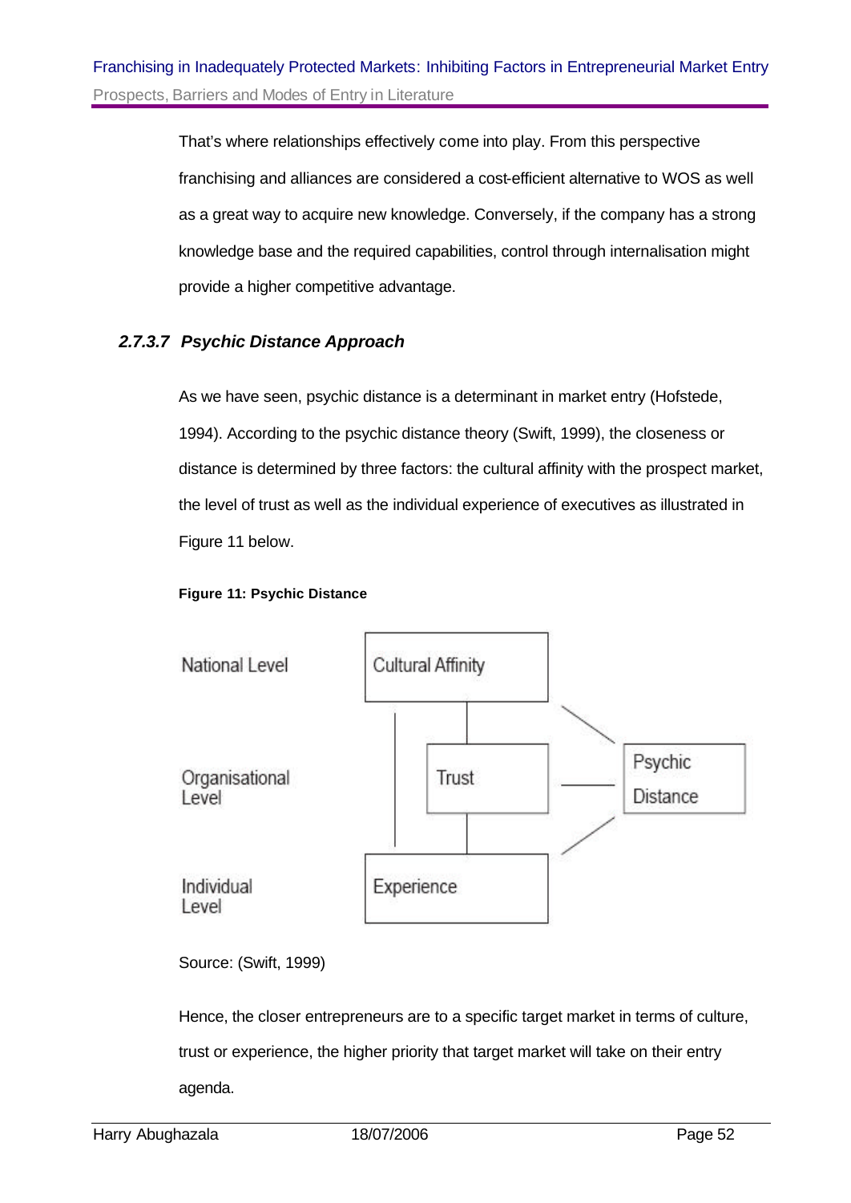That's where relationships effectively come into play. From this perspective franchising and alliances are considered a cost-efficient alternative to WOS as well as a great way to acquire new knowledge. Conversely, if the company has a strong knowledge base and the required capabilities, control through internalisation might provide a higher competitive advantage.

#### *2.7.3.7 Psychic Distance Approach*

As we have seen, psychic distance is a determinant in market entry (Hofstede, 1994). According to the psychic distance theory (Swift, 1999), the closeness or distance is determined by three factors: the cultural affinity with the prospect market, the level of trust as well as the individual experience of executives as illustrated in Figure 11 below.

**Figure 11: Psychic Distance**

Source: (Swift, 1999)

Hence, the closer entrepreneurs are to a specific target market in terms of culture, trust or experience, the higher priority that target market will take on their entry agenda.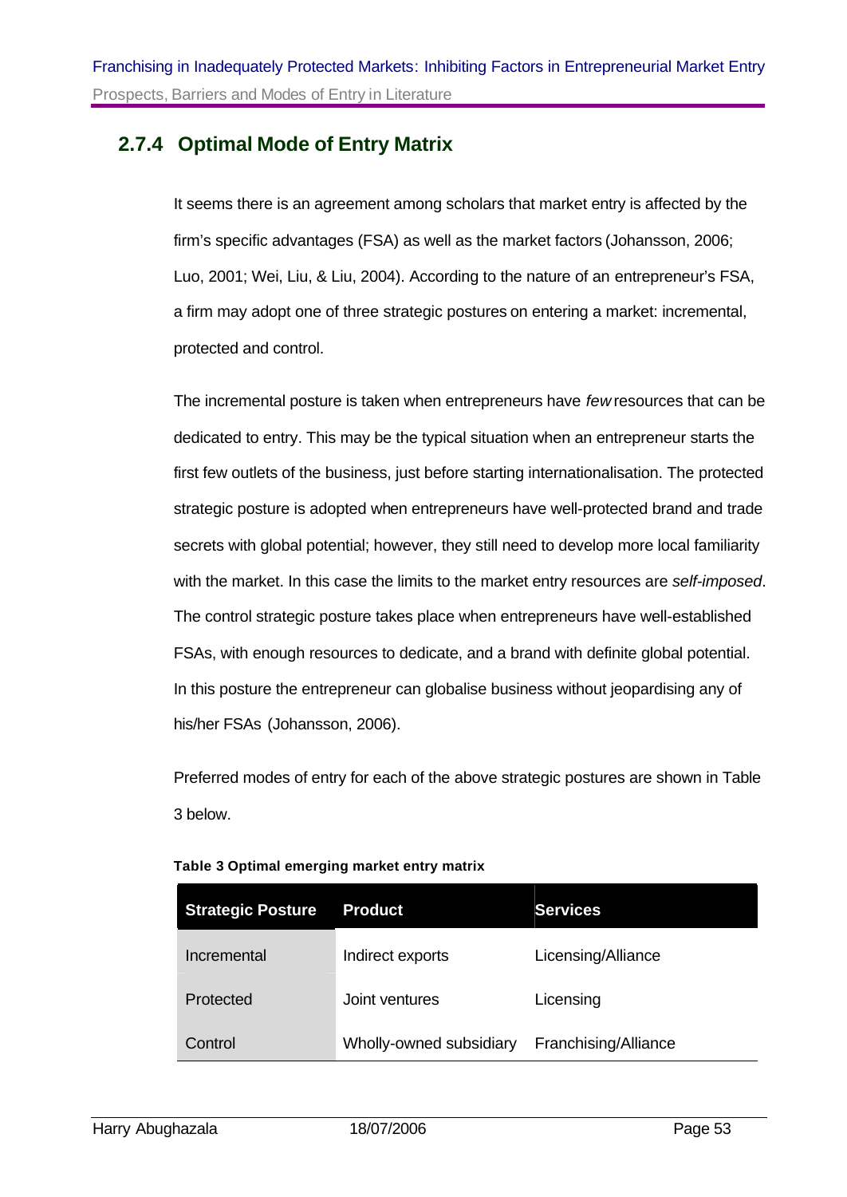### 2.7.4 Optimal Mode of Entry Matrix

It seems there is an agreement among scholars that market entry is affected by the firm's specific advantages (FSA) as well as the market factors (Johansson, 2006; Luo, 2001; Wei, Liu, & Liu, 2004). According to the nature of an entrepreneur's FSA, a firm may adopt one of three strategic postures on entering a market: incremental, protected and control.

The incremental posture is taken when entrepreneurs have *few* resources that can be dedicated to entry. This may be the typical situation when an entrepreneur starts the first few outlets of the business, just before starting internationalisation. The protected strategic posture is adopted when entrepreneurs have well-protected brand and trade secrets with global potential; however, they still need to develop more local familiarity with the market. In this case the limits to the market entry resources are *self-imposed*. The control strategic posture takes place when entrepreneurs have well-established FSAs, with enough resources to dedicate, and a brand with definite global potential. In this posture the entrepreneur can globalise business without jeopardising any of his/her FSAs (Johansson, 2006).

Preferred modes of entry for each of the above strategic postures are shown in Table 3 below.

**Table 3 Optimal emerging market entry matrix**

| Strategic Posture | Product | Services |
|---|---|---|
| Incremental | Indirect exports | Licensing/Alliance |
| Protected | Joint ventures | Licensing |
| Control | Wholly-owned subsidiary | Franchising/Alliance |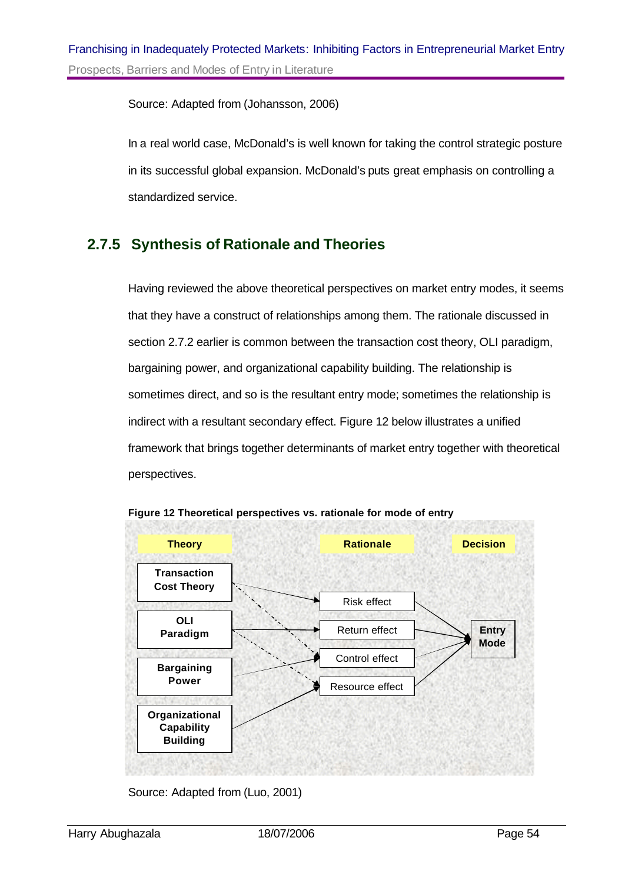Source: Adapted from (Johansson, 2006)

In a real world case, McDonald's is well known for taking the control strategic posture in its successful global expansion. McDonald's puts great emphasis on controlling a standardized service.

### 2.7.5 Synthesis of Rationale and Theories

Having reviewed the above theoretical perspectives on market entry modes, it seems that they have a construct of relationships among them. The rationale discussed in section 2.7.2 earlier is common between the transaction cost theory, OLI paradigm, bargaining power, and organizational capability building. The relationship is sometimes direct, and so is the resultant entry mode; sometimes the relationship is indirect with a resultant secondary effect. Figure 12 below illustrates a unified framework that brings together determinants of market entry together with theoretical perspectives.

**Figure 12 Theoretical perspectives vs. rationale for mode of entry**

| Theory | Rationale | Decision |
|---|---|---|
| Transaction Cost Theory | Risk effect | Entry Mode |
| OLI Paradigm | Return effect | |
| Bargaining Power | Control effect | |
| Organizational Capability Building | Resource effect | |

Source: Adapted from (Luo, 2001)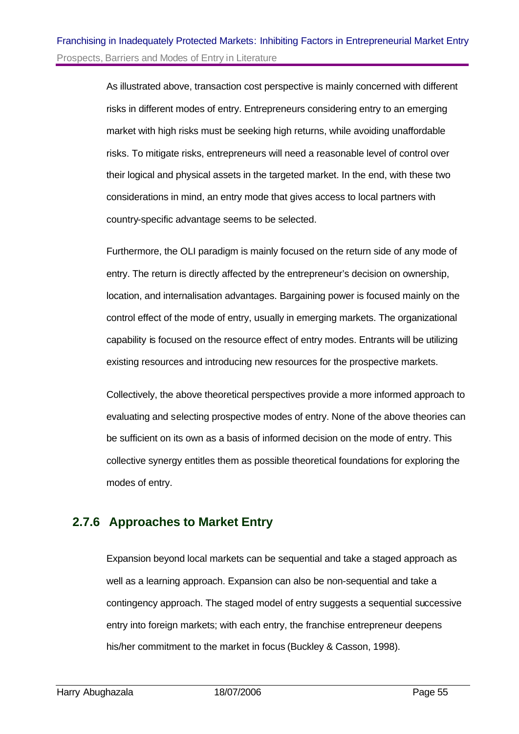As illustrated above, transaction cost perspective is mainly concerned with different risks in different modes of entry. Entrepreneurs considering entry to an emerging market with high risks must be seeking high returns, while avoiding unaffordable risks. To mitigate risks, entrepreneurs will need a reasonable level of control over their logical and physical assets in the targeted market. In the end, with these two considerations in mind, an entry mode that gives access to local partners with country-specific advantage seems to be selected.

Furthermore, the OLI paradigm is mainly focused on the return side of any mode of entry. The return is directly affected by the entrepreneur's decision on ownership, location, and internalisation advantages. Bargaining power is focused mainly on the control effect of the mode of entry, usually in emerging markets. The organizational capability is focused on the resource effect of entry modes. Entrants will be utilizing existing resources and introducing new resources for the prospective markets.

Collectively, the above theoretical perspectives provide a more informed approach to evaluating and selecting prospective modes of entry. None of the above theories can be sufficient on its own as a basis of informed decision on the mode of entry. This collective synergy entitles them as possible theoretical foundations for exploring the modes of entry.

### 2.7.6 Approaches to Market Entry

Expansion beyond local markets can be sequential and take a staged approach as well as a learning approach. Expansion can also be non-sequential and take a contingency approach. The staged model of entry suggests a sequential successive entry into foreign markets; with each entry, the franchise entrepreneur deepens his/her commitment to the market in focus (Buckley & Casson, 1998).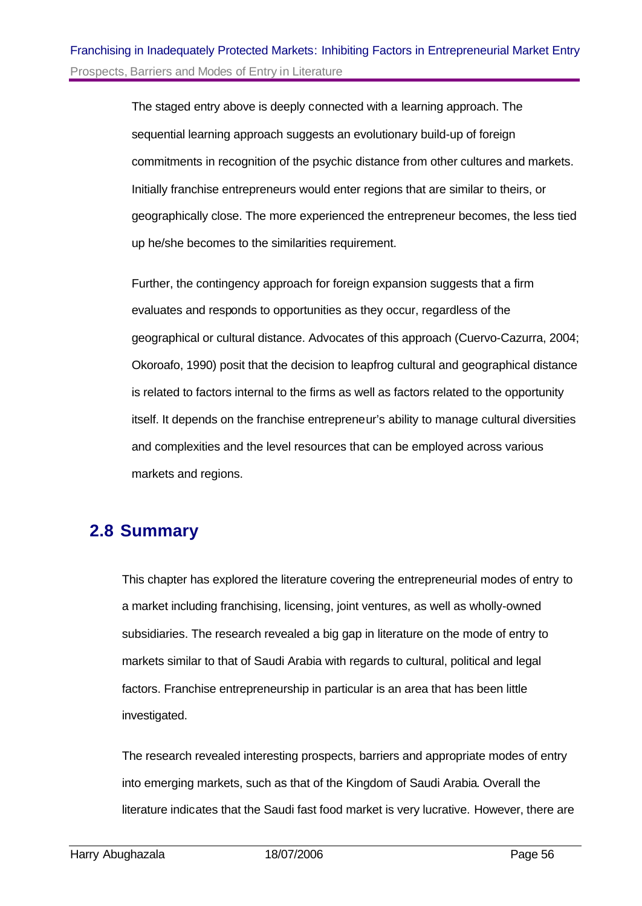The staged entry above is deeply connected with a learning approach. The sequential learning approach suggests an evolutionary build-up of foreign commitments in recognition of the psychic distance from other cultures and markets. Initially franchise entrepreneurs would enter regions that are similar to theirs, or geographically close. The more experienced the entrepreneur becomes, the less tied up he/she becomes to the similarities requirement.

Further, the contingency approach for foreign expansion suggests that a firm evaluates and responds to opportunities as they occur, regardless of the geographical or cultural distance. Advocates of this approach (Cuervo-Cazurra, 2004; Okoroafo, 1990) posit that the decision to leapfrog cultural and geographical distance is related to factors internal to the firms as well as factors related to the opportunity itself. It depends on the franchise entrepreneur's ability to manage cultural diversities and complexities and the level resources that can be employed across various markets and regions.

## 2.8 Summary

This chapter has explored the literature covering the entrepreneurial modes of entry to a market including franchising, licensing, joint ventures, as well as wholly-owned subsidiaries. The research revealed a big gap in literature on the mode of entry to markets similar to that of Saudi Arabia with regards to cultural, political and legal factors. Franchise entrepreneurship in particular is an area that has been little investigated.

The research revealed interesting prospects, barriers and appropriate modes of entry into emerging markets, such as that of the Kingdom of Saudi Arabia. Overall the literature indicates that the Saudi fast food market is very lucrative. However, there are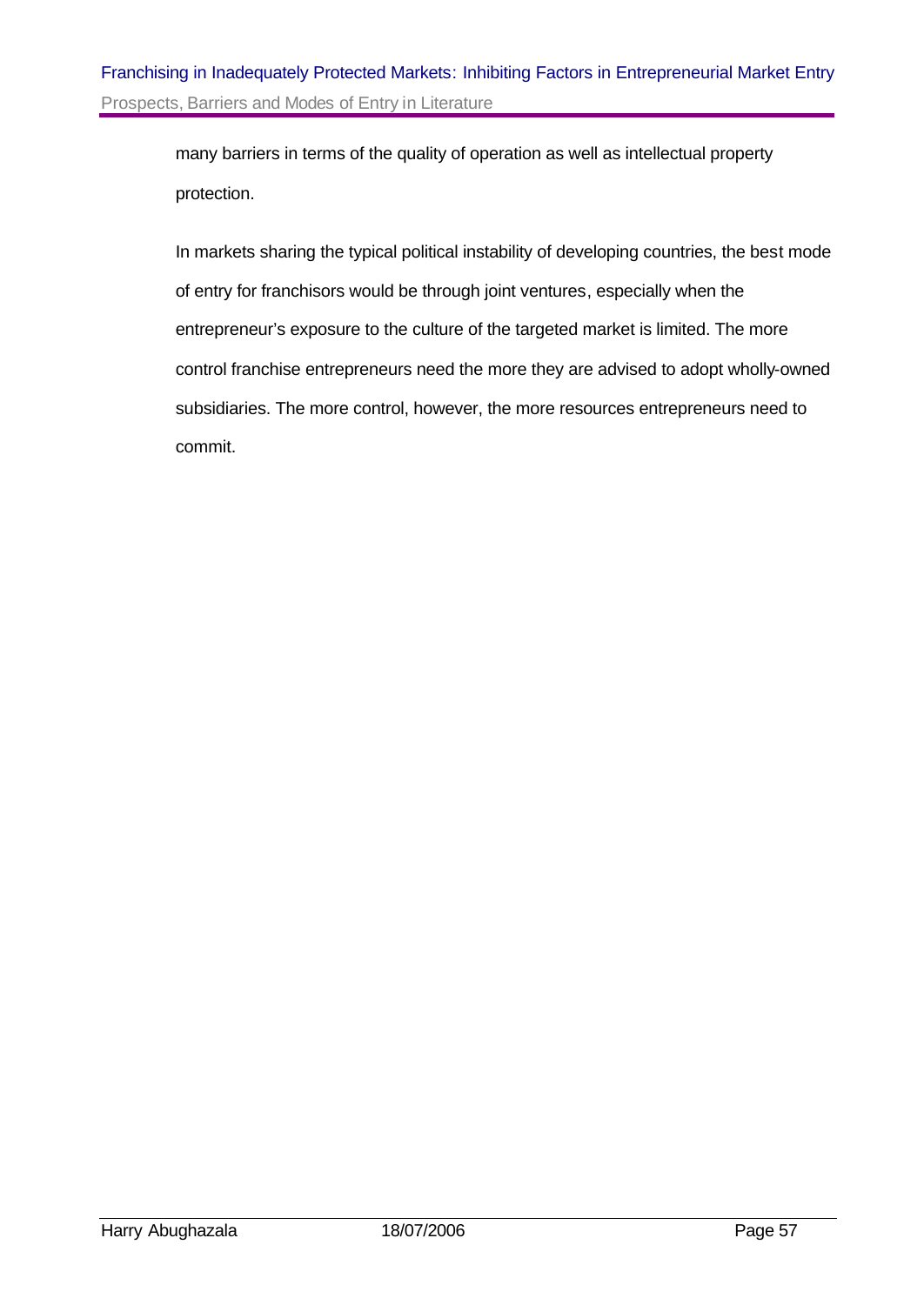many barriers in terms of the quality of operation as well as intellectual property protection.

In markets sharing the typical political instability of developing countries, the best mode of entry for franchisors would be through joint ventures, especially when the entrepreneur's exposure to the culture of the targeted market is limited. The more control franchise entrepreneurs need the more they are advised to adopt wholly-owned subsidiaries. The more control, however, the more resources entrepreneurs need to commit.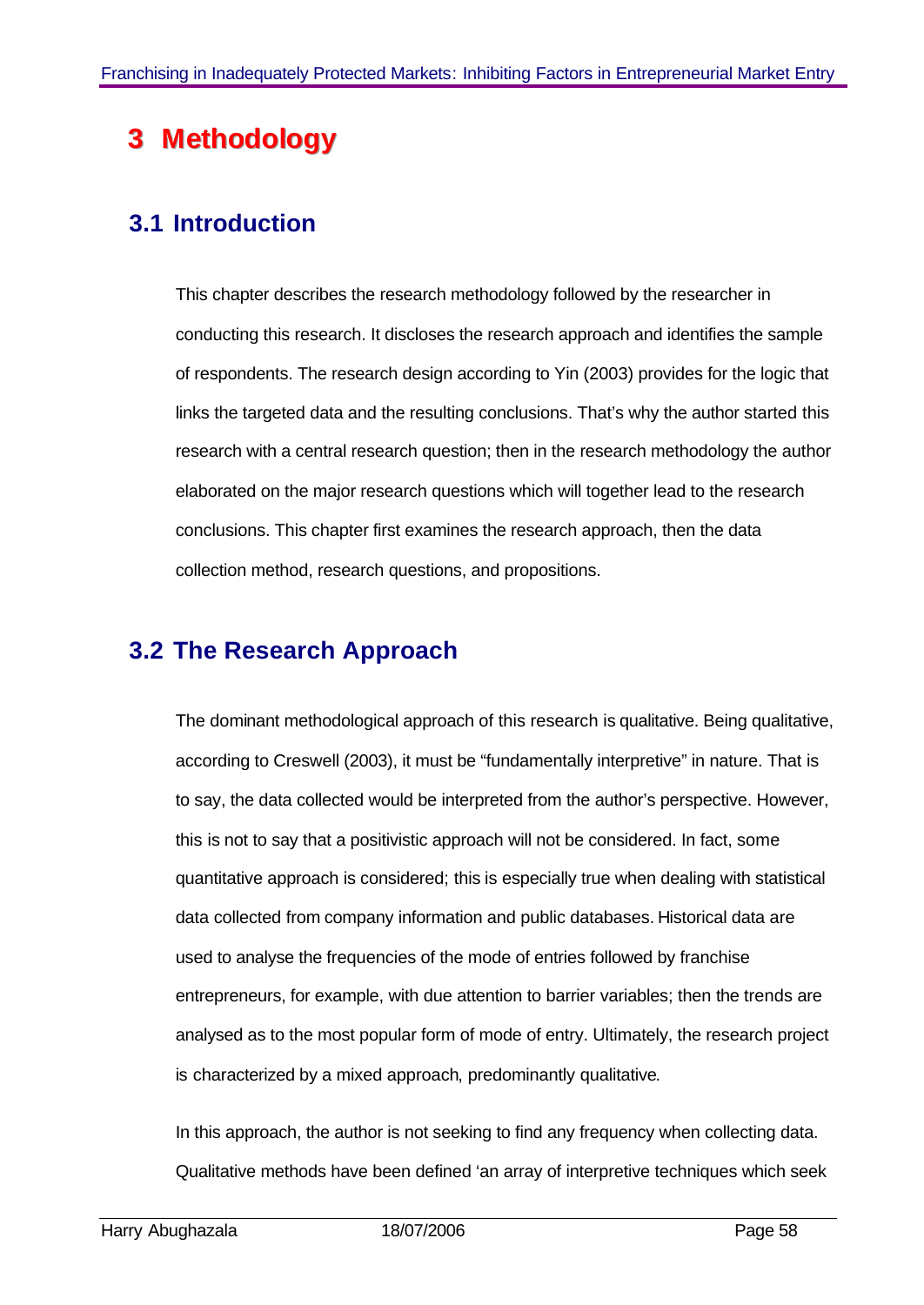# 3 Methodology

## 3.1 Introduction

This chapter describes the research methodology followed by the researcher in conducting this research. It discloses the research approach and identifies the sample of respondents. The research design according to Yin (2003) provides for the logic that links the targeted data and the resulting conclusions. That's why the author started this research with a central research question; then in the research methodology the author elaborated on the major research questions which will together lead to the research conclusions. This chapter first examines the research approach, then the data collection method, research questions, and propositions.

## 3.2 The Research Approach

The dominant methodological approach of this research is qualitative. Being qualitative, according to Creswell (2003), it must be "fundamentally interpretive" in nature. That is to say, the data collected would be interpreted from the author's perspective. However, this is not to say that a positivistic approach will not be considered. In fact, some quantitative approach is considered; this is especially true when dealing with statistical data collected from company information and public databases. Historical data are used to analyse the frequencies of the mode of entries followed by franchise entrepreneurs, for example, with due attention to barrier variables; then the trends are analysed as to the most popular form of mode of entry. Ultimately, the research project is characterized by a mixed approach, predominantly qualitative.

In this approach, the author is not seeking to find any frequency when collecting data. Qualitative methods have been defined 'an array of interpretive techniques which seek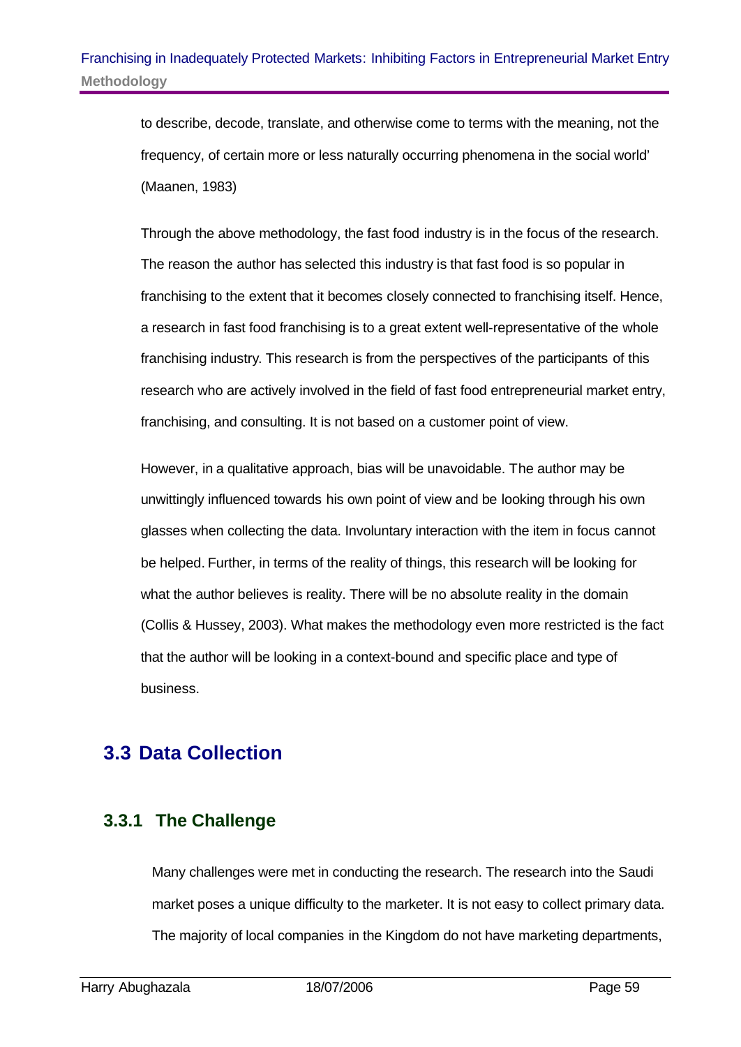to describe, decode, translate, and otherwise come to terms with the meaning, not the frequency, of certain more or less naturally occurring phenomena in the social world' (Maanen, 1983)

Through the above methodology, the fast food industry is in the focus of the research. The reason the author has selected this industry is that fast food is so popular in franchising to the extent that it becomes closely connected to franchising itself. Hence, a research in fast food franchising is to a great extent well-representative of the whole franchising industry. This research is from the perspectives of the participants of this research who are actively involved in the field of fast food entrepreneurial market entry, franchising, and consulting. It is not based on a customer point of view.

However, in a qualitative approach, bias will be unavoidable. The author may be unwittingly influenced towards his own point of view and be looking through his own glasses when collecting the data. Involuntary interaction with the item in focus cannot be helped. Further, in terms of the reality of things, this research will be looking for what the author believes is reality. There will be no absolute reality in the domain (Collis & Hussey, 2003). What makes the methodology even more restricted is the fact that the author will be looking in a context-bound and specific place and type of business.

## 3.3 Data Collection

### 3.3.1 The Challenge

Many challenges were met in conducting the research. The research into the Saudi market poses a unique difficulty to the marketer. It is not easy to collect primary data. The majority of local companies in the Kingdom do not have marketing departments,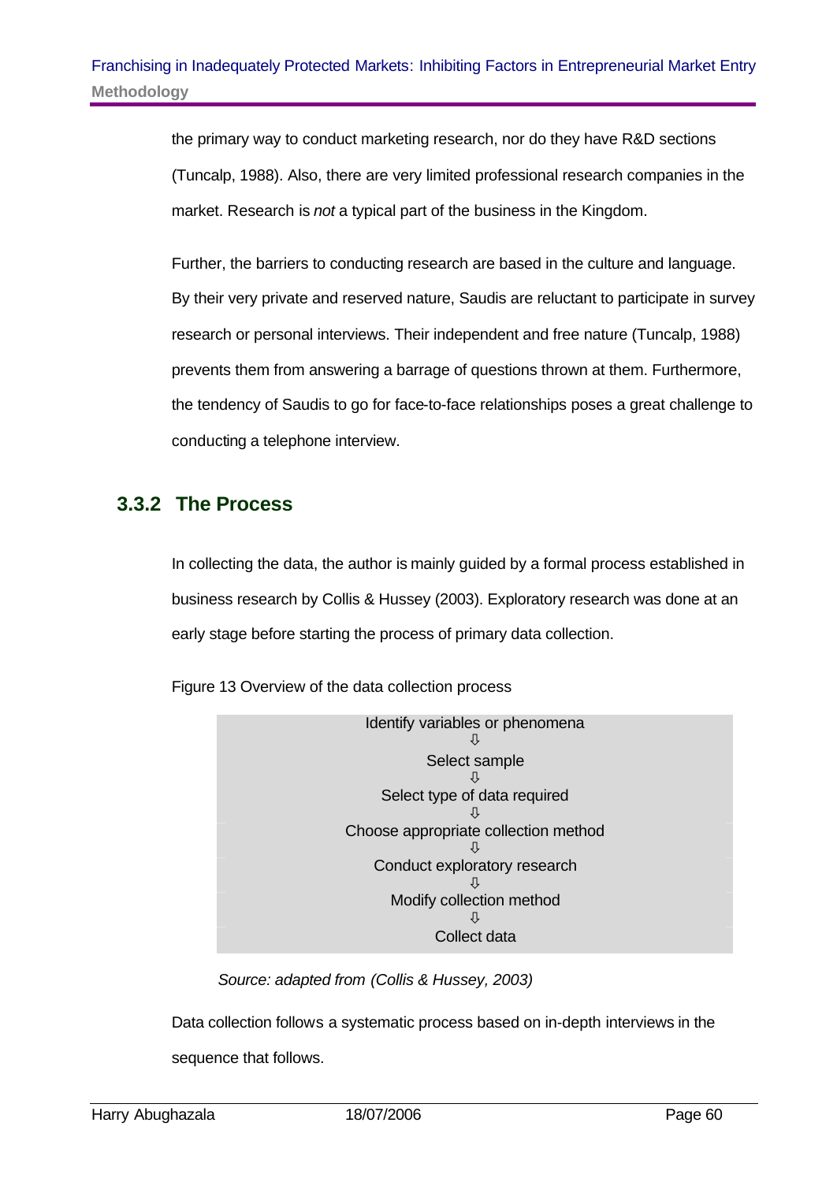the primary way to conduct marketing research, nor do they have R&D sections (Tuncalp, 1988). Also, there are very limited professional research companies in the market. Research is *not* a typical part of the business in the Kingdom.

Further, the barriers to conducting research are based in the culture and language. By their very private and reserved nature, Saudis are reluctant to participate in survey research or personal interviews. Their independent and free nature (Tuncalp, 1988) prevents them from answering a barrage of questions thrown at them. Furthermore, the tendency of Saudis to go for face-to-face relationships poses a great challenge to conducting a telephone interview.

### 3.3.2 The Process

In collecting the data, the author is mainly guided by a formal process established in business research by Collis & Hussey (2003). Exploratory research was done at an early stage before starting the process of primary data collection.

Figure 13 Overview of the data collection process

| Identify variables or phenomena |
|---|
| ⇩ |
| Select sample |
| ⇩ |
| Select type of data required |
| ⇩ |
| Choose appropriate collection method |
| ⇩ |
| Conduct exploratory research |
| ⇩ |
| Modify collection method |
| ⇩ |
| Collect data |

*Source: adapted from (Collis & Hussey, 2003)*

Data collection follows a systematic process based on in-depth interviews in the sequence that follows.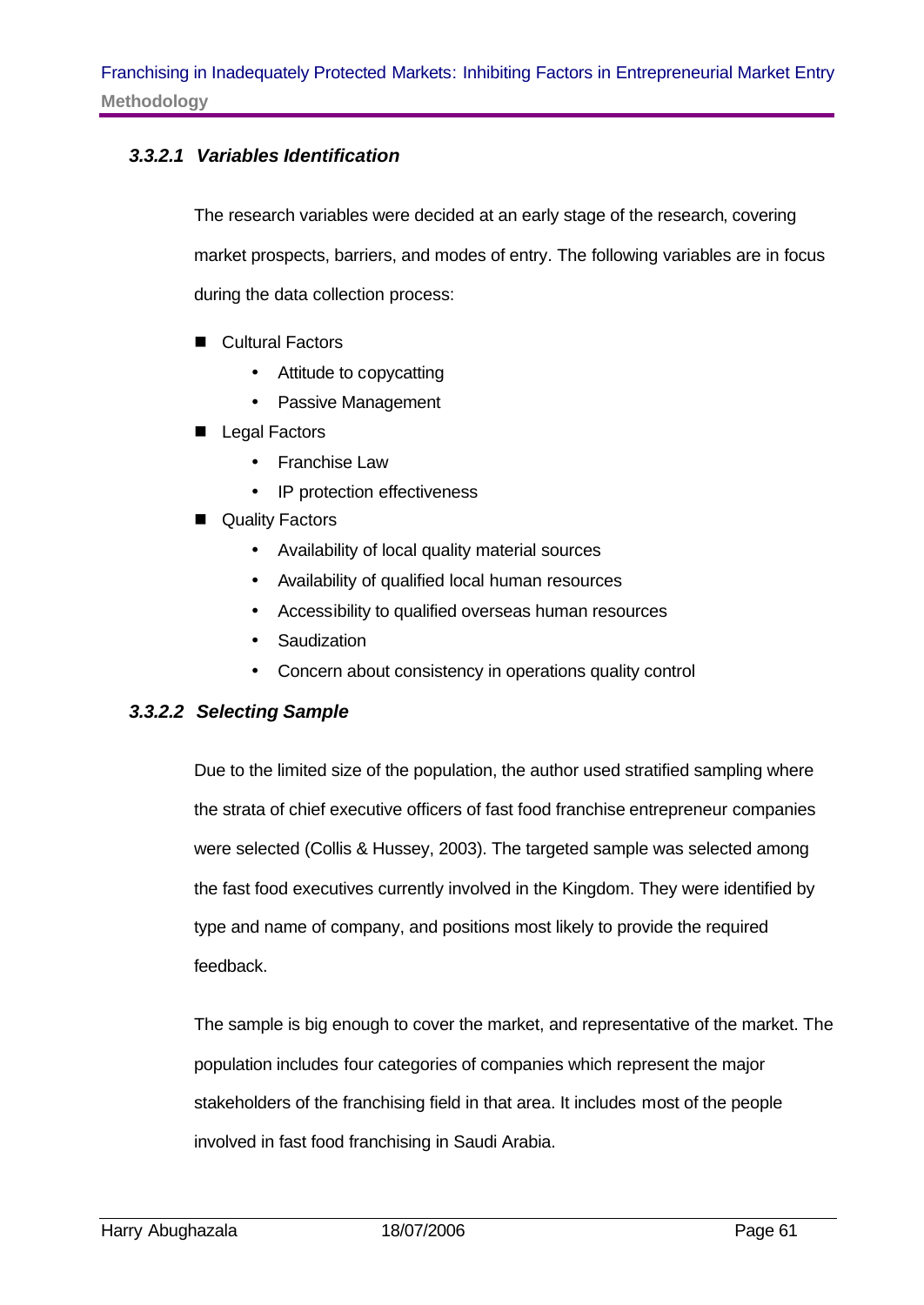#### *3.3.2.1 Variables Identification*

The research variables were decided at an early stage of the research, covering market prospects, barriers, and modes of entry. The following variables are in focus during the data collection process:

- Cultural Factors
  - Attitude to copycatting
  - Passive Management
- Legal Factors
  - Franchise Law
  - IP protection effectiveness
- Quality Factors
  - Availability of local quality material sources
  - Availability of qualified local human resources
  - Accessibility to qualified overseas human resources
  - Saudization
  - Concern about consistency in operations quality control

#### *3.3.2.2 Selecting Sample*

Due to the limited size of the population, the author used stratified sampling where the strata of chief executive officers of fast food franchise entrepreneur companies were selected (Collis & Hussey, 2003). The targeted sample was selected among the fast food executives currently involved in the Kingdom. They were identified by type and name of company, and positions most likely to provide the required feedback.

The sample is big enough to cover the market, and representative of the market. The population includes four categories of companies which represent the major stakeholders of the franchising field in that area. It includes most of the people involved in fast food franchising in Saudi Arabia.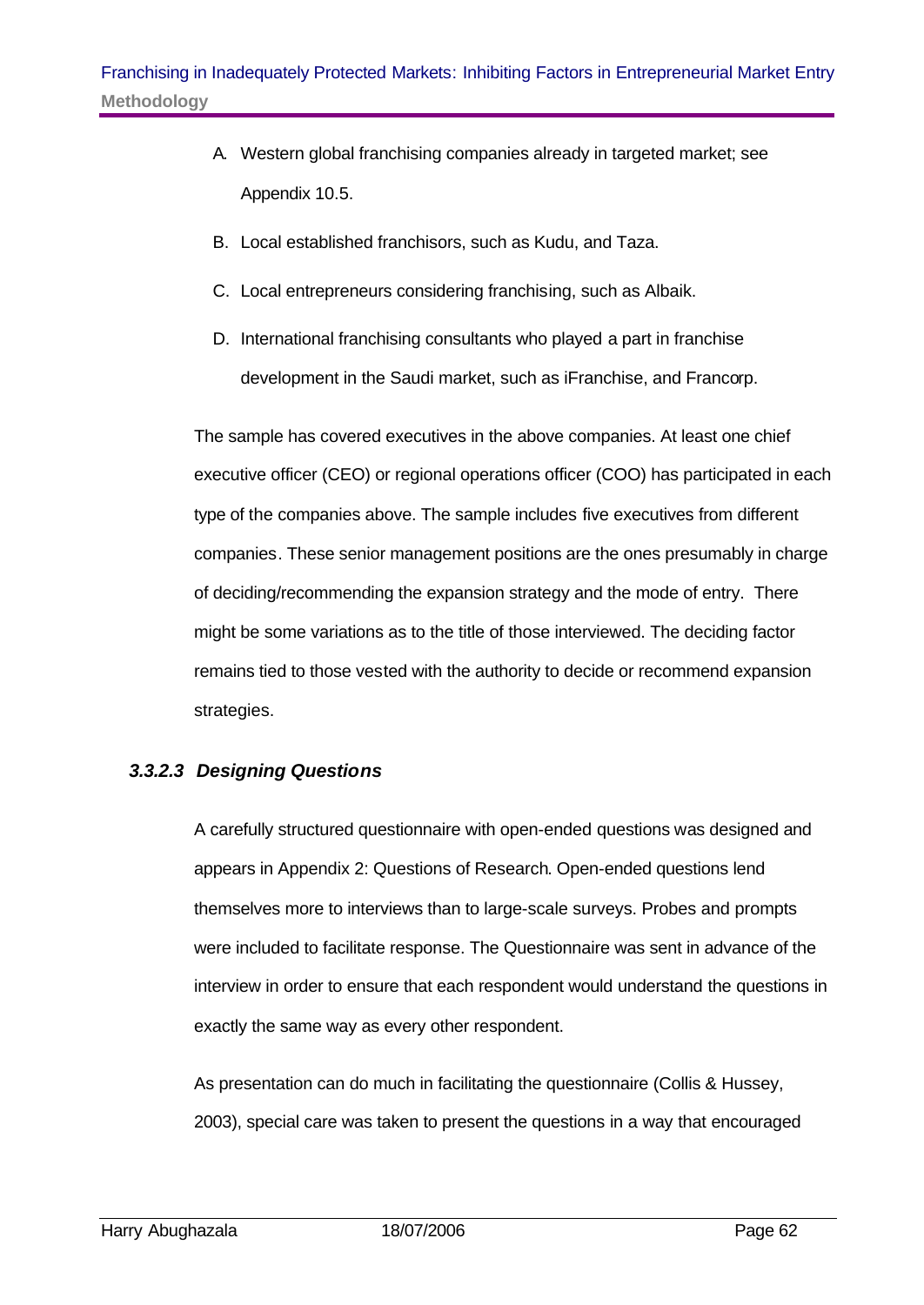A. Western global franchising companies already in targeted market; see Appendix 10.5.

B. Local established franchisors, such as Kudu, and Taza.

C. Local entrepreneurs considering franchising, such as Albaik.

D. International franchising consultants who played a part in franchise development in the Saudi market, such as iFranchise, and Francorp.

The sample has covered executives in the above companies. At least one chief executive officer (CEO) or regional operations officer (COO) has participated in each type of the companies above. The sample includes five executives from different companies. These senior management positions are the ones presumably in charge of deciding/recommending the expansion strategy and the mode of entry. There might be some variations as to the title of those interviewed. The deciding factor remains tied to those vested with the authority to decide or recommend expansion strategies.

#### *3.3.2.3 Designing Questions*

A carefully structured questionnaire with open-ended questions was designed and appears in Appendix 2: Questions of Research. Open-ended questions lend themselves more to interviews than to large-scale surveys. Probes and prompts were included to facilitate response. The Questionnaire was sent in advance of the interview in order to ensure that each respondent would understand the questions in exactly the same way as every other respondent.

As presentation can do much in facilitating the questionnaire (Collis & Hussey, 2003), special care was taken to present the questions in a way that encouraged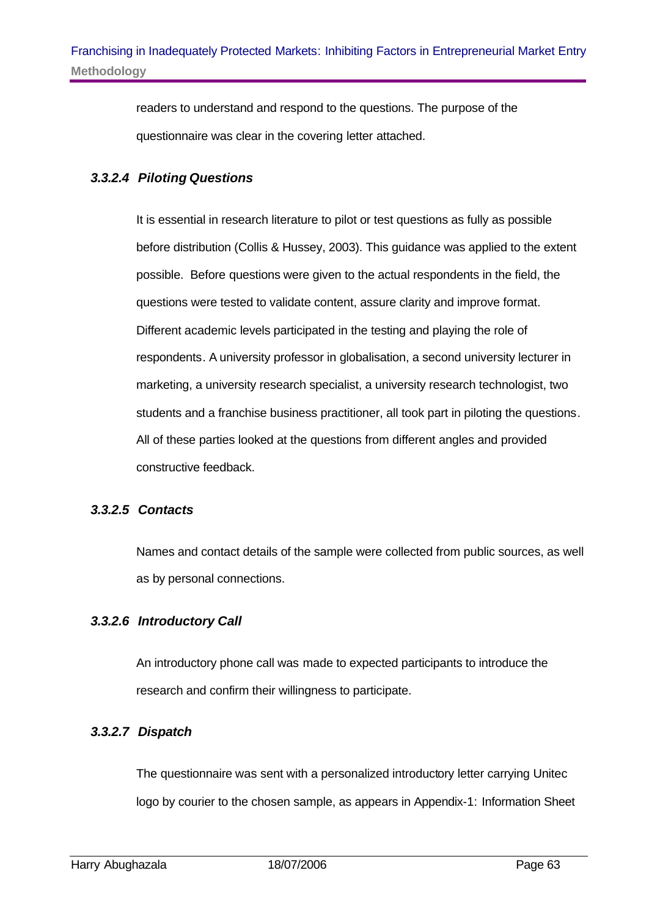readers to understand and respond to the questions. The purpose of the questionnaire was clear in the covering letter attached.

#### *3.3.2.4 Piloting Questions*

It is essential in research literature to pilot or test questions as fully as possible before distribution (Collis & Hussey, 2003). This guidance was applied to the extent possible. Before questions were given to the actual respondents in the field, the questions were tested to validate content, assure clarity and improve format. Different academic levels participated in the testing and playing the role of respondents. A university professor in globalisation, a second university lecturer in marketing, a university research specialist, a university research technologist, two students and a franchise business practitioner, all took part in piloting the questions. All of these parties looked at the questions from different angles and provided constructive feedback.

#### *3.3.2.5 Contacts*

Names and contact details of the sample were collected from public sources, as well as by personal connections.

#### *3.3.2.6 Introductory Call*

An introductory phone call was made to expected participants to introduce the research and confirm their willingness to participate.

#### *3.3.2.7 Dispatch*

The questionnaire was sent with a personalized introductory letter carrying Unitec logo by courier to the chosen sample, as appears in Appendix-1: Information Sheet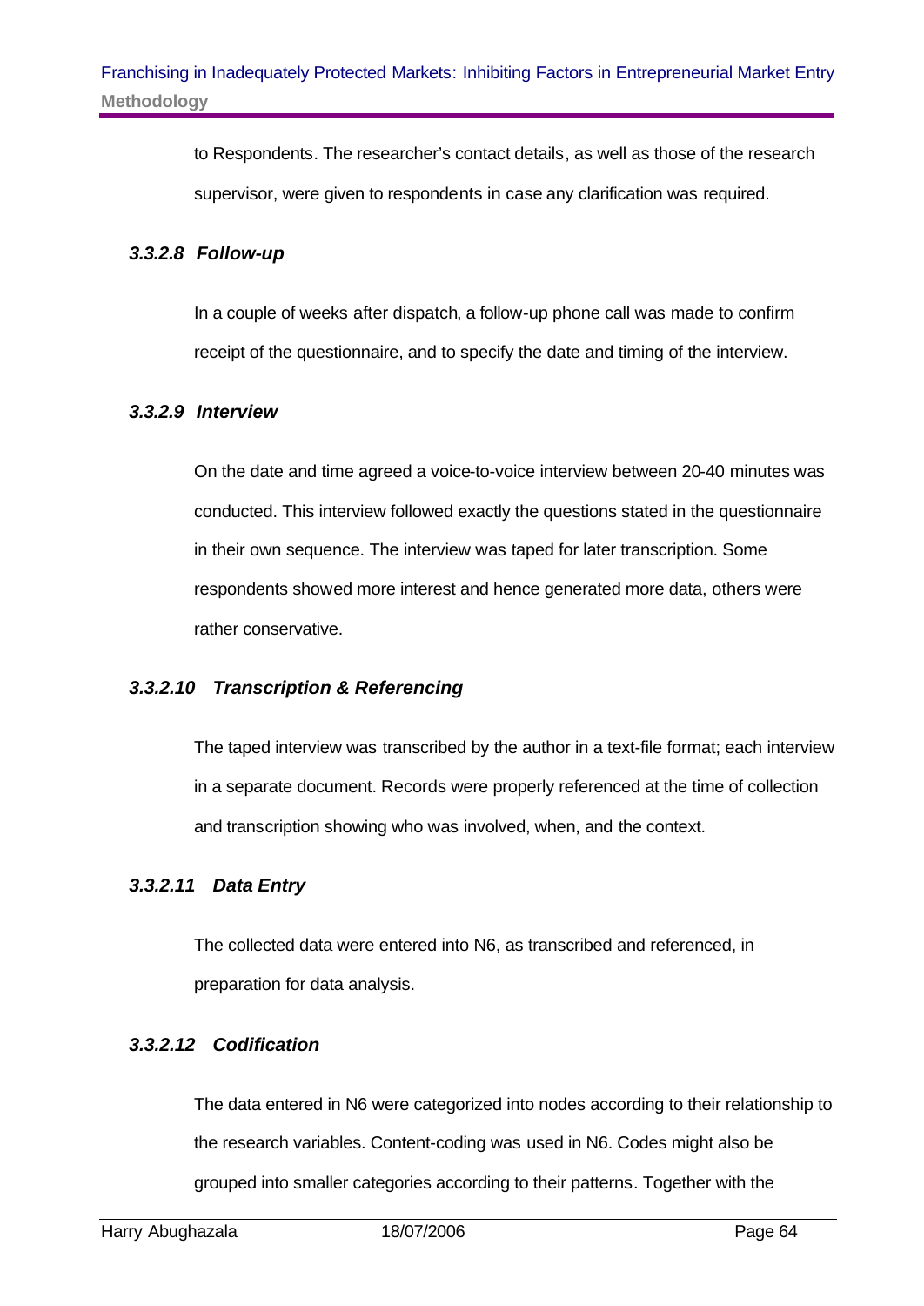to Respondents. The researcher's contact details, as well as those of the research supervisor, were given to respondents in case any clarification was required.

#### *3.3.2.8 Follow-up*

In a couple of weeks after dispatch, a follow-up phone call was made to confirm receipt of the questionnaire, and to specify the date and timing of the interview.

#### *3.3.2.9 Interview*

On the date and time agreed a voice-to-voice interview between 20-40 minutes was conducted. This interview followed exactly the questions stated in the questionnaire in their own sequence. The interview was taped for later transcription. Some respondents showed more interest and hence generated more data, others were rather conservative.

#### *3.3.2.10 Transcription & Referencing*

The taped interview was transcribed by the author in a text-file format; each interview in a separate document. Records were properly referenced at the time of collection and transcription showing who was involved, when, and the context.

#### *3.3.2.11 Data Entry*

The collected data were entered into N6, as transcribed and referenced, in preparation for data analysis.

#### *3.3.2.12 Codification*

The data entered in N6 were categorized into nodes according to their relationship to the research variables. Content-coding was used in N6. Codes might also be grouped into smaller categories according to their patterns. Together with the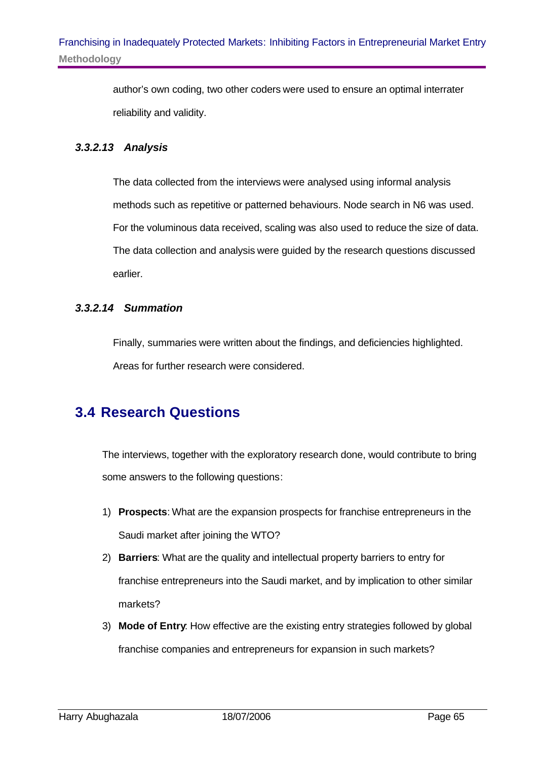author's own coding, two other coders were used to ensure an optimal interrater reliability and validity.

#### *3.3.2.13 Analysis*

The data collected from the interviews were analysed using informal analysis methods such as repetitive or patterned behaviours. Node search in N6 was used. For the voluminous data received, scaling was also used to reduce the size of data. The data collection and analysis were guided by the research questions discussed earlier.

#### *3.3.2.14 Summation*

Finally, summaries were written about the findings, and deficiencies highlighted. Areas for further research were considered.

## 3.4 Research Questions

The interviews, together with the exploratory research done, would contribute to bring some answers to the following questions:

1) **Prospects**: What are the expansion prospects for franchise entrepreneurs in the Saudi market after joining the WTO?
2) **Barriers**: What are the quality and intellectual property barriers to entry for franchise entrepreneurs into the Saudi market, and by implication to other similar markets?
3) **Mode of Entry**: How effective are the existing entry strategies followed by global franchise companies and entrepreneurs for expansion in such markets?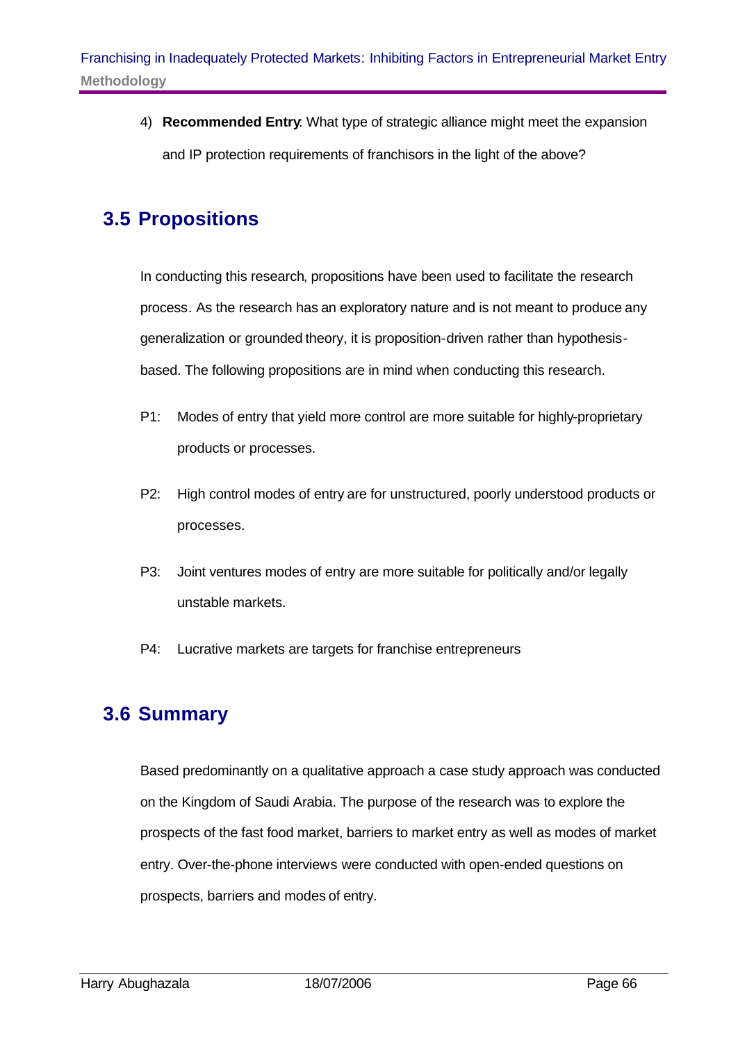4) **Recommended Entry**: What type of strategic alliance might meet the expansion and IP protection requirements of franchisors in the light of the above?

## 3.5 Propositions

In conducting this research, propositions have been used to facilitate the research process. As the research has an exploratory nature and is not meant to produce any generalization or grounded theory, it is proposition-driven rather than hypothesis-based. The following propositions are in mind when conducting this research.

P1: Modes of entry that yield more control are more suitable for highly-proprietary products or processes.

P2: High control modes of entry are for unstructured, poorly understood products or processes.

P3: Joint ventures modes of entry are more suitable for politically and/or legally unstable markets.

P4: Lucrative markets are targets for franchise entrepreneurs

## 3.6 Summary

Based predominantly on a qualitative approach a case study approach was conducted on the Kingdom of Saudi Arabia. The purpose of the research was to explore the prospects of the fast food market, barriers to market entry as well as modes of market entry. Over-the-phone interviews were conducted with open-ended questions on prospects, barriers and modes of entry.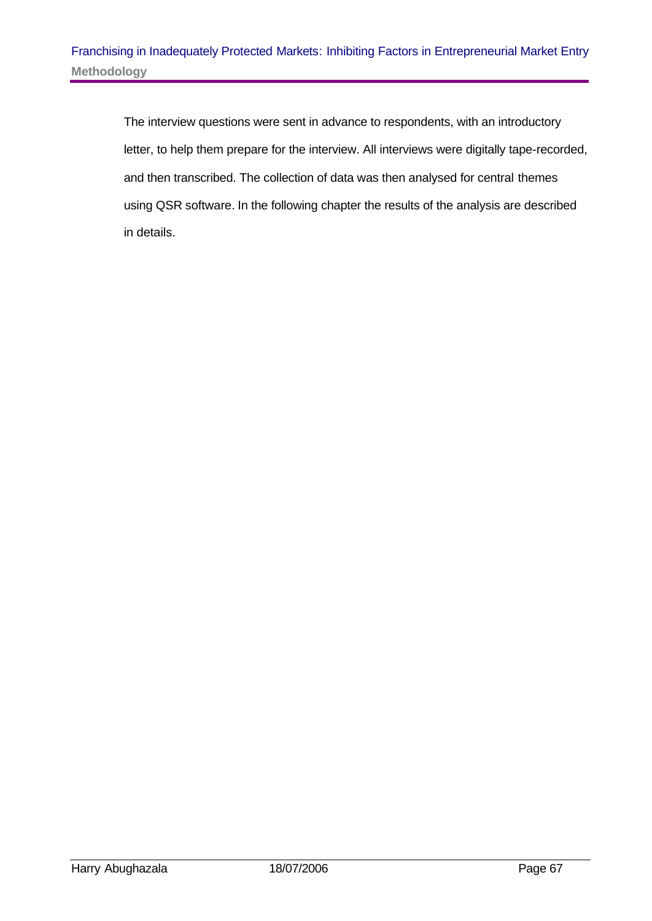The interview questions were sent in advance to respondents, with an introductory letter, to help them prepare for the interview. All interviews were digitally tape-recorded, and then transcribed. The collection of data was then analysed for central themes using QSR software. In the following chapter the results of the analysis are described in details.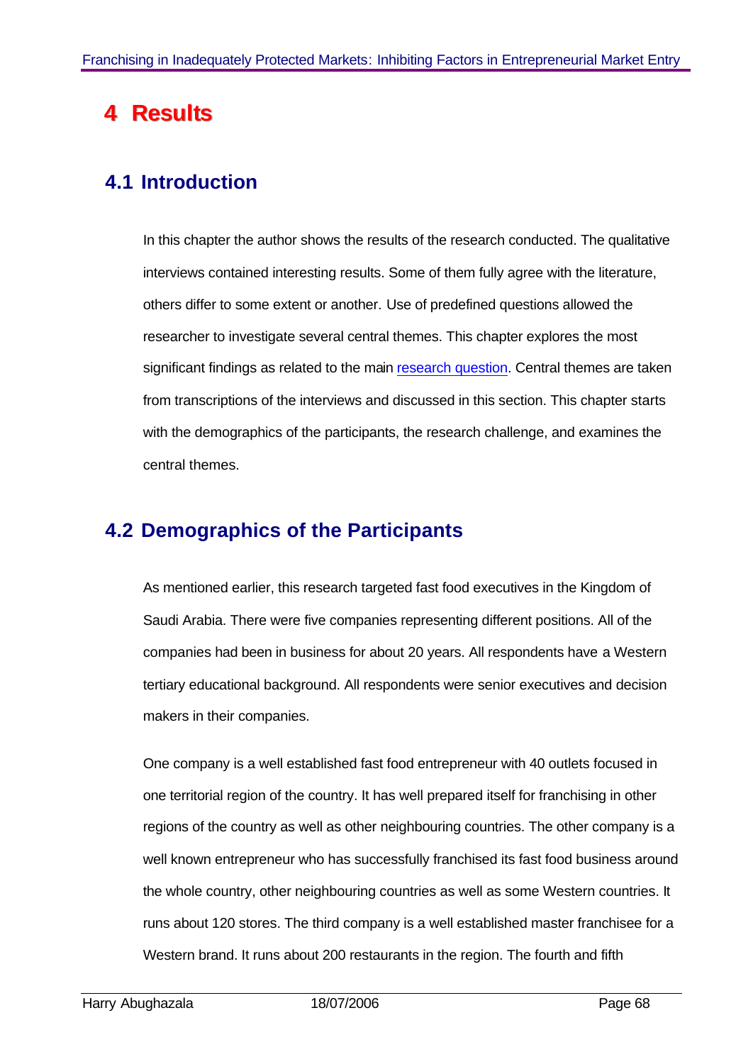# 4 Results

## 4.1 Introduction

In this chapter the author shows the results of the research conducted. The qualitative interviews contained interesting results. Some of them fully agree with the literature, others differ to some extent or another. Use of predefined questions allowed the researcher to investigate several central themes. This chapter explores the most significant findings as related to the main research question. Central themes are taken from transcriptions of the interviews and discussed in this section. This chapter starts with the demographics of the participants, the research challenge, and examines the central themes.

## 4.2 Demographics of the Participants

As mentioned earlier, this research targeted fast food executives in the Kingdom of Saudi Arabia. There were five companies representing different positions. All of the companies had been in business for about 20 years. All respondents have a Western tertiary educational background. All respondents were senior executives and decision makers in their companies.

One company is a well established fast food entrepreneur with 40 outlets focused in one territorial region of the country. It has well prepared itself for franchising in other regions of the country as well as other neighbouring countries. The other company is a well known entrepreneur who has successfully franchised its fast food business around the whole country, other neighbouring countries as well as some Western countries. It runs about 120 stores. The third company is a well established master franchisee for a Western brand. It runs about 200 restaurants in the region. The fourth and fifth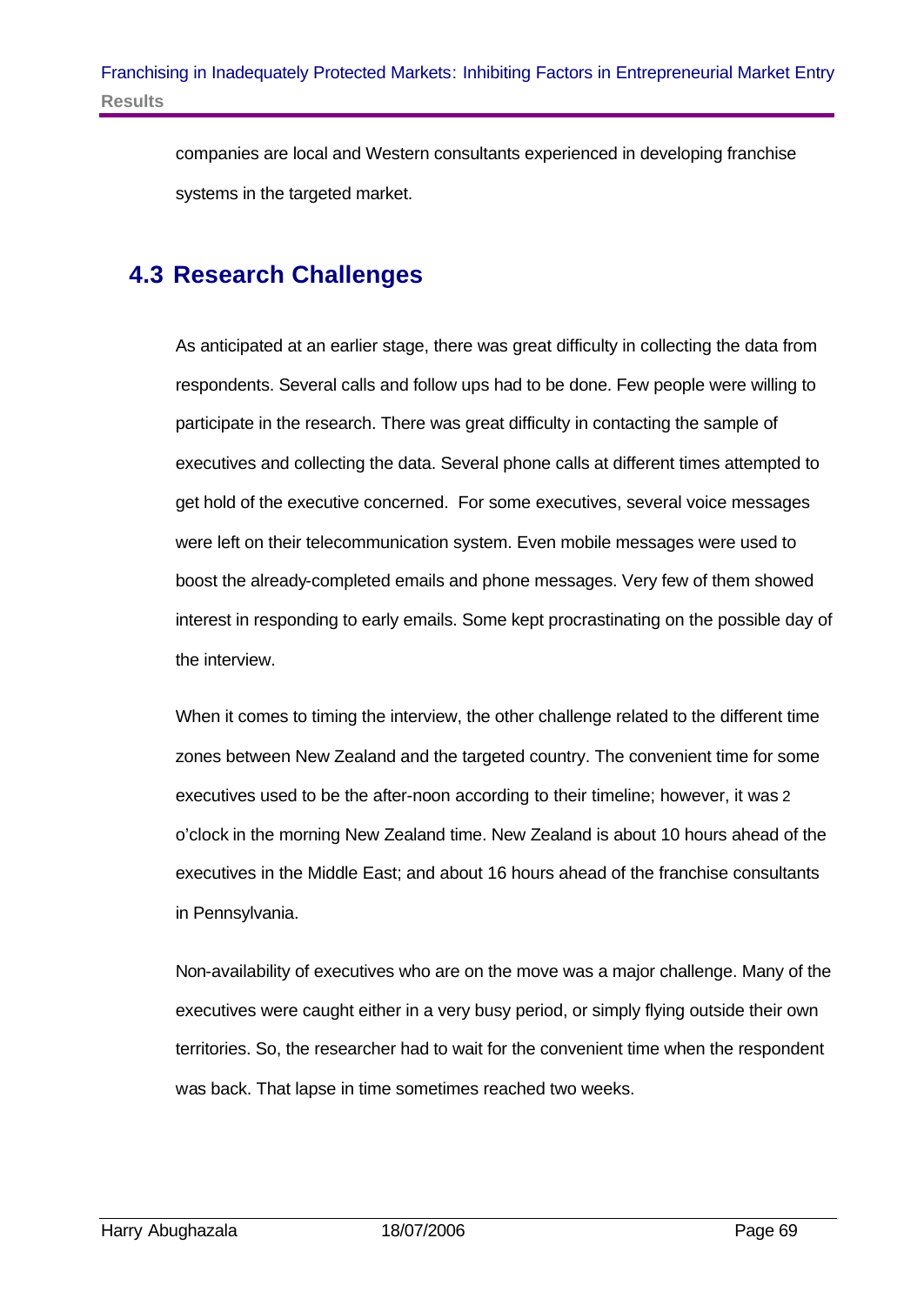companies are local and Western consultants experienced in developing franchise systems in the targeted market.

## 4.3 Research Challenges

As anticipated at an earlier stage, there was great difficulty in collecting the data from respondents. Several calls and follow ups had to be done. Few people were willing to participate in the research. There was great difficulty in contacting the sample of executives and collecting the data. Several phone calls at different times attempted to get hold of the executive concerned. For some executives, several voice messages were left on their telecommunication system. Even mobile messages were used to boost the already-completed emails and phone messages. Very few of them showed interest in responding to early emails. Some kept procrastinating on the possible day of the interview.

When it comes to timing the interview, the other challenge related to the different time zones between New Zealand and the targeted country. The convenient time for some executives used to be the after-noon according to their timeline; however, it was 2 o'clock in the morning New Zealand time. New Zealand is about 10 hours ahead of the executives in the Middle East; and about 16 hours ahead of the franchise consultants in Pennsylvania.

Non-availability of executives who are on the move was a major challenge. Many of the executives were caught either in a very busy period, or simply flying outside their own territories. So, the researcher had to wait for the convenient time when the respondent was back. That lapse in time sometimes reached two weeks.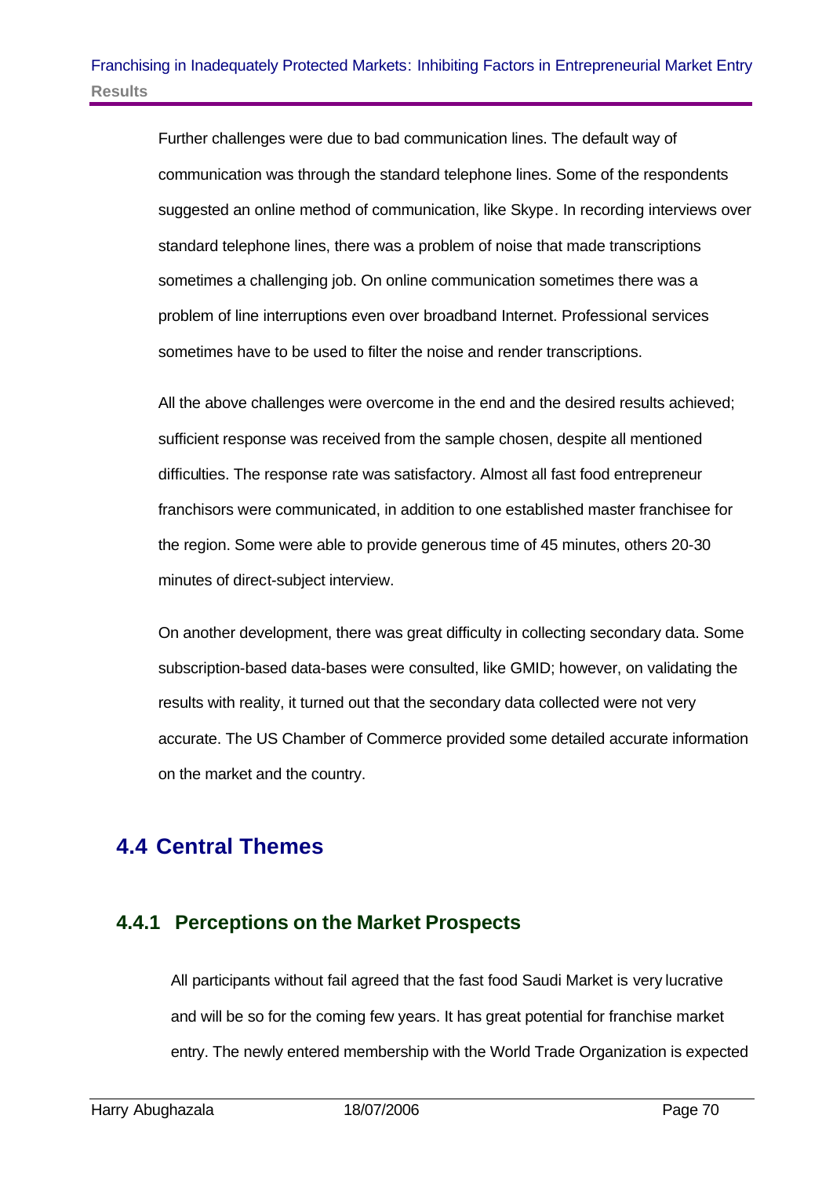Further challenges were due to bad communication lines. The default way of communication was through the standard telephone lines. Some of the respondents suggested an online method of communication, like Skype. In recording interviews over standard telephone lines, there was a problem of noise that made transcriptions sometimes a challenging job. On online communication sometimes there was a problem of line interruptions even over broadband Internet. Professional services sometimes have to be used to filter the noise and render transcriptions.

All the above challenges were overcome in the end and the desired results achieved; sufficient response was received from the sample chosen, despite all mentioned difficulties. The response rate was satisfactory. Almost all fast food entrepreneur franchisors were communicated, in addition to one established master franchisee for the region. Some were able to provide generous time of 45 minutes, others 20-30 minutes of direct-subject interview.

On another development, there was great difficulty in collecting secondary data. Some subscription-based data-bases were consulted, like GMID; however, on validating the results with reality, it turned out that the secondary data collected were not very accurate. The US Chamber of Commerce provided some detailed accurate information on the market and the country.

## 4.4 Central Themes

### 4.4.1 Perceptions on the Market Prospects

All participants without fail agreed that the fast food Saudi Market is very lucrative and will be so for the coming few years. It has great potential for franchise market entry. The newly entered membership with the World Trade Organization is expected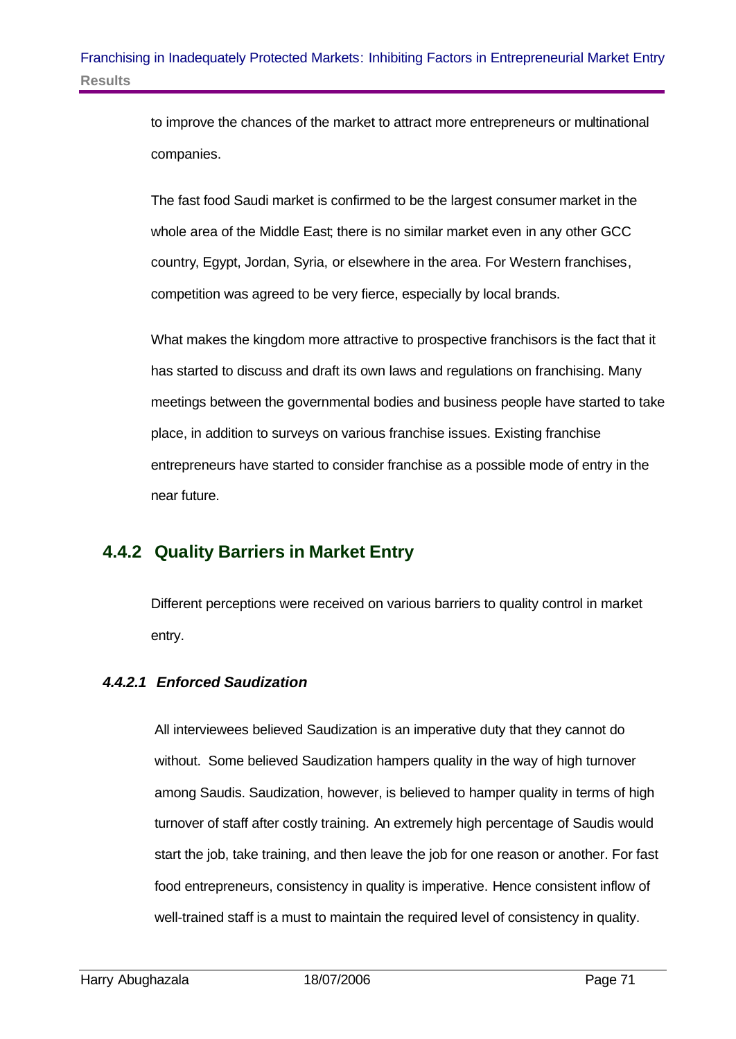to improve the chances of the market to attract more entrepreneurs or multinational companies.

The fast food Saudi market is confirmed to be the largest consumer market in the whole area of the Middle East; there is no similar market even in any other GCC country, Egypt, Jordan, Syria, or elsewhere in the area. For Western franchises, competition was agreed to be very fierce, especially by local brands.

What makes the kingdom more attractive to prospective franchisors is the fact that it has started to discuss and draft its own laws and regulations on franchising. Many meetings between the governmental bodies and business people have started to take place, in addition to surveys on various franchise issues. Existing franchise entrepreneurs have started to consider franchise as a possible mode of entry in the near future.

## 4.4.2 Quality Barriers in Market Entry

Different perceptions were received on various barriers to quality control in market entry.

### *4.4.2.1 Enforced Saudization*

All interviewees believed Saudization is an imperative duty that they cannot do without. Some believed Saudization hampers quality in the way of high turnover among Saudis. Saudization, however, is believed to hamper quality in terms of high turnover of staff after costly training. An extremely high percentage of Saudis would start the job, take training, and then leave the job for one reason or another. For fast food entrepreneurs, consistency in quality is imperative. Hence consistent inflow of well-trained staff is a must to maintain the required level of consistency in quality.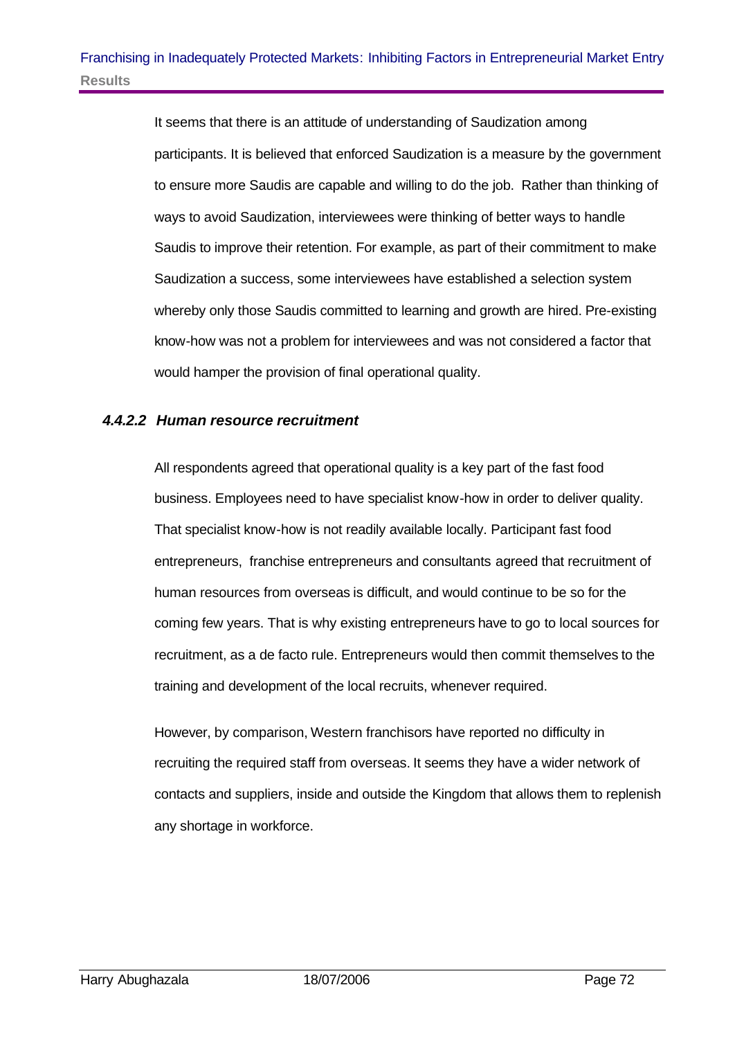It seems that there is an attitude of understanding of Saudization among participants. It is believed that enforced Saudization is a measure by the government to ensure more Saudis are capable and willing to do the job. Rather than thinking of ways to avoid Saudization, interviewees were thinking of better ways to handle Saudis to improve their retention. For example, as part of their commitment to make Saudization a success, some interviewees have established a selection system whereby only those Saudis committed to learning and growth are hired. Pre-existing know-how was not a problem for interviewees and was not considered a factor that would hamper the provision of final operational quality.

#### *4.4.2.2 Human resource recruitment*

All respondents agreed that operational quality is a key part of the fast food business. Employees need to have specialist know-how in order to deliver quality. That specialist know-how is not readily available locally. Participant fast food entrepreneurs, franchise entrepreneurs and consultants agreed that recruitment of human resources from overseas is difficult, and would continue to be so for the coming few years. That is why existing entrepreneurs have to go to local sources for recruitment, as a de facto rule. Entrepreneurs would then commit themselves to the training and development of the local recruits, whenever required.

However, by comparison, Western franchisors have reported no difficulty in recruiting the required staff from overseas. It seems they have a wider network of contacts and suppliers, inside and outside the Kingdom that allows them to replenish any shortage in workforce.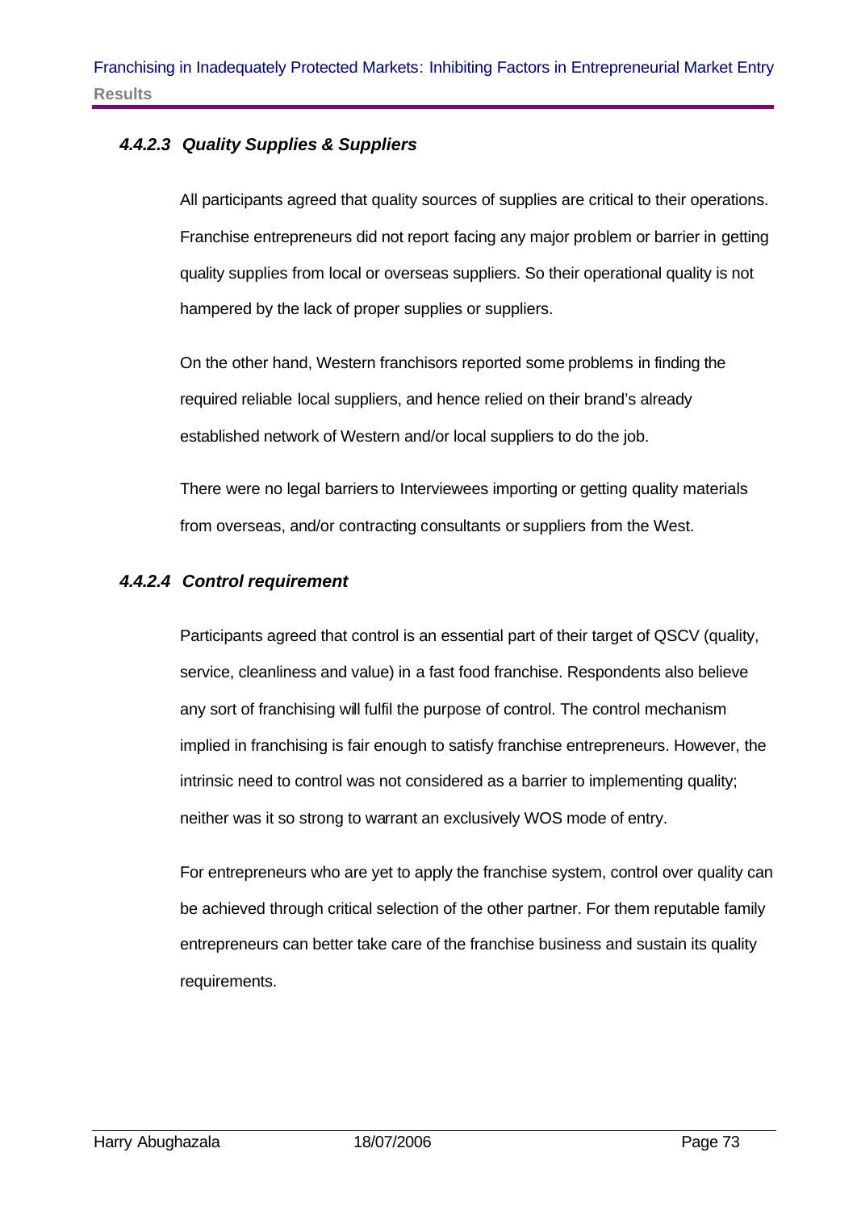#### *4.4.2.3 Quality Supplies & Suppliers*

All participants agreed that quality sources of supplies are critical to their operations. Franchise entrepreneurs did not report facing any major problem or barrier in getting quality supplies from local or overseas suppliers. So their operational quality is not hampered by the lack of proper supplies or suppliers.

On the other hand, Western franchisors reported some problems in finding the required reliable local suppliers, and hence relied on their brand's already established network of Western and/or local suppliers to do the job.

There were no legal barriers to Interviewees importing or getting quality materials from overseas, and/or contracting consultants or suppliers from the West.

#### *4.4.2.4 Control requirement*

Participants agreed that control is an essential part of their target of QSCV (quality, service, cleanliness and value) in a fast food franchise. Respondents also believe any sort of franchising will fulfil the purpose of control. The control mechanism implied in franchising is fair enough to satisfy franchise entrepreneurs. However, the intrinsic need to control was not considered as a barrier to implementing quality; neither was it so strong to warrant an exclusively WOS mode of entry.

For entrepreneurs who are yet to apply the franchise system, control over quality can be achieved through critical selection of the other partner. For them reputable family entrepreneurs can better take care of the franchise business and sustain its quality requirements.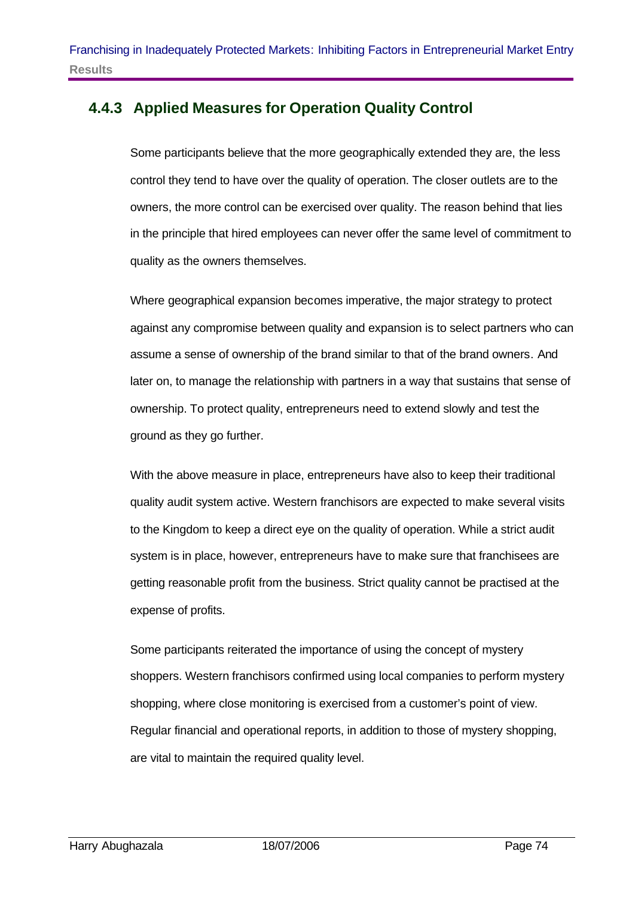### 4.4.3 Applied Measures for Operation Quality Control

Some participants believe that the more geographically extended they are, the less control they tend to have over the quality of operation. The closer outlets are to the owners, the more control can be exercised over quality. The reason behind that lies in the principle that hired employees can never offer the same level of commitment to quality as the owners themselves.

Where geographical expansion becomes imperative, the major strategy to protect against any compromise between quality and expansion is to select partners who can assume a sense of ownership of the brand similar to that of the brand owners. And later on, to manage the relationship with partners in a way that sustains that sense of ownership. To protect quality, entrepreneurs need to extend slowly and test the ground as they go further.

With the above measure in place, entrepreneurs have also to keep their traditional quality audit system active. Western franchisors are expected to make several visits to the Kingdom to keep a direct eye on the quality of operation. While a strict audit system is in place, however, entrepreneurs have to make sure that franchisees are getting reasonable profit from the business. Strict quality cannot be practised at the expense of profits.

Some participants reiterated the importance of using the concept of mystery shoppers. Western franchisors confirmed using local companies to perform mystery shopping, where close monitoring is exercised from a customer's point of view. Regular financial and operational reports, in addition to those of mystery shopping, are vital to maintain the required quality level.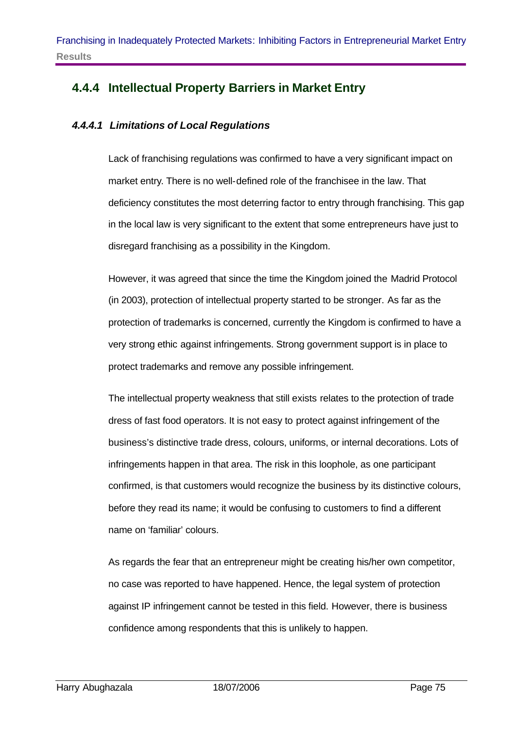### 4.4.4 Intellectual Property Barriers in Market Entry

#### *4.4.4.1 Limitations of Local Regulations*

Lack of franchising regulations was confirmed to have a very significant impact on market entry. There is no well-defined role of the franchisee in the law. That deficiency constitutes the most deterring factor to entry through franchising. This gap in the local law is very significant to the extent that some entrepreneurs have just to disregard franchising as a possibility in the Kingdom.

However, it was agreed that since the time the Kingdom joined the Madrid Protocol (in 2003), protection of intellectual property started to be stronger. As far as the protection of trademarks is concerned, currently the Kingdom is confirmed to have a very strong ethic against infringements. Strong government support is in place to protect trademarks and remove any possible infringement.

The intellectual property weakness that still exists relates to the protection of trade dress of fast food operators. It is not easy to protect against infringement of the business's distinctive trade dress, colours, uniforms, or internal decorations. Lots of infringements happen in that area. The risk in this loophole, as one participant confirmed, is that customers would recognize the business by its distinctive colours, before they read its name; it would be confusing to customers to find a different name on 'familiar' colours.

As regards the fear that an entrepreneur might be creating his/her own competitor, no case was reported to have happened. Hence, the legal system of protection against IP infringement cannot be tested in this field. However, there is business confidence among respondents that this is unlikely to happen.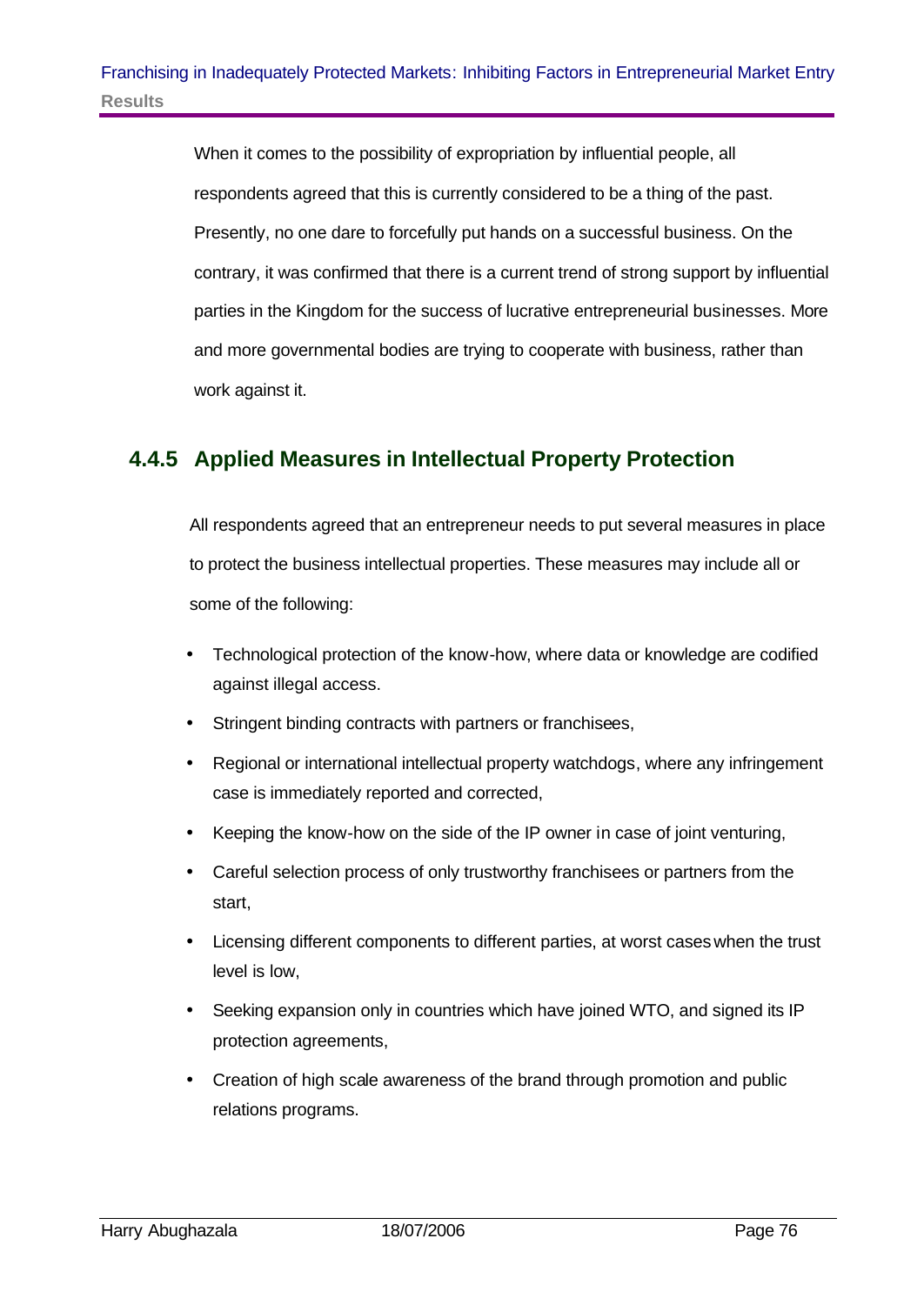When it comes to the possibility of expropriation by influential people, all respondents agreed that this is currently considered to be a thing of the past. Presently, no one dare to forcefully put hands on a successful business. On the contrary, it was confirmed that there is a current trend of strong support by influential parties in the Kingdom for the success of lucrative entrepreneurial businesses. More and more governmental bodies are trying to cooperate with business, rather than work against it.

### 4.4.5 Applied Measures in Intellectual Property Protection

All respondents agreed that an entrepreneur needs to put several measures in place to protect the business intellectual properties. These measures may include all or some of the following:

- Technological protection of the know-how, where data or knowledge are codified against illegal access.
- Stringent binding contracts with partners or franchisees,
- Regional or international intellectual property watchdogs, where any infringement case is immediately reported and corrected,
- Keeping the know-how on the side of the IP owner in case of joint venturing,
- Careful selection process of only trustworthy franchisees or partners from the start,
- Licensing different components to different parties, at worst cases when the trust level is low,
- Seeking expansion only in countries which have joined WTO, and signed its IP protection agreements,
- Creation of high scale awareness of the brand through promotion and public relations programs.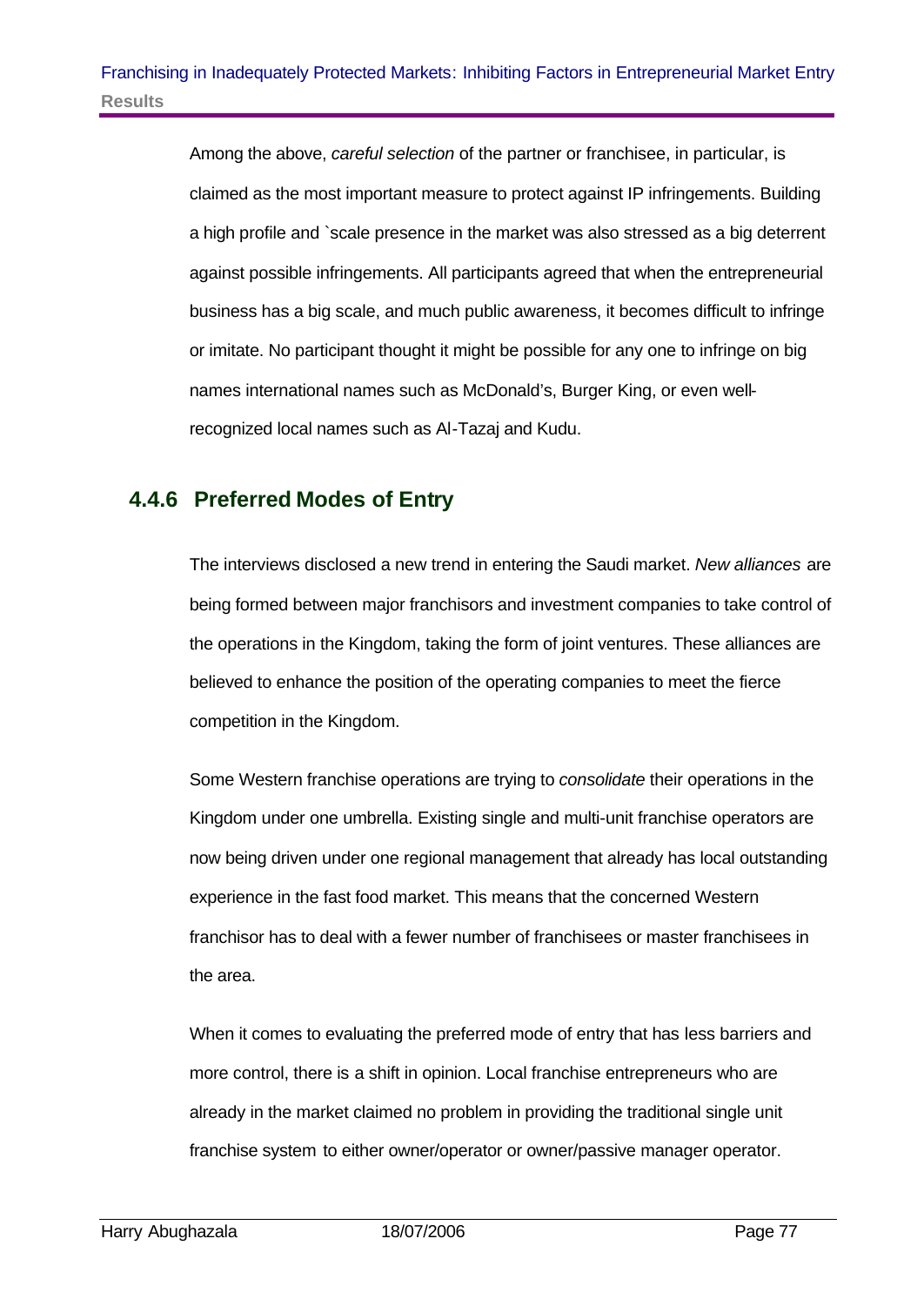Among the above, *careful selection* of the partner or franchisee, in particular, is claimed as the most important measure to protect against IP infringements. Building a high profile and `scale presence in the market was also stressed as a big deterrent against possible infringements. All participants agreed that when the entrepreneurial business has a big scale, and much public awareness, it becomes difficult to infringe or imitate. No participant thought it might be possible for any one to infringe on big names international names such as McDonald's, Burger King, or even well-recognized local names such as Al-Tazaj and Kudu.

### 4.4.6 Preferred Modes of Entry

The interviews disclosed a new trend in entering the Saudi market. *New alliances* are being formed between major franchisors and investment companies to take control of the operations in the Kingdom, taking the form of joint ventures. These alliances are believed to enhance the position of the operating companies to meet the fierce competition in the Kingdom.

Some Western franchise operations are trying to *consolidate* their operations in the Kingdom under one umbrella. Existing single and multi-unit franchise operators are now being driven under one regional management that already has local outstanding experience in the fast food market. This means that the concerned Western franchisor has to deal with a fewer number of franchisees or master franchisees in the area.

When it comes to evaluating the preferred mode of entry that has less barriers and more control, there is a shift in opinion. Local franchise entrepreneurs who are already in the market claimed no problem in providing the traditional single unit franchise system to either owner/operator or owner/passive manager operator.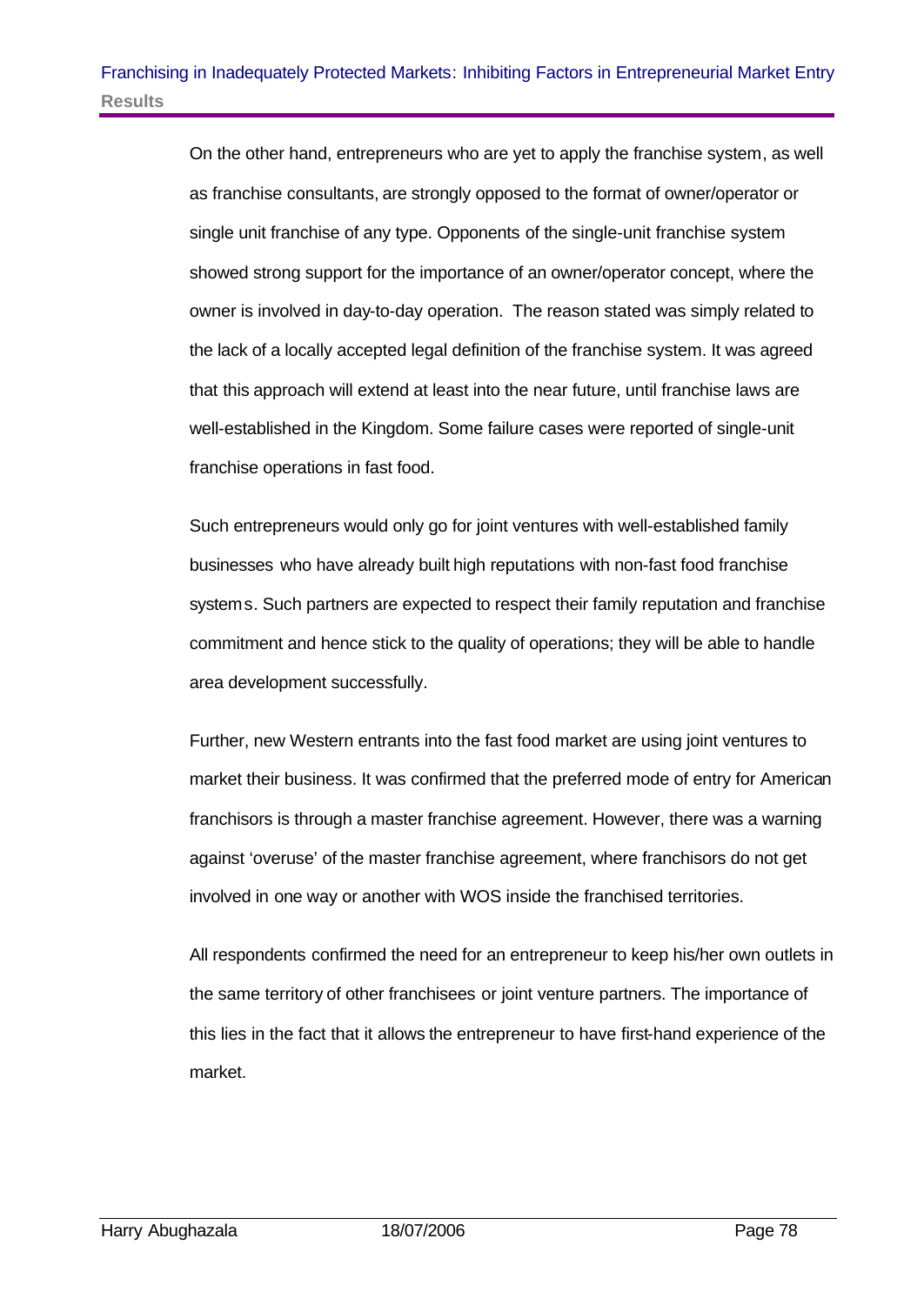On the other hand, entrepreneurs who are yet to apply the franchise system, as well as franchise consultants, are strongly opposed to the format of owner/operator or single unit franchise of any type. Opponents of the single-unit franchise system showed strong support for the importance of an owner/operator concept, where the owner is involved in day-to-day operation. The reason stated was simply related to the lack of a locally accepted legal definition of the franchise system. It was agreed that this approach will extend at least into the near future, until franchise laws are well-established in the Kingdom. Some failure cases were reported of single-unit franchise operations in fast food.

Such entrepreneurs would only go for joint ventures with well-established family businesses who have already built high reputations with non-fast food franchise systems. Such partners are expected to respect their family reputation and franchise commitment and hence stick to the quality of operations; they will be able to handle area development successfully.

Further, new Western entrants into the fast food market are using joint ventures to market their business. It was confirmed that the preferred mode of entry for American franchisors is through a master franchise agreement. However, there was a warning against 'overuse' of the master franchise agreement, where franchisors do not get involved in one way or another with WOS inside the franchised territories.

All respondents confirmed the need for an entrepreneur to keep his/her own outlets in the same territory of other franchisees or joint venture partners. The importance of this lies in the fact that it allows the entrepreneur to have first-hand experience of the market.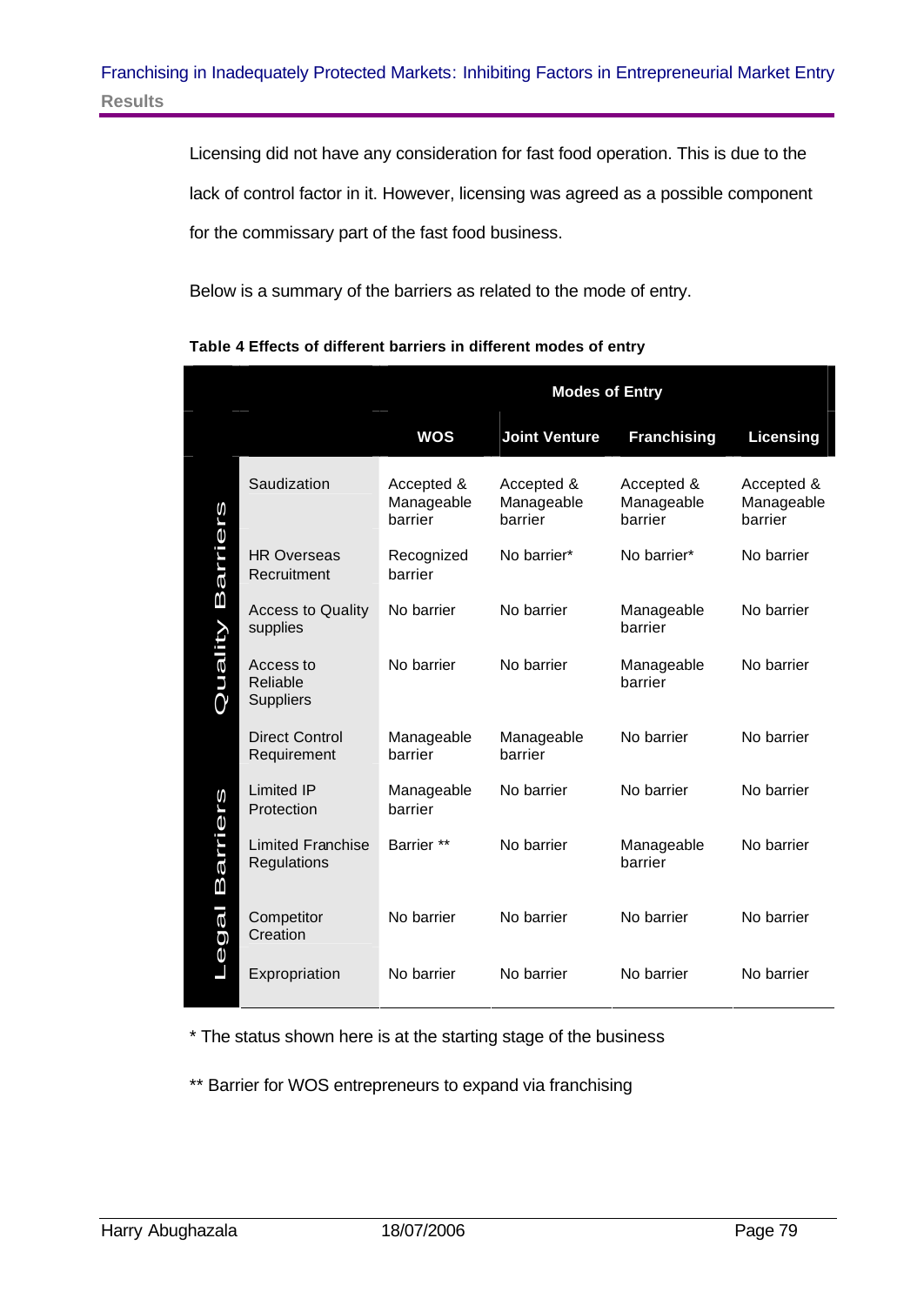Licensing did not have any consideration for fast food operation. This is due to the lack of control factor in it. However, licensing was agreed as a possible component for the commissary part of the fast food business.

Below is a summary of the barriers as related to the mode of entry.

**Table 4 Effects of different barriers in different modes of entry**

| | | Modes of Entry | | | |
|---|---|---|---|---|---|
| | | **WOS** | **Joint Venture** | **Franchising** | **Licensing** |
| Quality Barriers | Saudization | Accepted & Manageable barrier | Accepted & Manageable barrier | Accepted & Manageable barrier | Accepted & Manageable barrier |
| | HR Overseas Recruitment | Recognized barrier | No barrier* | No barrier* | No barrier |
| | Access to Quality supplies | No barrier | No barrier | Manageable barrier | No barrier |
| | Access to Reliable Suppliers | No barrier | No barrier | Manageable barrier | No barrier |
| | Direct Control Requirement | Manageable barrier | Manageable barrier | No barrier | No barrier |
| Legal Barriers | Limited IP Protection | Manageable barrier | No barrier | No barrier | No barrier |
| | Limited Franchise Regulations | Barrier ** | No barrier | Manageable barrier | No barrier |
| | Competitor Creation | No barrier | No barrier | No barrier | No barrier |
| | Expropriation | No barrier | No barrier | No barrier | No barrier |

\* The status shown here is at the starting stage of the business

\*\* Barrier for WOS entrepreneurs to expand via franchising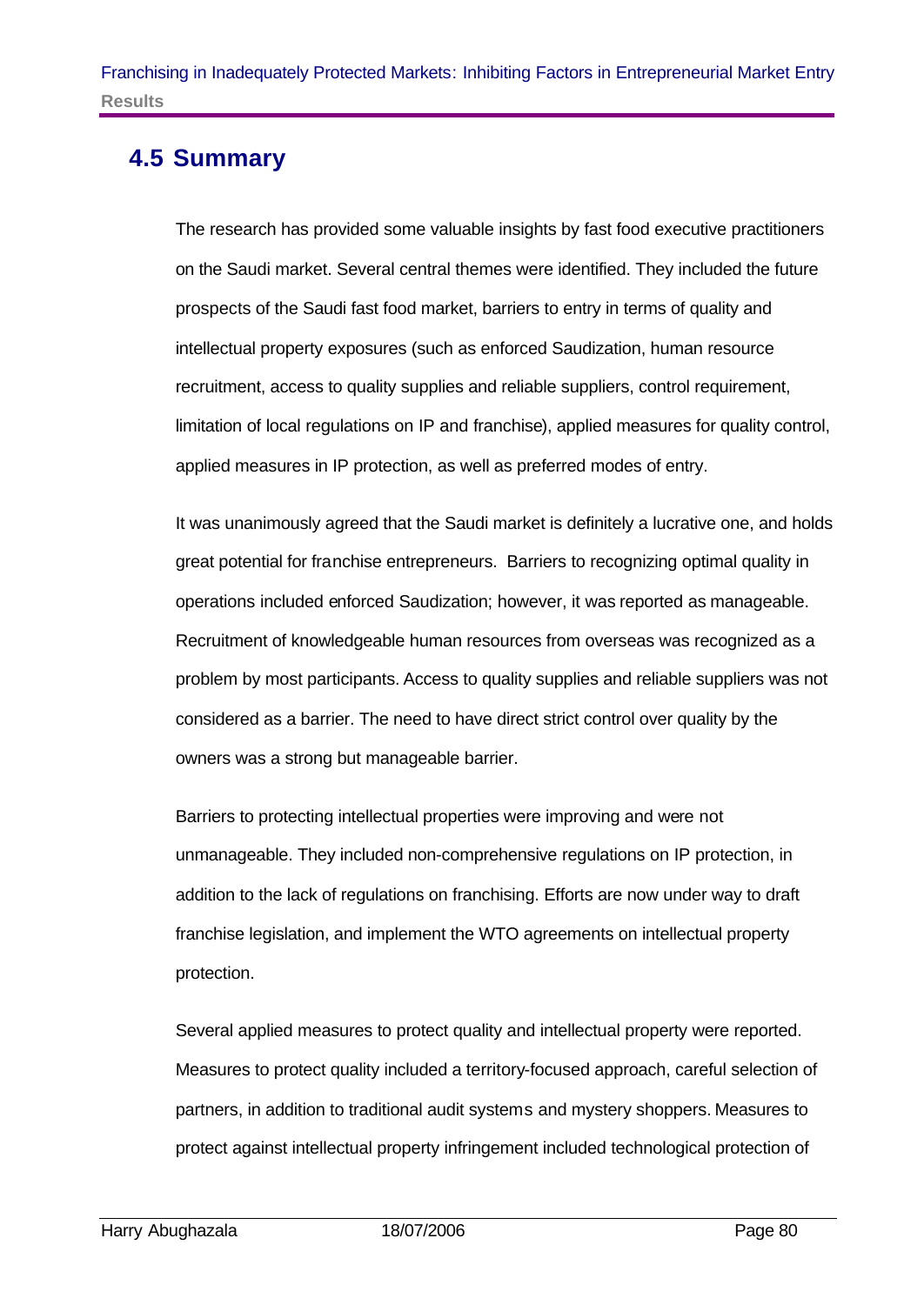## 4.5 Summary

The research has provided some valuable insights by fast food executive practitioners on the Saudi market. Several central themes were identified. They included the future prospects of the Saudi fast food market, barriers to entry in terms of quality and intellectual property exposures (such as enforced Saudization, human resource recruitment, access to quality supplies and reliable suppliers, control requirement, limitation of local regulations on IP and franchise), applied measures for quality control, applied measures in IP protection, as well as preferred modes of entry.

It was unanimously agreed that the Saudi market is definitely a lucrative one, and holds great potential for franchise entrepreneurs. Barriers to recognizing optimal quality in operations included enforced Saudization; however, it was reported as manageable. Recruitment of knowledgeable human resources from overseas was recognized as a problem by most participants. Access to quality supplies and reliable suppliers was not considered as a barrier. The need to have direct strict control over quality by the owners was a strong but manageable barrier.

Barriers to protecting intellectual properties were improving and were not unmanageable. They included non-comprehensive regulations on IP protection, in addition to the lack of regulations on franchising. Efforts are now under way to draft franchise legislation, and implement the WTO agreements on intellectual property protection.

Several applied measures to protect quality and intellectual property were reported. Measures to protect quality included a territory-focused approach, careful selection of partners, in addition to traditional audit systems and mystery shoppers. Measures to protect against intellectual property infringement included technological protection of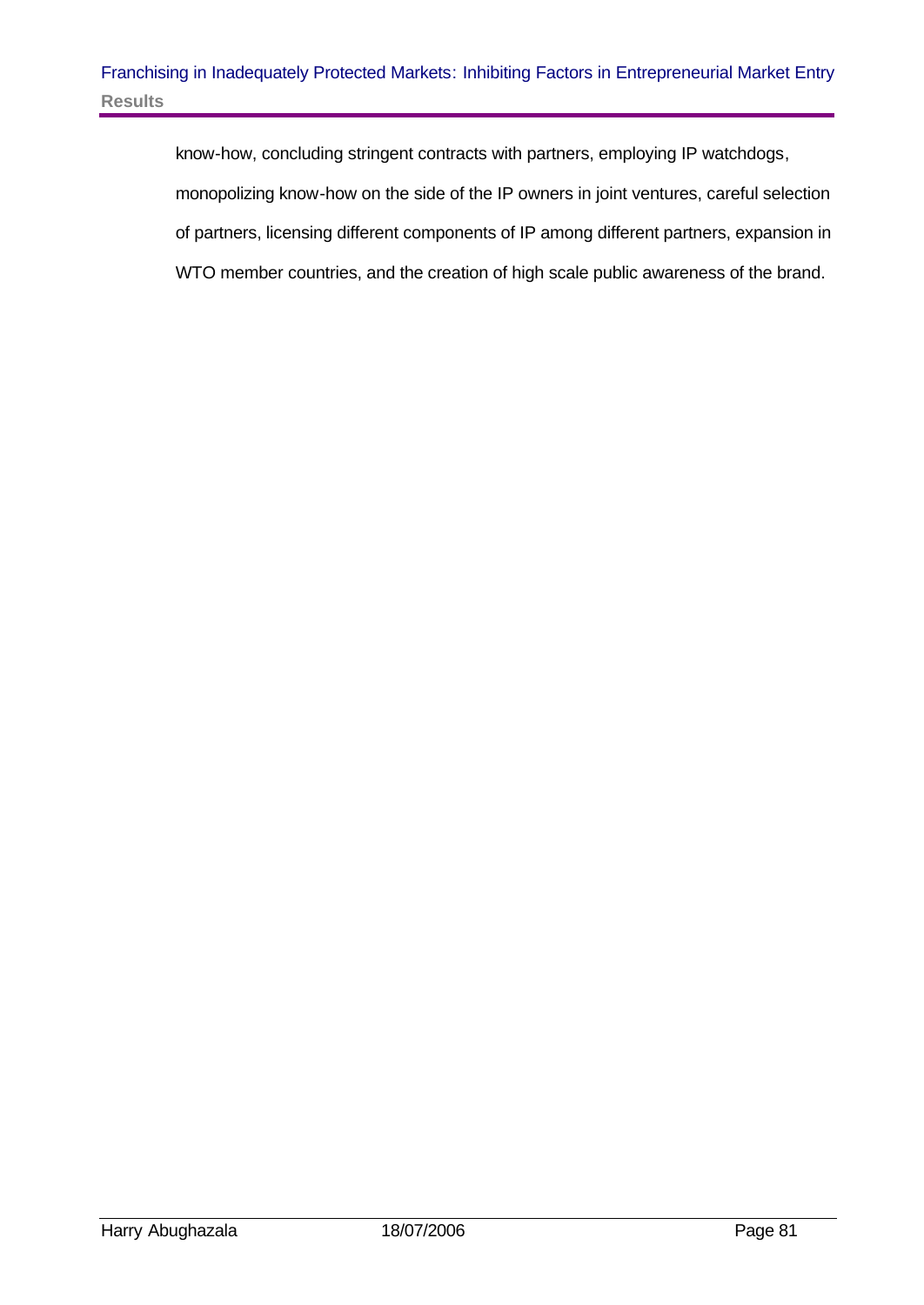know-how, concluding stringent contracts with partners, employing IP watchdogs, monopolizing know-how on the side of the IP owners in joint ventures, careful selection of partners, licensing different components of IP among different partners, expansion in WTO member countries, and the creation of high scale public awareness of the brand.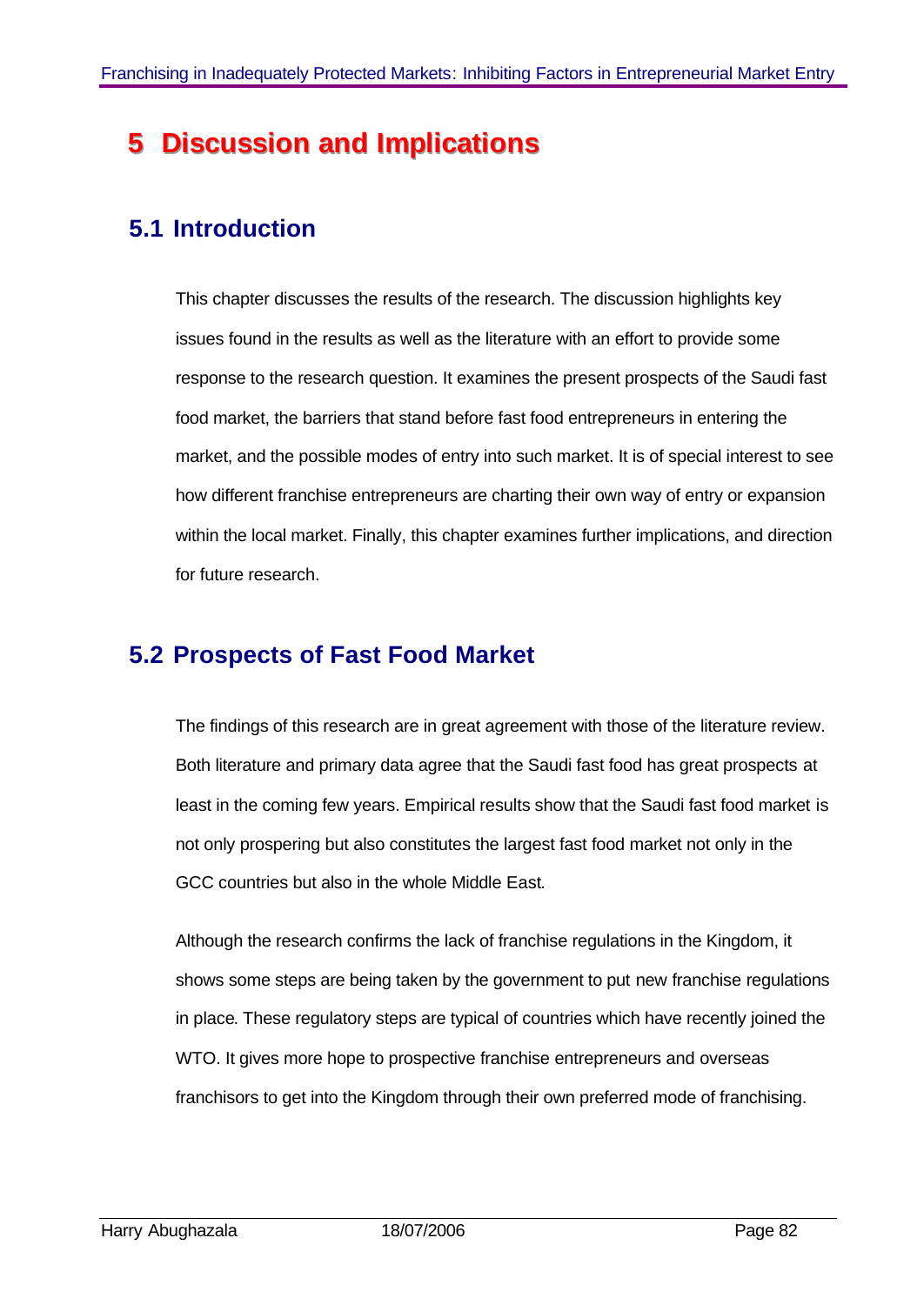# 5 Discussion and Implications

## 5.1 Introduction

This chapter discusses the results of the research. The discussion highlights key issues found in the results as well as the literature with an effort to provide some response to the research question. It examines the present prospects of the Saudi fast food market, the barriers that stand before fast food entrepreneurs in entering the market, and the possible modes of entry into such market. It is of special interest to see how different franchise entrepreneurs are charting their own way of entry or expansion within the local market. Finally, this chapter examines further implications, and direction for future research.

## 5.2 Prospects of Fast Food Market

The findings of this research are in great agreement with those of the literature review. Both literature and primary data agree that the Saudi fast food has great prospects at least in the coming few years. Empirical results show that the Saudi fast food market is not only prospering but also constitutes the largest fast food market not only in the GCC countries but also in the whole Middle East.

Although the research confirms the lack of franchise regulations in the Kingdom, it shows some steps are being taken by the government to put new franchise regulations in place. These regulatory steps are typical of countries which have recently joined the WTO. It gives more hope to prospective franchise entrepreneurs and overseas franchisors to get into the Kingdom through their own preferred mode of franchising.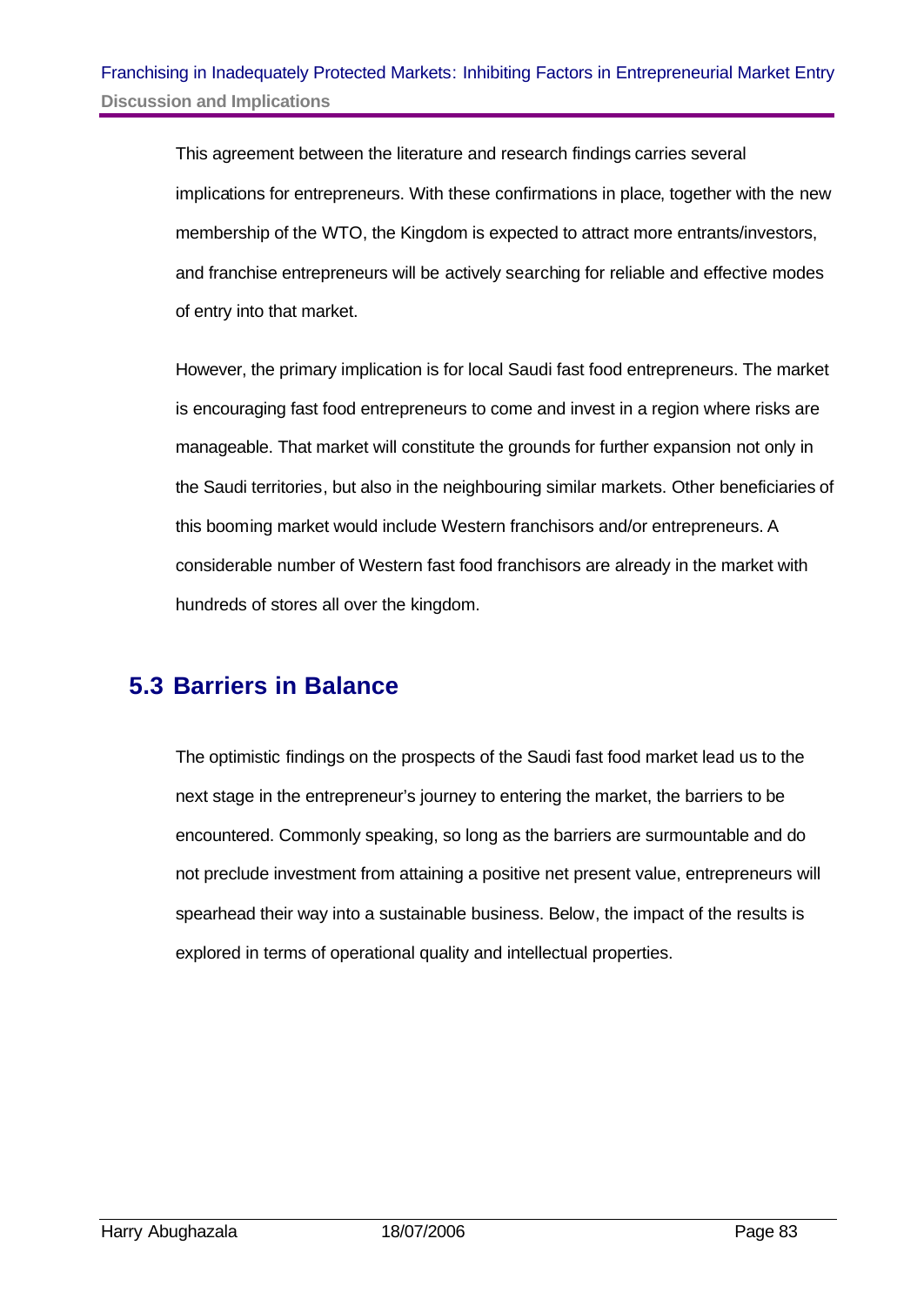This agreement between the literature and research findings carries several implications for entrepreneurs. With these confirmations in place, together with the new membership of the WTO, the Kingdom is expected to attract more entrants/investors, and franchise entrepreneurs will be actively searching for reliable and effective modes of entry into that market.

However, the primary implication is for local Saudi fast food entrepreneurs. The market is encouraging fast food entrepreneurs to come and invest in a region where risks are manageable. That market will constitute the grounds for further expansion not only in the Saudi territories, but also in the neighbouring similar markets. Other beneficiaries of this booming market would include Western franchisors and/or entrepreneurs. A considerable number of Western fast food franchisors are already in the market with hundreds of stores all over the kingdom.

## 5.3 Barriers in Balance

The optimistic findings on the prospects of the Saudi fast food market lead us to the next stage in the entrepreneur's journey to entering the market, the barriers to be encountered. Commonly speaking, so long as the barriers are surmountable and do not preclude investment from attaining a positive net present value, entrepreneurs will spearhead their way into a sustainable business. Below, the impact of the results is explored in terms of operational quality and intellectual properties.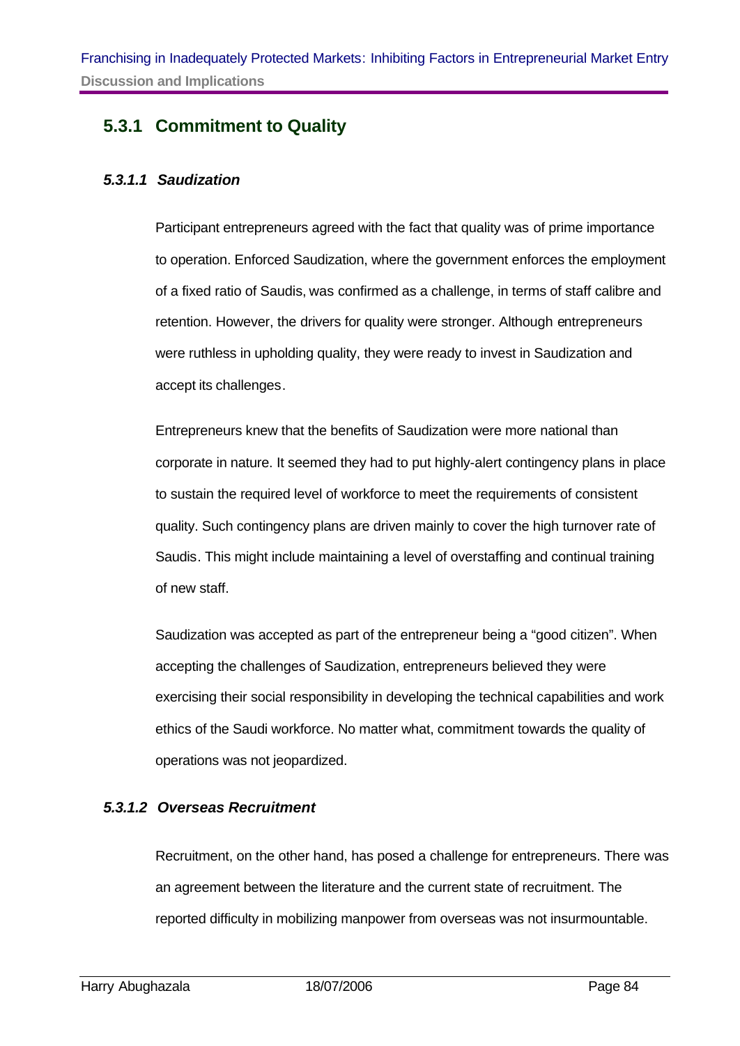### 5.3.1 Commitment to Quality

#### *5.3.1.1 Saudization*

Participant entrepreneurs agreed with the fact that quality was of prime importance to operation. Enforced Saudization, where the government enforces the employment of a fixed ratio of Saudis, was confirmed as a challenge, in terms of staff calibre and retention. However, the drivers for quality were stronger. Although entrepreneurs were ruthless in upholding quality, they were ready to invest in Saudization and accept its challenges.

Entrepreneurs knew that the benefits of Saudization were more national than corporate in nature. It seemed they had to put highly-alert contingency plans in place to sustain the required level of workforce to meet the requirements of consistent quality. Such contingency plans are driven mainly to cover the high turnover rate of Saudis. This might include maintaining a level of overstaffing and continual training of new staff.

Saudization was accepted as part of the entrepreneur being a "good citizen". When accepting the challenges of Saudization, entrepreneurs believed they were exercising their social responsibility in developing the technical capabilities and work ethics of the Saudi workforce. No matter what, commitment towards the quality of operations was not jeopardized.

#### *5.3.1.2 Overseas Recruitment*

Recruitment, on the other hand, has posed a challenge for entrepreneurs. There was an agreement between the literature and the current state of recruitment. The reported difficulty in mobilizing manpower from overseas was not insurmountable.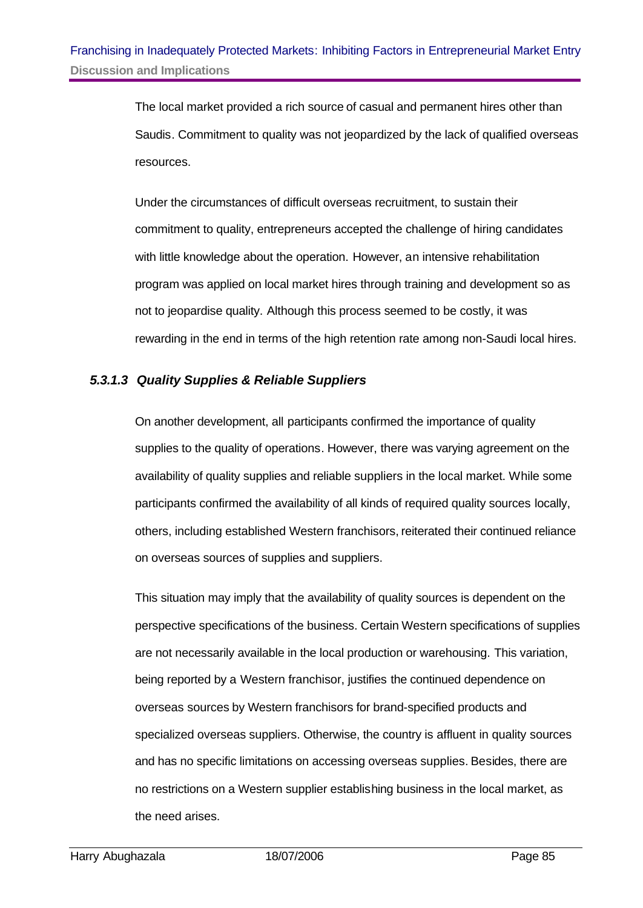The local market provided a rich source of casual and permanent hires other than Saudis. Commitment to quality was not jeopardized by the lack of qualified overseas resources.

Under the circumstances of difficult overseas recruitment, to sustain their commitment to quality, entrepreneurs accepted the challenge of hiring candidates with little knowledge about the operation. However, an intensive rehabilitation program was applied on local market hires through training and development so as not to jeopardise quality. Although this process seemed to be costly, it was rewarding in the end in terms of the high retention rate among non-Saudi local hires.

#### *5.3.1.3 Quality Supplies & Reliable Suppliers*

On another development, all participants confirmed the importance of quality supplies to the quality of operations. However, there was varying agreement on the availability of quality supplies and reliable suppliers in the local market. While some participants confirmed the availability of all kinds of required quality sources locally, others, including established Western franchisors, reiterated their continued reliance on overseas sources of supplies and suppliers.

This situation may imply that the availability of quality sources is dependent on the perspective specifications of the business. Certain Western specifications of supplies are not necessarily available in the local production or warehousing. This variation, being reported by a Western franchisor, justifies the continued dependence on overseas sources by Western franchisors for brand-specified products and specialized overseas suppliers. Otherwise, the country is affluent in quality sources and has no specific limitations on accessing overseas supplies. Besides, there are no restrictions on a Western supplier establishing business in the local market, as the need arises.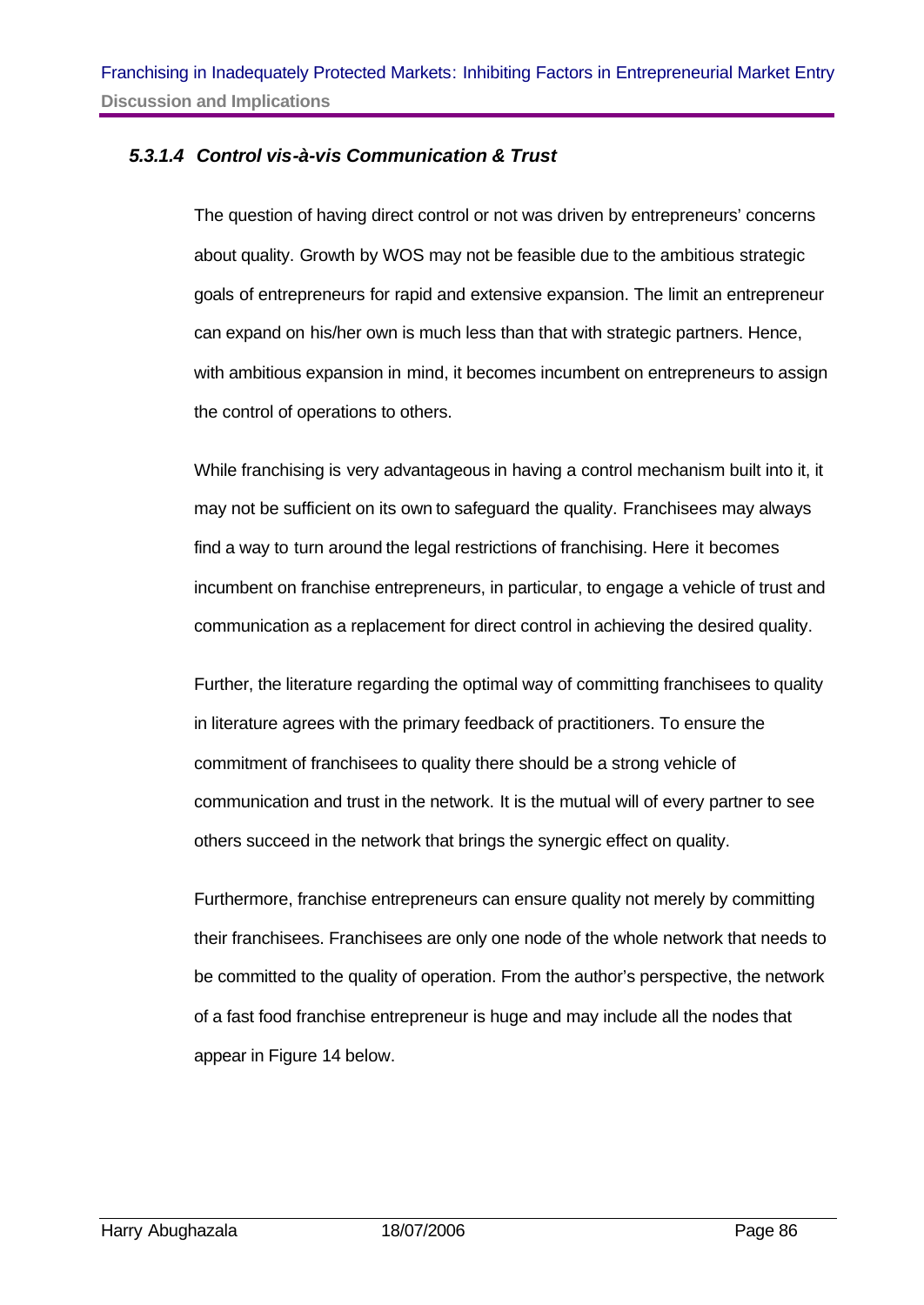#### *5.3.1.4 Control vis-à-vis Communication & Trust*

The question of having direct control or not was driven by entrepreneurs' concerns about quality. Growth by WOS may not be feasible due to the ambitious strategic goals of entrepreneurs for rapid and extensive expansion. The limit an entrepreneur can expand on his/her own is much less than that with strategic partners. Hence, with ambitious expansion in mind, it becomes incumbent on entrepreneurs to assign the control of operations to others.

While franchising is very advantageous in having a control mechanism built into it, it may not be sufficient on its own to safeguard the quality. Franchisees may always find a way to turn around the legal restrictions of franchising. Here it becomes incumbent on franchise entrepreneurs, in particular, to engage a vehicle of trust and communication as a replacement for direct control in achieving the desired quality.

Further, the literature regarding the optimal way of committing franchisees to quality in literature agrees with the primary feedback of practitioners. To ensure the commitment of franchisees to quality there should be a strong vehicle of communication and trust in the network. It is the mutual will of every partner to see others succeed in the network that brings the synergic effect on quality.

Furthermore, franchise entrepreneurs can ensure quality not merely by committing their franchisees. Franchisees are only one node of the whole network that needs to be committed to the quality of operation. From the author's perspective, the network of a fast food franchise entrepreneur is huge and may include all the nodes that appear in Figure 14 below.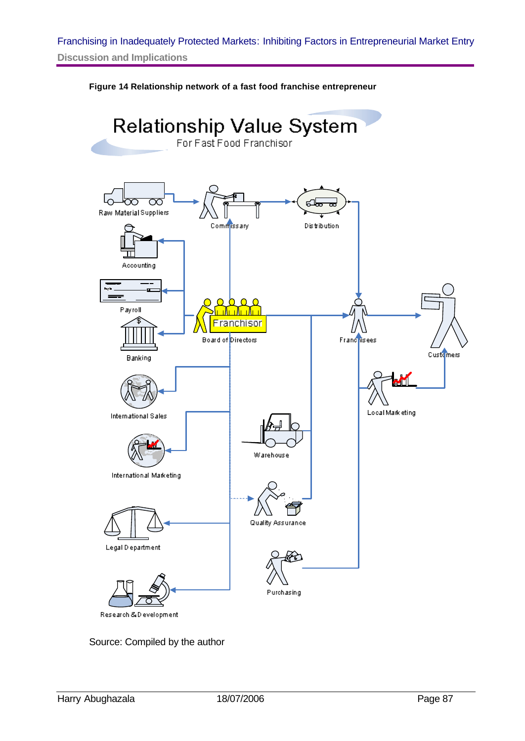**Figure 14 Relationship network of a fast food franchise entrepreneur**

Relationship Value System

For Fast Food Franchisor

Raw Material Suppliers

Commissary

Distribution

Accounting

Payroll

Franchisor

Board of Directors

Franchisees

Customers

Banking

Local Marketing

International Sales

Warehouse

International Marketing

Quality Assurance

Legal Department

Purchasing

Research & Development

Source: Compiled by the author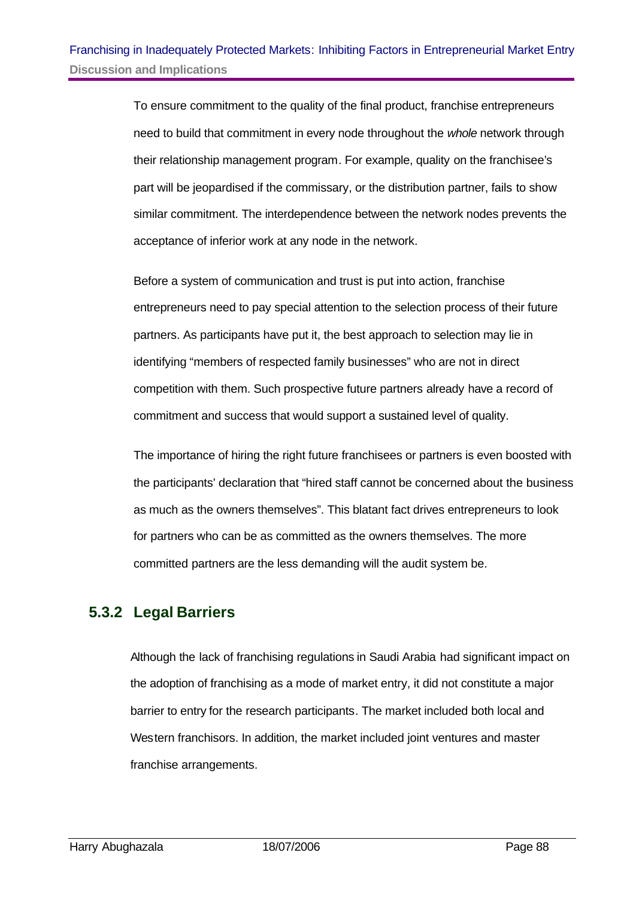To ensure commitment to the quality of the final product, franchise entrepreneurs need to build that commitment in every node throughout the *whole* network through their relationship management program. For example, quality on the franchisee's part will be jeopardised if the commissary, or the distribution partner, fails to show similar commitment. The interdependence between the network nodes prevents the acceptance of inferior work at any node in the network.

Before a system of communication and trust is put into action, franchise entrepreneurs need to pay special attention to the selection process of their future partners. As participants have put it, the best approach to selection may lie in identifying "members of respected family businesses" who are not in direct competition with them. Such prospective future partners already have a record of commitment and success that would support a sustained level of quality.

The importance of hiring the right future franchisees or partners is even boosted with the participants' declaration that "hired staff cannot be concerned about the business as much as the owners themselves". This blatant fact drives entrepreneurs to look for partners who can be as committed as the owners themselves. The more committed partners are the less demanding will the audit system be.

### 5.3.2 Legal Barriers

Although the lack of franchising regulations in Saudi Arabia had significant impact on the adoption of franchising as a mode of market entry, it did not constitute a major barrier to entry for the research participants. The market included both local and Western franchisors. In addition, the market included joint ventures and master franchise arrangements.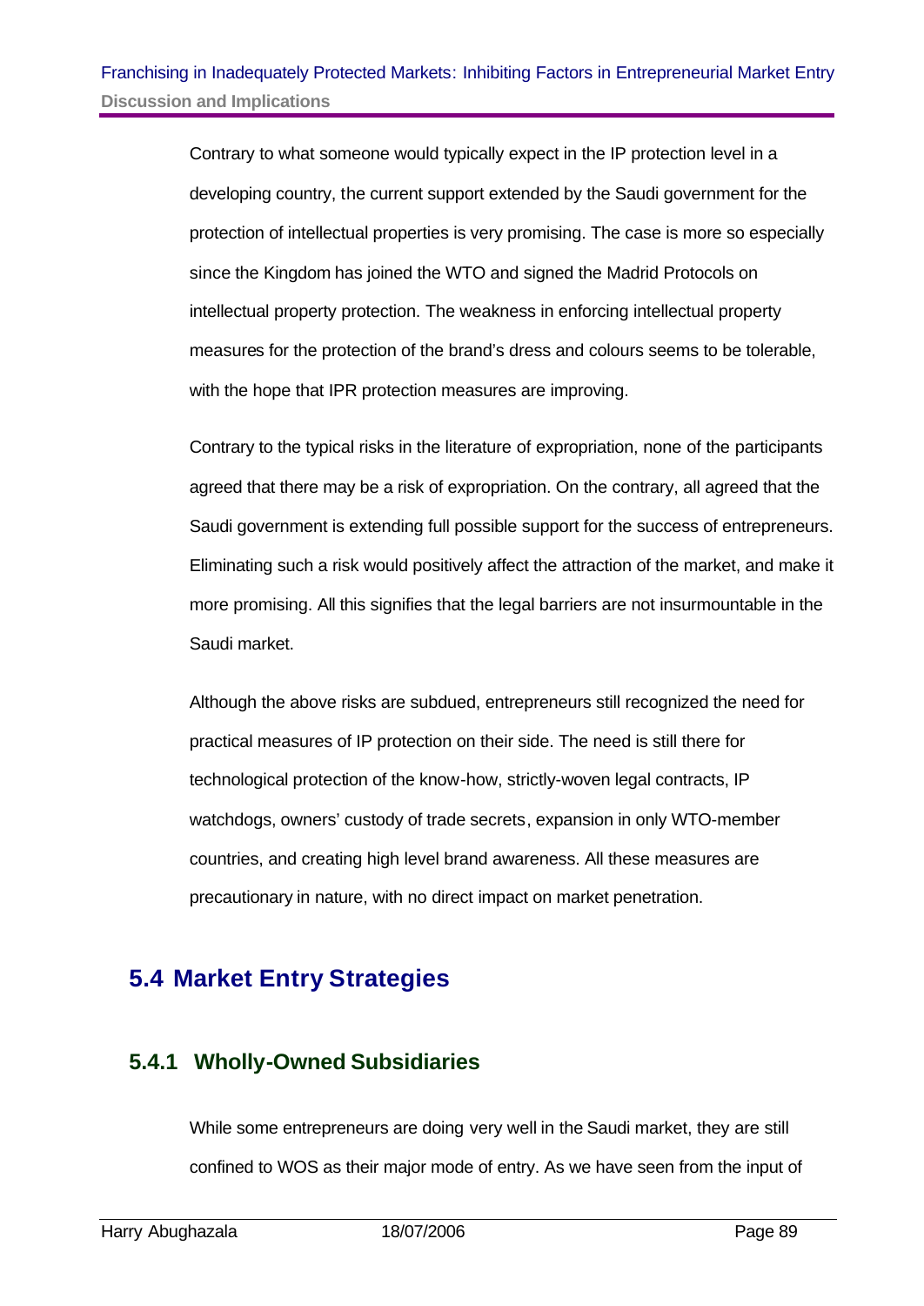Contrary to what someone would typically expect in the IP protection level in a developing country, the current support extended by the Saudi government for the protection of intellectual properties is very promising. The case is more so especially since the Kingdom has joined the WTO and signed the Madrid Protocols on intellectual property protection. The weakness in enforcing intellectual property measures for the protection of the brand's dress and colours seems to be tolerable, with the hope that IPR protection measures are improving.

Contrary to the typical risks in the literature of expropriation, none of the participants agreed that there may be a risk of expropriation. On the contrary, all agreed that the Saudi government is extending full possible support for the success of entrepreneurs. Eliminating such a risk would positively affect the attraction of the market, and make it more promising. All this signifies that the legal barriers are not insurmountable in the Saudi market.

Although the above risks are subdued, entrepreneurs still recognized the need for practical measures of IP protection on their side. The need is still there for technological protection of the know-how, strictly-woven legal contracts, IP watchdogs, owners' custody of trade secrets, expansion in only WTO-member countries, and creating high level brand awareness. All these measures are precautionary in nature, with no direct impact on market penetration.

## 5.4 Market Entry Strategies

### 5.4.1 Wholly-Owned Subsidiaries

While some entrepreneurs are doing very well in the Saudi market, they are still confined to WOS as their major mode of entry. As we have seen from the input of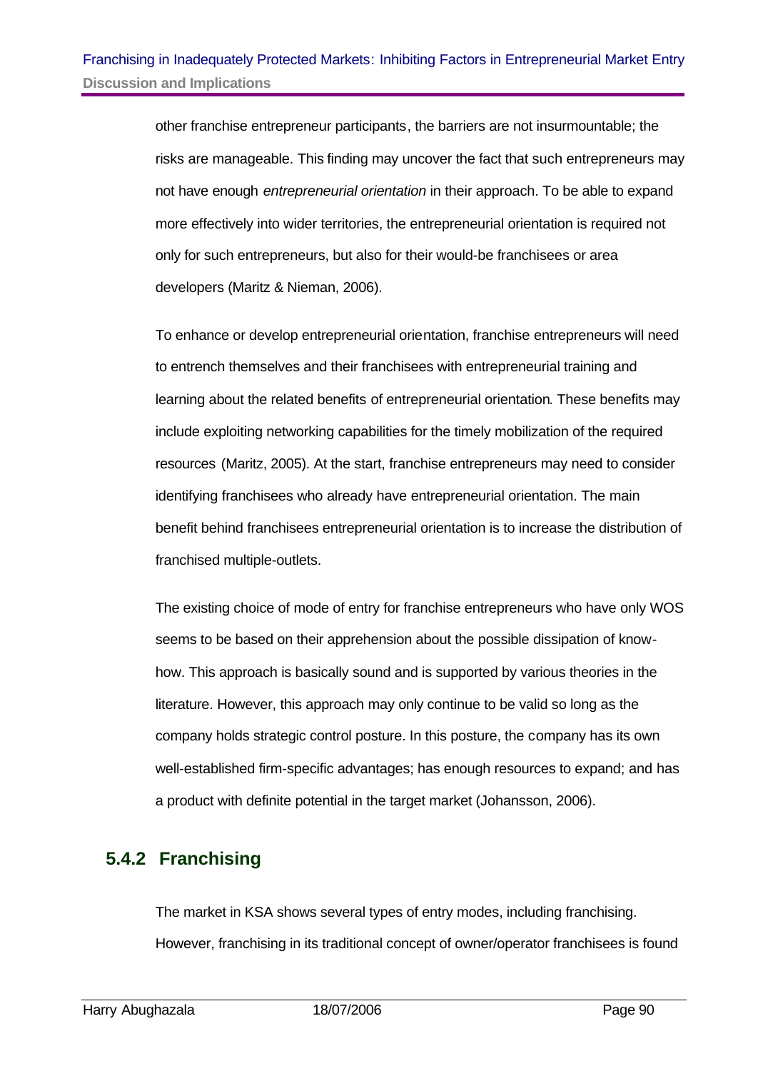other franchise entrepreneur participants, the barriers are not insurmountable; the risks are manageable. This finding may uncover the fact that such entrepreneurs may not have enough *entrepreneurial orientation* in their approach. To be able to expand more effectively into wider territories, the entrepreneurial orientation is required not only for such entrepreneurs, but also for their would-be franchisees or area developers (Maritz & Nieman, 2006).

To enhance or develop entrepreneurial orientation, franchise entrepreneurs will need to entrench themselves and their franchisees with entrepreneurial training and learning about the related benefits of entrepreneurial orientation. These benefits may include exploiting networking capabilities for the timely mobilization of the required resources (Maritz, 2005). At the start, franchise entrepreneurs may need to consider identifying franchisees who already have entrepreneurial orientation. The main benefit behind franchisees entrepreneurial orientation is to increase the distribution of franchised multiple-outlets.

The existing choice of mode of entry for franchise entrepreneurs who have only WOS seems to be based on their apprehension about the possible dissipation of know-how. This approach is basically sound and is supported by various theories in the literature. However, this approach may only continue to be valid so long as the company holds strategic control posture. In this posture, the company has its own well-established firm-specific advantages; has enough resources to expand; and has a product with definite potential in the target market (Johansson, 2006).

### 5.4.2 Franchising

The market in KSA shows several types of entry modes, including franchising. However, franchising in its traditional concept of owner/operator franchisees is found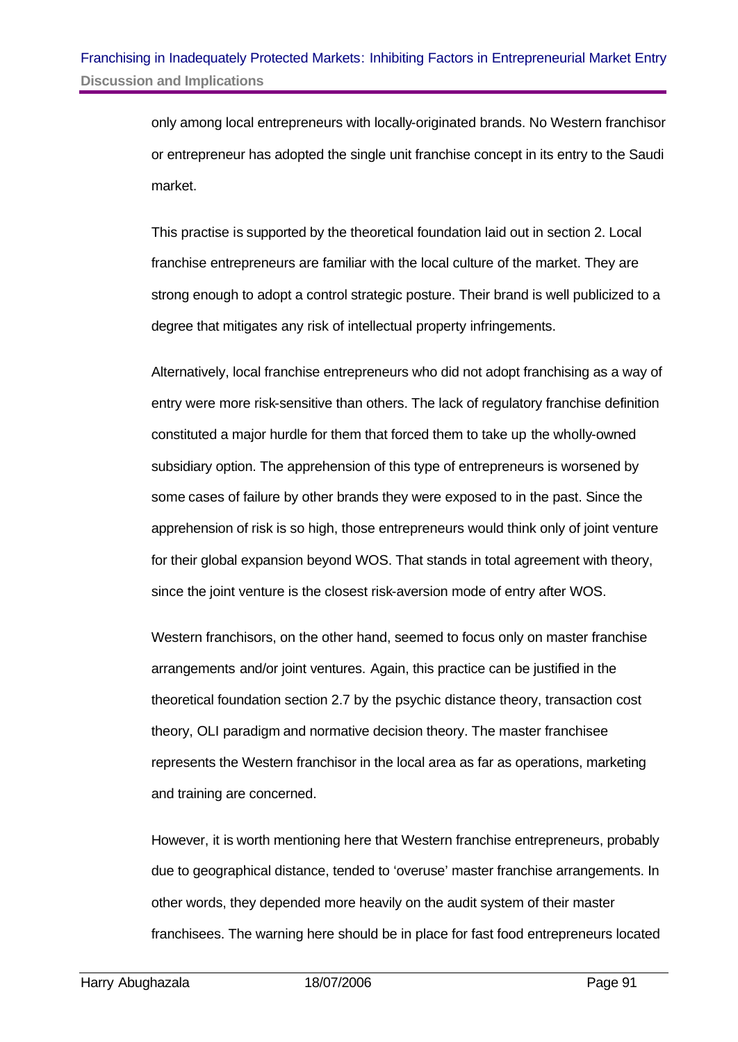only among local entrepreneurs with locally-originated brands. No Western franchisor or entrepreneur has adopted the single unit franchise concept in its entry to the Saudi market.

This practise is supported by the theoretical foundation laid out in section 2. Local franchise entrepreneurs are familiar with the local culture of the market. They are strong enough to adopt a control strategic posture. Their brand is well publicized to a degree that mitigates any risk of intellectual property infringements.

Alternatively, local franchise entrepreneurs who did not adopt franchising as a way of entry were more risk-sensitive than others. The lack of regulatory franchise definition constituted a major hurdle for them that forced them to take up the wholly-owned subsidiary option. The apprehension of this type of entrepreneurs is worsened by some cases of failure by other brands they were exposed to in the past. Since the apprehension of risk is so high, those entrepreneurs would think only of joint venture for their global expansion beyond WOS. That stands in total agreement with theory, since the joint venture is the closest risk-aversion mode of entry after WOS.

Western franchisors, on the other hand, seemed to focus only on master franchise arrangements and/or joint ventures. Again, this practice can be justified in the theoretical foundation section 2.7 by the psychic distance theory, transaction cost theory, OLI paradigm and normative decision theory. The master franchisee represents the Western franchisor in the local area as far as operations, marketing and training are concerned.

However, it is worth mentioning here that Western franchise entrepreneurs, probably due to geographical distance, tended to 'overuse' master franchise arrangements. In other words, they depended more heavily on the audit system of their master franchisees. The warning here should be in place for fast food entrepreneurs located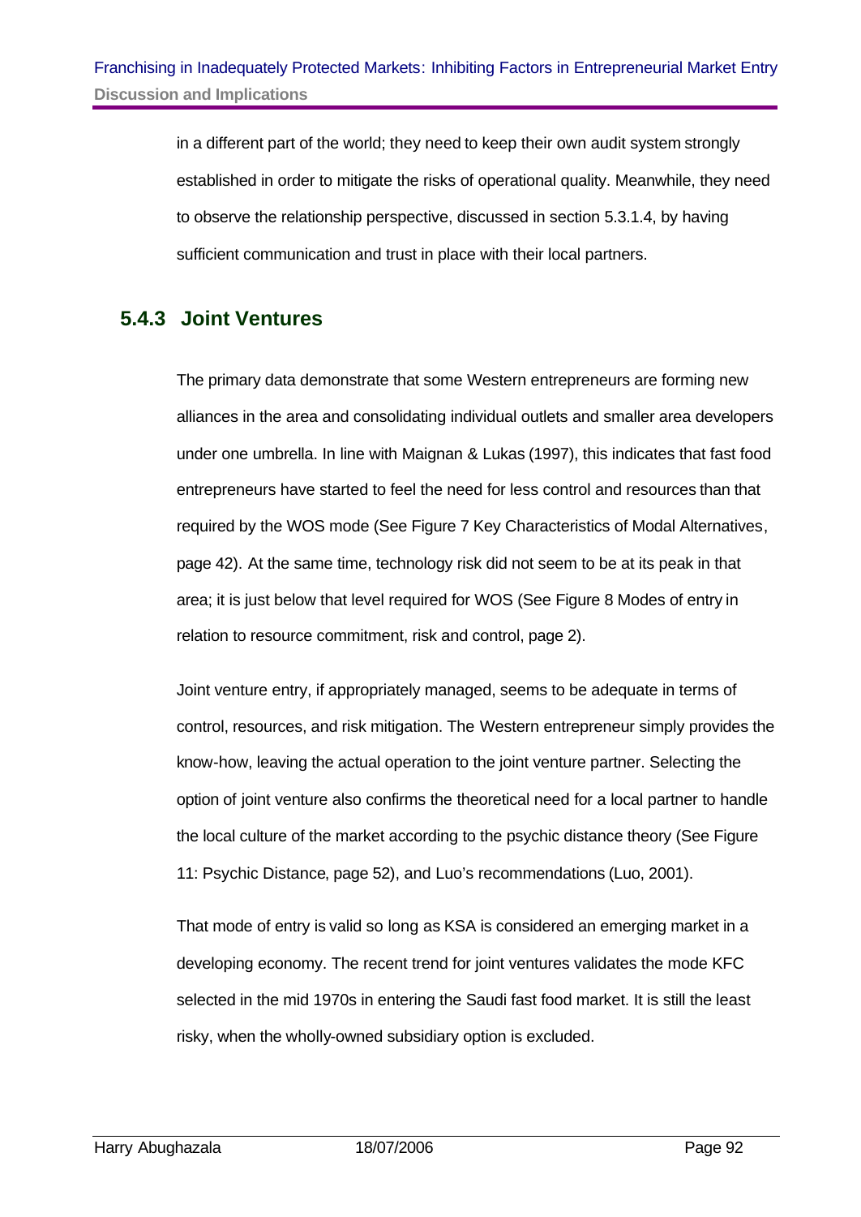in a different part of the world; they need to keep their own audit system strongly established in order to mitigate the risks of operational quality. Meanwhile, they need to observe the relationship perspective, discussed in section 5.3.1.4, by having sufficient communication and trust in place with their local partners.

### 5.4.3 Joint Ventures

The primary data demonstrate that some Western entrepreneurs are forming new alliances in the area and consolidating individual outlets and smaller area developers under one umbrella. In line with Maignan & Lukas (1997), this indicates that fast food entrepreneurs have started to feel the need for less control and resources than that required by the WOS mode (See Figure 7 Key Characteristics of Modal Alternatives, page 42). At the same time, technology risk did not seem to be at its peak in that area; it is just below that level required for WOS (See Figure 8 Modes of entry in relation to resource commitment, risk and control, page 2).

Joint venture entry, if appropriately managed, seems to be adequate in terms of control, resources, and risk mitigation. The Western entrepreneur simply provides the know-how, leaving the actual operation to the joint venture partner. Selecting the option of joint venture also confirms the theoretical need for a local partner to handle the local culture of the market according to the psychic distance theory (See Figure 11: Psychic Distance, page 52), and Luo's recommendations (Luo, 2001).

That mode of entry is valid so long as KSA is considered an emerging market in a developing economy. The recent trend for joint ventures validates the mode KFC selected in the mid 1970s in entering the Saudi fast food market. It is still the least risky, when the wholly-owned subsidiary option is excluded.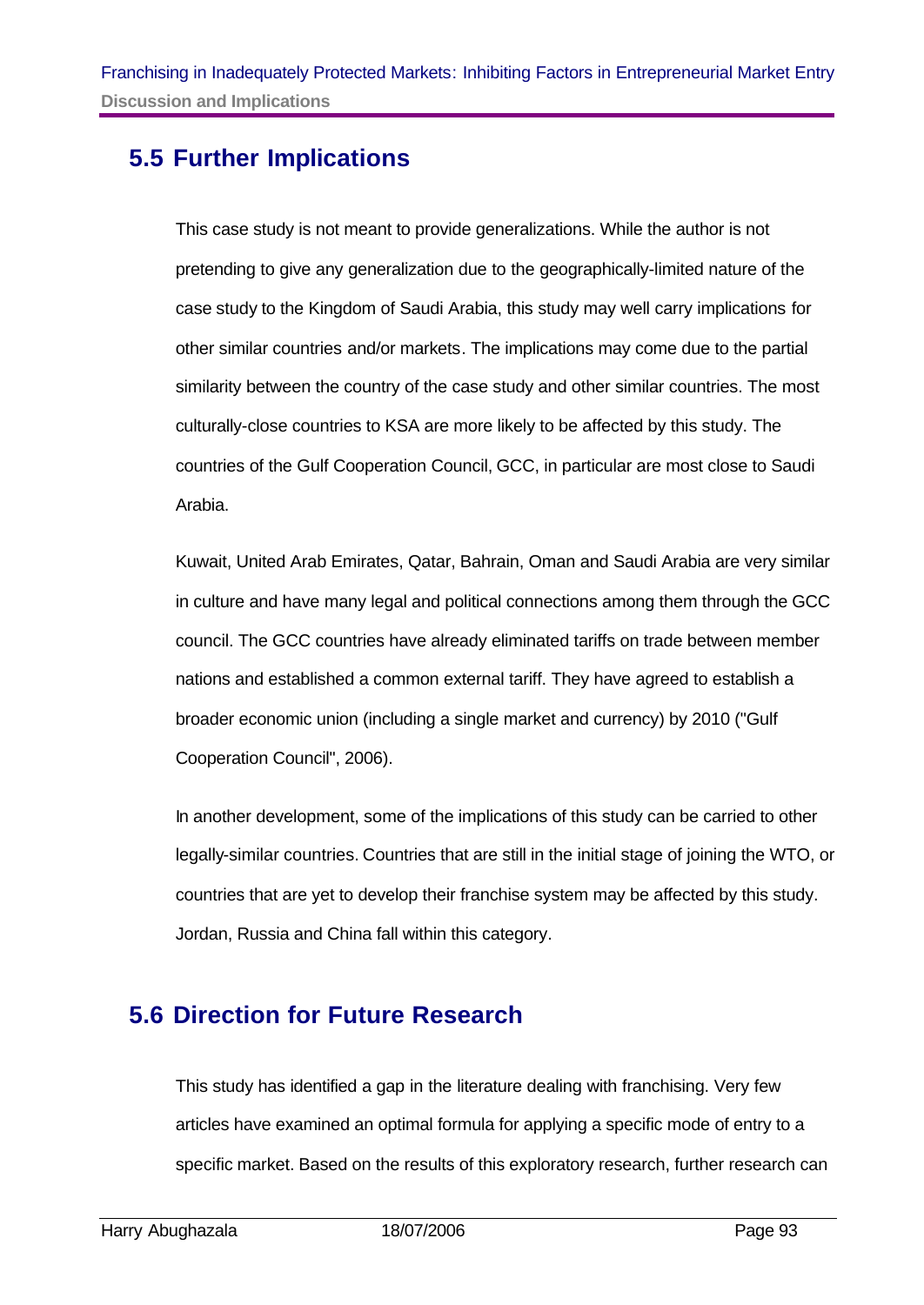## 5.5 Further Implications

This case study is not meant to provide generalizations. While the author is not pretending to give any generalization due to the geographically-limited nature of the case study to the Kingdom of Saudi Arabia, this study may well carry implications for other similar countries and/or markets. The implications may come due to the partial similarity between the country of the case study and other similar countries. The most culturally-close countries to KSA are more likely to be affected by this study. The countries of the Gulf Cooperation Council, GCC, in particular are most close to Saudi Arabia.

Kuwait, United Arab Emirates, Qatar, Bahrain, Oman and Saudi Arabia are very similar in culture and have many legal and political connections among them through the GCC council. The GCC countries have already eliminated tariffs on trade between member nations and established a common external tariff. They have agreed to establish a broader economic union (including a single market and currency) by 2010 ("Gulf Cooperation Council", 2006).

In another development, some of the implications of this study can be carried to other legally-similar countries. Countries that are still in the initial stage of joining the WTO, or countries that are yet to develop their franchise system may be affected by this study. Jordan, Russia and China fall within this category.

## 5.6 Direction for Future Research

This study has identified a gap in the literature dealing with franchising. Very few articles have examined an optimal formula for applying a specific mode of entry to a specific market. Based on the results of this exploratory research, further research can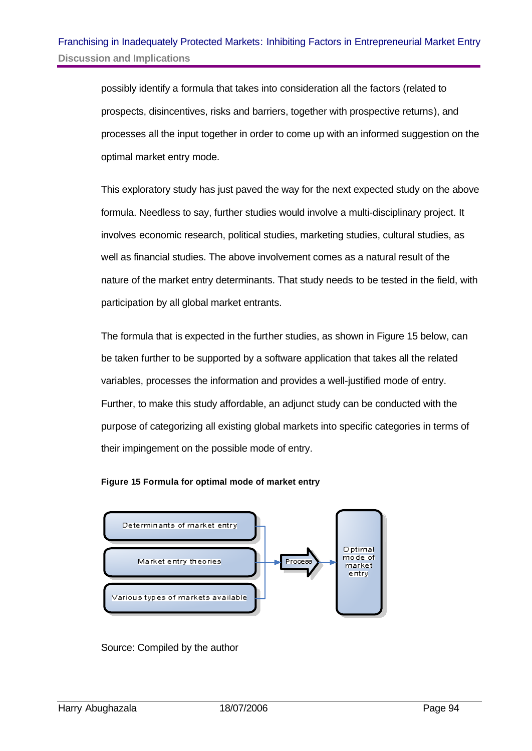possibly identify a formula that takes into consideration all the factors (related to prospects, disincentives, risks and barriers, together with prospective returns), and processes all the input together in order to come up with an informed suggestion on the optimal market entry mode.

This exploratory study has just paved the way for the next expected study on the above formula. Needless to say, further studies would involve a multi-disciplinary project. It involves economic research, political studies, marketing studies, cultural studies, as well as financial studies. The above involvement comes as a natural result of the nature of the market entry determinants. That study needs to be tested in the field, with participation by all global market entrants.

The formula that is expected in the further studies, as shown in Figure 15 below, can be taken further to be supported by a software application that takes all the related variables, processes the information and provides a well-justified mode of entry. Further, to make this study affordable, an adjunct study can be conducted with the purpose of categorizing all existing global markets into specific categories in terms of their impingement on the possible mode of entry.

**Figure 15 Formula for optimal mode of market entry**

Determinants of market entry

Market entry theories

Various types of markets available

Process

Optimal mode of market entry

Source: Compiled by the author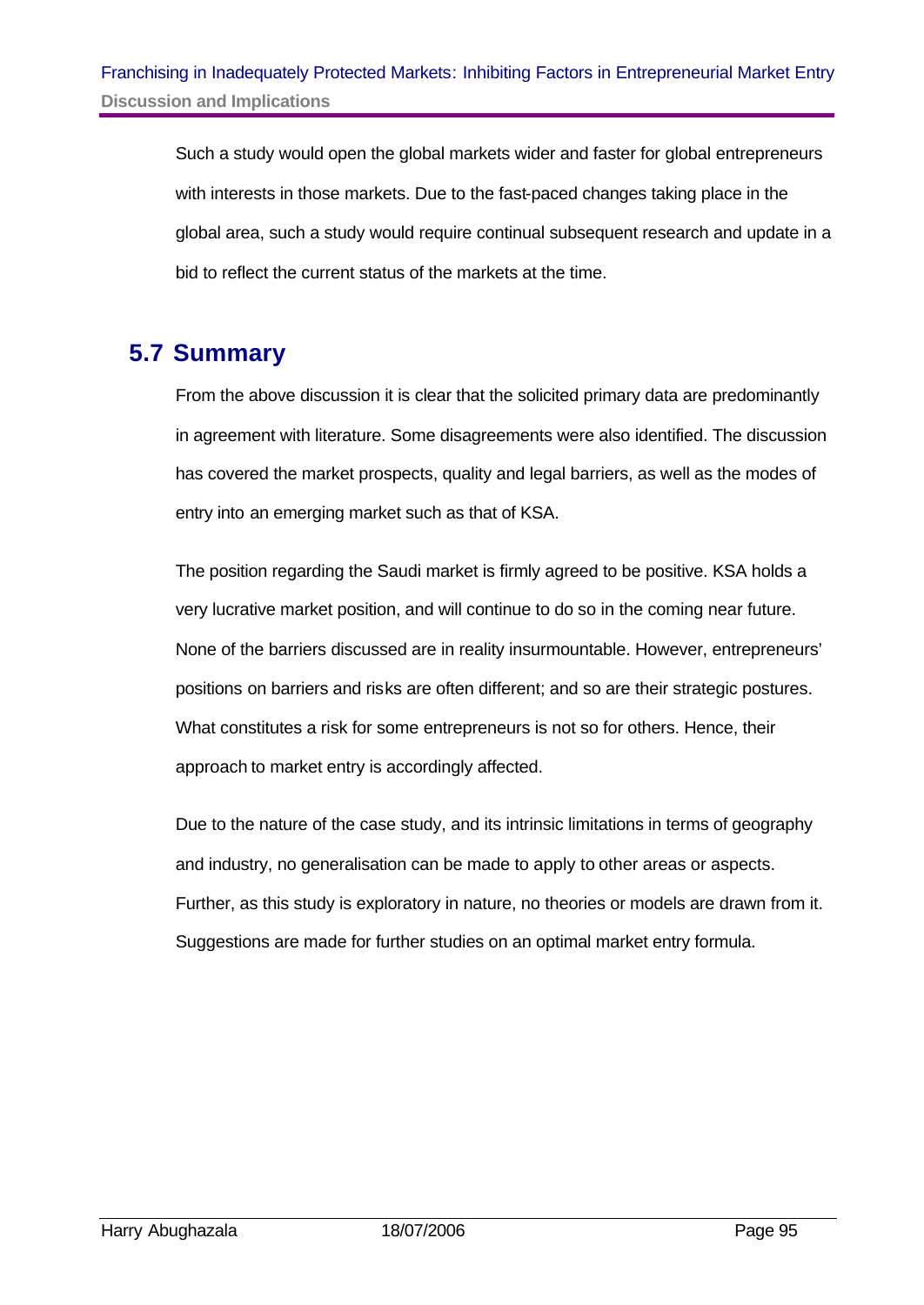Such a study would open the global markets wider and faster for global entrepreneurs with interests in those markets. Due to the fast-paced changes taking place in the global area, such a study would require continual subsequent research and update in a bid to reflect the current status of the markets at the time.

## 5.7 Summary

From the above discussion it is clear that the solicited primary data are predominantly in agreement with literature. Some disagreements were also identified. The discussion has covered the market prospects, quality and legal barriers, as well as the modes of entry into an emerging market such as that of KSA.

The position regarding the Saudi market is firmly agreed to be positive. KSA holds a very lucrative market position, and will continue to do so in the coming near future. None of the barriers discussed are in reality insurmountable. However, entrepreneurs' positions on barriers and risks are often different; and so are their strategic postures. What constitutes a risk for some entrepreneurs is not so for others. Hence, their approach to market entry is accordingly affected.

Due to the nature of the case study, and its intrinsic limitations in terms of geography and industry, no generalisation can be made to apply to other areas or aspects. Further, as this study is exploratory in nature, no theories or models are drawn from it. Suggestions are made for further studies on an optimal market entry formula.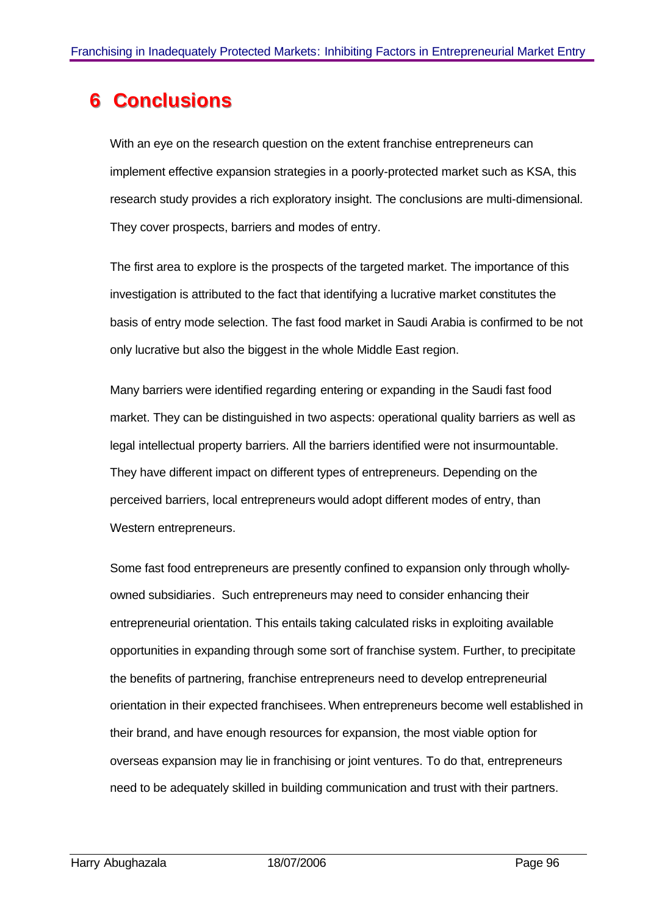# 6 Conclusions

With an eye on the research question on the extent franchise entrepreneurs can implement effective expansion strategies in a poorly-protected market such as KSA, this research study provides a rich exploratory insight. The conclusions are multi-dimensional. They cover prospects, barriers and modes of entry.

The first area to explore is the prospects of the targeted market. The importance of this investigation is attributed to the fact that identifying a lucrative market constitutes the basis of entry mode selection. The fast food market in Saudi Arabia is confirmed to be not only lucrative but also the biggest in the whole Middle East region.

Many barriers were identified regarding entering or expanding in the Saudi fast food market. They can be distinguished in two aspects: operational quality barriers as well as legal intellectual property barriers. All the barriers identified were not insurmountable. They have different impact on different types of entrepreneurs. Depending on the perceived barriers, local entrepreneurs would adopt different modes of entry, than Western entrepreneurs.

Some fast food entrepreneurs are presently confined to expansion only through wholly-owned subsidiaries. Such entrepreneurs may need to consider enhancing their entrepreneurial orientation. This entails taking calculated risks in exploiting available opportunities in expanding through some sort of franchise system. Further, to precipitate the benefits of partnering, franchise entrepreneurs need to develop entrepreneurial orientation in their expected franchisees. When entrepreneurs become well established in their brand, and have enough resources for expansion, the most viable option for overseas expansion may lie in franchising or joint ventures. To do that, entrepreneurs need to be adequately skilled in building communication and trust with their partners.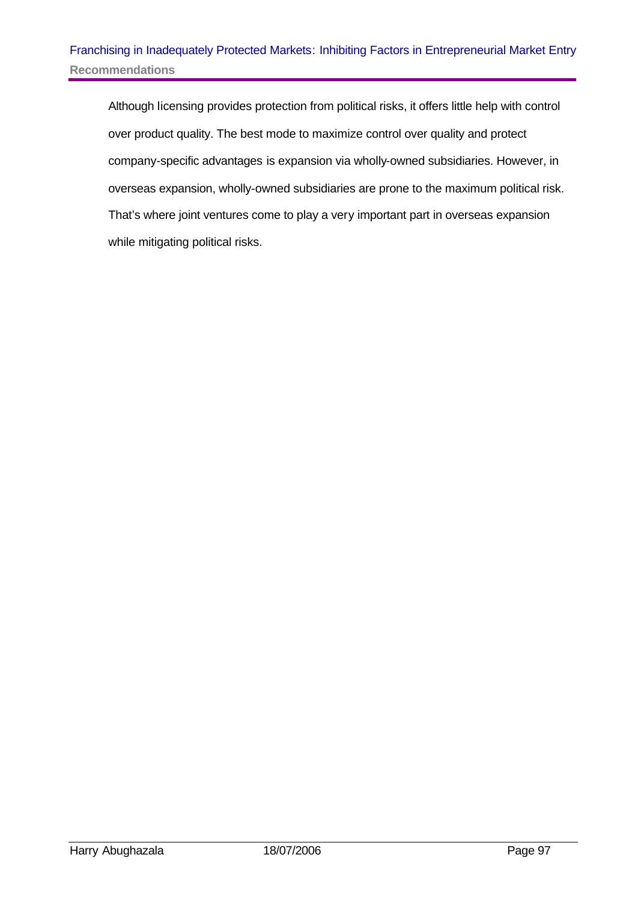Although licensing provides protection from political risks, it offers little help with control over product quality. The best mode to maximize control over quality and protect company-specific advantages is expansion via wholly-owned subsidiaries. However, in overseas expansion, wholly-owned subsidiaries are prone to the maximum political risk. That's where joint ventures come to play a very important part in overseas expansion while mitigating political risks.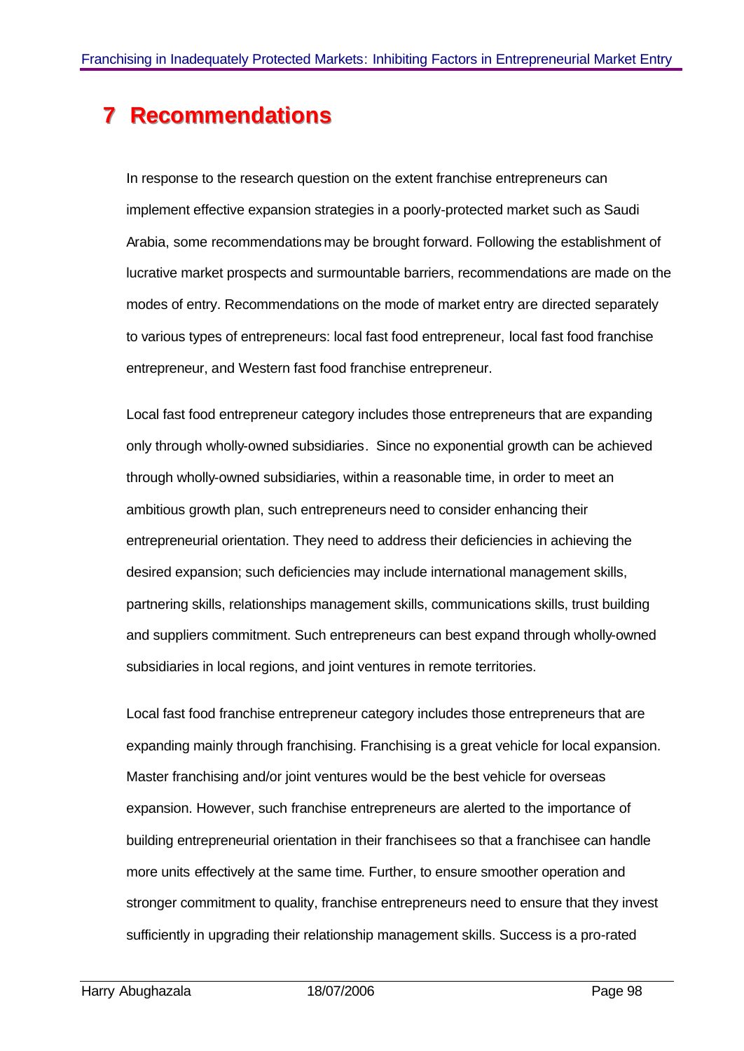# 7 Recommendations

In response to the research question on the extent franchise entrepreneurs can implement effective expansion strategies in a poorly-protected market such as Saudi Arabia, some recommendations may be brought forward. Following the establishment of lucrative market prospects and surmountable barriers, recommendations are made on the modes of entry. Recommendations on the mode of market entry are directed separately to various types of entrepreneurs: local fast food entrepreneur, local fast food franchise entrepreneur, and Western fast food franchise entrepreneur.

Local fast food entrepreneur category includes those entrepreneurs that are expanding only through wholly-owned subsidiaries. Since no exponential growth can be achieved through wholly-owned subsidiaries, within a reasonable time, in order to meet an ambitious growth plan, such entrepreneurs need to consider enhancing their entrepreneurial orientation. They need to address their deficiencies in achieving the desired expansion; such deficiencies may include international management skills, partnering skills, relationships management skills, communications skills, trust building and suppliers commitment. Such entrepreneurs can best expand through wholly-owned subsidiaries in local regions, and joint ventures in remote territories.

Local fast food franchise entrepreneur category includes those entrepreneurs that are expanding mainly through franchising. Franchising is a great vehicle for local expansion. Master franchising and/or joint ventures would be the best vehicle for overseas expansion. However, such franchise entrepreneurs are alerted to the importance of building entrepreneurial orientation in their franchisees so that a franchisee can handle more units effectively at the same time. Further, to ensure smoother operation and stronger commitment to quality, franchise entrepreneurs need to ensure that they invest sufficiently in upgrading their relationship management skills. Success is a pro-rated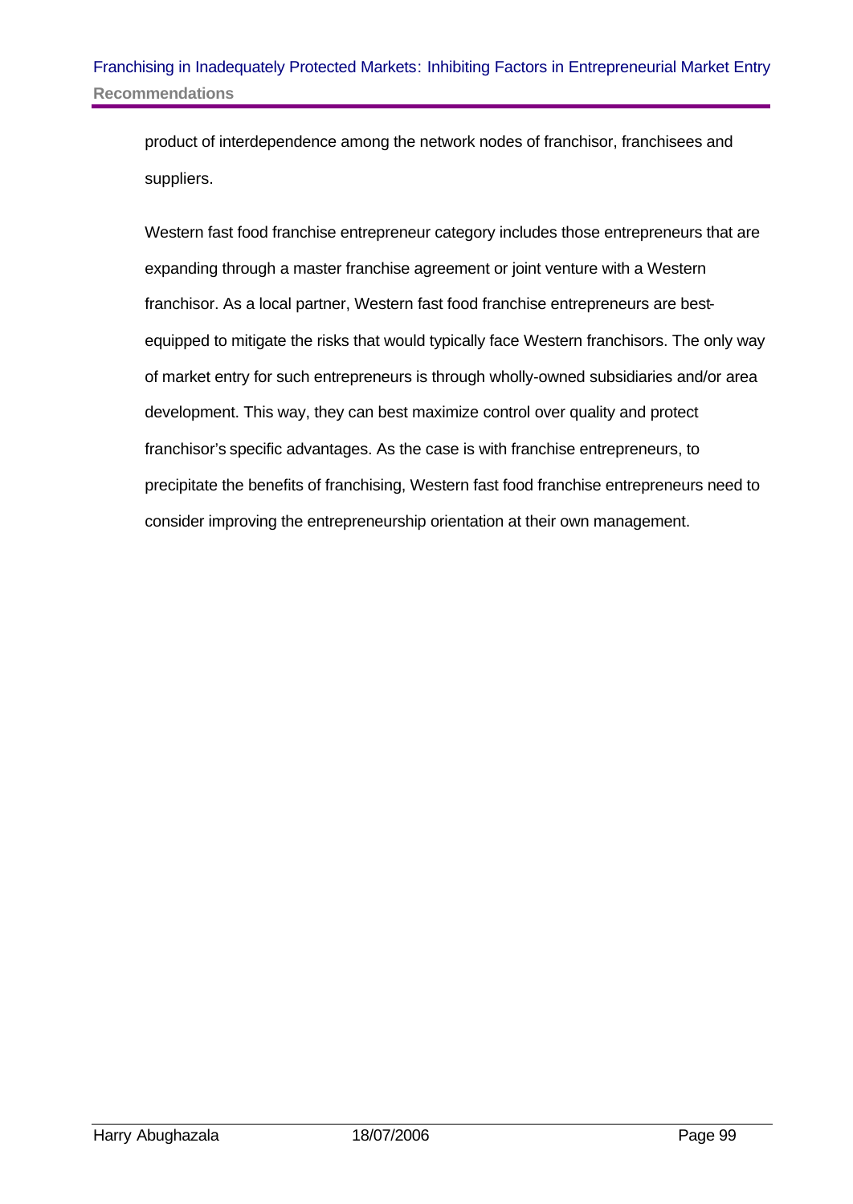product of interdependence among the network nodes of franchisor, franchisees and suppliers.

Western fast food franchise entrepreneur category includes those entrepreneurs that are expanding through a master franchise agreement or joint venture with a Western franchisor. As a local partner, Western fast food franchise entrepreneurs are best-equipped to mitigate the risks that would typically face Western franchisors. The only way of market entry for such entrepreneurs is through wholly-owned subsidiaries and/or area development. This way, they can best maximize control over quality and protect franchisor's specific advantages. As the case is with franchise entrepreneurs, to precipitate the benefits of franchising, Western fast food franchise entrepreneurs need to consider improving the entrepreneurship orientation at their own management.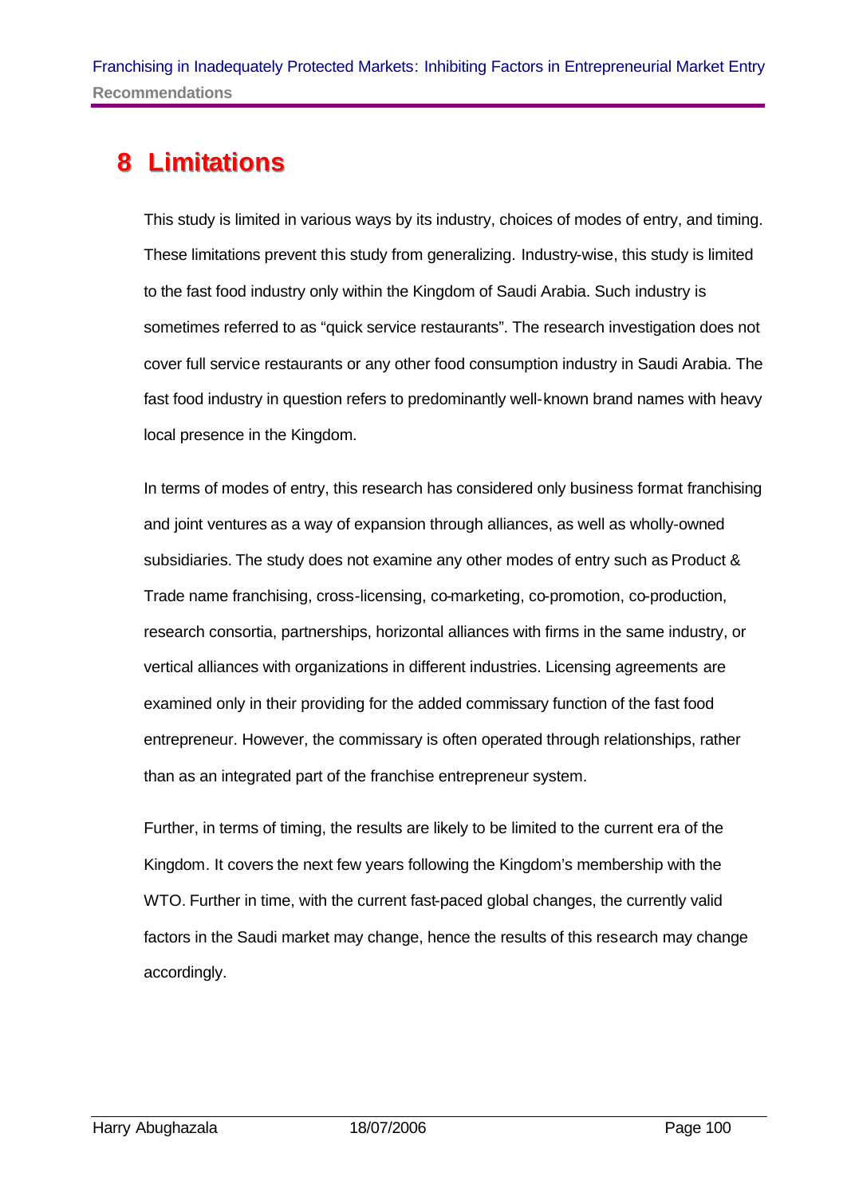# 8 Limitations

This study is limited in various ways by its industry, choices of modes of entry, and timing. These limitations prevent this study from generalizing. Industry-wise, this study is limited to the fast food industry only within the Kingdom of Saudi Arabia. Such industry is sometimes referred to as "quick service restaurants". The research investigation does not cover full service restaurants or any other food consumption industry in Saudi Arabia. The fast food industry in question refers to predominantly well-known brand names with heavy local presence in the Kingdom.

In terms of modes of entry, this research has considered only business format franchising and joint ventures as a way of expansion through alliances, as well as wholly-owned subsidiaries. The study does not examine any other modes of entry such as Product & Trade name franchising, cross-licensing, co-marketing, co-promotion, co-production, research consortia, partnerships, horizontal alliances with firms in the same industry, or vertical alliances with organizations in different industries. Licensing agreements are examined only in their providing for the added commissary function of the fast food entrepreneur. However, the commissary is often operated through relationships, rather than as an integrated part of the franchise entrepreneur system.

Further, in terms of timing, the results are likely to be limited to the current era of the Kingdom. It covers the next few years following the Kingdom's membership with the WTO. Further in time, with the current fast-paced global changes, the currently valid factors in the Saudi market may change, hence the results of this research may change accordingly.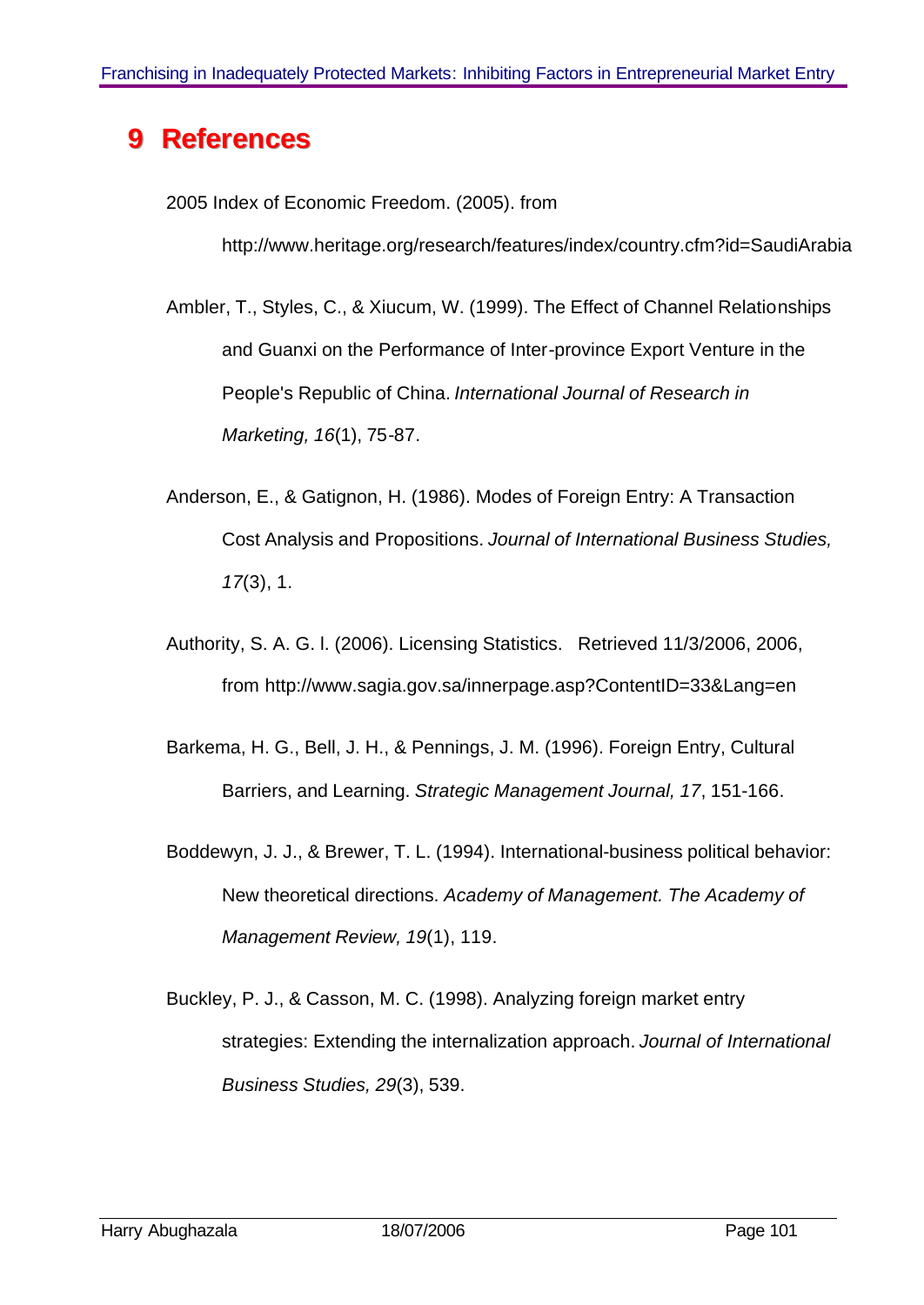# 9 References

2005 Index of Economic Freedom. (2005). from http://www.heritage.org/research/features/index/country.cfm?id=SaudiArabia

Ambler, T., Styles, C., & Xiucum, W. (1999). The Effect of Channel Relationships and Guanxi on the Performance of Inter-province Export Venture in the People's Republic of China. *International Journal of Research in Marketing, 16*(1), 75-87.

Anderson, E., & Gatignon, H. (1986). Modes of Foreign Entry: A Transaction Cost Analysis and Propositions. *Journal of International Business Studies, 17*(3), 1.

Authority, S. A. G. I. (2006). Licensing Statistics. Retrieved 11/3/2006, 2006, from http://www.sagia.gov.sa/innerpage.asp?ContentID=33&Lang=en

Barkema, H. G., Bell, J. H., & Pennings, J. M. (1996). Foreign Entry, Cultural Barriers, and Learning. *Strategic Management Journal, 17*, 151-166.

Boddewyn, J. J., & Brewer, T. L. (1994). International-business political behavior: New theoretical directions. *Academy of Management. The Academy of Management Review, 19*(1), 119.

Buckley, P. J., & Casson, M. C. (1998). Analyzing foreign market entry strategies: Extending the internalization approach. *Journal of International Business Studies, 29*(3), 539.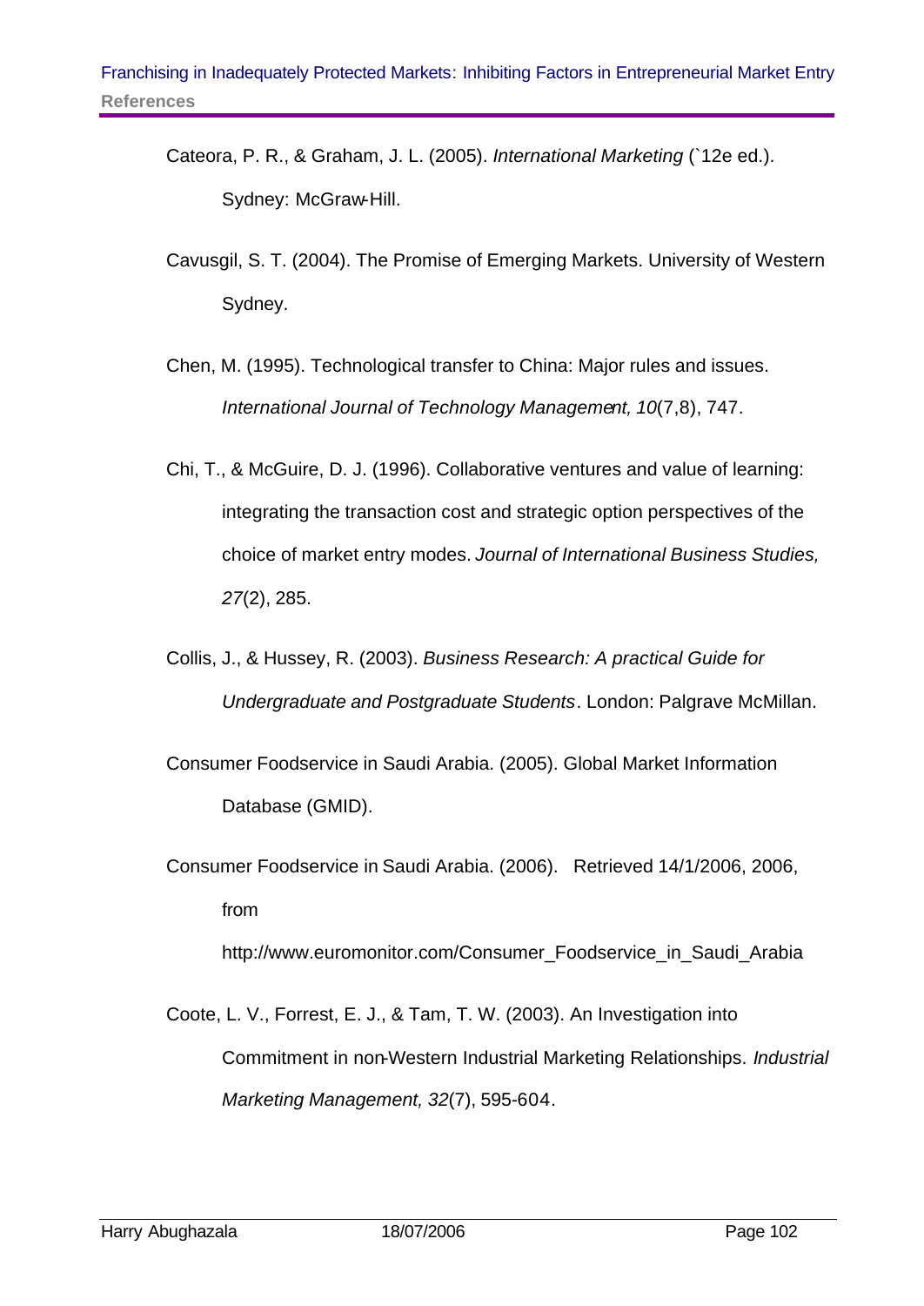Cateora, P. R., & Graham, J. L. (2005). *International Marketing* (`12e ed.). Sydney: McGraw-Hill.

Cavusgil, S. T. (2004). The Promise of Emerging Markets. University of Western Sydney.

Chen, M. (1995). Technological transfer to China: Major rules and issues. *International Journal of Technology Management, 10*(7,8), 747.

Chi, T., & McGuire, D. J. (1996). Collaborative ventures and value of learning: integrating the transaction cost and strategic option perspectives of the choice of market entry modes. *Journal of International Business Studies, 27*(2), 285.

Collis, J., & Hussey, R. (2003). *Business Research: A practical Guide for Undergraduate and Postgraduate Students*. London: Palgrave McMillan.

Consumer Foodservice in Saudi Arabia. (2005). Global Market Information Database (GMID).

Consumer Foodservice in Saudi Arabia. (2006). Retrieved 14/1/2006, 2006, from http://www.euromonitor.com/Consumer_Foodservice_in_Saudi_Arabia

Coote, L. V., Forrest, E. J., & Tam, T. W. (2003). An Investigation into Commitment in non-Western Industrial Marketing Relationships. *Industrial Marketing Management, 32*(7), 595-604.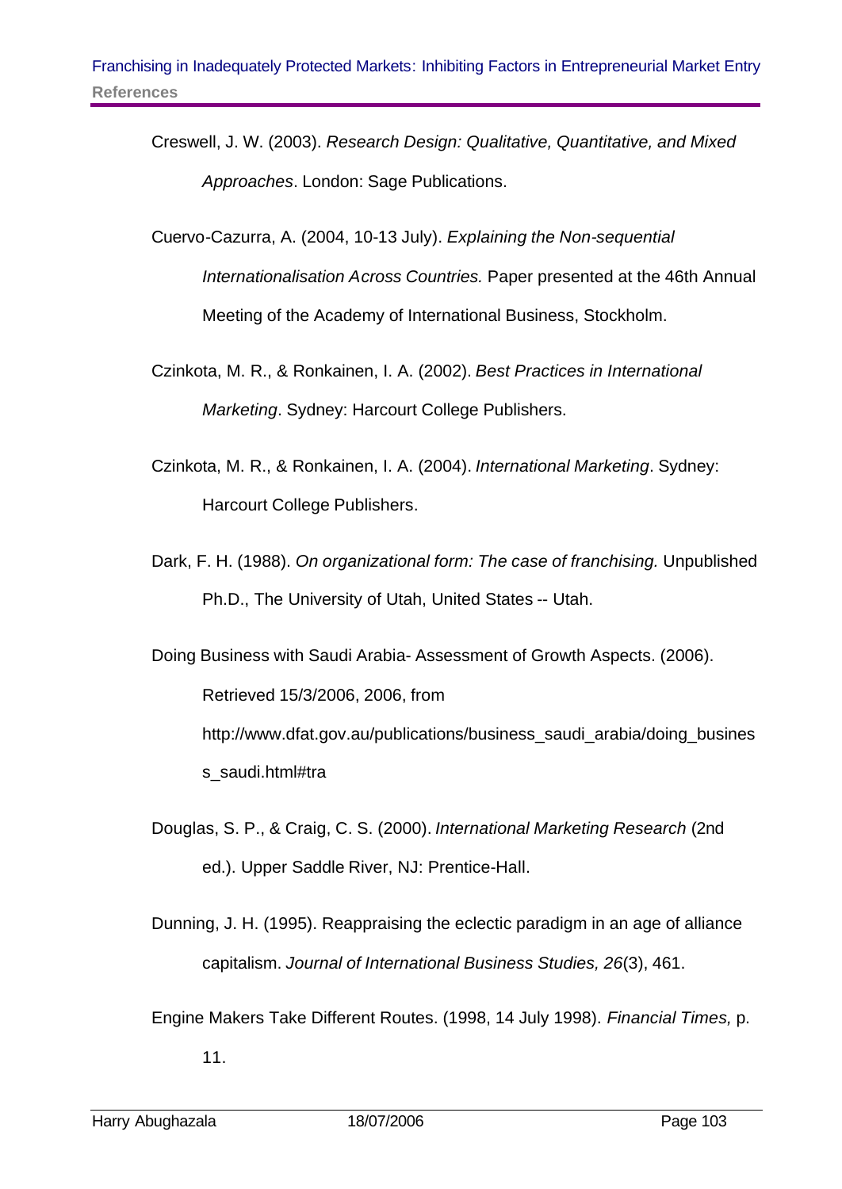Creswell, J. W. (2003). *Research Design: Qualitative, Quantitative, and Mixed Approaches*. London: Sage Publications.

Cuervo-Cazurra, A. (2004, 10-13 July). *Explaining the Non-sequential Internationalisation Across Countries.* Paper presented at the 46th Annual Meeting of the Academy of International Business, Stockholm.

Czinkota, M. R., & Ronkainen, I. A. (2002). *Best Practices in International Marketing*. Sydney: Harcourt College Publishers.

Czinkota, M. R., & Ronkainen, I. A. (2004). *International Marketing*. Sydney: Harcourt College Publishers.

Dark, F. H. (1988). *On organizational form: The case of franchising.* Unpublished Ph.D., The University of Utah, United States -- Utah.

Doing Business with Saudi Arabia- Assessment of Growth Aspects. (2006). Retrieved 15/3/2006, 2006, from http://www.dfat.gov.au/publications/business_saudi_arabia/doing_business_saudi.html#tra

Douglas, S. P., & Craig, C. S. (2000). *International Marketing Research* (2nd ed.). Upper Saddle River, NJ: Prentice-Hall.

Dunning, J. H. (1995). Reappraising the eclectic paradigm in an age of alliance capitalism. *Journal of International Business Studies, 26*(3), 461.

Engine Makers Take Different Routes. (1998, 14 July 1998). *Financial Times,* p. 11.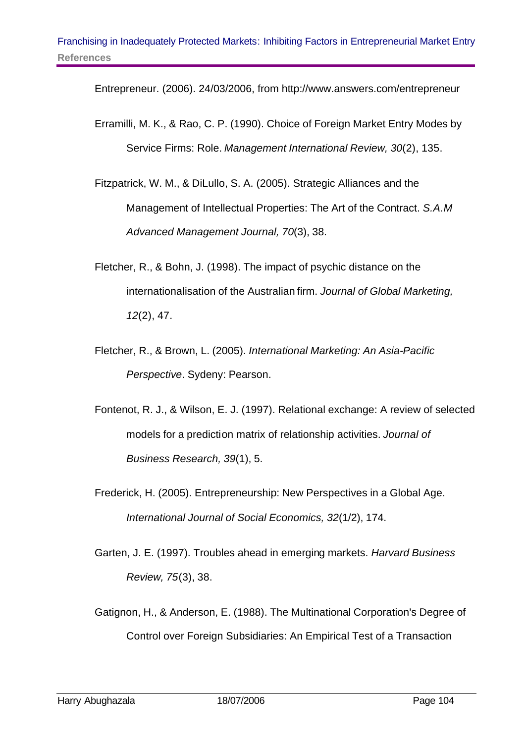Entrepreneur. (2006). 24/03/2006, from http://www.answers.com/entrepreneur

Erramilli, M. K., & Rao, C. P. (1990). Choice of Foreign Market Entry Modes by Service Firms: Role. *Management International Review, 30*(2), 135.

Fitzpatrick, W. M., & DiLullo, S. A. (2005). Strategic Alliances and the Management of Intellectual Properties: The Art of the Contract. *S.A.M Advanced Management Journal, 70*(3), 38.

Fletcher, R., & Bohn, J. (1998). The impact of psychic distance on the internationalisation of the Australian firm. *Journal of Global Marketing, 12*(2), 47.

Fletcher, R., & Brown, L. (2005). *International Marketing: An Asia-Pacific Perspective*. Sydeny: Pearson.

Fontenot, R. J., & Wilson, E. J. (1997). Relational exchange: A review of selected models for a prediction matrix of relationship activities. *Journal of Business Research, 39*(1), 5.

Frederick, H. (2005). Entrepreneurship: New Perspectives in a Global Age. *International Journal of Social Economics, 32*(1/2), 174.

Garten, J. E. (1997). Troubles ahead in emerging markets. *Harvard Business Review, 75*(3), 38.

Gatignon, H., & Anderson, E. (1988). The Multinational Corporation's Degree of Control over Foreign Subsidiaries: An Empirical Test of a Transaction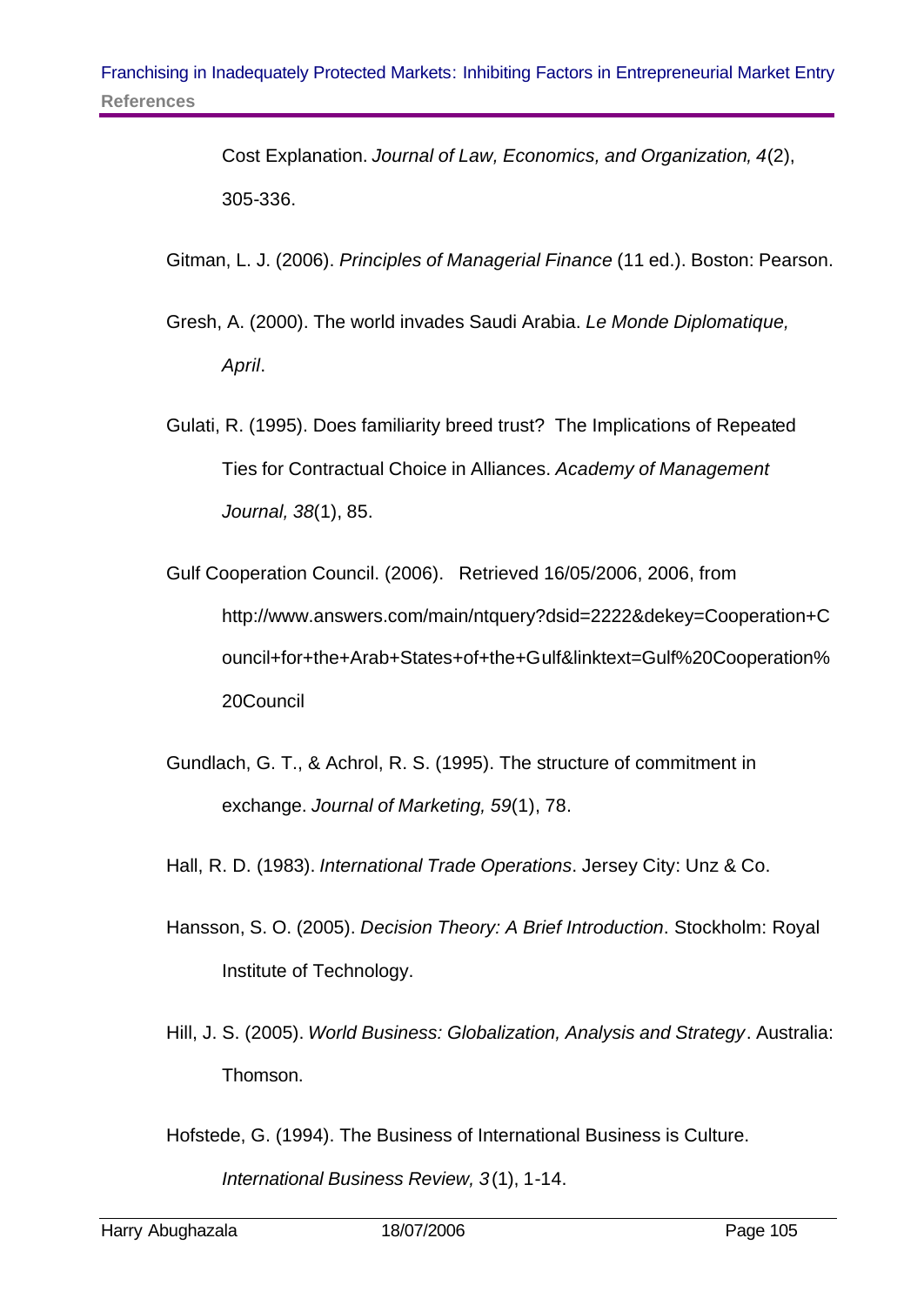Cost Explanation. *Journal of Law, Economics, and Organization, 4*(2), 305-336.

Gitman, L. J. (2006). *Principles of Managerial Finance* (11 ed.). Boston: Pearson.

Gresh, A. (2000). The world invades Saudi Arabia. *Le Monde Diplomatique, April*.

Gulati, R. (1995). Does familiarity breed trust? The Implications of Repeated Ties for Contractual Choice in Alliances. *Academy of Management Journal, 38*(1), 85.

Gulf Cooperation Council. (2006). Retrieved 16/05/2006, 2006, from http://www.answers.com/main/ntquery?dsid=2222&dekey=Cooperation+Council+for+the+Arab+States+of+the+Gulf&linktext=Gulf%20Cooperation%20Council

Gundlach, G. T., & Achrol, R. S. (1995). The structure of commitment in exchange. *Journal of Marketing, 59*(1), 78.

Hall, R. D. (1983). *International Trade Operations*. Jersey City: Unz & Co.

Hansson, S. O. (2005). *Decision Theory: A Brief Introduction*. Stockholm: Royal Institute of Technology.

Hill, J. S. (2005). *World Business: Globalization, Analysis and Strategy*. Australia: Thomson.

Hofstede, G. (1994). The Business of International Business is Culture. *International Business Review, 3*(1), 1-14.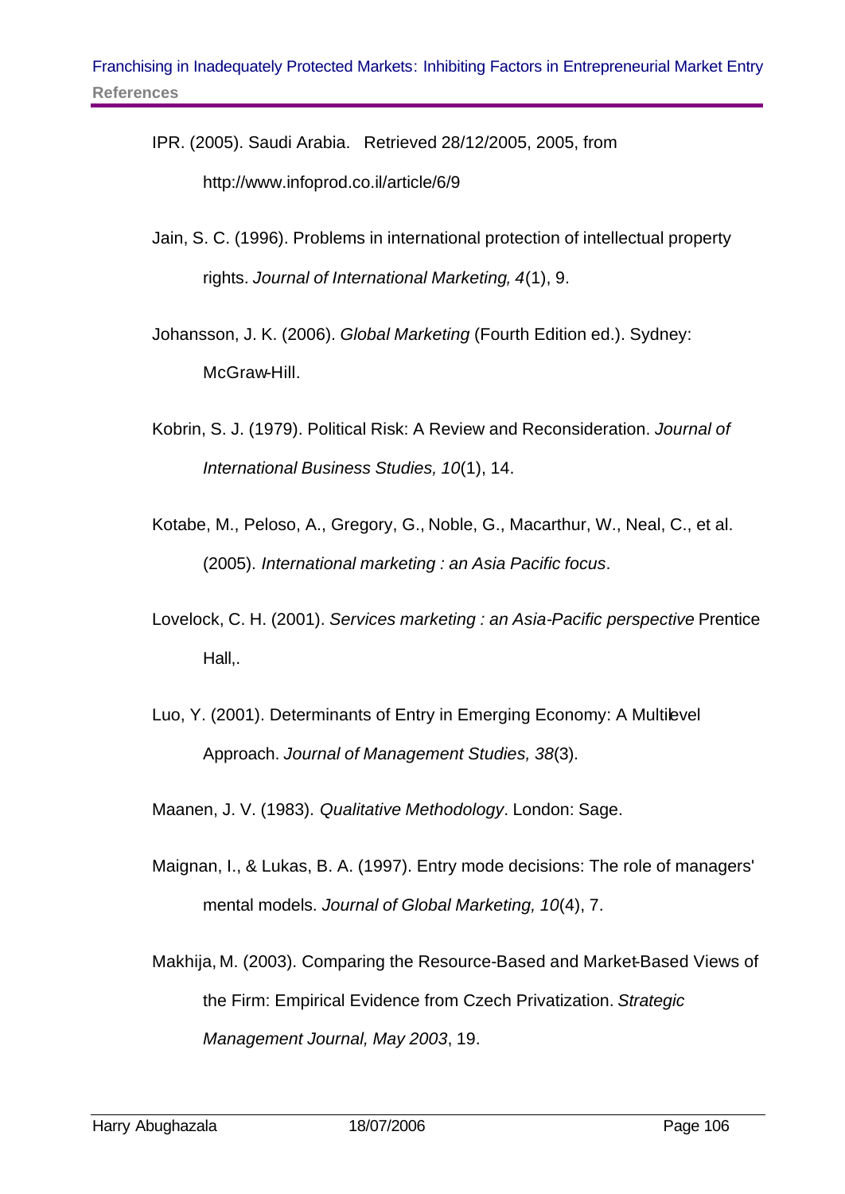IPR. (2005). Saudi Arabia. Retrieved 28/12/2005, 2005, from http://www.infoprod.co.il/article/6/9

Jain, S. C. (1996). Problems in international protection of intellectual property rights. *Journal of International Marketing, 4*(1), 9.

Johansson, J. K. (2006). *Global Marketing* (Fourth Edition ed.). Sydney: McGraw-Hill.

Kobrin, S. J. (1979). Political Risk: A Review and Reconsideration. *Journal of International Business Studies, 10*(1), 14.

Kotabe, M., Peloso, A., Gregory, G., Noble, G., Macarthur, W., Neal, C., et al. (2005). *International marketing : an Asia Pacific focus*.

Lovelock, C. H. (2001). *Services marketing : an Asia-Pacific perspective* Prentice Hall,.

Luo, Y. (2001). Determinants of Entry in Emerging Economy: A Multilevel Approach. *Journal of Management Studies, 38*(3).

Maanen, J. V. (1983). *Qualitative Methodology*. London: Sage.

Maignan, I., & Lukas, B. A. (1997). Entry mode decisions: The role of managers' mental models. *Journal of Global Marketing, 10*(4), 7.

Makhija, M. (2003). Comparing the Resource-Based and Market-Based Views of the Firm: Empirical Evidence from Czech Privatization. *Strategic Management Journal, May 2003*, 19.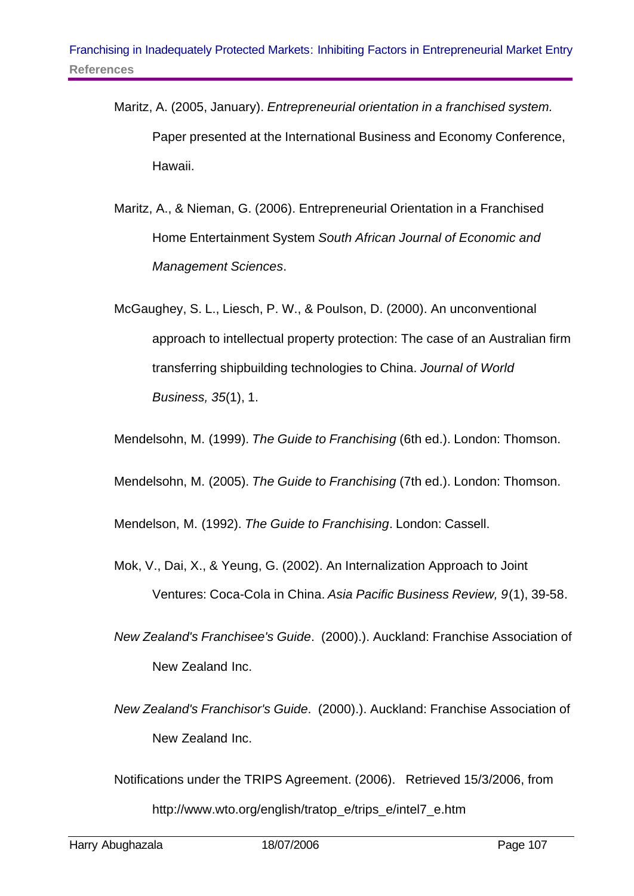Maritz, A. (2005, January). *Entrepreneurial orientation in a franchised system.* Paper presented at the International Business and Economy Conference, Hawaii.

Maritz, A., & Nieman, G. (2006). Entrepreneurial Orientation in a Franchised Home Entertainment System *South African Journal of Economic and Management Sciences*.

McGaughey, S. L., Liesch, P. W., & Poulson, D. (2000). An unconventional approach to intellectual property protection: The case of an Australian firm transferring shipbuilding technologies to China. *Journal of World Business, 35*(1), 1.

Mendelsohn, M. (1999). *The Guide to Franchising* (6th ed.). London: Thomson.

Mendelsohn, M. (2005). *The Guide to Franchising* (7th ed.). London: Thomson.

Mendelson, M. (1992). *The Guide to Franchising*. London: Cassell.

Mok, V., Dai, X., & Yeung, G. (2002). An Internalization Approach to Joint Ventures: Coca-Cola in China. *Asia Pacific Business Review, 9*(1), 39-58.

*New Zealand's Franchisee's Guide*. (2000).). Auckland: Franchise Association of New Zealand Inc.

*New Zealand's Franchisor's Guide*. (2000).). Auckland: Franchise Association of New Zealand Inc.

Notifications under the TRIPS Agreement. (2006). Retrieved 15/3/2006, from http://www.wto.org/english/tratop_e/trips_e/intel7_e.htm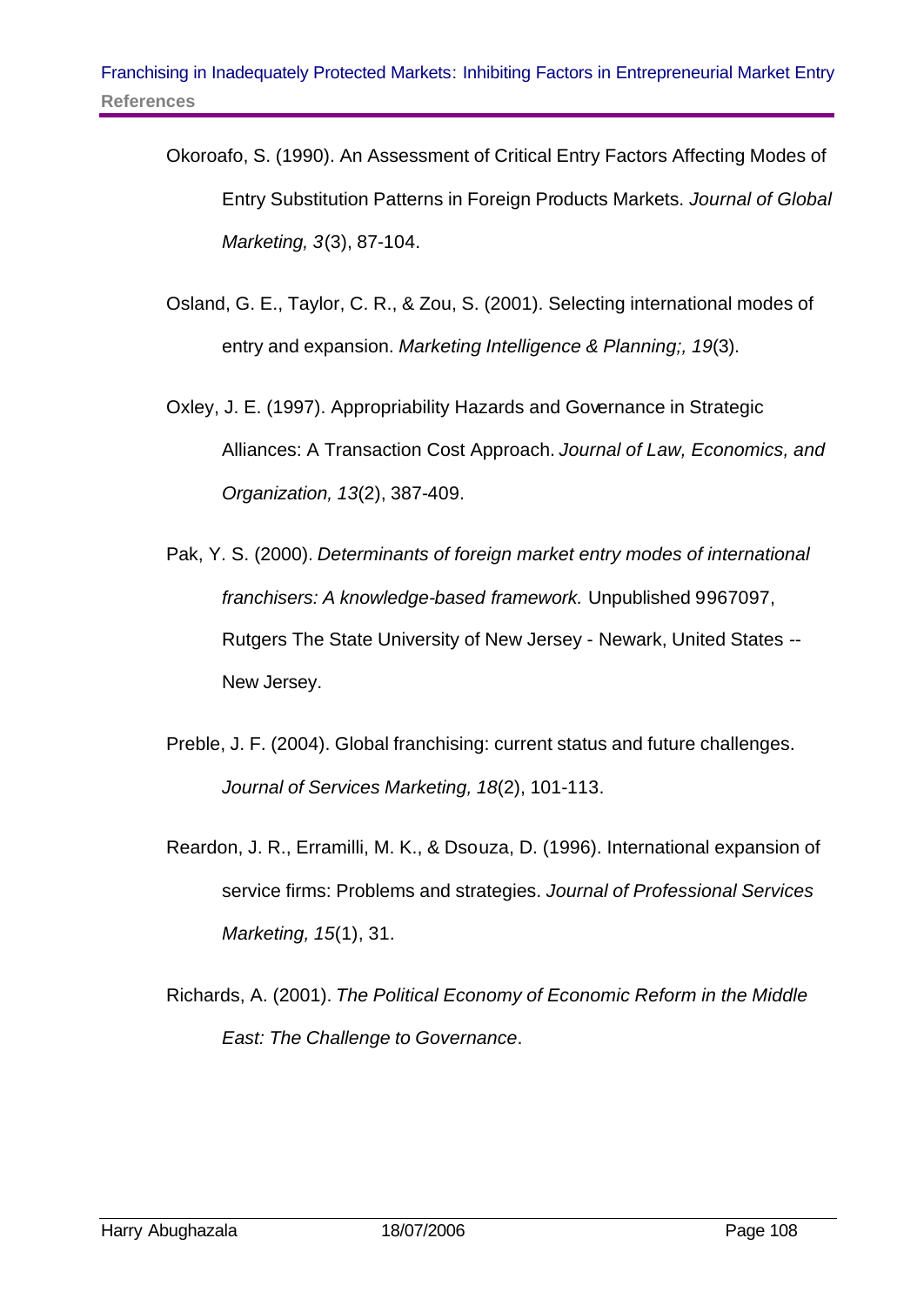Okoroafo, S. (1990). An Assessment of Critical Entry Factors Affecting Modes of Entry Substitution Patterns in Foreign Products Markets. *Journal of Global Marketing, 3*(3), 87-104.

Osland, G. E., Taylor, C. R., & Zou, S. (2001). Selecting international modes of entry and expansion. *Marketing Intelligence & Planning;, 19*(3).

Oxley, J. E. (1997). Appropriability Hazards and Governance in Strategic Alliances: A Transaction Cost Approach. *Journal of Law, Economics, and Organization, 13*(2), 387-409.

Pak, Y. S. (2000). *Determinants of foreign market entry modes of international franchisers: A knowledge-based framework.* Unpublished 9967097, Rutgers The State University of New Jersey - Newark, United States -- New Jersey.

Preble, J. F. (2004). Global franchising: current status and future challenges. *Journal of Services Marketing, 18*(2), 101-113.

Reardon, J. R., Erramilli, M. K., & Dsouza, D. (1996). International expansion of service firms: Problems and strategies. *Journal of Professional Services Marketing, 15*(1), 31.

Richards, A. (2001). *The Political Economy of Economic Reform in the Middle East: The Challenge to Governance*.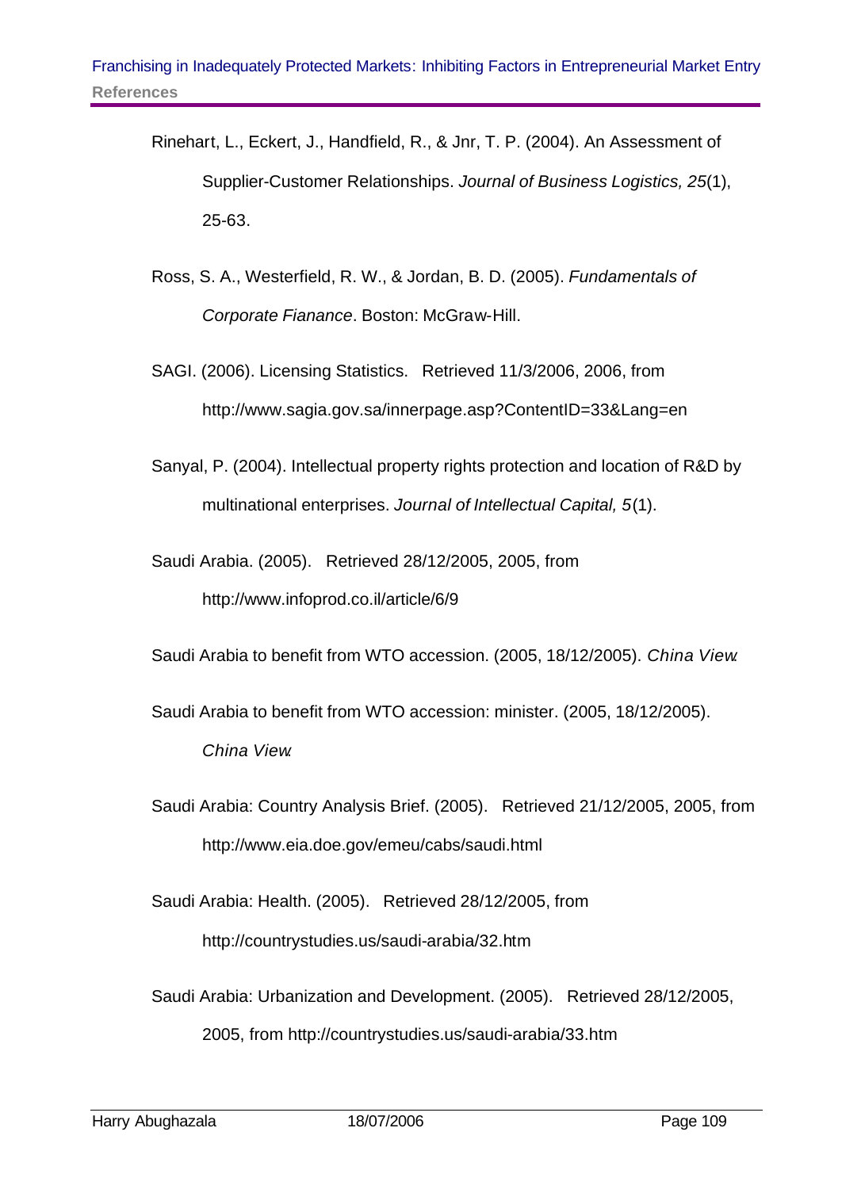Rinehart, L., Eckert, J., Handfield, R., & Jnr, T. P. (2004). An Assessment of Supplier-Customer Relationships. *Journal of Business Logistics, 25*(1), 25-63.

Ross, S. A., Westerfield, R. W., & Jordan, B. D. (2005). *Fundamentals of Corporate Fianance*. Boston: McGraw-Hill.

SAGI. (2006). Licensing Statistics. Retrieved 11/3/2006, 2006, from http://www.sagia.gov.sa/innerpage.asp?ContentID=33&Lang=en

Sanyal, P. (2004). Intellectual property rights protection and location of R&D by multinational enterprises. *Journal of Intellectual Capital, 5*(1).

Saudi Arabia. (2005). Retrieved 28/12/2005, 2005, from http://www.infoprod.co.il/article/6/9

Saudi Arabia to benefit from WTO accession. (2005, 18/12/2005). *China View*.

Saudi Arabia to benefit from WTO accession: minister. (2005, 18/12/2005). *China View*.

Saudi Arabia: Country Analysis Brief. (2005). Retrieved 21/12/2005, 2005, from http://www.eia.doe.gov/emeu/cabs/saudi.html

Saudi Arabia: Health. (2005). Retrieved 28/12/2005, from http://countrystudies.us/saudi-arabia/32.htm

Saudi Arabia: Urbanization and Development. (2005). Retrieved 28/12/2005, 2005, from http://countrystudies.us/saudi-arabia/33.htm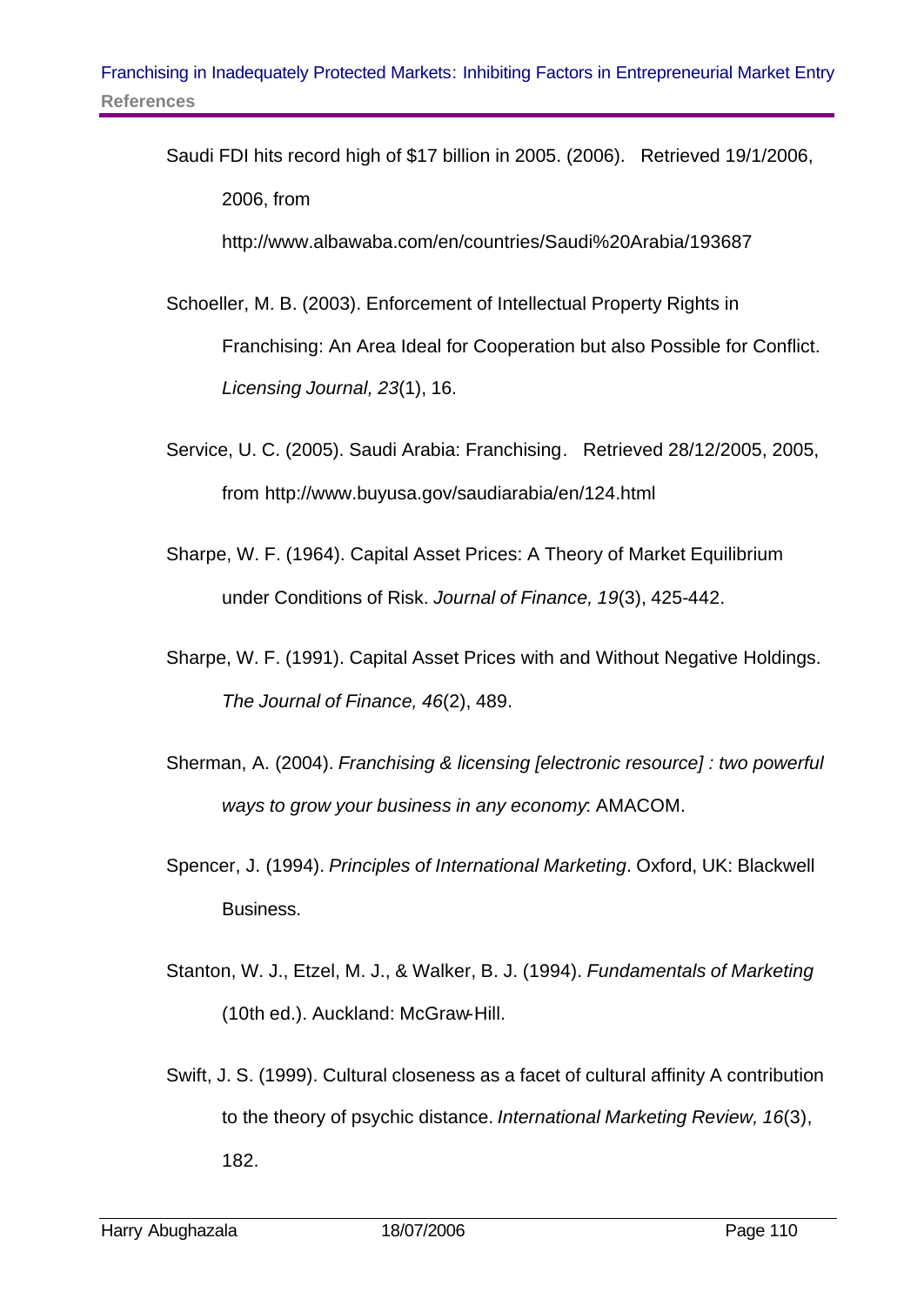Saudi FDI hits record high of $17 billion in 2005. (2006). Retrieved 19/1/2006, 2006, from http://www.albawaba.com/en/countries/Saudi%20Arabia/193687

Schoeller, M. B. (2003). Enforcement of Intellectual Property Rights in Franchising: An Area Ideal for Cooperation but also Possible for Conflict. *Licensing Journal, 23*(1), 16.

Service, U. C. (2005). Saudi Arabia: Franchising. Retrieved 28/12/2005, 2005, from http://www.buyusa.gov/saudiarabia/en/124.html

Sharpe, W. F. (1964). Capital Asset Prices: A Theory of Market Equilibrium under Conditions of Risk. *Journal of Finance, 19*(3), 425-442.

Sharpe, W. F. (1991). Capital Asset Prices with and Without Negative Holdings. *The Journal of Finance, 46*(2), 489.

Sherman, A. (2004). *Franchising & licensing [electronic resource] : two powerful ways to grow your business in any economy*: AMACOM.

Spencer, J. (1994). *Principles of International Marketing*. Oxford, UK: Blackwell Business.

Stanton, W. J., Etzel, M. J., & Walker, B. J. (1994). *Fundamentals of Marketing* (10th ed.). Auckland: McGraw-Hill.

Swift, J. S. (1999). Cultural closeness as a facet of cultural affinity A contribution to the theory of psychic distance. *International Marketing Review, 16*(3), 182.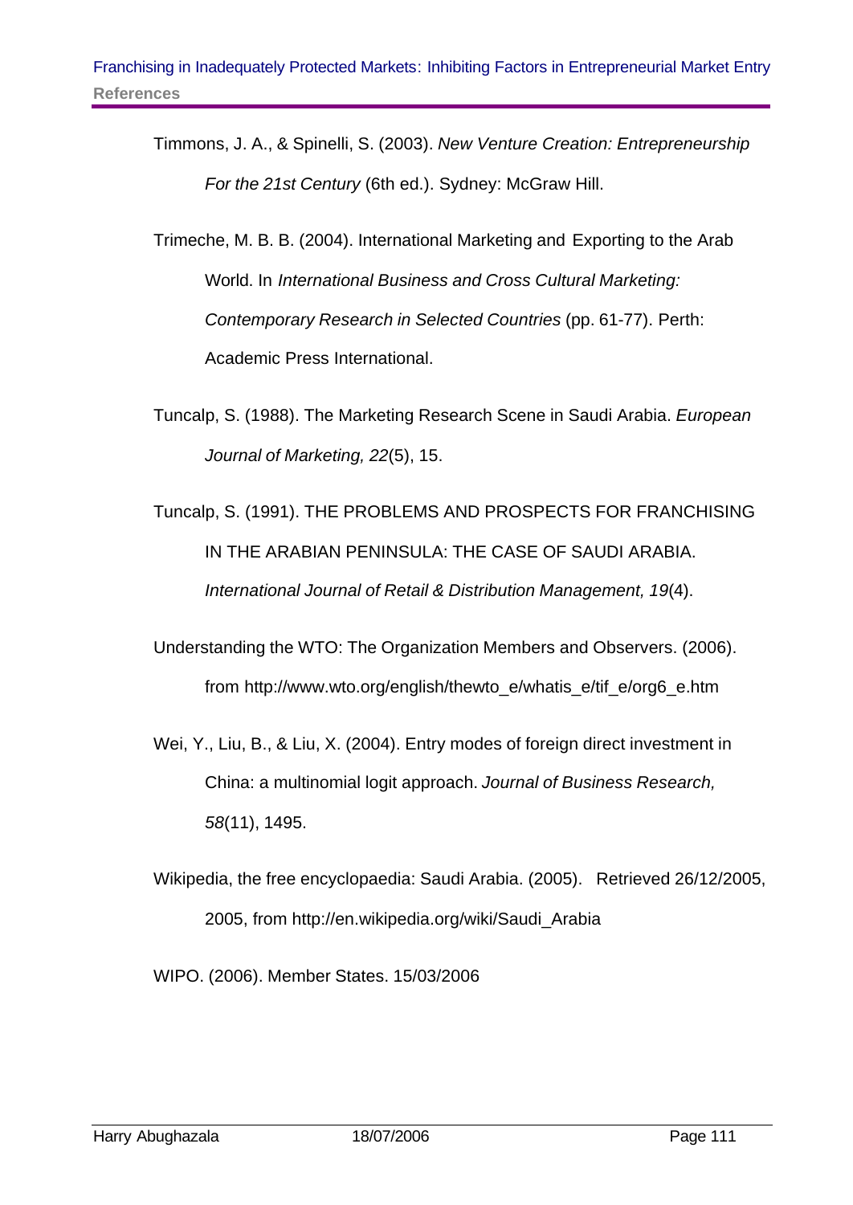Timmons, J. A., & Spinelli, S. (2003). *New Venture Creation: Entrepreneurship For the 21st Century* (6th ed.). Sydney: McGraw Hill.

Trimeche, M. B. B. (2004). International Marketing and Exporting to the Arab World. In *International Business and Cross Cultural Marketing: Contemporary Research in Selected Countries* (pp. 61-77). Perth: Academic Press International.

Tuncalp, S. (1988). The Marketing Research Scene in Saudi Arabia. *European Journal of Marketing, 22*(5), 15.

Tuncalp, S. (1991). THE PROBLEMS AND PROSPECTS FOR FRANCHISING IN THE ARABIAN PENINSULA: THE CASE OF SAUDI ARABIA. *International Journal of Retail & Distribution Management, 19*(4).

Understanding the WTO: The Organization Members and Observers. (2006). from http://www.wto.org/english/thewto_e/whatis_e/tif_e/org6_e.htm

Wei, Y., Liu, B., & Liu, X. (2004). Entry modes of foreign direct investment in China: a multinomial logit approach. *Journal of Business Research, 58*(11), 1495.

Wikipedia, the free encyclopaedia: Saudi Arabia. (2005). Retrieved 26/12/2005, 2005, from http://en.wikipedia.org/wiki/Saudi_Arabia

WIPO. (2006). Member States. 15/03/2006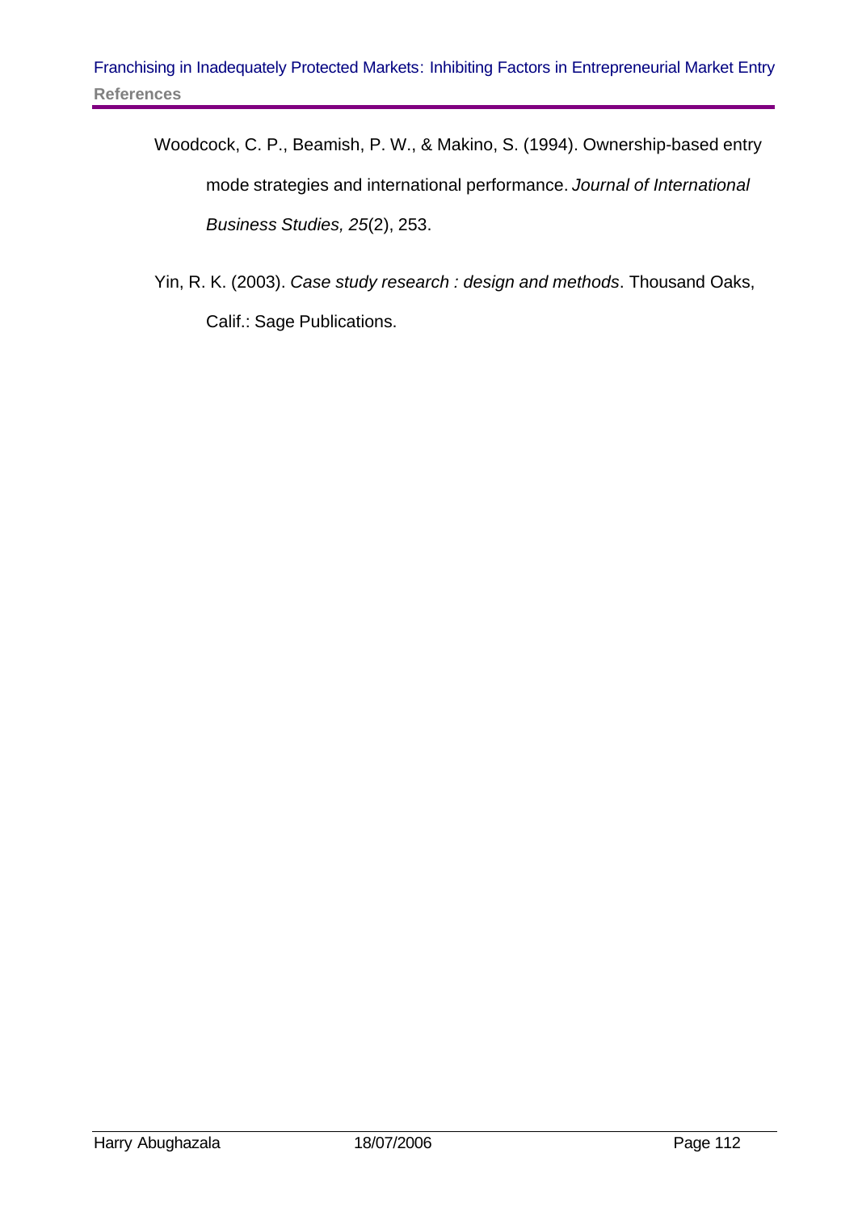Woodcock, C. P., Beamish, P. W., & Makino, S. (1994). Ownership-based entry mode strategies and international performance. *Journal of International Business Studies, 25*(2), 253.

Yin, R. K. (2003). *Case study research : design and methods*. Thousand Oaks, Calif.: Sage Publications.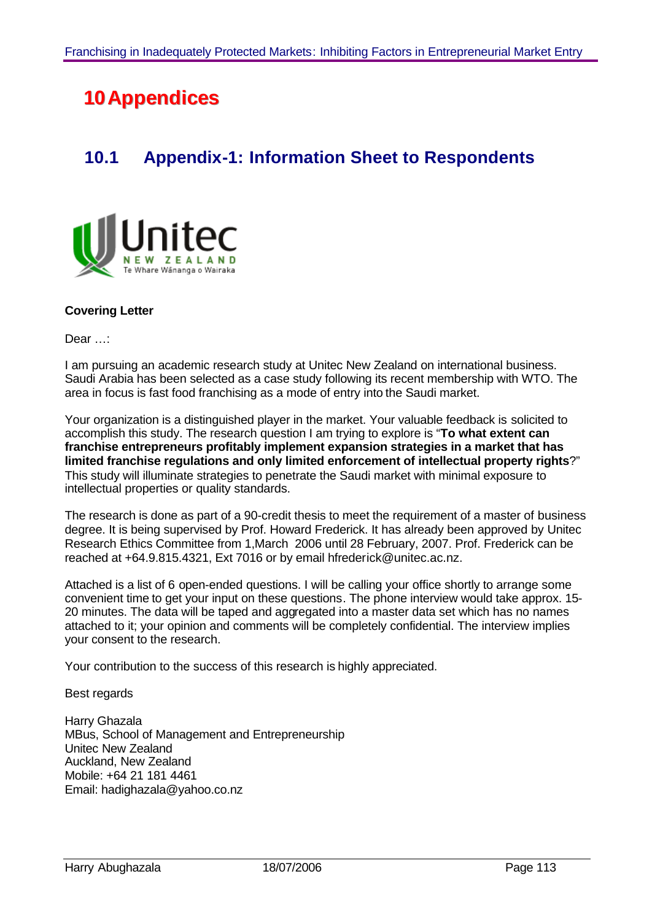# 10 Appendices

## 10.1 Appendix-1: Information Sheet to Respondents

**Covering Letter**

Dear …:

I am pursuing an academic research study at Unitec New Zealand on international business. Saudi Arabia has been selected as a case study following its recent membership with WTO. The area in focus is fast food franchising as a mode of entry into the Saudi market.

Your organization is a distinguished player in the market. Your valuable feedback is solicited to accomplish this study. The research question I am trying to explore is "**To what extent can franchise entrepreneurs profitably implement expansion strategies in a market that has limited franchise regulations and only limited enforcement of intellectual property rights**?" This study will illuminate strategies to penetrate the Saudi market with minimal exposure to intellectual properties or quality standards.

The research is done as part of a 90-credit thesis to meet the requirement of a master of business degree. It is being supervised by Prof. Howard Frederick. It has already been approved by Unitec Research Ethics Committee from 1,March 2006 until 28 February, 2007. Prof. Frederick can be reached at +64.9.815.4321, Ext 7016 or by email hfrederick@unitec.ac.nz.

Attached is a list of 6 open-ended questions. I will be calling your office shortly to arrange some convenient time to get your input on these questions. The phone interview would take approx. 15-20 minutes. The data will be taped and aggregated into a master data set which has no names attached to it; your opinion and comments will be completely confidential. The interview implies your consent to the research.

Your contribution to the success of this research is highly appreciated.

Best regards

Harry Ghazala
MBus, School of Management and Entrepreneurship
Unitec New Zealand
Auckland, New Zealand
Mobile: +64 21 181 4461
Email: hadighazala@yahoo.co.nz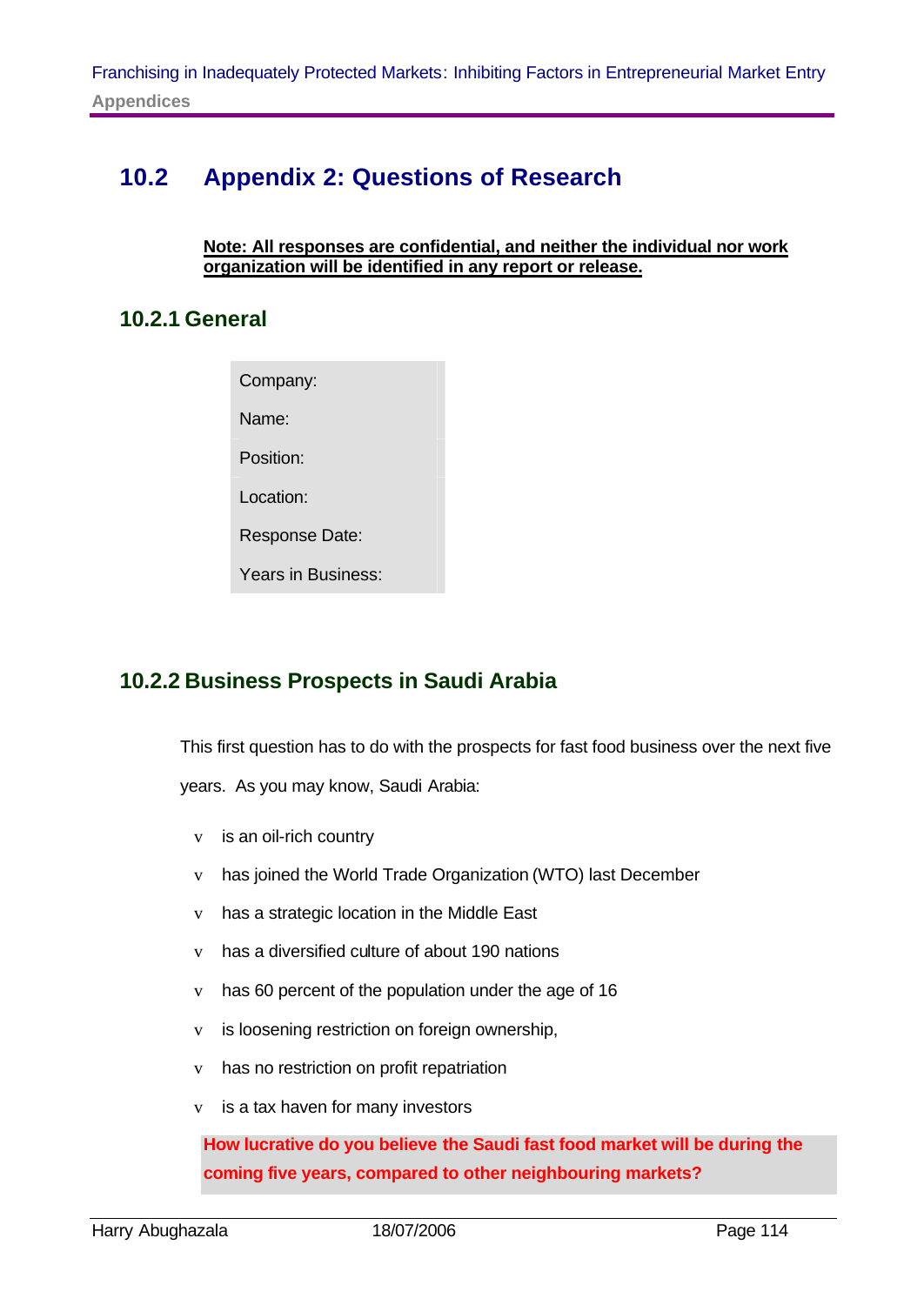## 10.2 Appendix 2: Questions of Research

**Note: All responses are confidential, and neither the individual nor work organization will be identified in any report or release.**

### 10.2.1 General

| |
|---|
| Company: |
| Name: |
| Position: |
| Location: |
| Response Date: |
| Years in Business: |

### 10.2.2 Business Prospects in Saudi Arabia

This first question has to do with the prospects for fast food business over the next five years. As you may know, Saudi Arabia:

- is an oil-rich country
- has joined the World Trade Organization (WTO) last December
- has a strategic location in the Middle East
- has a diversified culture of about 190 nations
- has 60 percent of the population under the age of 16
- is loosening restriction on foreign ownership,
- has no restriction on profit repatriation
- is a tax haven for many investors

**How lucrative do you believe the Saudi fast food market will be during the coming five years, compared to other neighbouring markets?**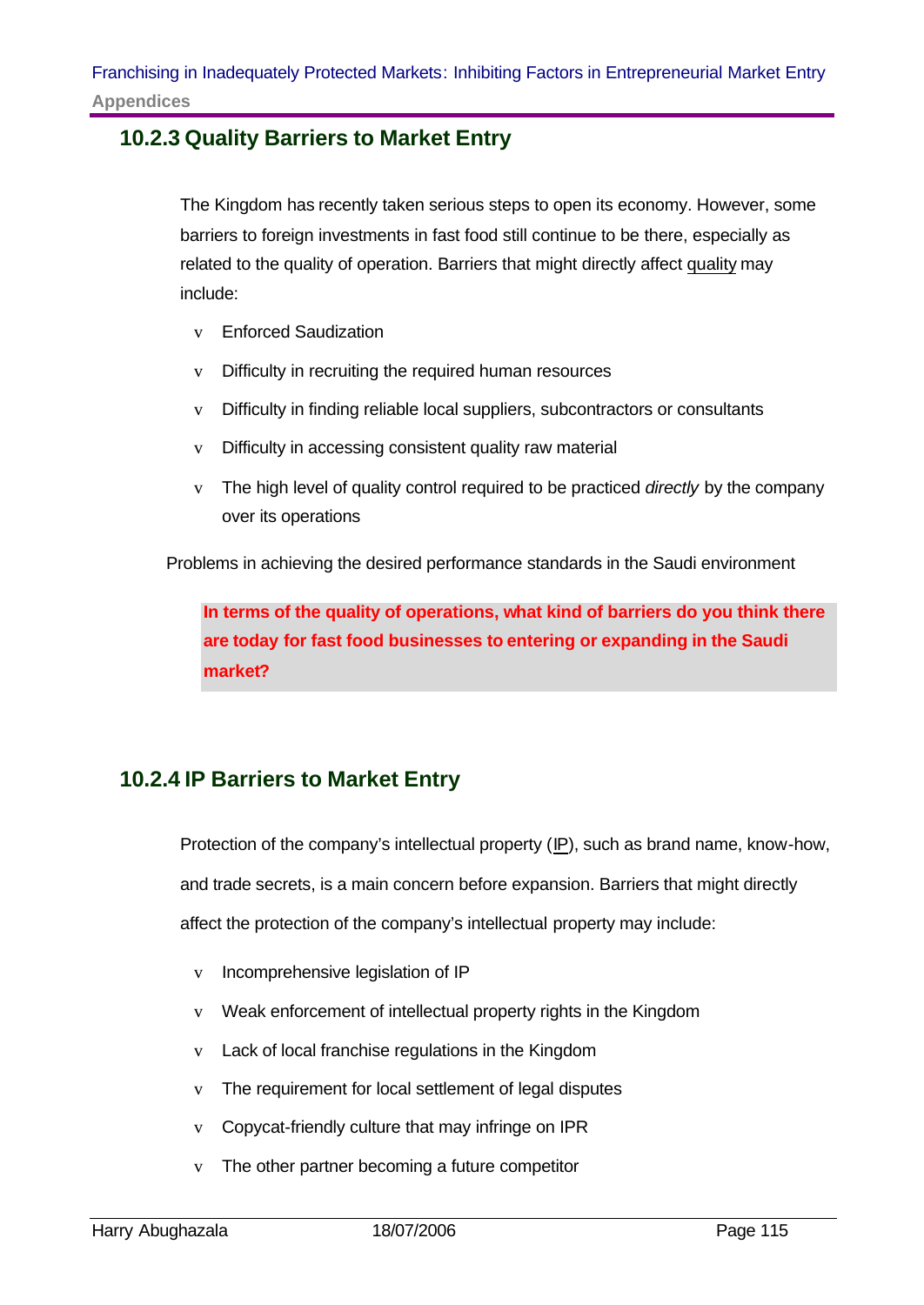### 10.2.3 Quality Barriers to Market Entry

The Kingdom has recently taken serious steps to open its economy. However, some barriers to foreign investments in fast food still continue to be there, especially as related to the quality of operation. Barriers that might directly affect quality may include:

- Enforced Saudization
- Difficulty in recruiting the required human resources
- Difficulty in finding reliable local suppliers, subcontractors or consultants
- Difficulty in accessing consistent quality raw material
- The high level of quality control required to be practiced *directly* by the company over its operations

Problems in achieving the desired performance standards in the Saudi environment

**In terms of the quality of operations, what kind of barriers do you think there are today for fast food businesses to entering or expanding in the Saudi market?**

### 10.2.4 IP Barriers to Market Entry

Protection of the company's intellectual property (IP), such as brand name, know-how, and trade secrets, is a main concern before expansion. Barriers that might directly affect the protection of the company's intellectual property may include:

- Incomprehensive legislation of IP
- Weak enforcement of intellectual property rights in the Kingdom
- Lack of local franchise regulations in the Kingdom
- The requirement for local settlement of legal disputes
- Copycat-friendly culture that may infringe on IPR
- The other partner becoming a future competitor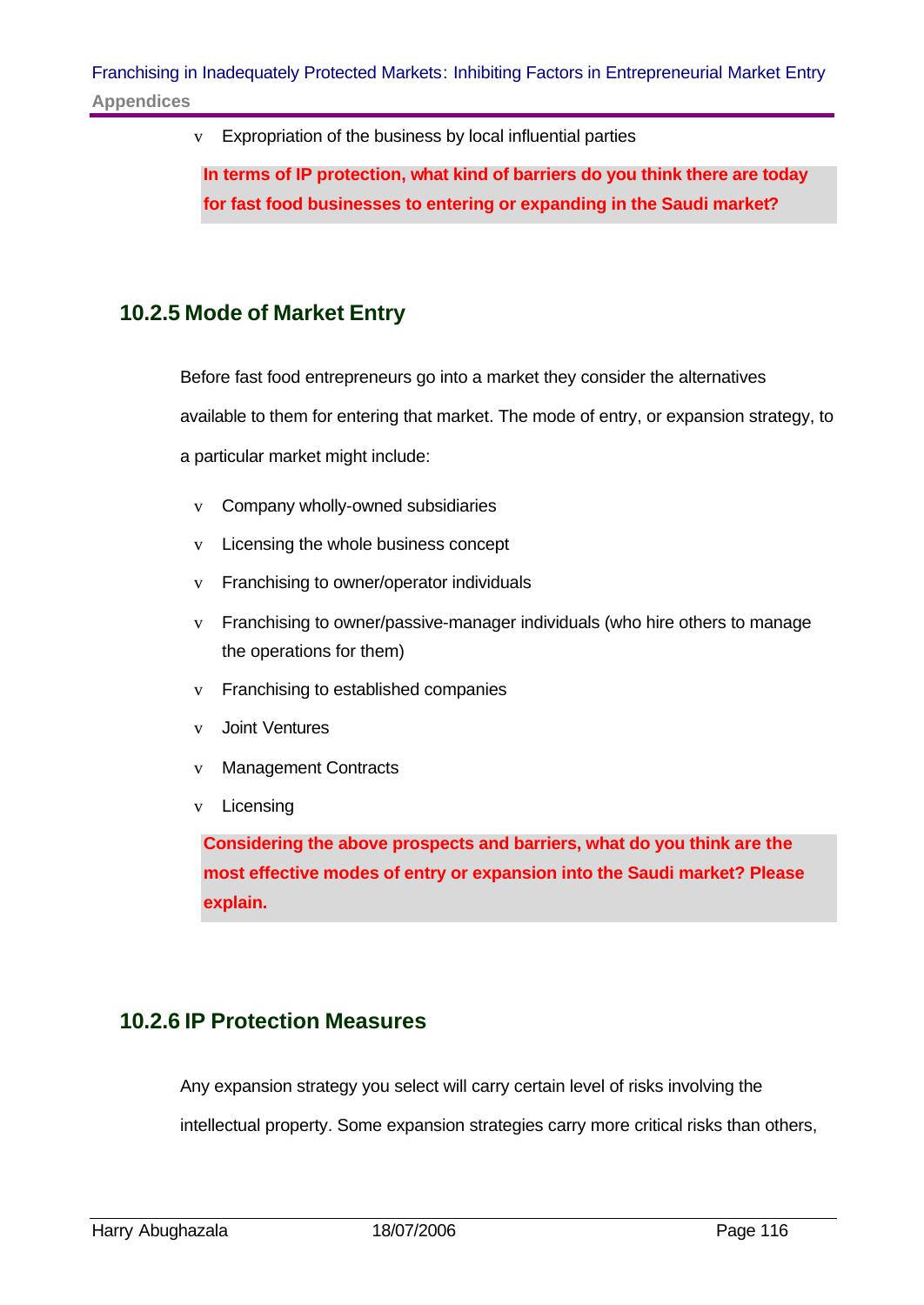- Expropriation of the business by local influential parties

**In terms of IP protection, what kind of barriers do you think there are today for fast food businesses to entering or expanding in the Saudi market?**

### 10.2.5 Mode of Market Entry

Before fast food entrepreneurs go into a market they consider the alternatives available to them for entering that market. The mode of entry, or expansion strategy, to a particular market might include:

- Company wholly-owned subsidiaries
- Licensing the whole business concept
- Franchising to owner/operator individuals
- Franchising to owner/passive-manager individuals (who hire others to manage the operations for them)
- Franchising to established companies
- Joint Ventures
- Management Contracts
- Licensing

**Considering the above prospects and barriers, what do you think are the most effective modes of entry or expansion into the Saudi market? Please explain.**

### 10.2.6 IP Protection Measures

Any expansion strategy you select will carry certain level of risks involving the intellectual property. Some expansion strategies carry more critical risks than others,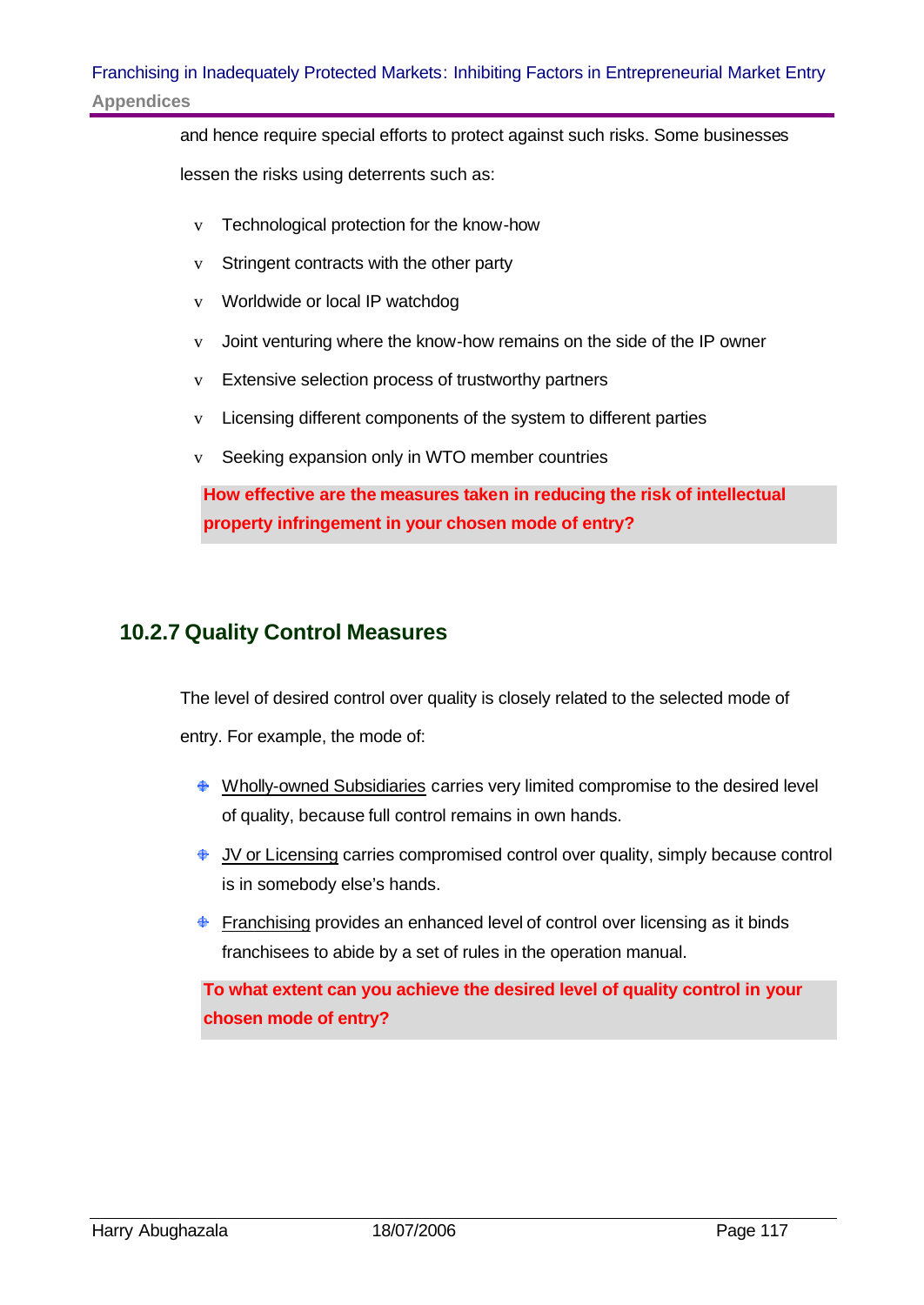and hence require special efforts to protect against such risks. Some businesses lessen the risks using deterrents such as:

- Technological protection for the know-how
- Stringent contracts with the other party
- Worldwide or local IP watchdog
- Joint venturing where the know-how remains on the side of the IP owner
- Extensive selection process of trustworthy partners
- Licensing different components of the system to different parties
- Seeking expansion only in WTO member countries

**How effective are the measures taken in reducing the risk of intellectual property infringement in your chosen mode of entry?**

### 10.2.7 Quality Control Measures

The level of desired control over quality is closely related to the selected mode of entry. For example, the mode of:

- Wholly-owned Subsidiaries carries very limited compromise to the desired level of quality, because full control remains in own hands.
- JV or Licensing carries compromised control over quality, simply because control is in somebody else's hands.
- Franchising provides an enhanced level of control over licensing as it binds franchisees to abide by a set of rules in the operation manual.

**To what extent can you achieve the desired level of quality control in your chosen mode of entry?**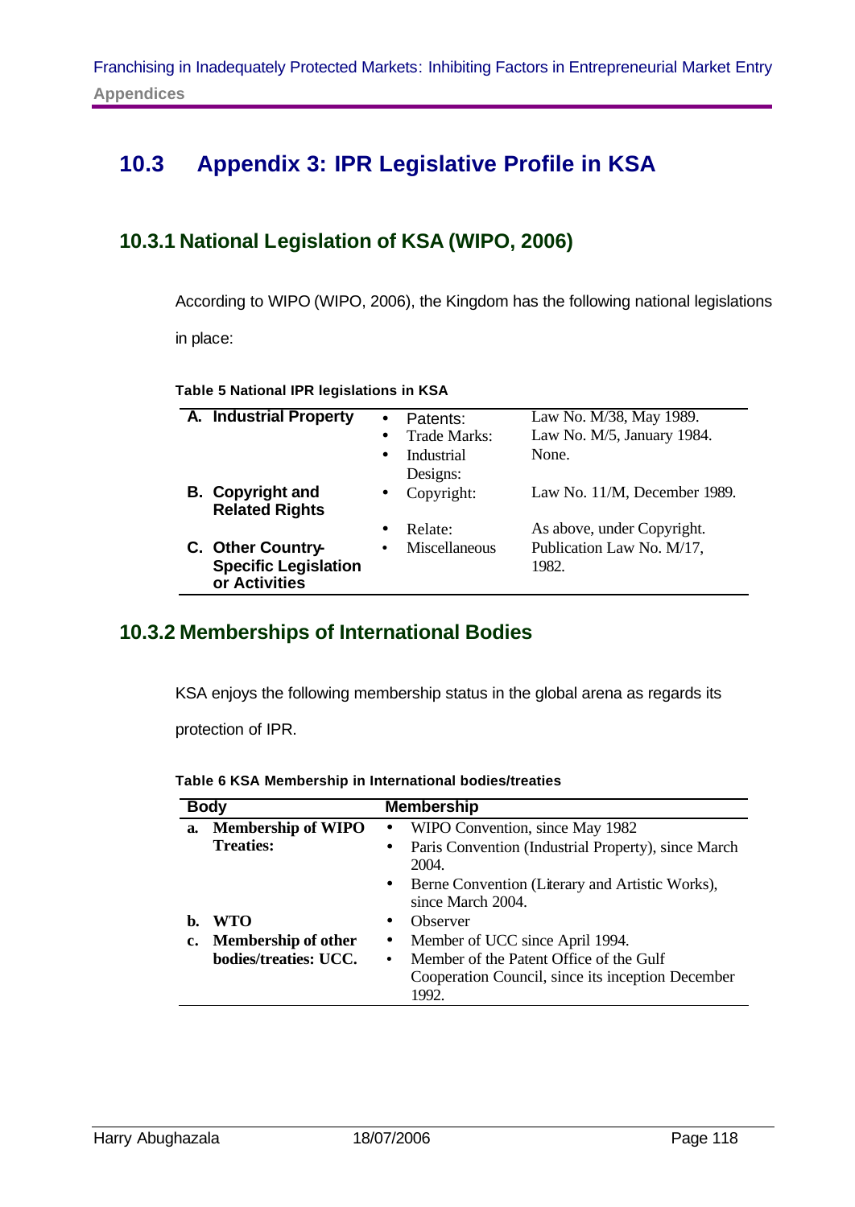## 10.3 Appendix 3: IPR Legislative Profile in KSA

### 10.3.1 National Legislation of KSA (WIPO, 2006)

According to WIPO (WIPO, 2006), the Kingdom has the following national legislations in place:

**Table 5 National IPR legislations in KSA**

| | | |
|---|---|---|
| **A. Industrial Property** | • Patents: | Law No. M/38, May 1989. |
| | • Trade Marks: | Law No. M/5, January 1984. |
| | • Industrial Designs: | None. |
| **B. Copyright and Related Rights** | • Copyright: | Law No. 11/M, December 1989. |
| | • Relate: | As above, under Copyright. |
| **C. Other Country-Specific Legislation or Activities** | • Miscellaneous | Publication Law No. M/17, 1982. |

### 10.3.2 Memberships of International Bodies

KSA enjoys the following membership status in the global arena as regards its protection of IPR.

**Table 6 KSA Membership in International bodies/treaties**

| Body | Membership |
|---|---|
| **a. Membership of WIPO Treaties:** | • WIPO Convention, since May 1982 |
| | • Paris Convention (Industrial Property), since March 2004. |
| | • Berne Convention (Literary and Artistic Works), since March 2004. |
| **b. WTO** | • Observer |
| **c. Membership of other bodies/treaties: UCC.** | • Member of UCC since April 1994. |
| | • Member of the Patent Office of the Gulf Cooperation Council, since its inception December 1992. |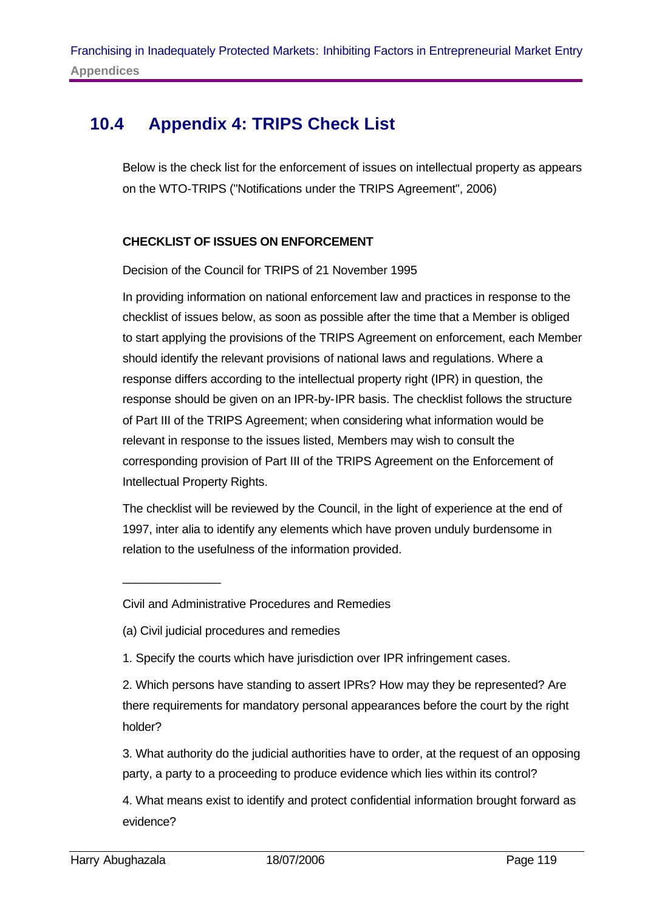## 10.4 Appendix 4: TRIPS Check List

Below is the check list for the enforcement of issues on intellectual property as appears on the WTO-TRIPS ("Notifications under the TRIPS Agreement", 2006)

**CHECKLIST OF ISSUES ON ENFORCEMENT**

Decision of the Council for TRIPS of 21 November 1995

In providing information on national enforcement law and practices in response to the checklist of issues below, as soon as possible after the time that a Member is obliged to start applying the provisions of the TRIPS Agreement on enforcement, each Member should identify the relevant provisions of national laws and regulations. Where a response differs according to the intellectual property right (IPR) in question, the response should be given on an IPR-by-IPR basis. The checklist follows the structure of Part III of the TRIPS Agreement; when considering what information would be relevant in response to the issues listed, Members may wish to consult the corresponding provision of Part III of the TRIPS Agreement on the Enforcement of Intellectual Property Rights.

The checklist will be reviewed by the Council, in the light of experience at the end of 1997, inter alia to identify any elements which have proven unduly burdensome in relation to the usefulness of the information provided.

_______________

Civil and Administrative Procedures and Remedies

(a) Civil judicial procedures and remedies

1. Specify the courts which have jurisdiction over IPR infringement cases.

2. Which persons have standing to assert IPRs? How may they be represented? Are there requirements for mandatory personal appearances before the court by the right holder?

3. What authority do the judicial authorities have to order, at the request of an opposing party, a party to a proceeding to produce evidence which lies within its control?

4. What means exist to identify and protect confidential information brought forward as evidence?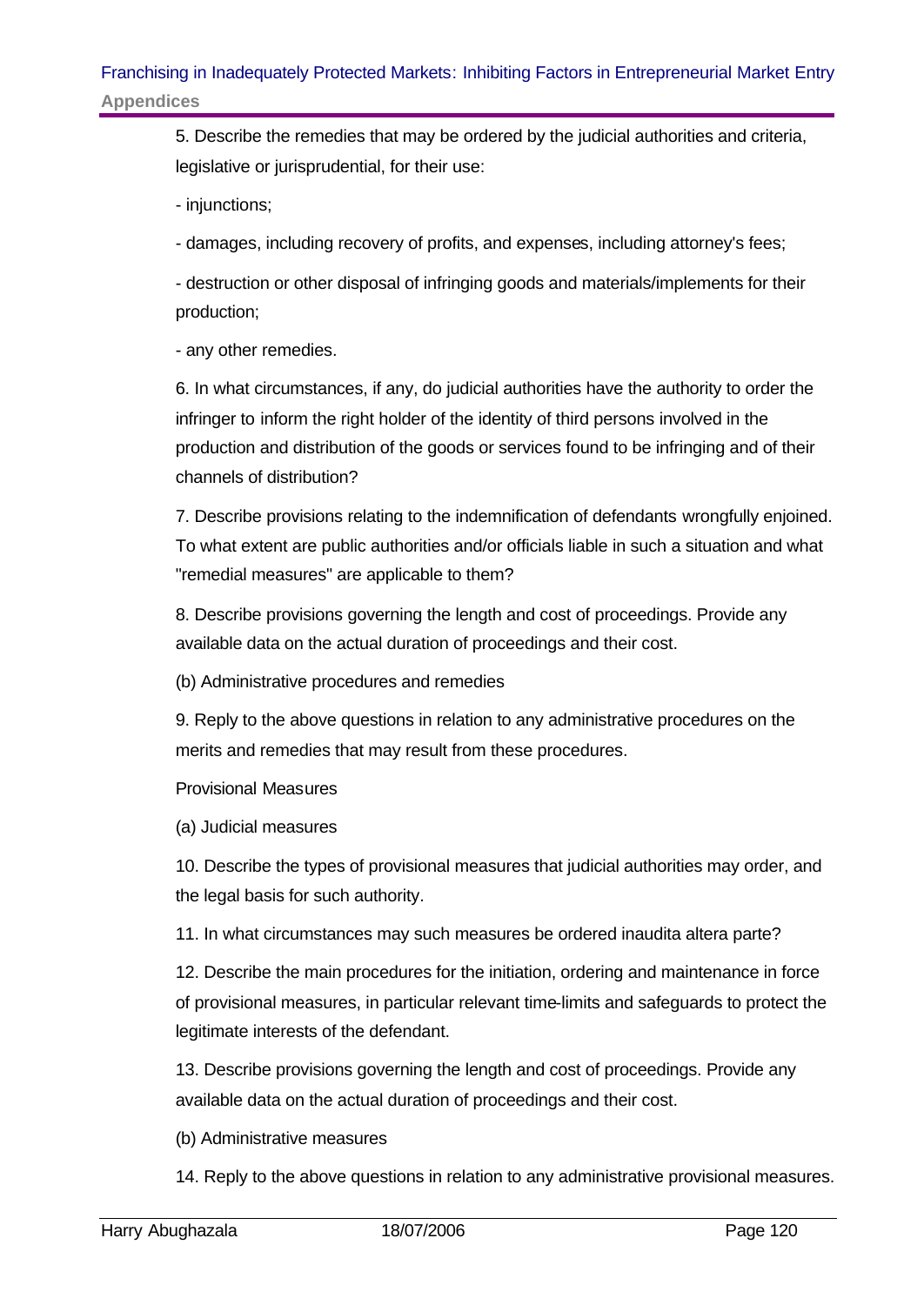5. Describe the remedies that may be ordered by the judicial authorities and criteria, legislative or jurisprudential, for their use:

- injunctions;

- damages, including recovery of profits, and expenses, including attorney's fees;

- destruction or other disposal of infringing goods and materials/implements for their production;

- any other remedies.

6. In what circumstances, if any, do judicial authorities have the authority to order the infringer to inform the right holder of the identity of third persons involved in the production and distribution of the goods or services found to be infringing and of their channels of distribution?

7. Describe provisions relating to the indemnification of defendants wrongfully enjoined. To what extent are public authorities and/or officials liable in such a situation and what "remedial measures" are applicable to them?

8. Describe provisions governing the length and cost of proceedings. Provide any available data on the actual duration of proceedings and their cost.

(b) Administrative procedures and remedies

9. Reply to the above questions in relation to any administrative procedures on the merits and remedies that may result from these procedures.

Provisional Measures

(a) Judicial measures

10. Describe the types of provisional measures that judicial authorities may order, and the legal basis for such authority.

11. In what circumstances may such measures be ordered inaudita altera parte?

12. Describe the main procedures for the initiation, ordering and maintenance in force of provisional measures, in particular relevant time-limits and safeguards to protect the legitimate interests of the defendant.

13. Describe provisions governing the length and cost of proceedings. Provide any available data on the actual duration of proceedings and their cost.

(b) Administrative measures

14. Reply to the above questions in relation to any administrative provisional measures.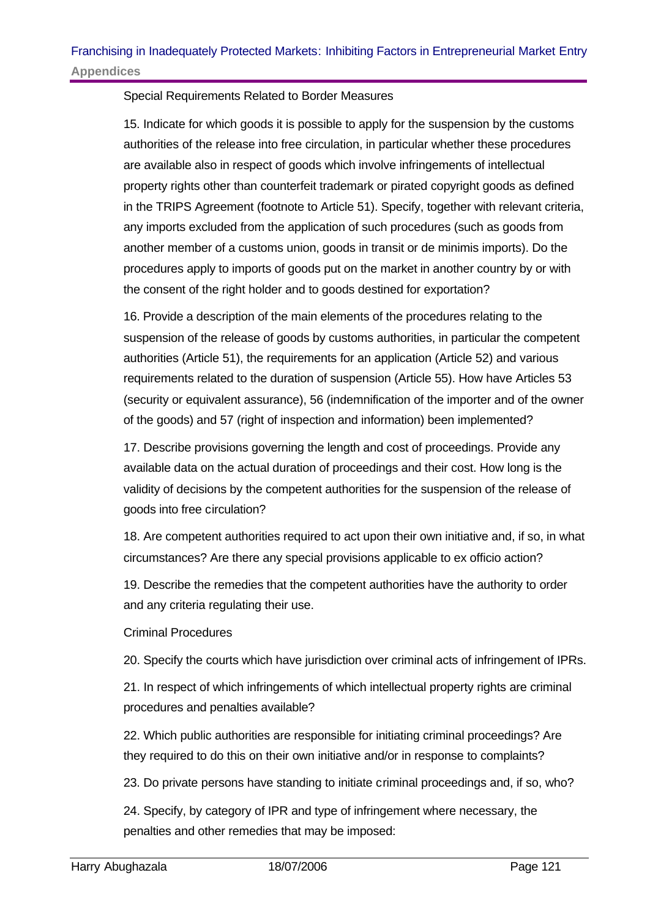Special Requirements Related to Border Measures

15. Indicate for which goods it is possible to apply for the suspension by the customs authorities of the release into free circulation, in particular whether these procedures are available also in respect of goods which involve infringements of intellectual property rights other than counterfeit trademark or pirated copyright goods as defined in the TRIPS Agreement (footnote to Article 51). Specify, together with relevant criteria, any imports excluded from the application of such procedures (such as goods from another member of a customs union, goods in transit or de minimis imports). Do the procedures apply to imports of goods put on the market in another country by or with the consent of the right holder and to goods destined for exportation?

16. Provide a description of the main elements of the procedures relating to the suspension of the release of goods by customs authorities, in particular the competent authorities (Article 51), the requirements for an application (Article 52) and various requirements related to the duration of suspension (Article 55). How have Articles 53 (security or equivalent assurance), 56 (indemnification of the importer and of the owner of the goods) and 57 (right of inspection and information) been implemented?

17. Describe provisions governing the length and cost of proceedings. Provide any available data on the actual duration of proceedings and their cost. How long is the validity of decisions by the competent authorities for the suspension of the release of goods into free circulation?

18. Are competent authorities required to act upon their own initiative and, if so, in what circumstances? Are there any special provisions applicable to ex officio action?

19. Describe the remedies that the competent authorities have the authority to order and any criteria regulating their use.

Criminal Procedures

20. Specify the courts which have jurisdiction over criminal acts of infringement of IPRs.

21. In respect of which infringements of which intellectual property rights are criminal procedures and penalties available?

22. Which public authorities are responsible for initiating criminal proceedings? Are they required to do this on their own initiative and/or in response to complaints?

23. Do private persons have standing to initiate criminal proceedings and, if so, who?

24. Specify, by category of IPR and type of infringement where necessary, the penalties and other remedies that may be imposed: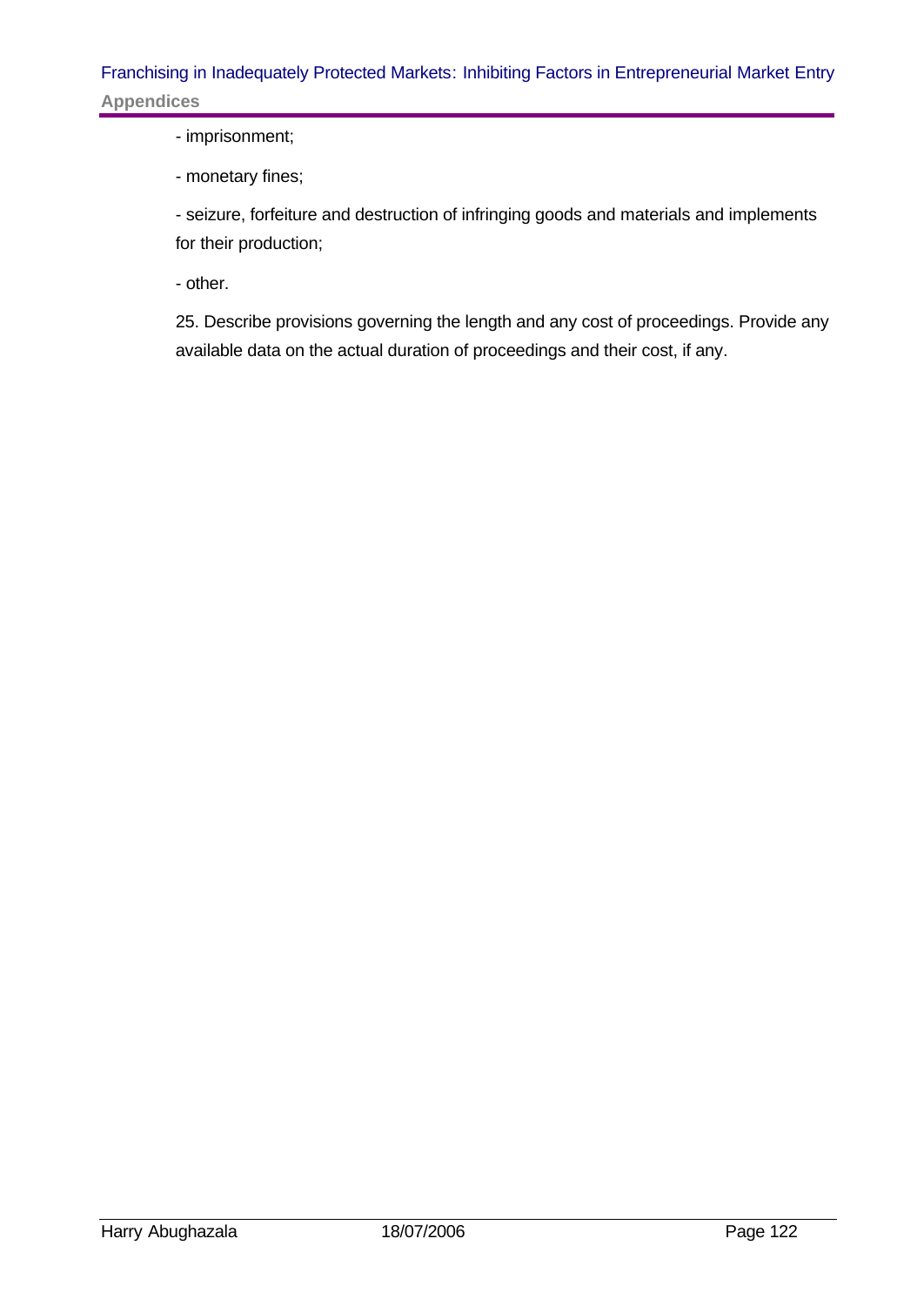- imprisonment;

- monetary fines;

- seizure, forfeiture and destruction of infringing goods and materials and implements for their production;

- other.

25. Describe provisions governing the length and any cost of proceedings. Provide any available data on the actual duration of proceedings and their cost, if any.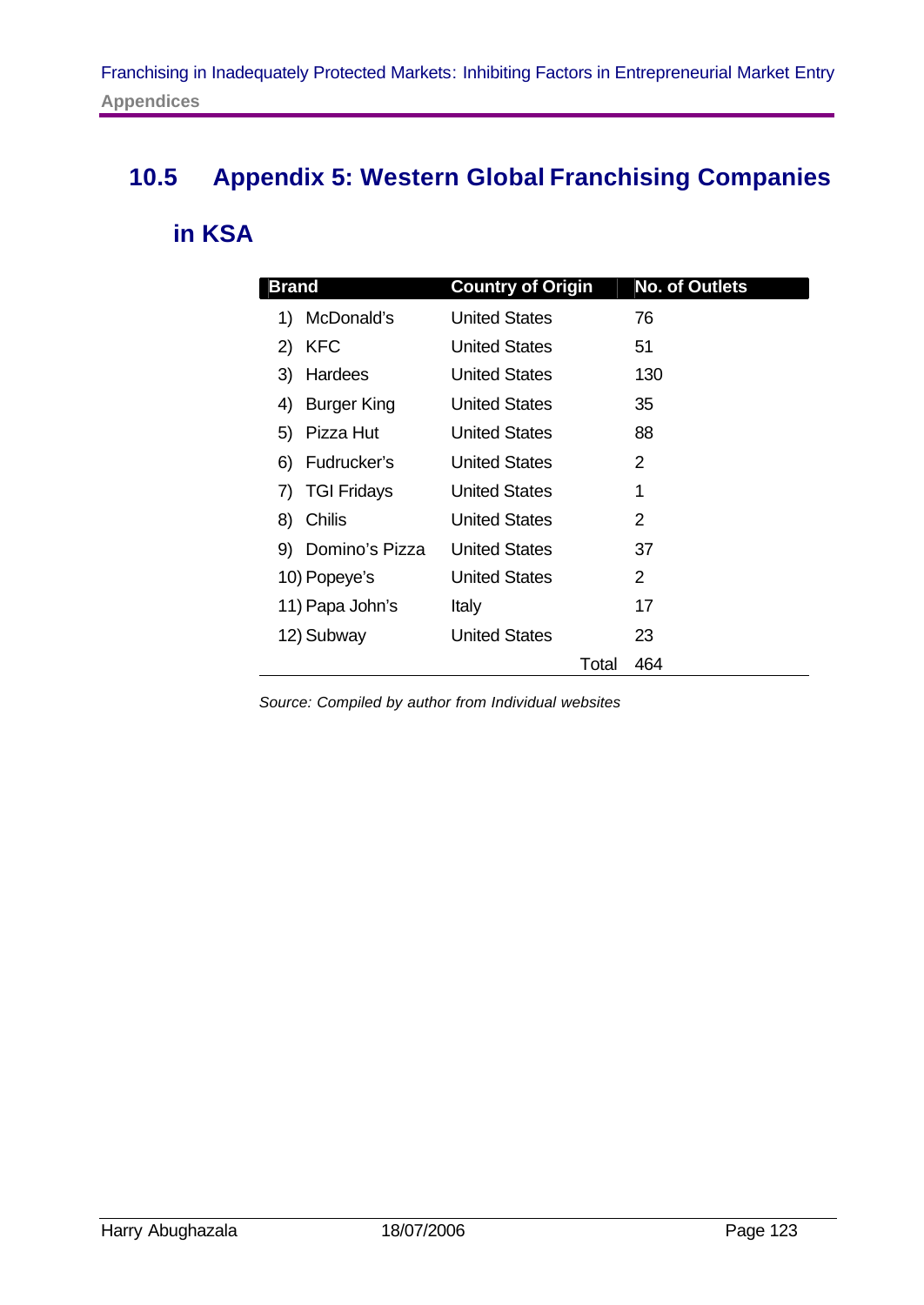## 10.5 Appendix 5: Western Global Franchising Companies in KSA

| Brand | Country of Origin | No. of Outlets |
|---|---|---|
| 1) McDonald's | United States | 76 |
| 2) KFC | United States | 51 |
| 3) Hardees | United States | 130 |
| 4) Burger King | United States | 35 |
| 5) Pizza Hut | United States | 88 |
| 6) Fudrucker's | United States | 2 |
| 7) TGI Fridays | United States | 1 |
| 8) Chilis | United States | 2 |
| 9) Domino's Pizza | United States | 37 |
| 10) Popeye's | United States | 2 |
| 11) Papa John's | Italy | 17 |
| 12) Subway | United States | 23 |
| | Total | 464 |

*Source: Compiled by author from Individual websites*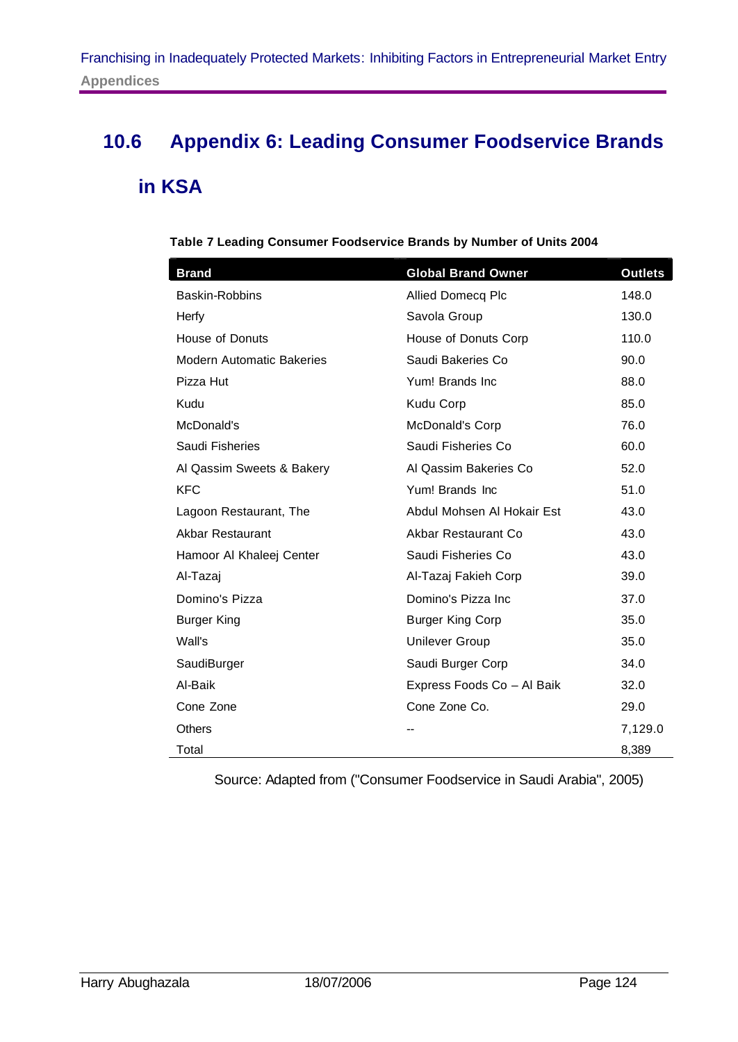## 10.6 Appendix 6: Leading Consumer Foodservice Brands in KSA

**Table 7 Leading Consumer Foodservice Brands by Number of Units 2004**

| Brand | Global Brand Owner | Outlets |
|---|---|---|
| Baskin-Robbins | Allied Domecq Plc | 148.0 |
| Herfy | Savola Group | 130.0 |
| House of Donuts | House of Donuts Corp | 110.0 |
| Modern Automatic Bakeries | Saudi Bakeries Co | 90.0 |
| Pizza Hut | Yum! Brands Inc | 88.0 |
| Kudu | Kudu Corp | 85.0 |
| McDonald's | McDonald's Corp | 76.0 |
| Saudi Fisheries | Saudi Fisheries Co | 60.0 |
| Al Qassim Sweets & Bakery | Al Qassim Bakeries Co | 52.0 |
| KFC | Yum! Brands Inc | 51.0 |
| Lagoon Restaurant, The | Abdul Mohsen Al Hokair Est | 43.0 |
| Akbar Restaurant | Akbar Restaurant Co | 43.0 |
| Hamoor Al Khaleej Center | Saudi Fisheries Co | 43.0 |
| Al-Tazaj | Al-Tazaj Fakieh Corp | 39.0 |
| Domino's Pizza | Domino's Pizza Inc | 37.0 |
| Burger King | Burger King Corp | 35.0 |
| Wall's | Unilever Group | 35.0 |
| SaudiBurger | Saudi Burger Corp | 34.0 |
| Al-Baik | Express Foods Co – Al Baik | 32.0 |
| Cone Zone | Cone Zone Co. | 29.0 |
| Others | -- | 7,129.0 |
| Total | | 8,389 |

Source: Adapted from ("Consumer Foodservice in Saudi Arabia", 2005)